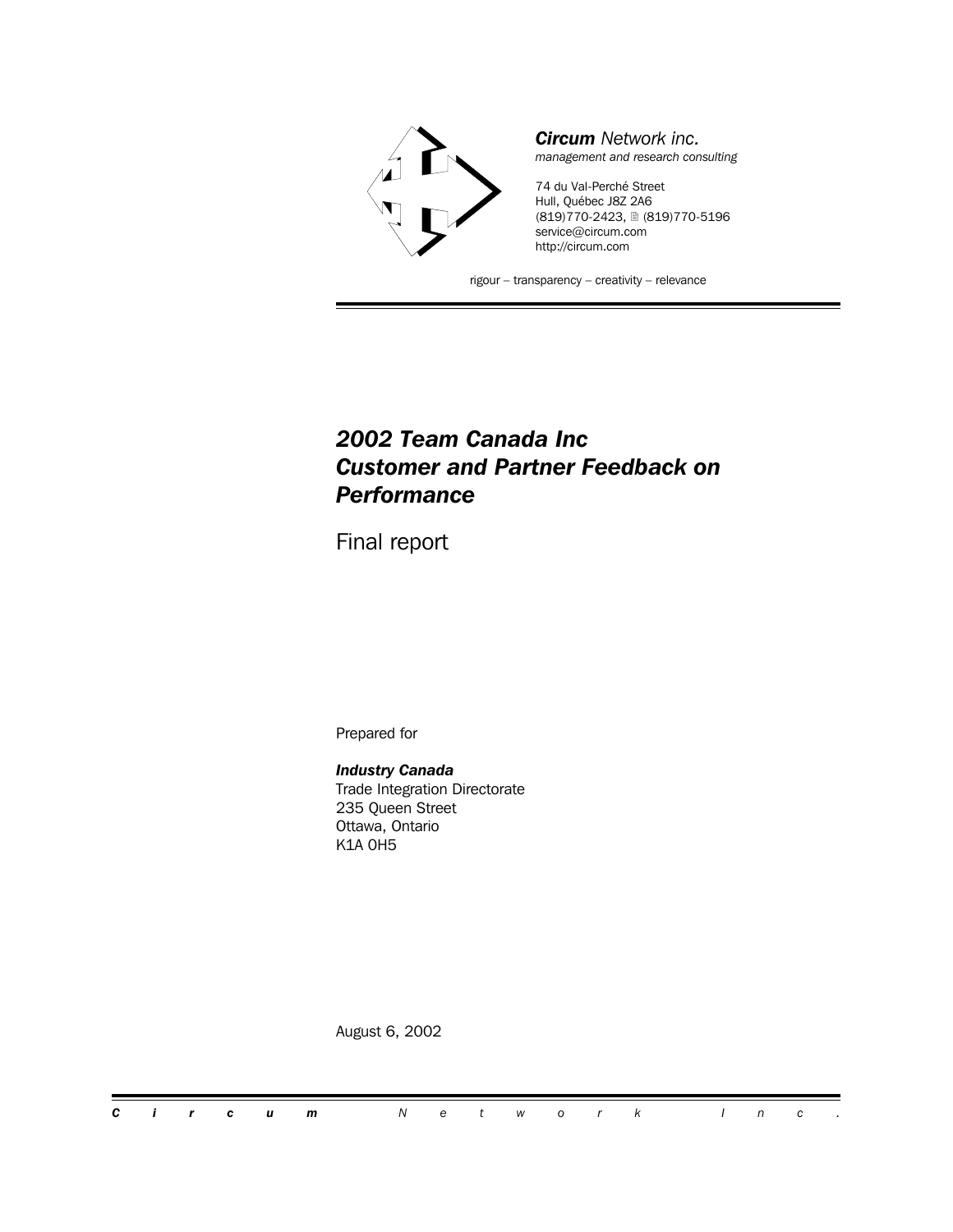***Circum*** *Network inc.*
*management and research consulting*

74 du Val-Perché Street
Hull, Québec J8Z 2A6
(819)770-2423, 🖹 (819)770-5196
service@circum.com
http://circum.com

rigour – transparency – creativity – relevance

# *2002 Team Canada Inc Customer and Partner Feedback on Performance*

## Final report

Prepared for

***Industry Canada***
Trade Integration Directorate
235 Queen Street
Ottawa, Ontario
K1A 0H5

August 6, 2002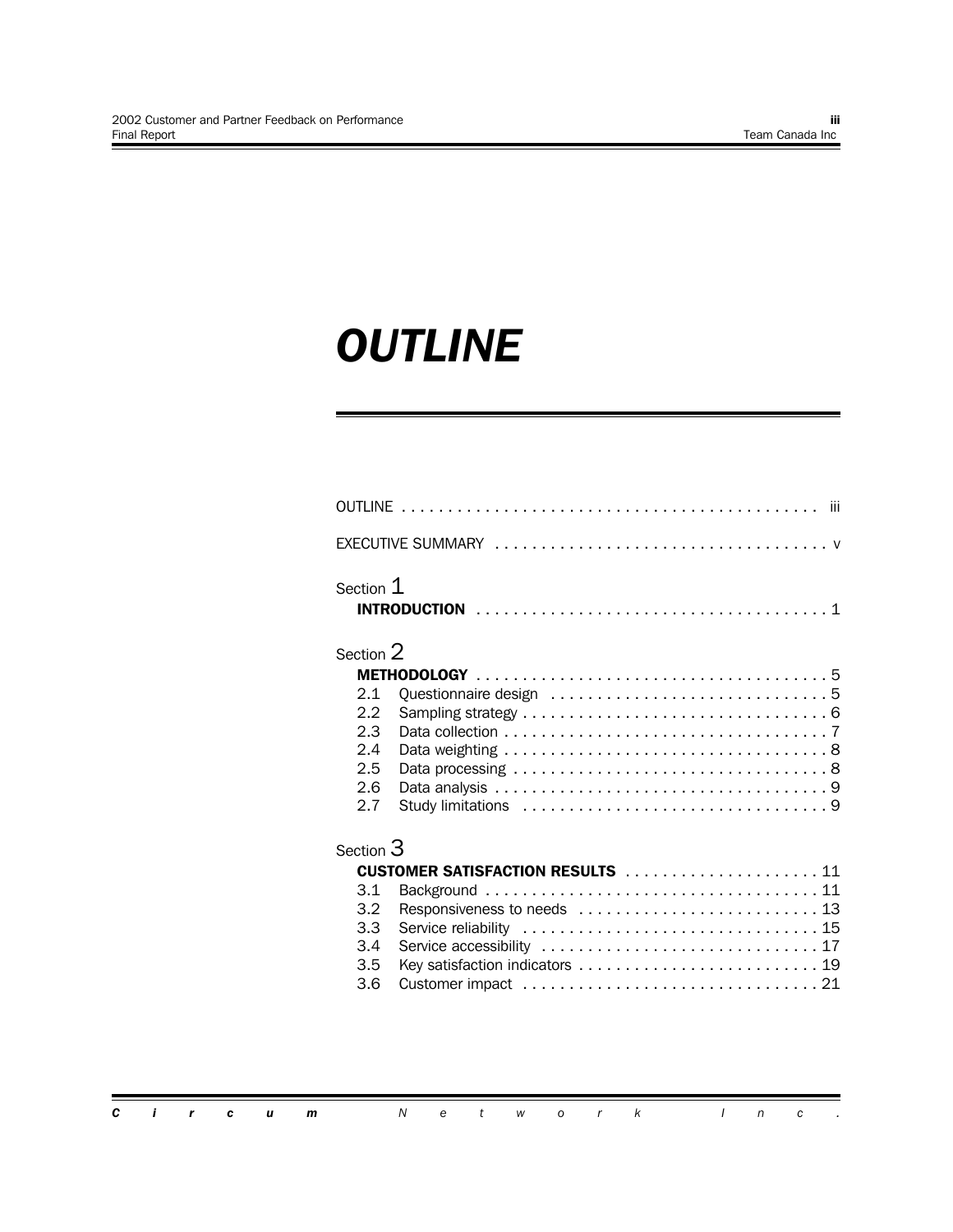# OUTLINE

OUTLINE . . . . . . . . . . . . . . . . . . . . . . . . . . . . . . . . . . . . . . . . . . . . . iii

EXECUTIVE SUMMARY . . . . . . . . . . . . . . . . . . . . . . . . . . . . . . . . . . . . v

Section 1

**INTRODUCTION** . . . . . . . . . . . . . . . . . . . . . . . . . . . . . . . . . . . . . . 1

Section 2

**METHODOLOGY** . . . . . . . . . . . . . . . . . . . . . . . . . . . . . . . . . . . . . . 5

2.1 Questionnaire design . . . . . . . . . . . . . . . . . . . . . . . . . . . . . . 5
2.2 Sampling strategy . . . . . . . . . . . . . . . . . . . . . . . . . . . . . . . . . 6
2.3 Data collection . . . . . . . . . . . . . . . . . . . . . . . . . . . . . . . . . . . 7
2.4 Data weighting . . . . . . . . . . . . . . . . . . . . . . . . . . . . . . . . . . . 8
2.5 Data processing . . . . . . . . . . . . . . . . . . . . . . . . . . . . . . . . . . 8
2.6 Data analysis . . . . . . . . . . . . . . . . . . . . . . . . . . . . . . . . . . . . 9
2.7 Study limitations . . . . . . . . . . . . . . . . . . . . . . . . . . . . . . . . . 9

Section 3

**CUSTOMER SATISFACTION RESULTS** . . . . . . . . . . . . . . . . . . . . . 11

3.1 Background . . . . . . . . . . . . . . . . . . . . . . . . . . . . . . . . . . . . 11
3.2 Responsiveness to needs . . . . . . . . . . . . . . . . . . . . . . . . . . 13
3.3 Service reliability . . . . . . . . . . . . . . . . . . . . . . . . . . . . . . . . 15
3.4 Service accessibility . . . . . . . . . . . . . . . . . . . . . . . . . . . . . . 17
3.5 Key satisfaction indicators . . . . . . . . . . . . . . . . . . . . . . . . . . 19
3.6 Customer impact . . . . . . . . . . . . . . . . . . . . . . . . . . . . . . . . 21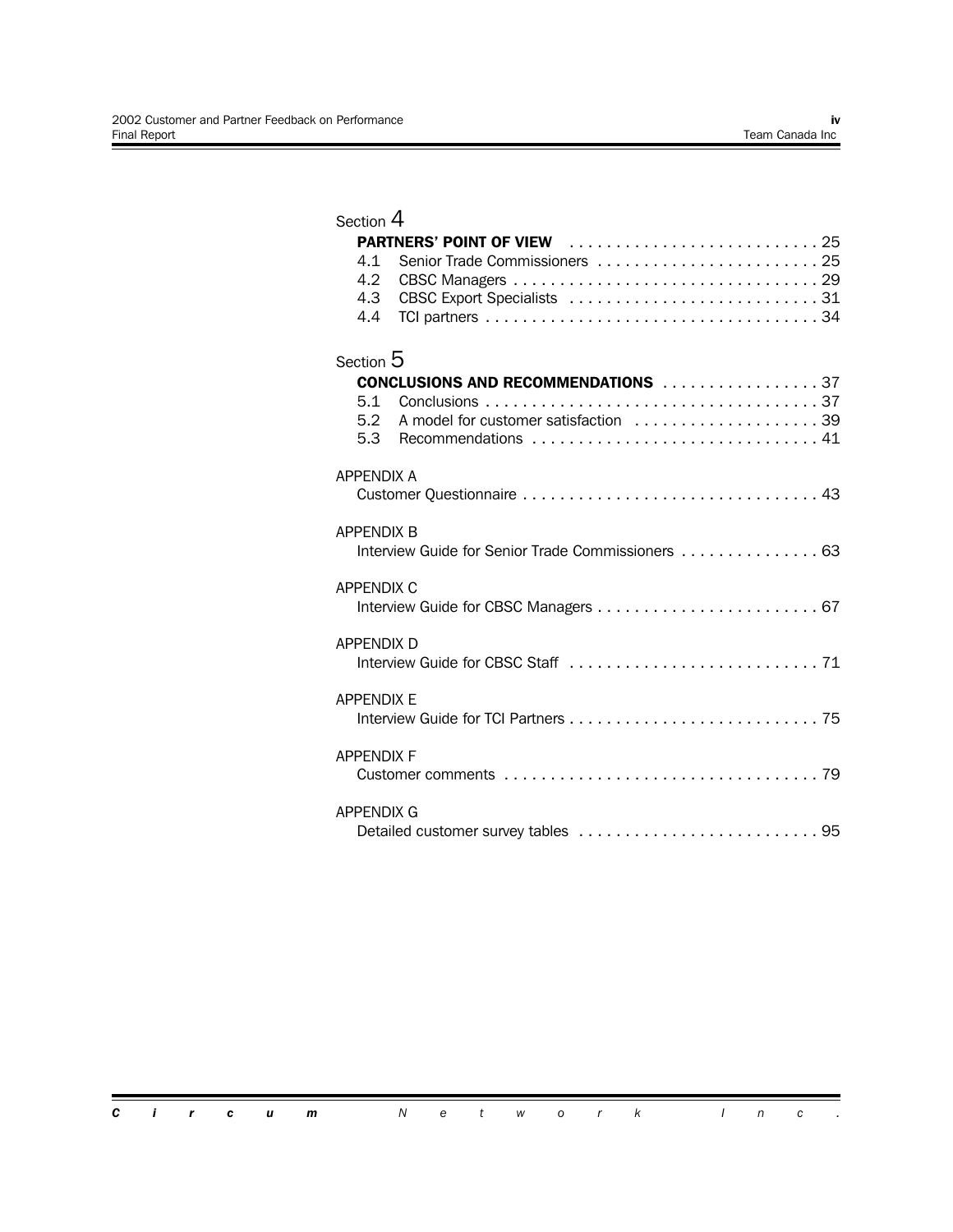Section 4

**PARTNERS' POINT OF VIEW** . . . . . . . . . . . . . . . . . . . . . . . . . . . 25

4.1 Senior Trade Commissioners . . . . . . . . . . . . . . . . . . . . . . . . 25

4.2 CBSC Managers . . . . . . . . . . . . . . . . . . . . . . . . . . . . . . . . . 29

4.3 CBSC Export Specialists . . . . . . . . . . . . . . . . . . . . . . . . . . . 31

4.4 TCI partners . . . . . . . . . . . . . . . . . . . . . . . . . . . . . . . . . . . . 34

Section 5

**CONCLUSIONS AND RECOMMENDATIONS** . . . . . . . . . . . . . . . . . 37

5.1 Conclusions . . . . . . . . . . . . . . . . . . . . . . . . . . . . . . . . . . . . 37

5.2 A model for customer satisfaction . . . . . . . . . . . . . . . . . . . . 39

5.3 Recommendations . . . . . . . . . . . . . . . . . . . . . . . . . . . . . . . 41

APPENDIX A

Customer Questionnaire . . . . . . . . . . . . . . . . . . . . . . . . . . . . . . . . 43

APPENDIX B

Interview Guide for Senior Trade Commissioners . . . . . . . . . . . . . . . 63

APPENDIX C

Interview Guide for CBSC Managers . . . . . . . . . . . . . . . . . . . . . . . . 67

APPENDIX D

Interview Guide for CBSC Staff . . . . . . . . . . . . . . . . . . . . . . . . . . . 71

APPENDIX E

Interview Guide for TCI Partners . . . . . . . . . . . . . . . . . . . . . . . . . . . 75

APPENDIX F

Customer comments . . . . . . . . . . . . . . . . . . . . . . . . . . . . . . . . . . 79

APPENDIX G

Detailed customer survey tables . . . . . . . . . . . . . . . . . . . . . . . . . . 95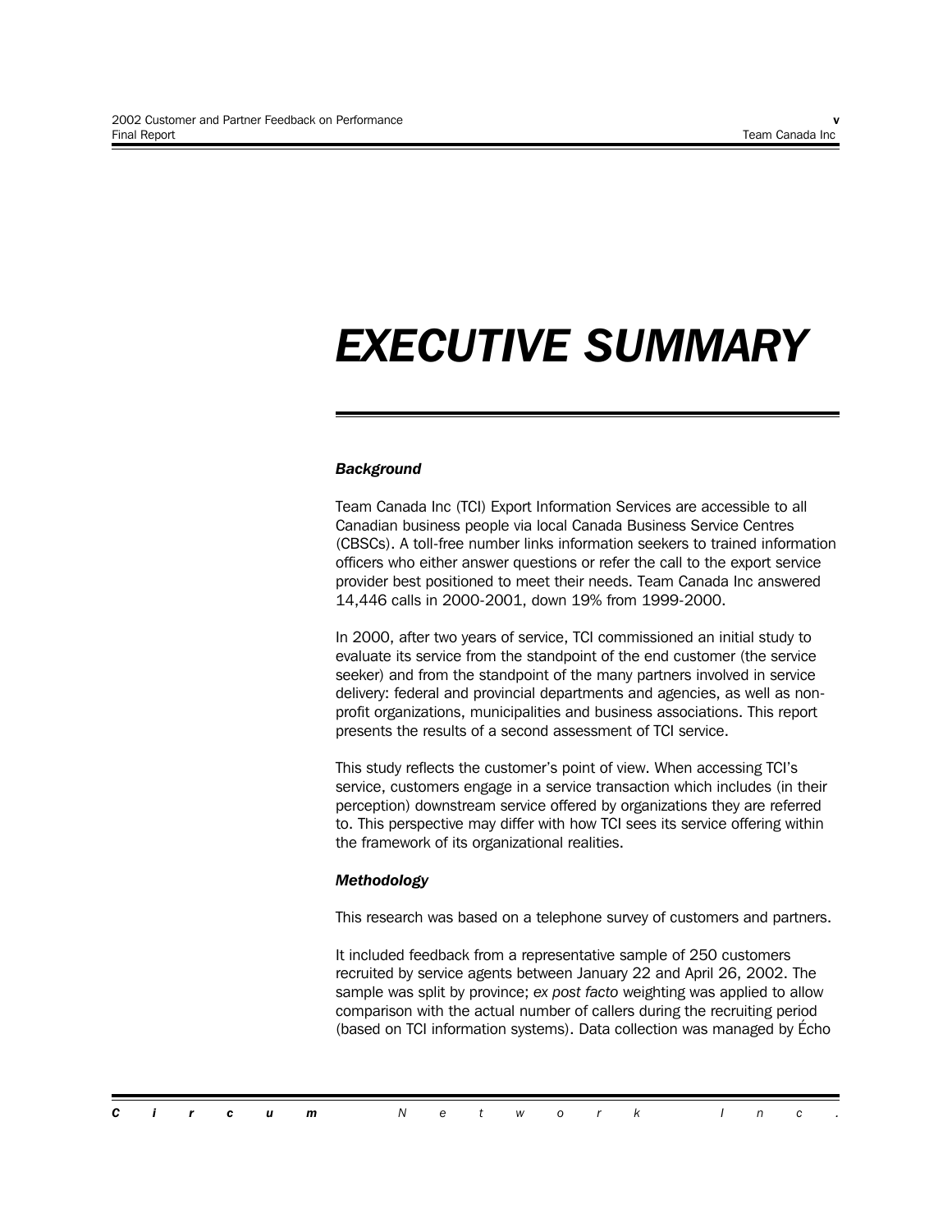# EXECUTIVE SUMMARY

### *Background*

Team Canada Inc (TCI) Export Information Services are accessible to all Canadian business people via local Canada Business Service Centres (CBSCs). A toll-free number links information seekers to trained information officers who either answer questions or refer the call to the export service provider best positioned to meet their needs. Team Canada Inc answered 14,446 calls in 2000-2001, down 19% from 1999-2000.

In 2000, after two years of service, TCI commissioned an initial study to evaluate its service from the standpoint of the end customer (the service seeker) and from the standpoint of the many partners involved in service delivery: federal and provincial departments and agencies, as well as non-profit organizations, municipalities and business associations. This report presents the results of a second assessment of TCI service.

This study reflects the customer's point of view. When accessing TCI's service, customers engage in a service transaction which includes (in their perception) downstream service offered by organizations they are referred to. This perspective may differ with how TCI sees its service offering within the framework of its organizational realities.

### *Methodology*

This research was based on a telephone survey of customers and partners.

It included feedback from a representative sample of 250 customers recruited by service agents between January 22 and April 26, 2002. The sample was split by province; *ex post facto* weighting was applied to allow comparison with the actual number of callers during the recruiting period (based on TCI information systems). Data collection was managed by Écho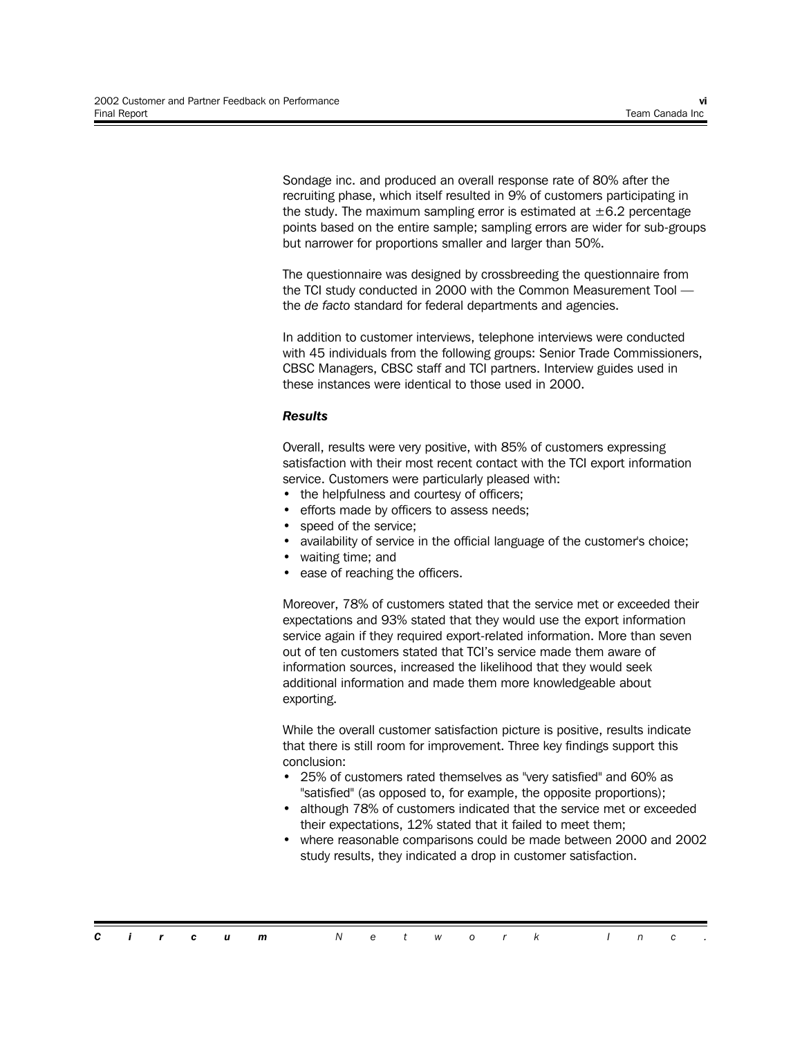Sondage inc. and produced an overall response rate of 80% after the recruiting phase, which itself resulted in 9% of customers participating in the study. The maximum sampling error is estimated at ±6.2 percentage points based on the entire sample; sampling errors are wider for sub-groups but narrower for proportions smaller and larger than 50%.

The questionnaire was designed by crossbreeding the questionnaire from the TCI study conducted in 2000 with the Common Measurement Tool — the *de facto* standard for federal departments and agencies.

In addition to customer interviews, telephone interviews were conducted with 45 individuals from the following groups: Senior Trade Commissioners, CBSC Managers, CBSC staff and TCI partners. Interview guides used in these instances were identical to those used in 2000.

***Results***

Overall, results were very positive, with 85% of customers expressing satisfaction with their most recent contact with the TCI export information service. Customers were particularly pleased with:

- the helpfulness and courtesy of officers;
- efforts made by officers to assess needs;
- speed of the service;
- availability of service in the official language of the customer's choice;
- waiting time; and
- ease of reaching the officers.

Moreover, 78% of customers stated that the service met or exceeded their expectations and 93% stated that they would use the export information service again if they required export-related information. More than seven out of ten customers stated that TCI's service made them aware of information sources, increased the likelihood that they would seek additional information and made them more knowledgeable about exporting.

While the overall customer satisfaction picture is positive, results indicate that there is still room for improvement. Three key findings support this conclusion:

- 25% of customers rated themselves as "very satisfied" and 60% as "satisfied" (as opposed to, for example, the opposite proportions);
- although 78% of customers indicated that the service met or exceeded their expectations, 12% stated that it failed to meet them;
- where reasonable comparisons could be made between 2000 and 2002 study results, they indicated a drop in customer satisfaction.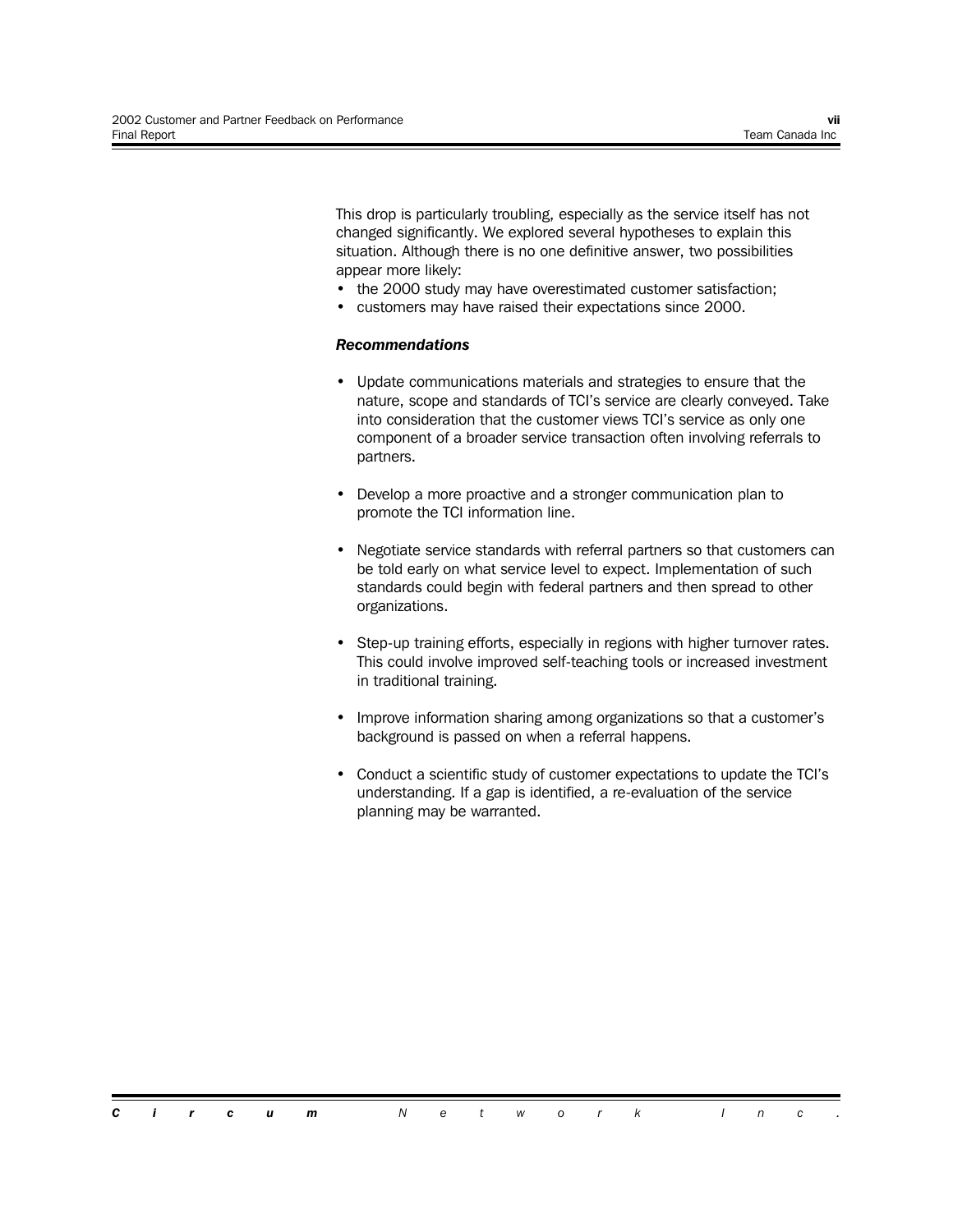This drop is particularly troubling, especially as the service itself has not changed significantly. We explored several hypotheses to explain this situation. Although there is no one definitive answer, two possibilities appear more likely:

- the 2000 study may have overestimated customer satisfaction;
- customers may have raised their expectations since 2000.

***Recommendations***

- Update communications materials and strategies to ensure that the nature, scope and standards of TCI's service are clearly conveyed. Take into consideration that the customer views TCI's service as only one component of a broader service transaction often involving referrals to partners.

- Develop a more proactive and a stronger communication plan to promote the TCI information line.

- Negotiate service standards with referral partners so that customers can be told early on what service level to expect. Implementation of such standards could begin with federal partners and then spread to other organizations.

- Step-up training efforts, especially in regions with higher turnover rates. This could involve improved self-teaching tools or increased investment in traditional training.

- Improve information sharing among organizations so that a customer's background is passed on when a referral happens.

- Conduct a scientific study of customer expectations to update the TCI's understanding. If a gap is identified, a re-evaluation of the service planning may be warranted.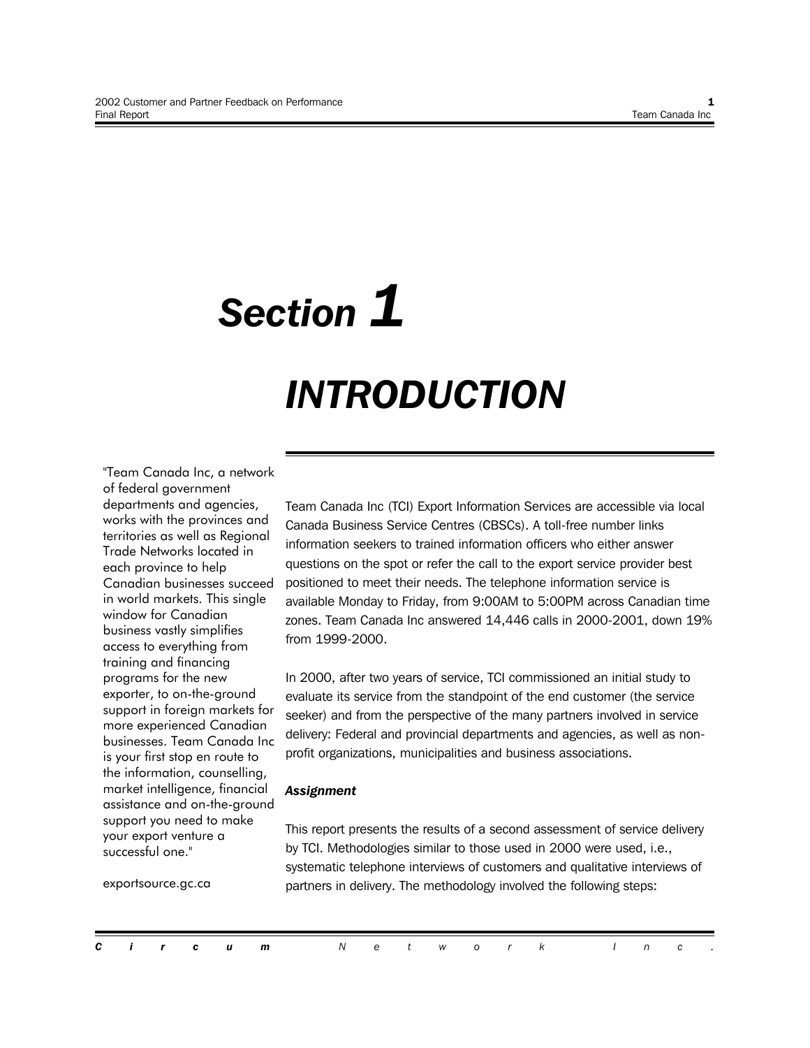# Section 1

# INTRODUCTION

"Team Canada Inc, a network of federal government departments and agencies, works with the provinces and territories as well as Regional Trade Networks located in each province to help Canadian businesses succeed in world markets. This single window for Canadian business vastly simplifies access to everything from training and financing programs for the new exporter, to on-the-ground support in foreign markets for more experienced Canadian businesses. Team Canada Inc is your first stop en route to the information, counselling, market intelligence, financial assistance and on-the-ground support you need to make your export venture a successful one."

exportsource.gc.ca

Team Canada Inc (TCI) Export Information Services are accessible via local Canada Business Service Centres (CBSCs). A toll-free number links information seekers to trained information officers who either answer questions on the spot or refer the call to the export service provider best positioned to meet their needs. The telephone information service is available Monday to Friday, from 9:00AM to 5:00PM across Canadian time zones. Team Canada Inc answered 14,446 calls in 2000-2001, down 19% from 1999-2000.

In 2000, after two years of service, TCI commissioned an initial study to evaluate its service from the standpoint of the end customer (the service seeker) and from the perspective of the many partners involved in service delivery: Federal and provincial departments and agencies, as well as non-profit organizations, municipalities and business associations.

***Assignment***

This report presents the results of a second assessment of service delivery by TCI. Methodologies similar to those used in 2000 were used, i.e., systematic telephone interviews of customers and qualitative interviews of partners in delivery. The methodology involved the following steps: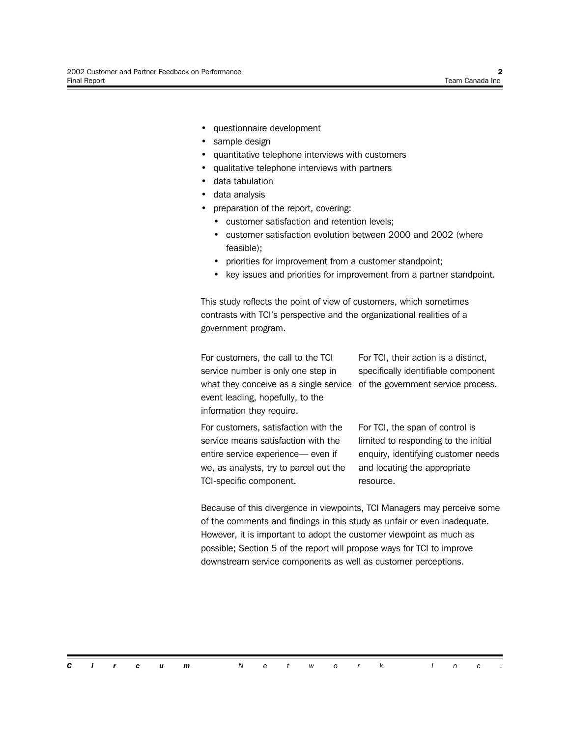- questionnaire development
- sample design
- quantitative telephone interviews with customers
- qualitative telephone interviews with partners
- data tabulation
- data analysis
- preparation of the report, covering:
  - customer satisfaction and retention levels;
  - customer satisfaction evolution between 2000 and 2002 (where feasible);
  - priorities for improvement from a customer standpoint;
  - key issues and priorities for improvement from a partner standpoint.

This study reflects the point of view of customers, which sometimes contrasts with TCI's perspective and the organizational realities of a government program.

| | |
|---|---|
| For customers, the call to the TCI service number is only one step in what they conceive as a single service event leading, hopefully, to the information they require. | For TCI, their action is a distinct, specifically identifiable component of the government service process. |
| For customers, satisfaction with the service means satisfaction with the entire service experience— even if we, as analysts, try to parcel out the TCI-specific component. | For TCI, the span of control is limited to responding to the initial enquiry, identifying customer needs and locating the appropriate resource. |

Because of this divergence in viewpoints, TCI Managers may perceive some of the comments and findings in this study as unfair or even inadequate. However, it is important to adopt the customer viewpoint as much as possible; Section 5 of the report will propose ways for TCI to improve downstream service components as well as customer perceptions.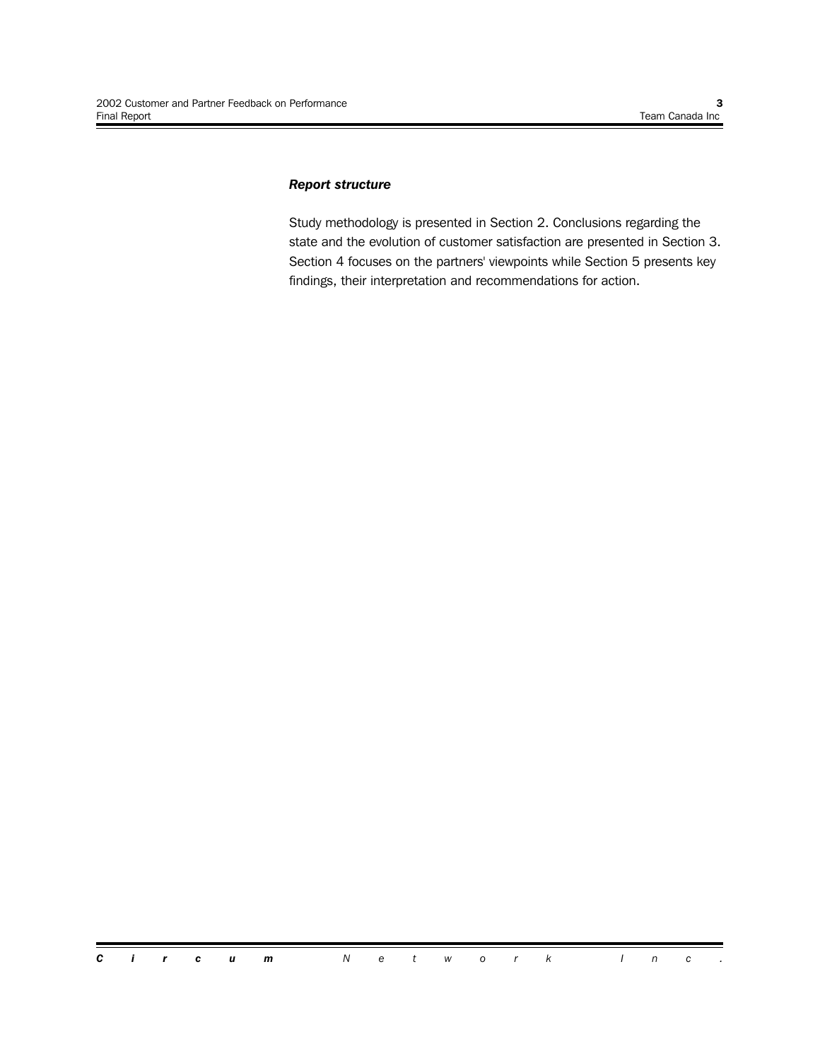***Report structure***

Study methodology is presented in Section 2. Conclusions regarding the state and the evolution of customer satisfaction are presented in Section 3. Section 4 focuses on the partners' viewpoints while Section 5 presents key findings, their interpretation and recommendations for action.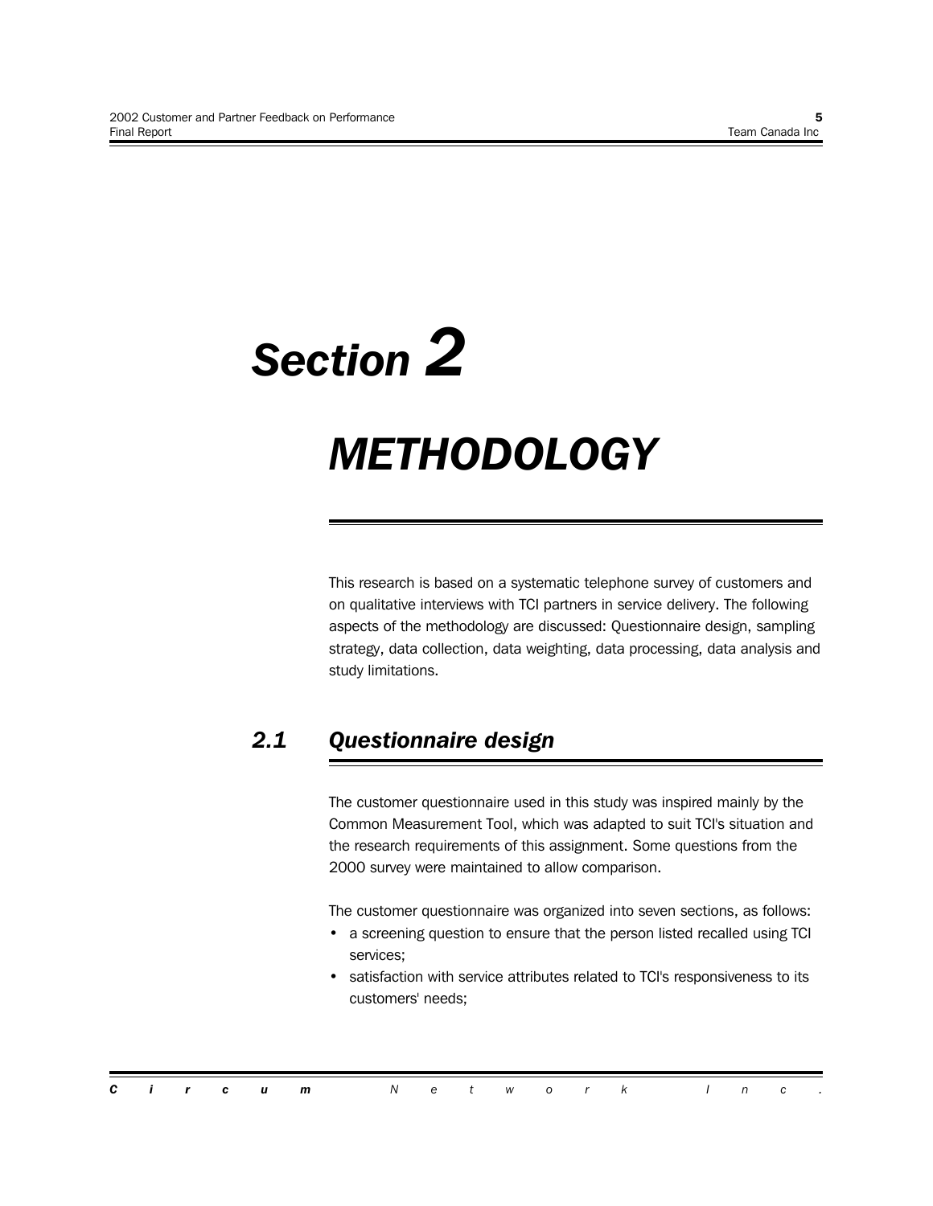# Section 2

# METHODOLOGY

This research is based on a systematic telephone survey of customers and on qualitative interviews with TCI partners in service delivery. The following aspects of the methodology are discussed: Questionnaire design, sampling strategy, data collection, data weighting, data processing, data analysis and study limitations.

## 2.1 Questionnaire design

The customer questionnaire used in this study was inspired mainly by the Common Measurement Tool, which was adapted to suit TCI's situation and the research requirements of this assignment. Some questions from the 2000 survey were maintained to allow comparison.

The customer questionnaire was organized into seven sections, as follows:

- a screening question to ensure that the person listed recalled using TCI services;
- satisfaction with service attributes related to TCI's responsiveness to its customers' needs;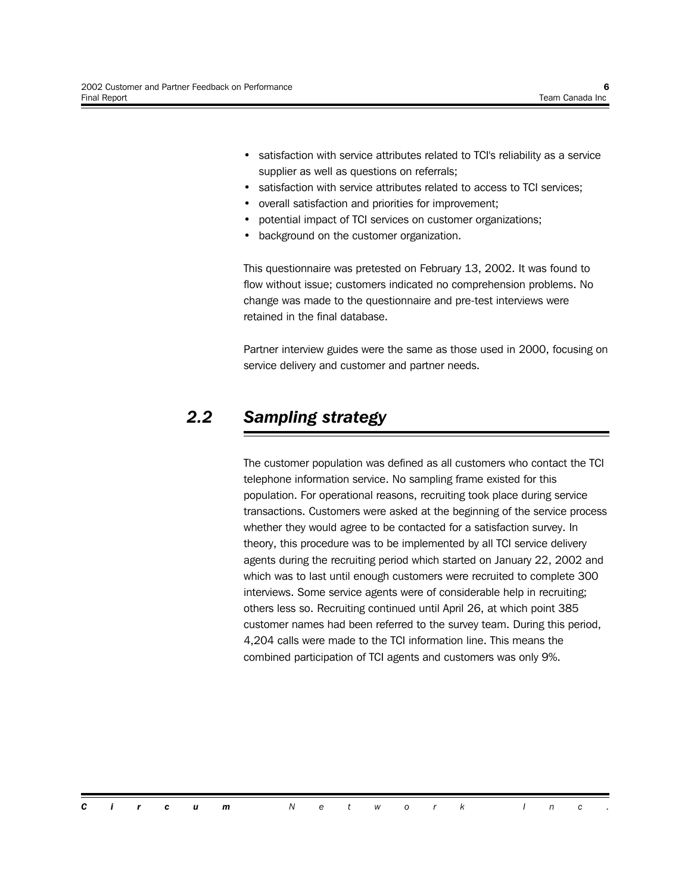- satisfaction with service attributes related to TCI's reliability as a service supplier as well as questions on referrals;
- satisfaction with service attributes related to access to TCI services;
- overall satisfaction and priorities for improvement;
- potential impact of TCI services on customer organizations;
- background on the customer organization.

This questionnaire was pretested on February 13, 2002. It was found to flow without issue; customers indicated no comprehension problems. No change was made to the questionnaire and pre-test interviews were retained in the final database.

Partner interview guides were the same as those used in 2000, focusing on service delivery and customer and partner needs.

## *2.2 Sampling strategy*

The customer population was defined as all customers who contact the TCI telephone information service. No sampling frame existed for this population. For operational reasons, recruiting took place during service transactions. Customers were asked at the beginning of the service process whether they would agree to be contacted for a satisfaction survey. In theory, this procedure was to be implemented by all TCI service delivery agents during the recruiting period which started on January 22, 2002 and which was to last until enough customers were recruited to complete 300 interviews. Some service agents were of considerable help in recruiting; others less so. Recruiting continued until April 26, at which point 385 customer names had been referred to the survey team. During this period, 4,204 calls were made to the TCI information line. This means the combined participation of TCI agents and customers was only 9%.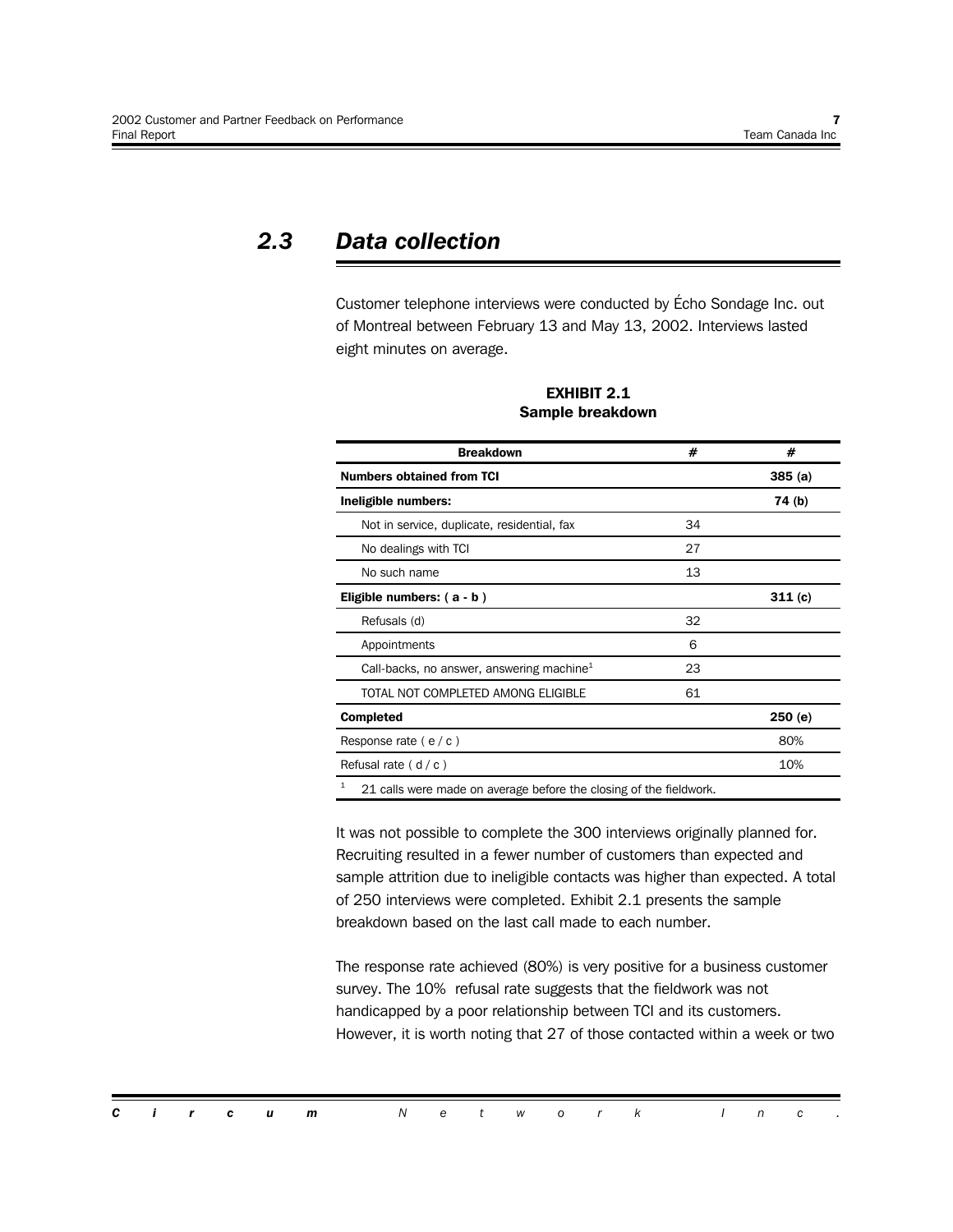## 2.3 Data collection

Customer telephone interviews were conducted by Écho Sondage Inc. out of Montreal between February 13 and May 13, 2002. Interviews lasted eight minutes on average.

**EXHIBIT 2.1**
**Sample breakdown**

| Breakdown | # | # |
|---|---|---|
| **Numbers obtained from TCI** | | **385** (a) |
| **Ineligible numbers:** | | **74** (b) |
| Not in service, duplicate, residential, fax | 34 | |
| No dealings with TCI | 27 | |
| No such name | 13 | |
| **Eligible numbers: ( a - b )** | | **311** (c) |
| Refusals (d) | 32 | |
| Appointments | 6 | |
| Call-backs, no answer, answering machine[1] | 23 | |
| TOTAL NOT COMPLETED AMONG ELIGIBLE | 61 | |
| **Completed** | | **250** (e) |
| Response rate ( e / c ) | | 80% |
| Refusal rate ( d / c ) | | 10% |

[1] 21 calls were made on average before the closing of the fieldwork.

It was not possible to complete the 300 interviews originally planned for. Recruiting resulted in a fewer number of customers than expected and sample attrition due to ineligible contacts was higher than expected. A total of 250 interviews were completed. Exhibit 2.1 presents the sample breakdown based on the last call made to each number.

The response rate achieved (80%) is very positive for a business customer survey. The 10% refusal rate suggests that the fieldwork was not handicapped by a poor relationship between TCI and its customers. However, it is worth noting that 27 of those contacted within a week or two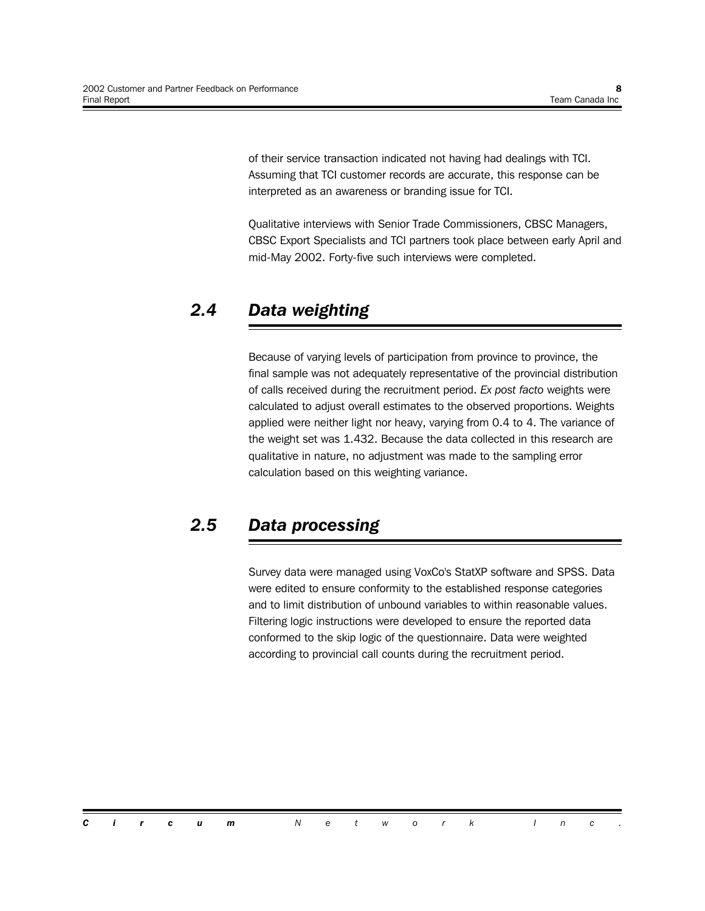of their service transaction indicated not having had dealings with TCI. Assuming that TCI customer records are accurate, this response can be interpreted as an awareness or branding issue for TCI.

Qualitative interviews with Senior Trade Commissioners, CBSC Managers, CBSC Export Specialists and TCI partners took place between early April and mid-May 2002. Forty-five such interviews were completed.

## 2.4 Data weighting

Because of varying levels of participation from province to province, the final sample was not adequately representative of the provincial distribution of calls received during the recruitment period. *Ex post facto* weights were calculated to adjust overall estimates to the observed proportions. Weights applied were neither light nor heavy, varying from 0.4 to 4. The variance of the weight set was 1.432. Because the data collected in this research are qualitative in nature, no adjustment was made to the sampling error calculation based on this weighting variance.

## 2.5 Data processing

Survey data were managed using VoxCo's StatXP software and SPSS. Data were edited to ensure conformity to the established response categories and to limit distribution of unbound variables to within reasonable values. Filtering logic instructions were developed to ensure the reported data conformed to the skip logic of the questionnaire. Data were weighted according to provincial call counts during the recruitment period.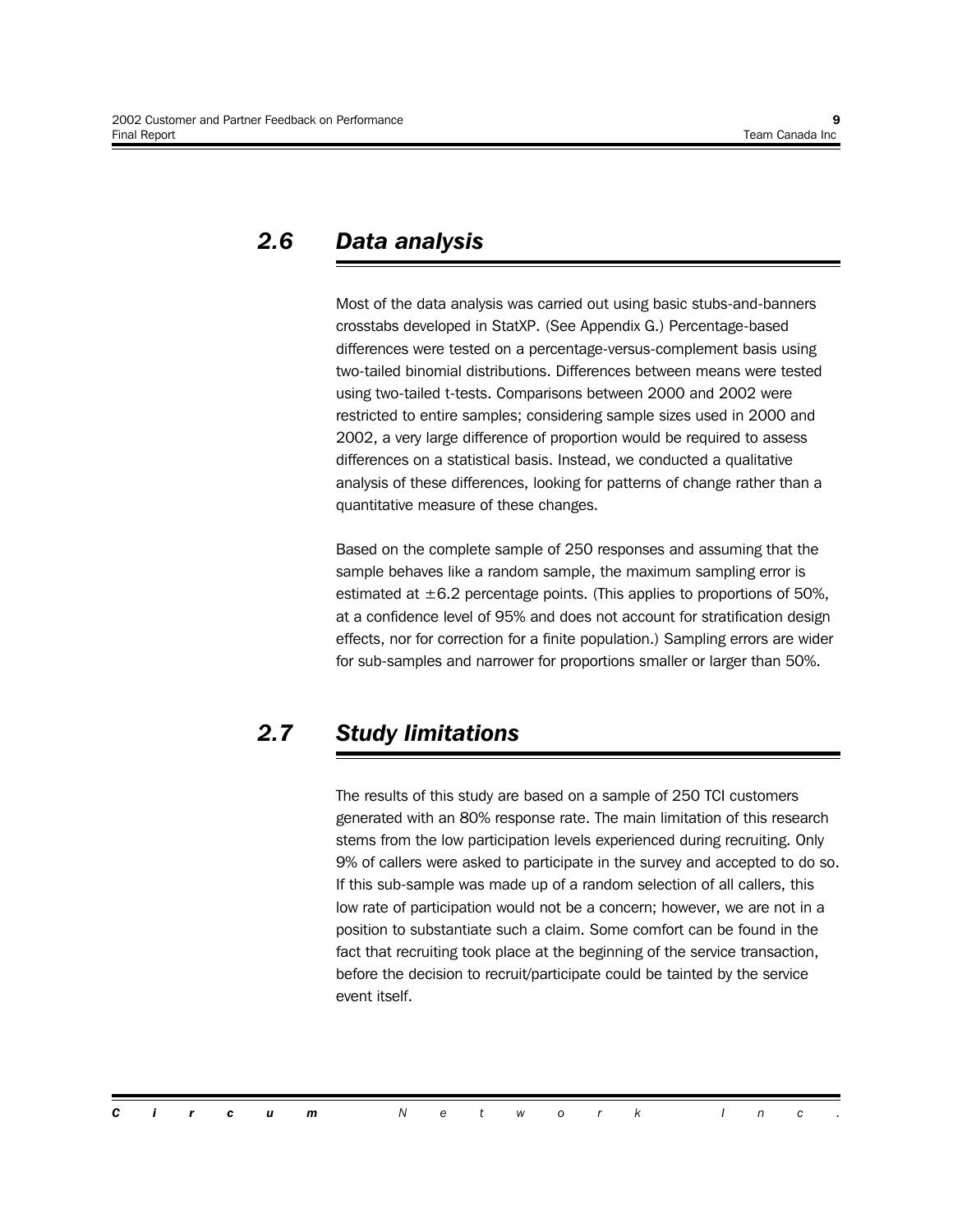## 2.6 Data analysis

Most of the data analysis was carried out using basic stubs-and-banners crosstabs developed in StatXP. (See Appendix G.) Percentage-based differences were tested on a percentage-versus-complement basis using two-tailed binomial distributions. Differences between means were tested using two-tailed t-tests. Comparisons between 2000 and 2002 were restricted to entire samples; considering sample sizes used in 2000 and 2002, a very large difference of proportion would be required to assess differences on a statistical basis. Instead, we conducted a qualitative analysis of these differences, looking for patterns of change rather than a quantitative measure of these changes.

Based on the complete sample of 250 responses and assuming that the sample behaves like a random sample, the maximum sampling error is estimated at $\pm 6.2$ percentage points. (This applies to proportions of 50%, at a confidence level of 95% and does not account for stratification design effects, nor for correction for a finite population.) Sampling errors are wider for sub-samples and narrower for proportions smaller or larger than 50%.

## 2.7 Study limitations

The results of this study are based on a sample of 250 TCI customers generated with an 80% response rate. The main limitation of this research stems from the low participation levels experienced during recruiting. Only 9% of callers were asked to participate in the survey and accepted to do so. If this sub-sample was made up of a random selection of all callers, this low rate of participation would not be a concern; however, we are not in a position to substantiate such a claim. Some comfort can be found in the fact that recruiting took place at the beginning of the service transaction, before the decision to recruit/participate could be tainted by the service event itself.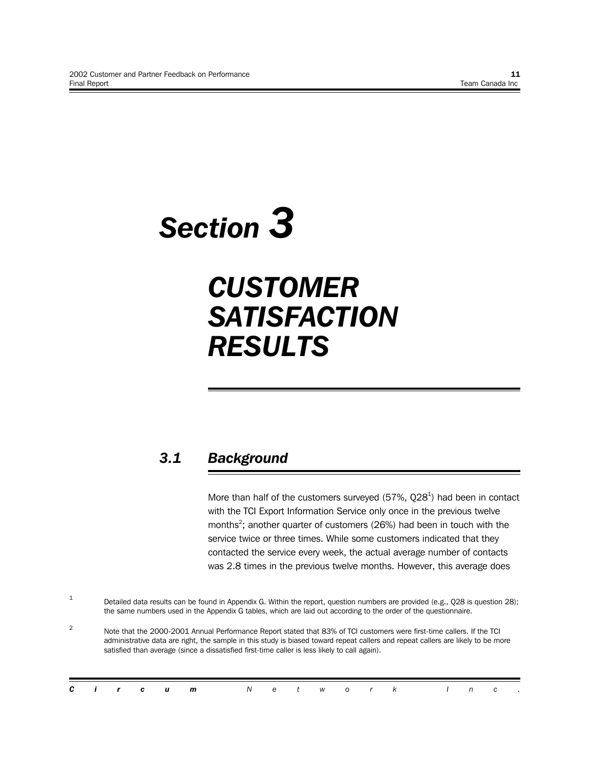# *Section 3*

# *CUSTOMER SATISFACTION RESULTS*

## *3.1 Background*

More than half of the customers surveyed (57%, Q28[1]) had been in contact with the TCI Export Information Service only once in the previous twelve months[2]; another quarter of customers (26%) had been in touch with the service twice or three times. While some customers indicated that they contacted the service every week, the actual average number of contacts was 2.8 times in the previous twelve months. However, this average does

[1] Detailed data results can be found in Appendix G. Within the report, question numbers are provided (e.g., Q28 is question 28); the same numbers used in the Appendix G tables, which are laid out according to the order of the questionnaire.

[2] Note that the 2000-2001 Annual Performance Report stated that 83% of TCI customers were first-time callers. If the TCI administrative data are right, the sample in this study is biased toward repeat callers and repeat callers are likely to be more satisfied than average (since a dissatisfied first-time caller is less likely to call again).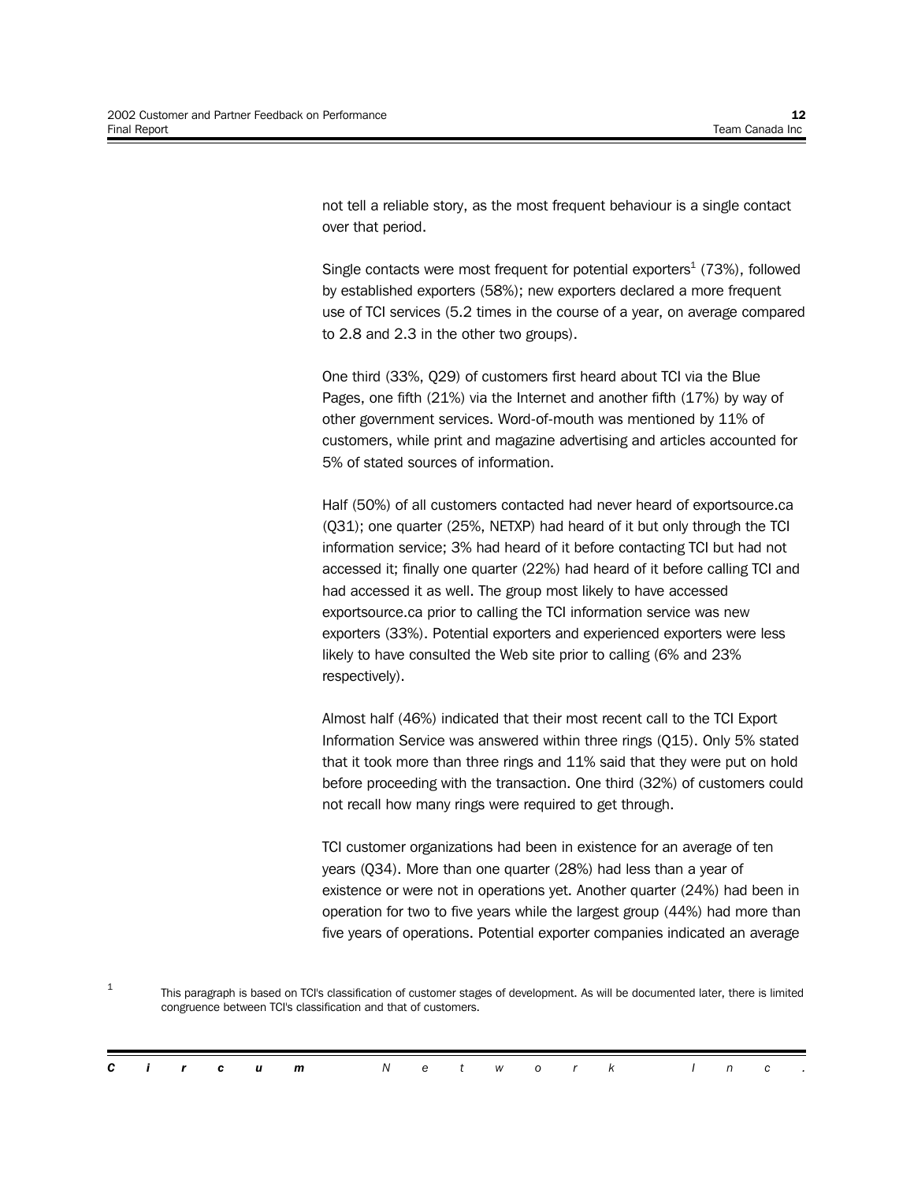not tell a reliable story, as the most frequent behaviour is a single contact over that period.

Single contacts were most frequent for potential exporters[1] (73%), followed by established exporters (58%); new exporters declared a more frequent use of TCI services (5.2 times in the course of a year, on average compared to 2.8 and 2.3 in the other two groups).

One third (33%, Q29) of customers first heard about TCI via the Blue Pages, one fifth (21%) via the Internet and another fifth (17%) by way of other government services. Word-of-mouth was mentioned by 11% of customers, while print and magazine advertising and articles accounted for 5% of stated sources of information.

Half (50%) of all customers contacted had never heard of exportsource.ca (Q31); one quarter (25%, NETXP) had heard of it but only through the TCI information service; 3% had heard of it before contacting TCI but had not accessed it; finally one quarter (22%) had heard of it before calling TCI and had accessed it as well. The group most likely to have accessed exportsource.ca prior to calling the TCI information service was new exporters (33%). Potential exporters and experienced exporters were less likely to have consulted the Web site prior to calling (6% and 23% respectively).

Almost half (46%) indicated that their most recent call to the TCI Export Information Service was answered within three rings (Q15). Only 5% stated that it took more than three rings and 11% said that they were put on hold before proceeding with the transaction. One third (32%) of customers could not recall how many rings were required to get through.

TCI customer organizations had been in existence for an average of ten years (Q34). More than one quarter (28%) had less than a year of existence or were not in operations yet. Another quarter (24%) had been in operation for two to five years while the largest group (44%) had more than five years of operations. Potential exporter companies indicated an average

[1] This paragraph is based on TCI's classification of customer stages of development. As will be documented later, there is limited congruence between TCI's classification and that of customers.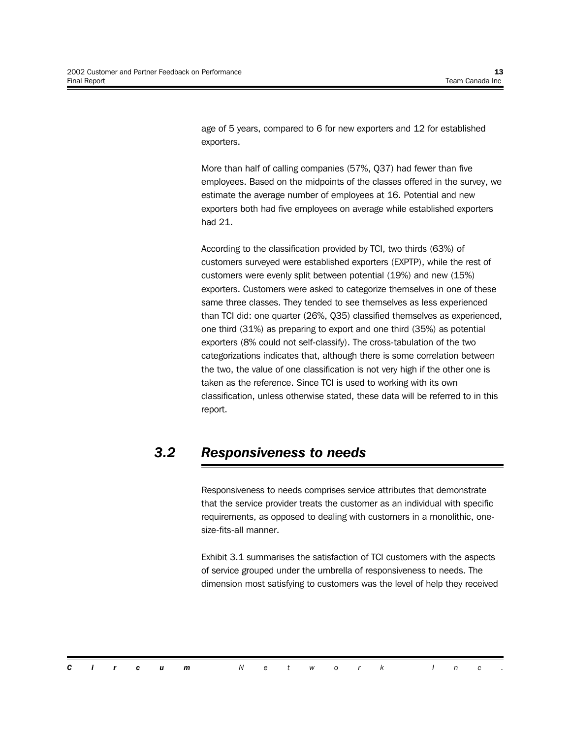age of 5 years, compared to 6 for new exporters and 12 for established exporters.

More than half of calling companies (57%, Q37) had fewer than five employees. Based on the midpoints of the classes offered in the survey, we estimate the average number of employees at 16. Potential and new exporters both had five employees on average while established exporters had 21.

According to the classification provided by TCI, two thirds (63%) of customers surveyed were established exporters (EXPTP), while the rest of customers were evenly split between potential (19%) and new (15%) exporters. Customers were asked to categorize themselves in one of these same three classes. They tended to see themselves as less experienced than TCI did: one quarter (26%, Q35) classified themselves as experienced, one third (31%) as preparing to export and one third (35%) as potential exporters (8% could not self-classify). The cross-tabulation of the two categorizations indicates that, although there is some correlation between the two, the value of one classification is not very high if the other one is taken as the reference. Since TCI is used to working with its own classification, unless otherwise stated, these data will be referred to in this report.

## *3.2 Responsiveness to needs*

Responsiveness to needs comprises service attributes that demonstrate that the service provider treats the customer as an individual with specific requirements, as opposed to dealing with customers in a monolithic, one-size-fits-all manner.

Exhibit 3.1 summarises the satisfaction of TCI customers with the aspects of service grouped under the umbrella of responsiveness to needs. The dimension most satisfying to customers was the level of help they received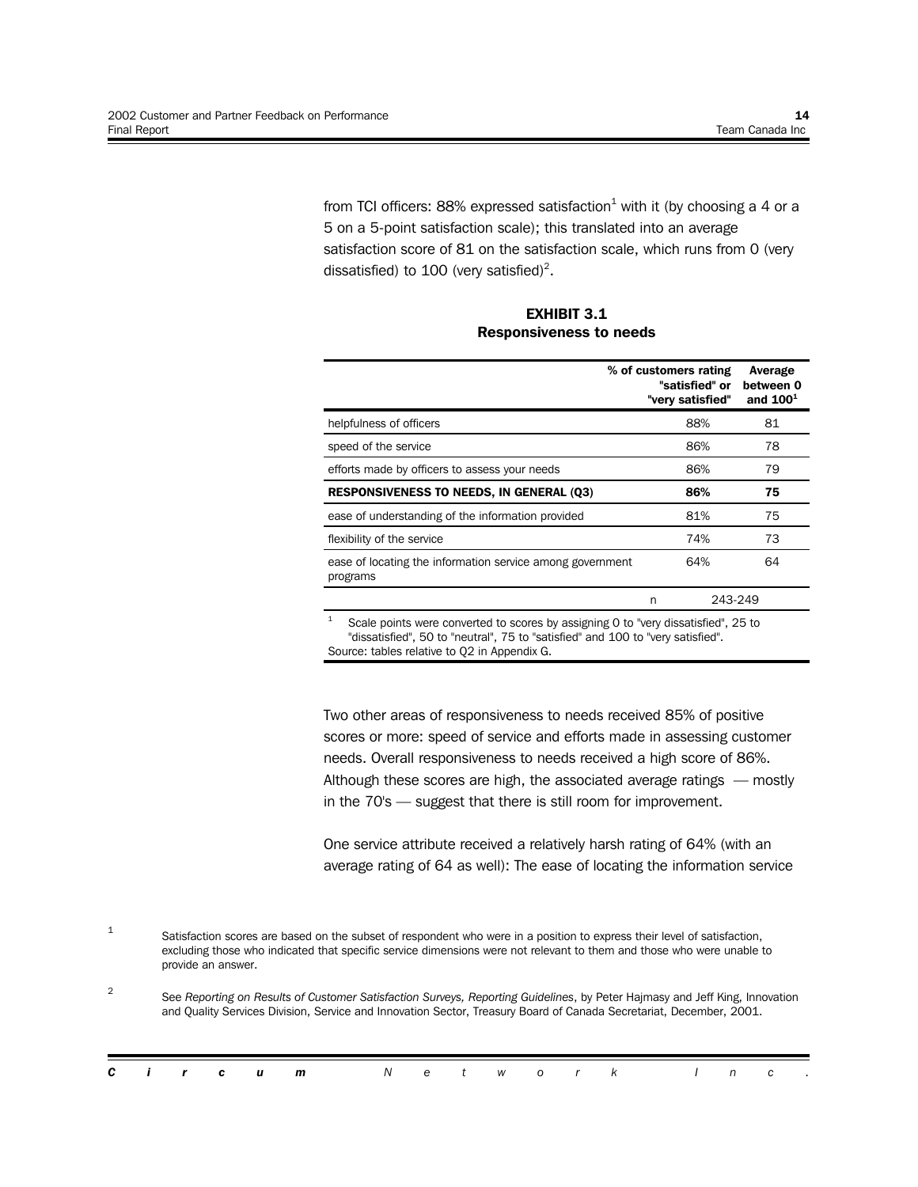from TCI officers: 88% expressed satisfaction[1] with it (by choosing a 4 or a 5 on a 5-point satisfaction scale); this translated into an average satisfaction score of 81 on the satisfaction scale, which runs from 0 (very dissatisfied) to 100 (very satisfied)[2].

**EXHIBIT 3.1**
**Responsiveness to needs**

| | % of customers rating "satisfied" or "very satisfied" | Average between 0 and 100[1] |
|---|---|---|
| helpfulness of officers | 88% | 81 |
| speed of the service | 86% | 78 |
| efforts made by officers to assess your needs | 86% | 79 |
| **RESPONSIVENESS TO NEEDS, IN GENERAL (Q3)** | **86%** | **75** |
| ease of understanding of the information provided | 81% | 75 |
| flexibility of the service | 74% | 73 |
| ease of locating the information service among government programs | 64% | 64 |
| n | 243-249 | |

[1] Scale points were converted to scores by assigning 0 to "very dissatisfied", 25 to "dissatisfied", 50 to "neutral", 75 to "satisfied" and 100 to "very satisfied".
Source: tables relative to Q2 in Appendix G.

Two other areas of responsiveness to needs received 85% of positive scores or more: speed of service and efforts made in assessing customer needs. Overall responsiveness to needs received a high score of 86%. Although these scores are high, the associated average ratings — mostly in the 70's — suggest that there is still room for improvement.

One service attribute received a relatively harsh rating of 64% (with an average rating of 64 as well): The ease of locating the information service

[1] Satisfaction scores are based on the subset of respondent who were in a position to express their level of satisfaction, excluding those who indicated that specific service dimensions were not relevant to them and those who were unable to provide an answer.

[2] See *Reporting on Results of Customer Satisfaction Surveys, Reporting Guidelines*, by Peter Hajmasy and Jeff King, Innovation and Quality Services Division, Service and Innovation Sector, Treasury Board of Canada Secretariat, December, 2001.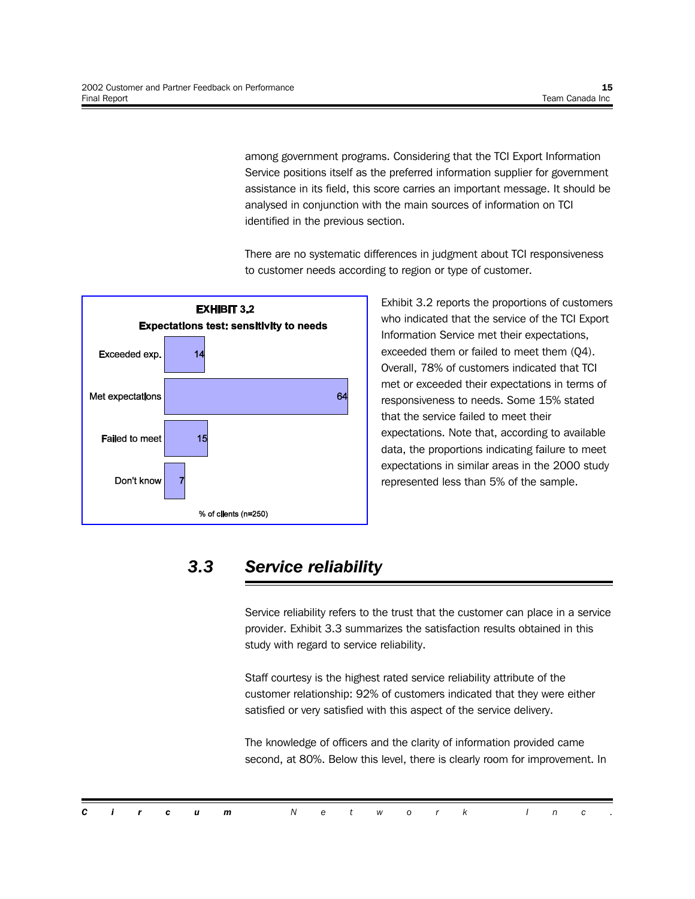among government programs. Considering that the TCI Export Information Service positions itself as the preferred information supplier for government assistance in its field, this score carries an important message. It should be analysed in conjunction with the main sources of information on TCI identified in the previous section.

There are no systematic differences in judgment about TCI responsiveness to customer needs according to region or type of customer.

**EXHIBIT 3.2**

**Expectations test: sensitivity to needs**

Exceeded exp. 14

Met expectations 64

Failed to meet 15

Don't know 7

% of clients (n=250)

Exhibit 3.2 reports the proportions of customers who indicated that the service of the TCI Export Information Service met their expectations, exceeded them or failed to meet them (Q4). Overall, 78% of customers indicated that TCI met or exceeded their expectations in terms of responsiveness to needs. Some 15% stated that the service failed to meet their expectations. Note that, according to available data, the proportions indicating failure to meet expectations in similar areas in the 2000 study represented less than 5% of the sample.

## *3.3 Service reliability*

Service reliability refers to the trust that the customer can place in a service provider. Exhibit 3.3 summarizes the satisfaction results obtained in this study with regard to service reliability.

Staff courtesy is the highest rated service reliability attribute of the customer relationship: 92% of customers indicated that they were either satisfied or very satisfied with this aspect of the service delivery.

The knowledge of officers and the clarity of information provided came second, at 80%. Below this level, there is clearly room for improvement. In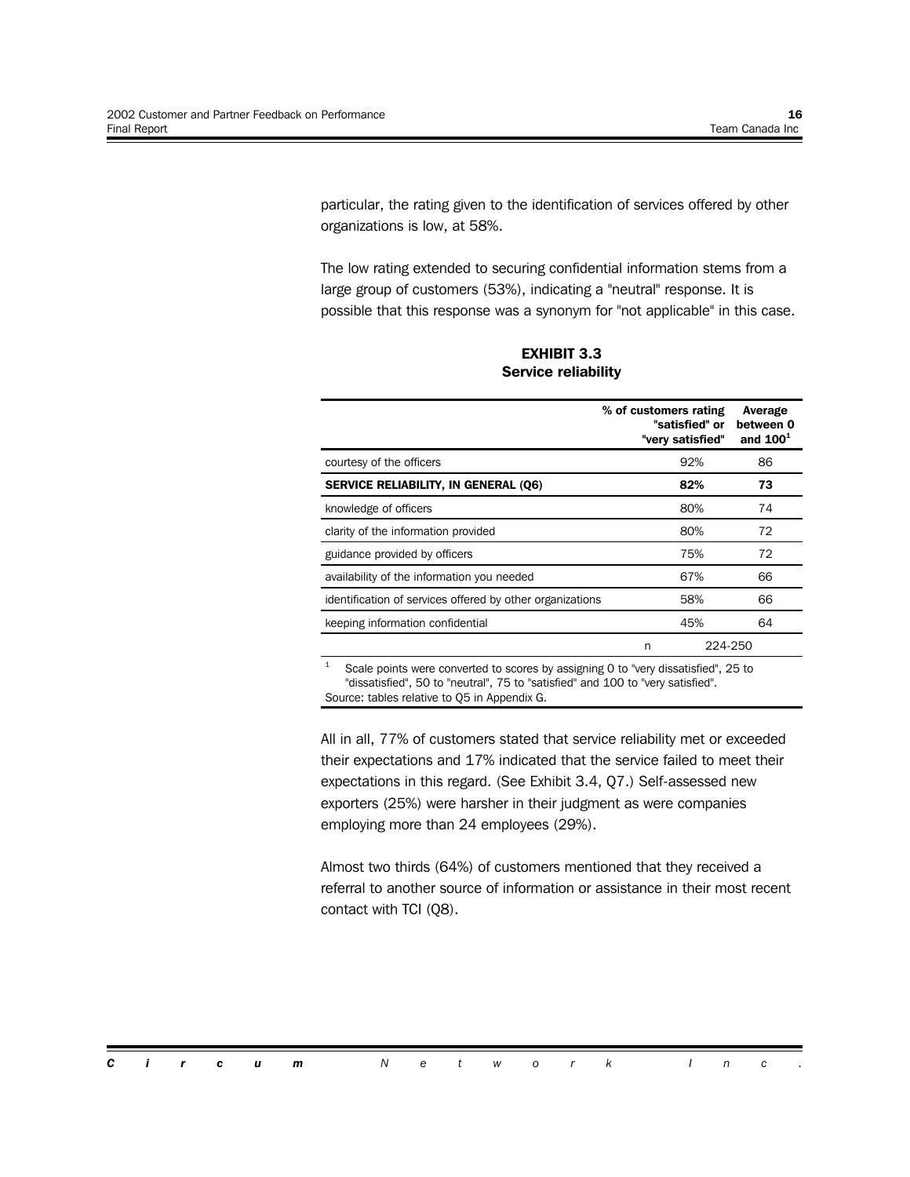particular, the rating given to the identification of services offered by other organizations is low, at 58%.

The low rating extended to securing confidential information stems from a large group of customers (53%), indicating a "neutral" response. It is possible that this response was a synonym for "not applicable" in this case.

**EXHIBIT 3.3**
**Service reliability**

| | % of customers rating "satisfied" or "very satisfied" | Average between 0 and 100[1] |
|---|---|---|
| courtesy of the officers | 92% | 86 |
| **SERVICE RELIABILITY, IN GENERAL (Q6)** | **82%** | **73** |
| knowledge of officers | 80% | 74 |
| clarity of the information provided | 80% | 72 |
| guidance provided by officers | 75% | 72 |
| availability of the information you needed | 67% | 66 |
| identification of services offered by other organizations | 58% | 66 |
| keeping information confidential | 45% | 64 |
| n | 224-250 | |

[1] Scale points were converted to scores by assigning 0 to "very dissatisfied", 25 to "dissatisfied", 50 to "neutral", 75 to "satisfied" and 100 to "very satisfied".
Source: tables relative to Q5 in Appendix G.

All in all, 77% of customers stated that service reliability met or exceeded their expectations and 17% indicated that the service failed to meet their expectations in this regard. (See Exhibit 3.4, Q7.) Self-assessed new exporters (25%) were harsher in their judgment as were companies employing more than 24 employees (29%).

Almost two thirds (64%) of customers mentioned that they received a referral to another source of information or assistance in their most recent contact with TCI (Q8).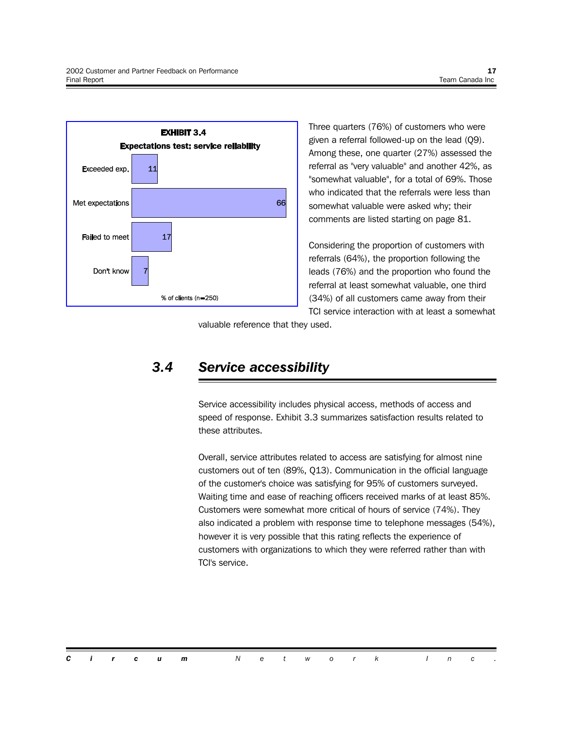**EXHIBIT 3.4**

**Expectations test: service reliability**

Exceeded exp. 11

Met expectations 66

Failed to meet 17

Don't know 7

% of clients (n=250)

Three quarters (76%) of customers who were given a referral followed-up on the lead (Q9). Among these, one quarter (27%) assessed the referral as "very valuable" and another 42%, as "somewhat valuable", for a total of 69%. Those who indicated that the referrals were less than somewhat valuable were asked why; their comments are listed starting on page 81.

Considering the proportion of customers with referrals (64%), the proportion following the leads (76%) and the proportion who found the referral at least somewhat valuable, one third (34%) of all customers came away from their TCI service interaction with at least a somewhat valuable reference that they used.

## *3.4 Service accessibility*

Service accessibility includes physical access, methods of access and speed of response. Exhibit 3.3 summarizes satisfaction results related to these attributes.

Overall, service attributes related to access are satisfying for almost nine customers out of ten (89%, Q13). Communication in the official language of the customer's choice was satisfying for 95% of customers surveyed. Waiting time and ease of reaching officers received marks of at least 85%. Customers were somewhat more critical of hours of service (74%). They also indicated a problem with response time to telephone messages (54%), however it is very possible that this rating reflects the experience of customers with organizations to which they were referred rather than with TCI's service.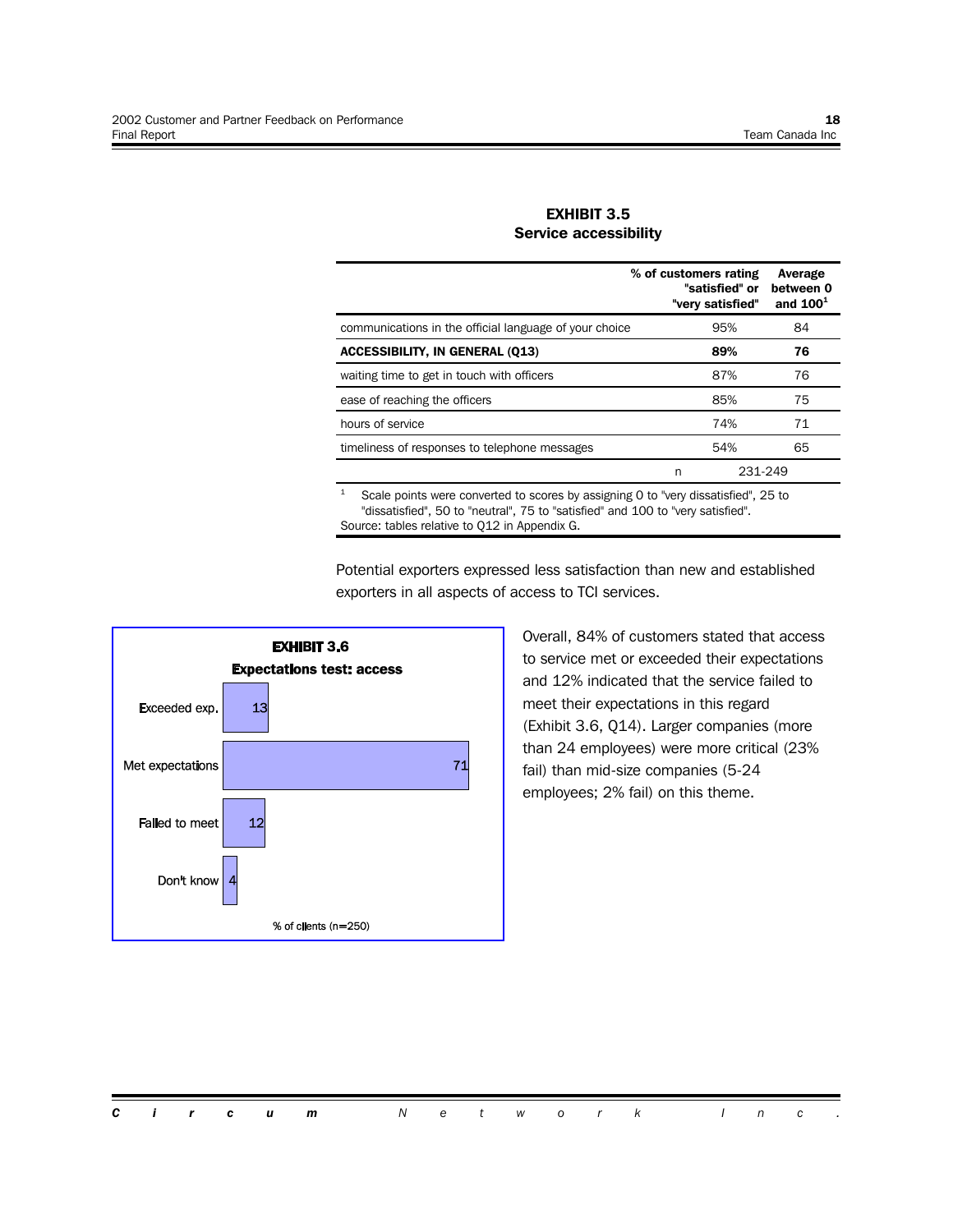**EXHIBIT 3.5**
**Service accessibility**

| | % of customers rating "satisfied" or "very satisfied" | Average between 0 and 100[1] |
|---|---|---|
| communications in the official language of your choice | 95% | 84 |
| **ACCESSIBILITY, IN GENERAL (Q13)** | **89%** | **76** |
| waiting time to get in touch with officers | 87% | 76 |
| ease of reaching the officers | 85% | 75 |
| hours of service | 74% | 71 |
| timeliness of responses to telephone messages | 54% | 65 |
| n | 231-249 | |

[1] Scale points were converted to scores by assigning 0 to "very dissatisfied", 25 to "dissatisfied", 50 to "neutral", 75 to "satisfied" and 100 to "very satisfied".
Source: tables relative to Q12 in Appendix G.

Potential exporters expressed less satisfaction than new and established exporters in all aspects of access to TCI services.

**EXHIBIT 3.6**
**Expectations test: access**

Exceeded exp. 13
Met expectations 71
Failed to meet 12
Don't know 4

% of clients (n=250)

Overall, 84% of customers stated that access to service met or exceeded their expectations and 12% indicated that the service failed to meet their expectations in this regard (Exhibit 3.6, Q14). Larger companies (more than 24 employees) were more critical (23% fail) than mid-size companies (5-24 employees; 2% fail) on this theme.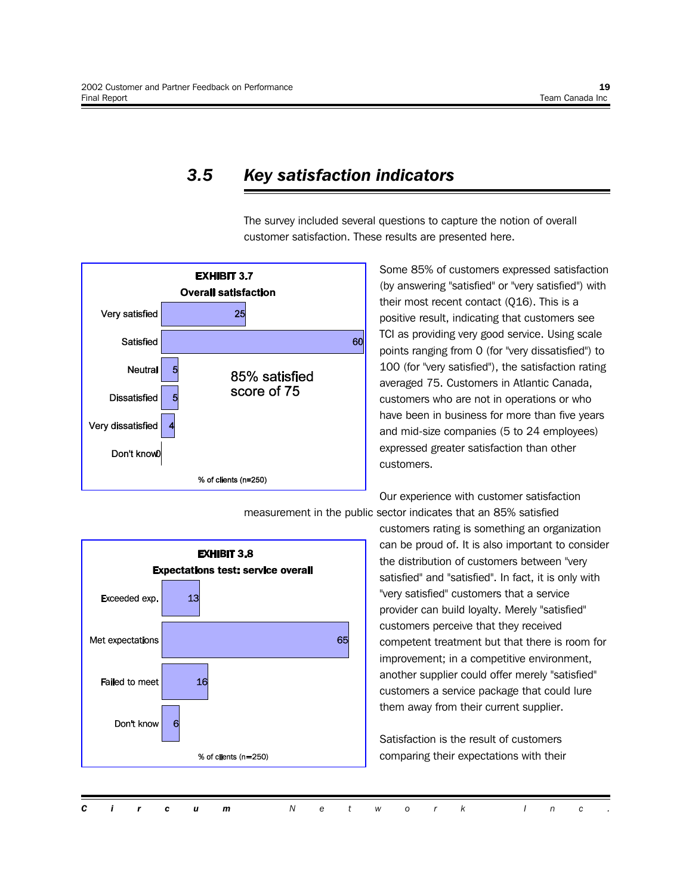## 3.5 *Key satisfaction indicators*

The survey included several questions to capture the notion of overall customer satisfaction. These results are presented here.

**EXHIBIT 3.7**
**Overall satisfaction**

Very satisfied 25
Satisfied 60
Neutral 5
Dissatisfied 5
Very dissatisfied 4
Don't know 0

85% satisfied
score of 75

% of clients (n=250)

Some 85% of customers expressed satisfaction (by answering "satisfied" or "very satisfied") with their most recent contact (Q16). This is a positive result, indicating that customers see TCI as providing very good service. Using scale points ranging from 0 (for "very dissatisfied") to 100 (for "very satisfied"), the satisfaction rating averaged 75. Customers in Atlantic Canada, customers who are not in operations or who have been in business for more than five years and mid-size companies (5 to 24 employees) expressed greater satisfaction than other customers.

Our experience with customer satisfaction measurement in the public sector indicates that an 85% satisfied customers rating is something an organization can be proud of. It is also important to consider the distribution of customers between "very satisfied" and "satisfied". In fact, it is only with "very satisfied" customers that a service provider can build loyalty. Merely "satisfied" customers perceive that they received competent treatment but that there is room for improvement; in a competitive environment, another supplier could offer merely "satisfied" customers a service package that could lure them away from their current supplier.

**EXHIBIT 3.8**
**Expectations test: service overall**

Exceeded exp. 13
Met expectations 65
Failed to meet 16
Don't know 6

% of clients (n=250)

Satisfaction is the result of customers comparing their expectations with their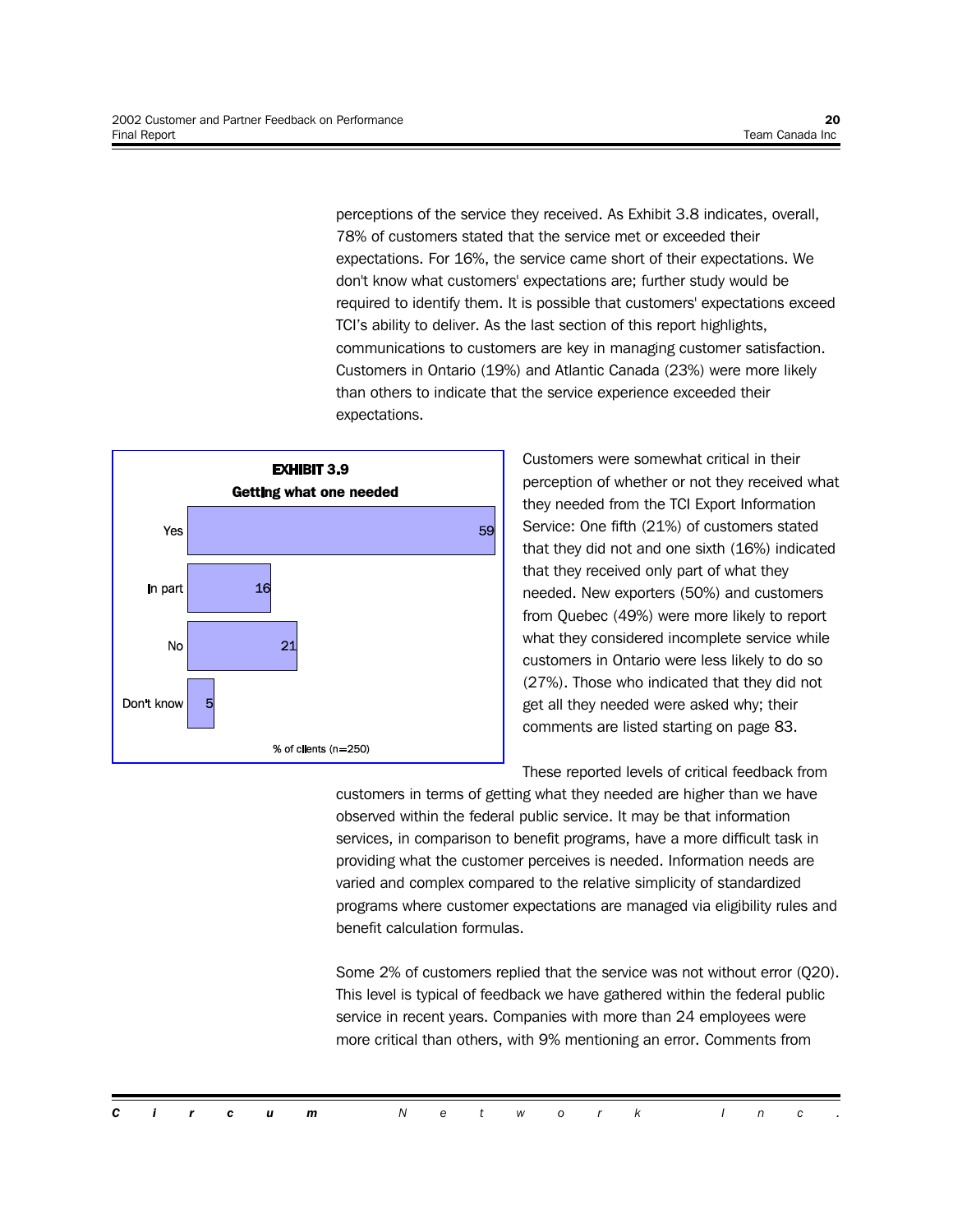perceptions of the service they received. As Exhibit 3.8 indicates, overall, 78% of customers stated that the service met or exceeded their expectations. For 16%, the service came short of their expectations. We don't know what customers' expectations are; further study would be required to identify them. It is possible that customers' expectations exceed TCI's ability to deliver. As the last section of this report highlights, communications to customers are key in managing customer satisfaction. Customers in Ontario (19%) and Atlantic Canada (23%) were more likely than others to indicate that the service experience exceeded their expectations.

**EXHIBIT 3.9**
**Getting what one needed**

Yes 59
In part 16
No 21
Don't know 5

% of clients (n=250)

Customers were somewhat critical in their perception of whether or not they received what they needed from the TCI Export Information Service: One fifth (21%) of customers stated that they did not and one sixth (16%) indicated that they received only part of what they needed. New exporters (50%) and customers from Quebec (49%) were more likely to report what they considered incomplete service while customers in Ontario were less likely to do so (27%). Those who indicated that they did not get all they needed were asked why; their comments are listed starting on page 83.

These reported levels of critical feedback from customers in terms of getting what they needed are higher than we have observed within the federal public service. It may be that information services, in comparison to benefit programs, have a more difficult task in providing what the customer perceives is needed. Information needs are varied and complex compared to the relative simplicity of standardized programs where customer expectations are managed via eligibility rules and benefit calculation formulas.

Some 2% of customers replied that the service was not without error (Q20). This level is typical of feedback we have gathered within the federal public service in recent years. Companies with more than 24 employees were more critical than others, with 9% mentioning an error. Comments from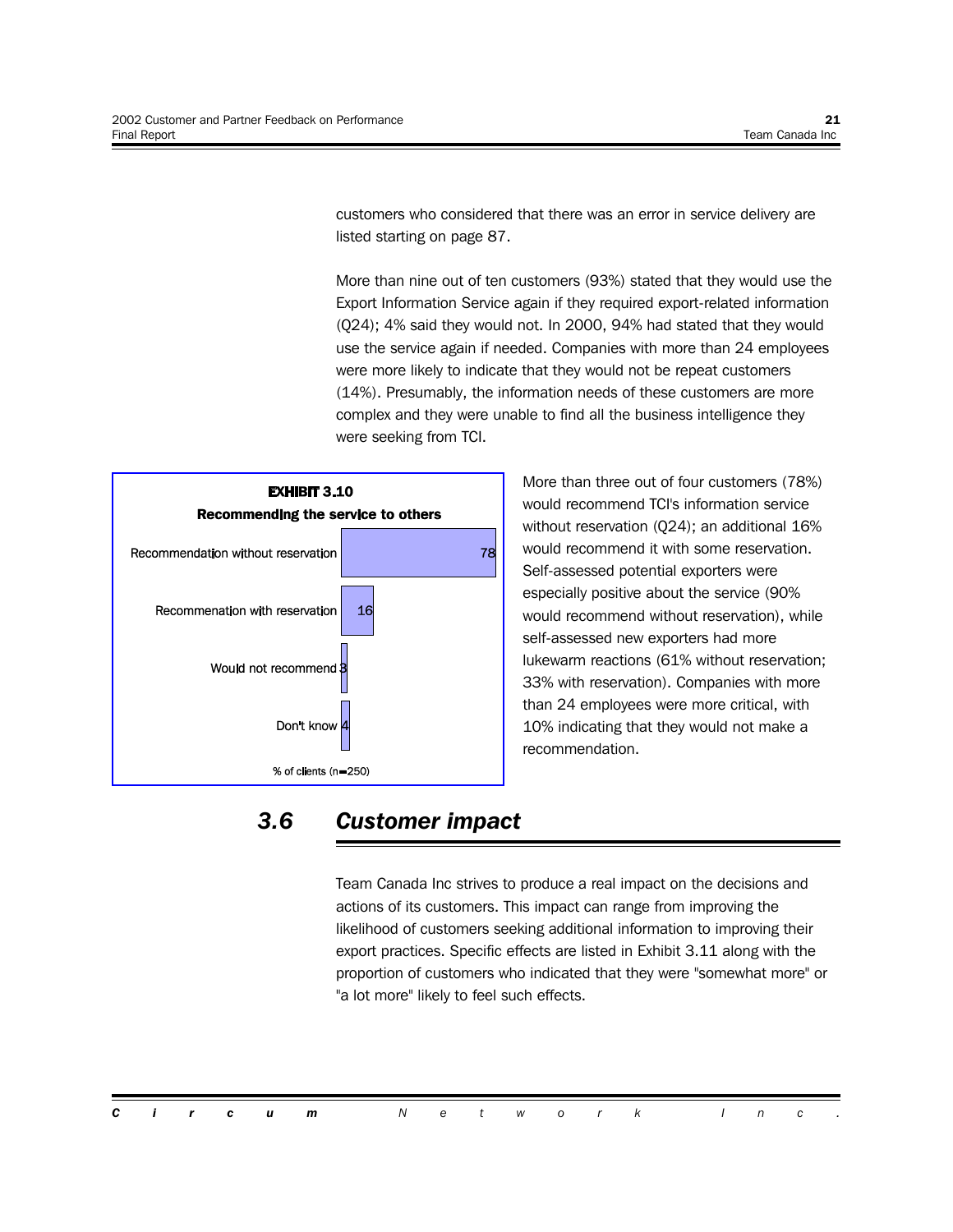customers who considered that there was an error in service delivery are listed starting on page 87.

More than nine out of ten customers (93%) stated that they would use the Export Information Service again if they required export-related information (Q24); 4% said they would not. In 2000, 94% had stated that they would use the service again if needed. Companies with more than 24 employees were more likely to indicate that they would not be repeat customers (14%). Presumably, the information needs of these customers are more complex and they were unable to find all the business intelligence they were seeking from TCI.

**EXHIBIT 3.10**

**Recommending the service to others**

Recommendation without reservation 78

Recommenation with reservation 16

Would not recommend 3

Don't know 4

% of clients (n=250)

More than three out of four customers (78%) would recommend TCI's information service without reservation (Q24); an additional 16% would recommend it with some reservation. Self-assessed potential exporters were especially positive about the service (90% would recommend without reservation), while self-assessed new exporters had more lukewarm reactions (61% without reservation; 33% with reservation). Companies with more than 24 employees were more critical, with 10% indicating that they would not make a recommendation.

## *3.6 Customer impact*

Team Canada Inc strives to produce a real impact on the decisions and actions of its customers. This impact can range from improving the likelihood of customers seeking additional information to improving their export practices. Specific effects are listed in Exhibit 3.11 along with the proportion of customers who indicated that they were "somewhat more" or "a lot more" likely to feel such effects.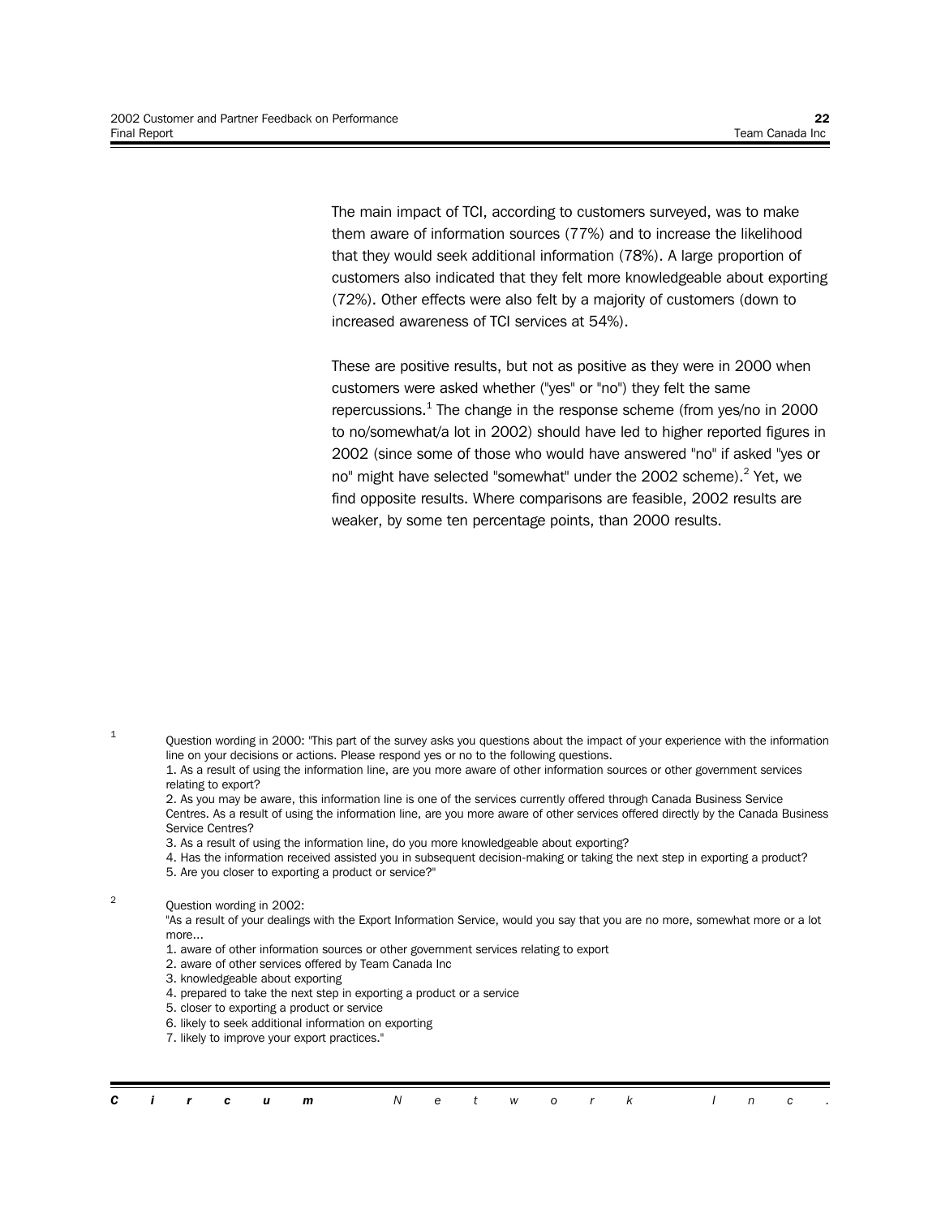The main impact of TCI, according to customers surveyed, was to make them aware of information sources (77%) and to increase the likelihood that they would seek additional information (78%). A large proportion of customers also indicated that they felt more knowledgeable about exporting (72%). Other effects were also felt by a majority of customers (down to increased awareness of TCI services at 54%).

These are positive results, but not as positive as they were in 2000 when customers were asked whether ("yes" or "no") they felt the same repercussions.[1] The change in the response scheme (from yes/no in 2000 to no/somewhat/a lot in 2002) should have led to higher reported figures in 2002 (since some of those who would have answered "no" if asked "yes or no" might have selected "somewhat" under the 2002 scheme).[2] Yet, we find opposite results. Where comparisons are feasible, 2002 results are weaker, by some ten percentage points, than 2000 results.

---

[1] Question wording in 2000: "This part of the survey asks you questions about the impact of your experience with the information line on your decisions or actions. Please respond yes or no to the following questions.
1. As a result of using the information line, are you more aware of other information sources or other government services relating to export?
2. As you may be aware, this information line is one of the services currently offered through Canada Business Service Centres. As a result of using the information line, are you more aware of other services offered directly by the Canada Business Service Centres?
3. As a result of using the information line, do you more knowledgeable about exporting?
4. Has the information received assisted you in subsequent decision-making or taking the next step in exporting a product?
5. Are you closer to exporting a product or service?"

[2] Question wording in 2002:
"As a result of your dealings with the Export Information Service, would you say that you are no more, somewhat more or a lot more...
1. aware of other information sources or other government services relating to export
2. aware of other services offered by Team Canada Inc
3. knowledgeable about exporting
4. prepared to take the next step in exporting a product or a service
5. closer to exporting a product or service
6. likely to seek additional information on exporting
7. likely to improve your export practices."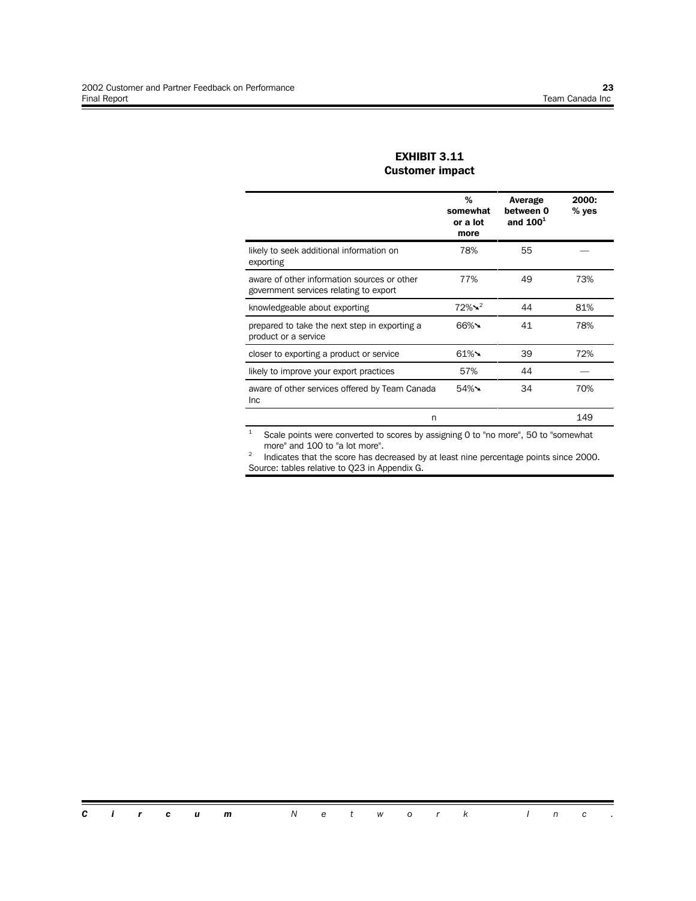## EXHIBIT 3.11
## Customer impact

| | % somewhat or a lot more | Average between 0 and 100[1] | 2000: % yes |
|---|---|---|---|
| likely to seek additional information on exporting | 78% | 55 | — |
| aware of other information sources or other government services relating to export | 77% | 49 | 73% |
| knowledgeable about exporting | 72%↘[2] | 44 | 81% |
| prepared to take the next step in exporting a product or a service | 66%↘ | 41 | 78% |
| closer to exporting a product or service | 61%↘ | 39 | 72% |
| likely to improve your export practices | 57% | 44 | — |
| aware of other services offered by Team Canada Inc | 54%↘ | 34 | 70% |
| n | | | 149 |

[1] Scale points were converted to scores by assigning 0 to "no more", 50 to "somewhat more" and 100 to "a lot more".
[2] Indicates that the score has decreased by at least nine percentage points since 2000.
Source: tables relative to Q23 in Appendix G.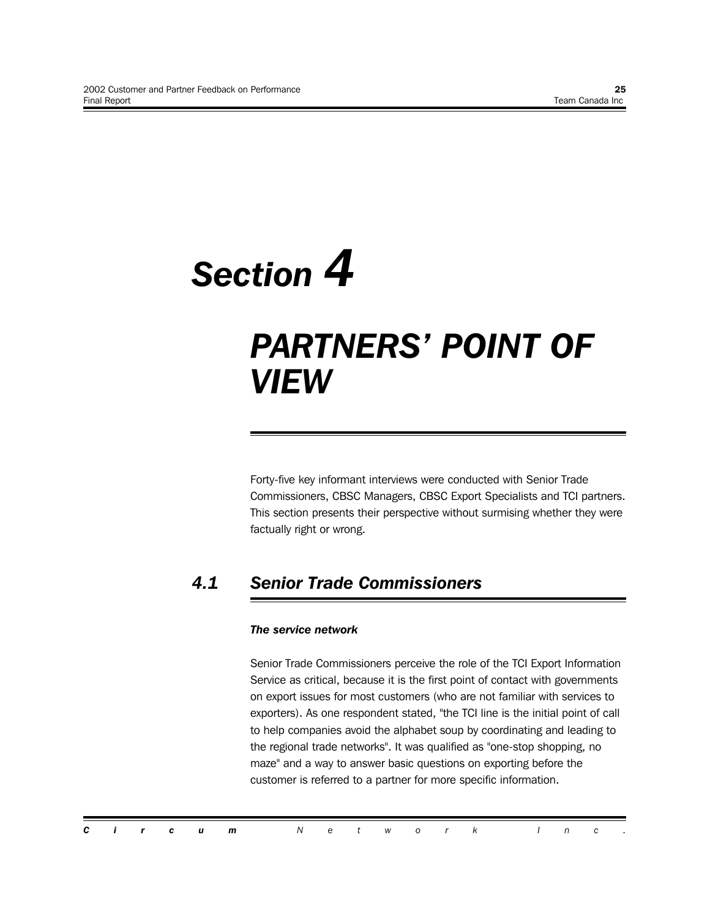# Section 4

# PARTNERS' POINT OF VIEW

Forty-five key informant interviews were conducted with Senior Trade Commissioners, CBSC Managers, CBSC Export Specialists and TCI partners. This section presents their perspective without surmising whether they were factually right or wrong.

## 4.1 Senior Trade Commissioners

***The service network***

Senior Trade Commissioners perceive the role of the TCI Export Information Service as critical, because it is the first point of contact with governments on export issues for most customers (who are not familiar with services to exporters). As one respondent stated, "the TCI line is the initial point of call to help companies avoid the alphabet soup by coordinating and leading to the regional trade networks". It was qualified as "one-stop shopping, no maze" and a way to answer basic questions on exporting before the customer is referred to a partner for more specific information.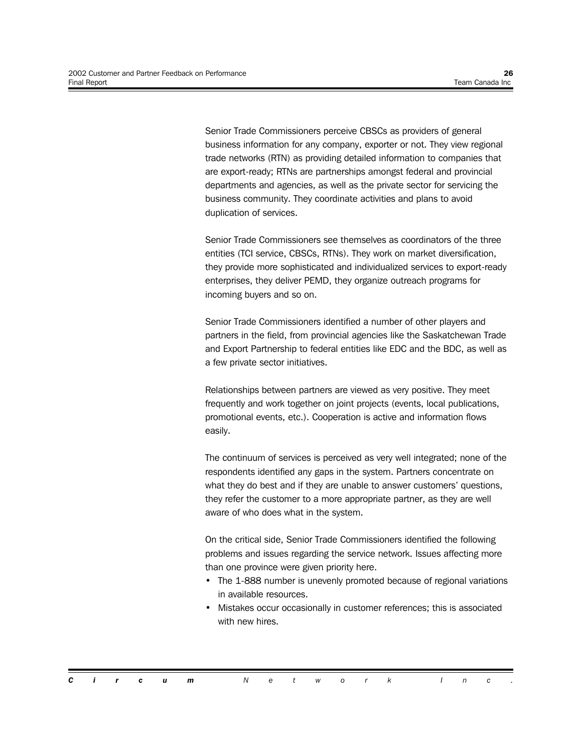Senior Trade Commissioners perceive CBSCs as providers of general business information for any company, exporter or not. They view regional trade networks (RTN) as providing detailed information to companies that are export-ready; RTNs are partnerships amongst federal and provincial departments and agencies, as well as the private sector for servicing the business community. They coordinate activities and plans to avoid duplication of services.

Senior Trade Commissioners see themselves as coordinators of the three entities (TCI service, CBSCs, RTNs). They work on market diversification, they provide more sophisticated and individualized services to export-ready enterprises, they deliver PEMD, they organize outreach programs for incoming buyers and so on.

Senior Trade Commissioners identified a number of other players and partners in the field, from provincial agencies like the Saskatchewan Trade and Export Partnership to federal entities like EDC and the BDC, as well as a few private sector initiatives.

Relationships between partners are viewed as very positive. They meet frequently and work together on joint projects (events, local publications, promotional events, etc.). Cooperation is active and information flows easily.

The continuum of services is perceived as very well integrated; none of the respondents identified any gaps in the system. Partners concentrate on what they do best and if they are unable to answer customers' questions, they refer the customer to a more appropriate partner, as they are well aware of who does what in the system.

On the critical side, Senior Trade Commissioners identified the following problems and issues regarding the service network. Issues affecting more than one province were given priority here.

- The 1-888 number is unevenly promoted because of regional variations in available resources.
- Mistakes occur occasionally in customer references; this is associated with new hires.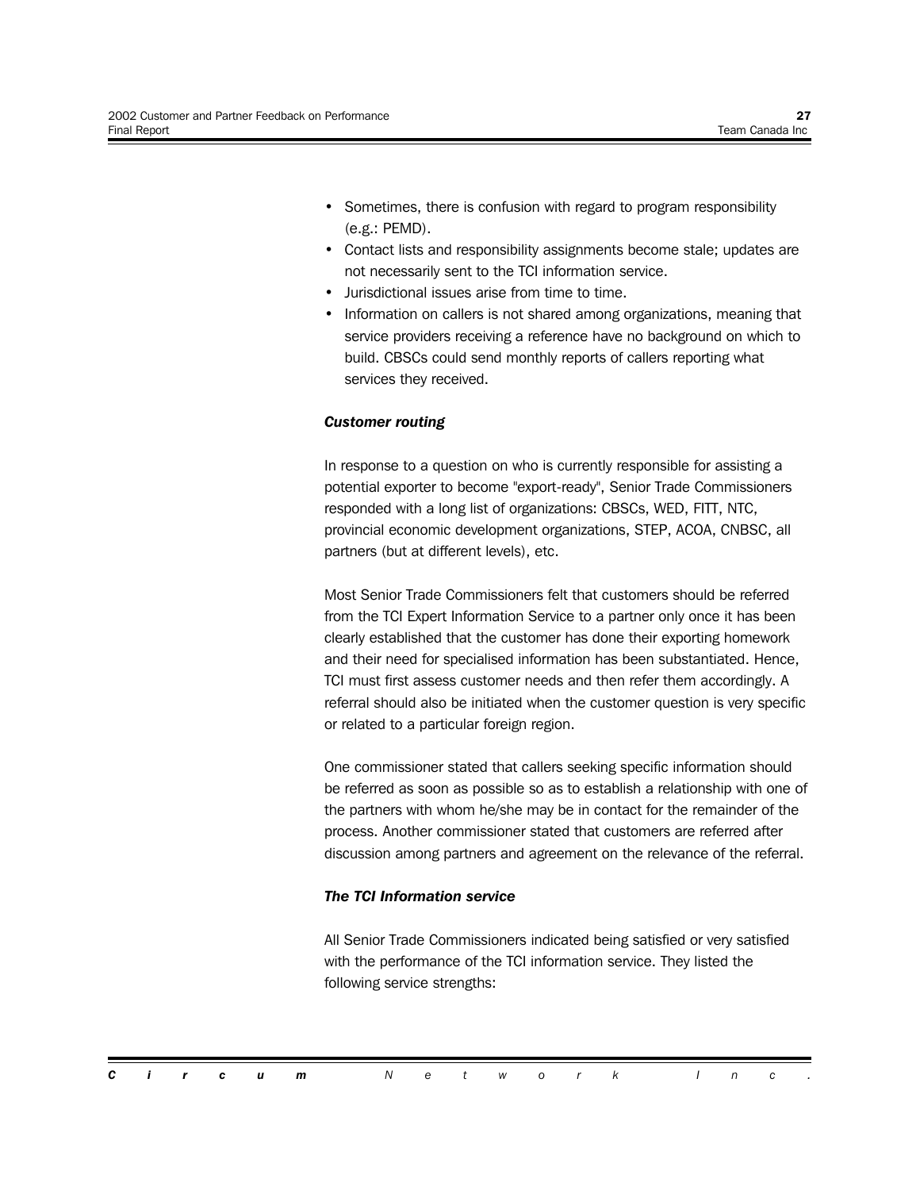- Sometimes, there is confusion with regard to program responsibility (e.g.: PEMD).
- Contact lists and responsibility assignments become stale; updates are not necessarily sent to the TCI information service.
- Jurisdictional issues arise from time to time.
- Information on callers is not shared among organizations, meaning that service providers receiving a reference have no background on which to build. CBSCs could send monthly reports of callers reporting what services they received.

***Customer routing***

In response to a question on who is currently responsible for assisting a potential exporter to become "export-ready", Senior Trade Commissioners responded with a long list of organizations: CBSCs, WED, FITT, NTC, provincial economic development organizations, STEP, ACOA, CNBSC, all partners (but at different levels), etc.

Most Senior Trade Commissioners felt that customers should be referred from the TCI Expert Information Service to a partner only once it has been clearly established that the customer has done their exporting homework and their need for specialised information has been substantiated. Hence, TCI must first assess customer needs and then refer them accordingly. A referral should also be initiated when the customer question is very specific or related to a particular foreign region.

One commissioner stated that callers seeking specific information should be referred as soon as possible so as to establish a relationship with one of the partners with whom he/she may be in contact for the remainder of the process. Another commissioner stated that customers are referred after discussion among partners and agreement on the relevance of the referral.

***The TCI Information service***

All Senior Trade Commissioners indicated being satisfied or very satisfied with the performance of the TCI information service. They listed the following service strengths: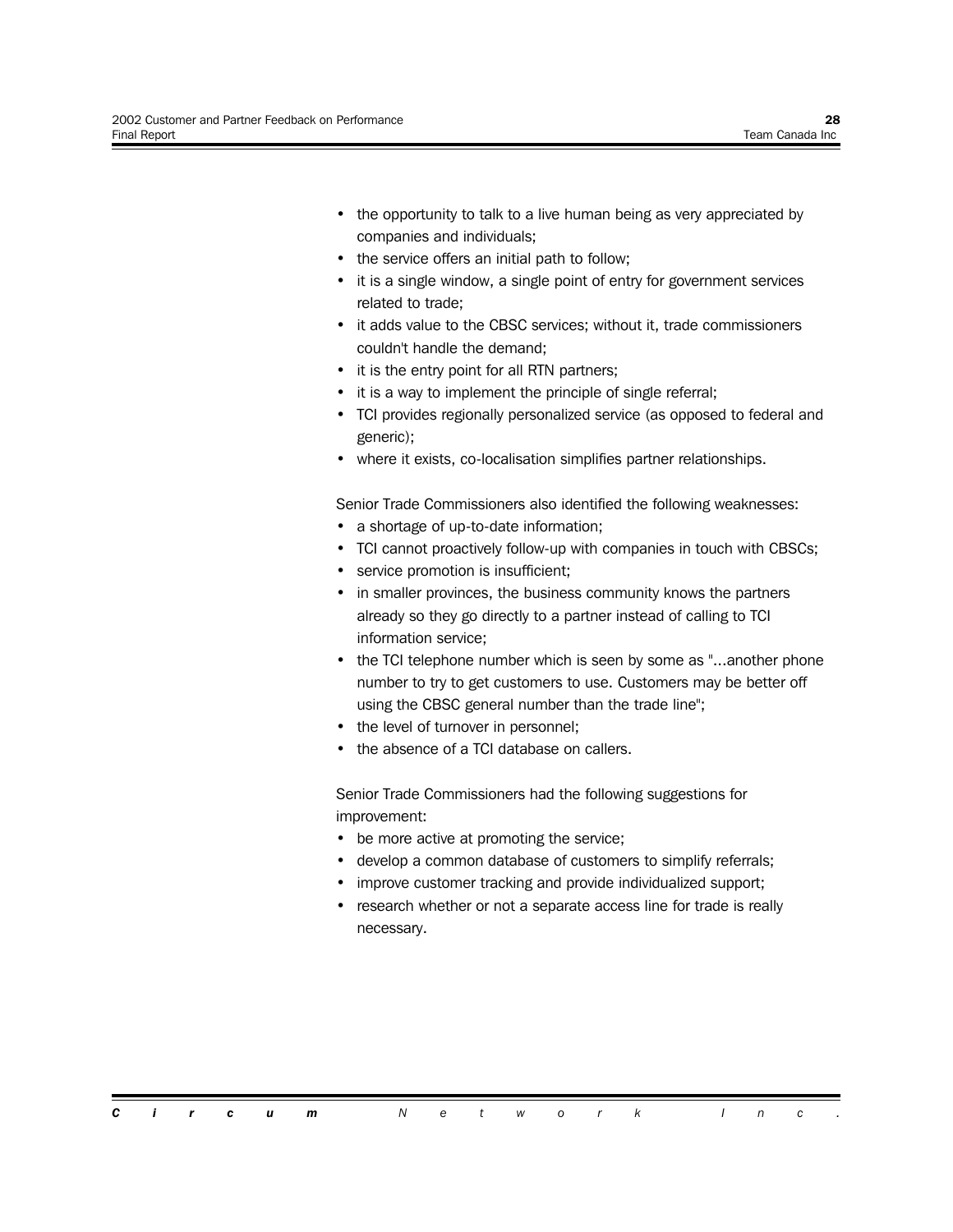- the opportunity to talk to a live human being as very appreciated by companies and individuals;
- the service offers an initial path to follow;
- it is a single window, a single point of entry for government services related to trade;
- it adds value to the CBSC services; without it, trade commissioners couldn't handle the demand;
- it is the entry point for all RTN partners;
- it is a way to implement the principle of single referral;
- TCI provides regionally personalized service (as opposed to federal and generic);
- where it exists, co-localisation simplifies partner relationships.

Senior Trade Commissioners also identified the following weaknesses:

- a shortage of up-to-date information;
- TCI cannot proactively follow-up with companies in touch with CBSCs;
- service promotion is insufficient;
- in smaller provinces, the business community knows the partners already so they go directly to a partner instead of calling to TCI information service;
- the TCI telephone number which is seen by some as "...another phone number to try to get customers to use. Customers may be better off using the CBSC general number than the trade line";
- the level of turnover in personnel;
- the absence of a TCI database on callers.

Senior Trade Commissioners had the following suggestions for improvement:

- be more active at promoting the service;
- develop a common database of customers to simplify referrals;
- improve customer tracking and provide individualized support;
- research whether or not a separate access line for trade is really necessary.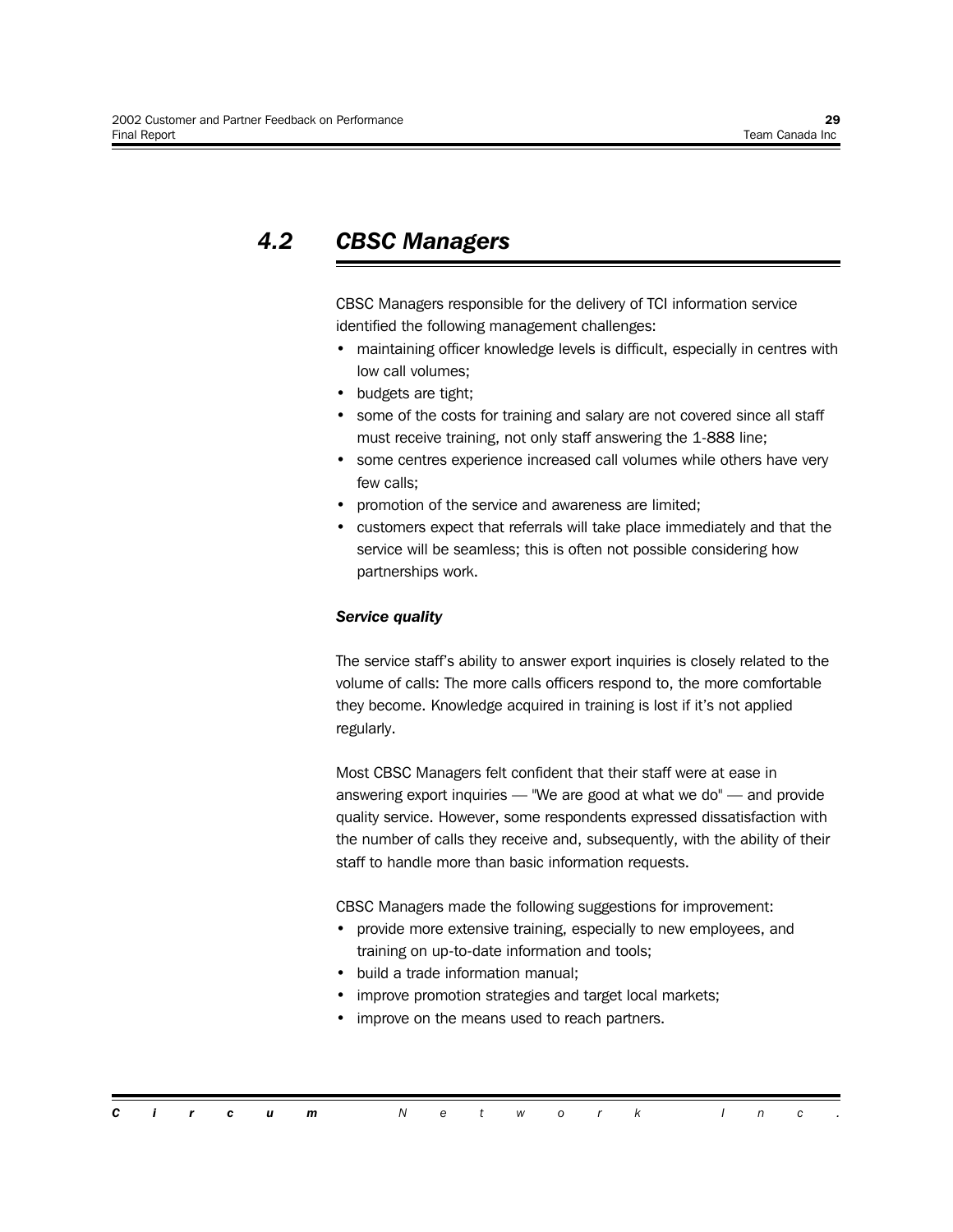## 4.2 CBSC Managers

CBSC Managers responsible for the delivery of TCI information service identified the following management challenges:

- maintaining officer knowledge levels is difficult, especially in centres with low call volumes;
- budgets are tight;
- some of the costs for training and salary are not covered since all staff must receive training, not only staff answering the 1-888 line;
- some centres experience increased call volumes while others have very few calls;
- promotion of the service and awareness are limited;
- customers expect that referrals will take place immediately and that the service will be seamless; this is often not possible considering how partnerships work.

***Service quality***

The service staff's ability to answer export inquiries is closely related to the volume of calls: The more calls officers respond to, the more comfortable they become. Knowledge acquired in training is lost if it's not applied regularly.

Most CBSC Managers felt confident that their staff were at ease in answering export inquiries — "We are good at what we do" — and provide quality service. However, some respondents expressed dissatisfaction with the number of calls they receive and, subsequently, with the ability of their staff to handle more than basic information requests.

CBSC Managers made the following suggestions for improvement:

- provide more extensive training, especially to new employees, and training on up-to-date information and tools;
- build a trade information manual;
- improve promotion strategies and target local markets;
- improve on the means used to reach partners.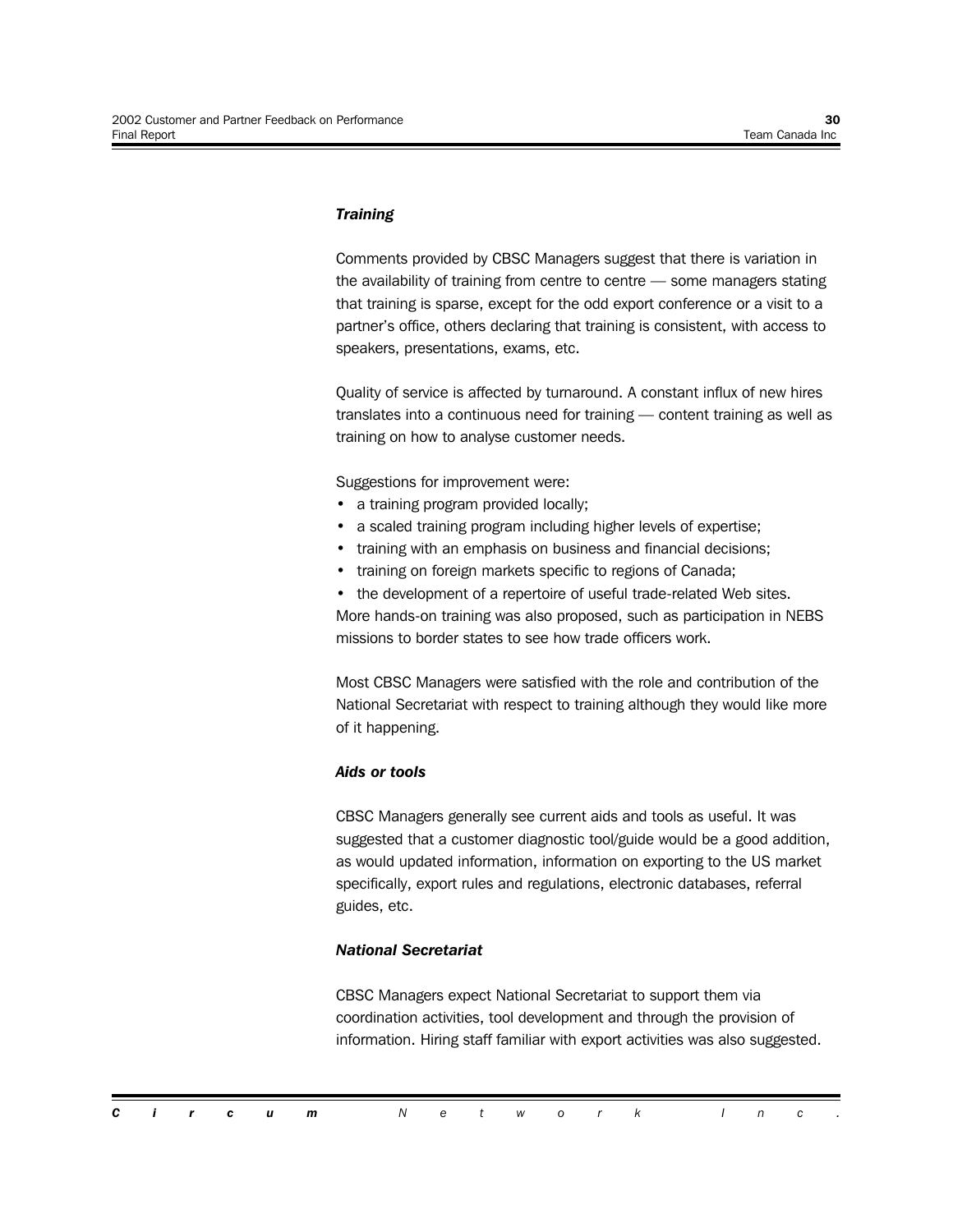***Training***

Comments provided by CBSC Managers suggest that there is variation in the availability of training from centre to centre — some managers stating that training is sparse, except for the odd export conference or a visit to a partner's office, others declaring that training is consistent, with access to speakers, presentations, exams, etc.

Quality of service is affected by turnaround. A constant influx of new hires translates into a continuous need for training — content training as well as training on how to analyse customer needs.

Suggestions for improvement were:

- a training program provided locally;
- a scaled training program including higher levels of expertise;
- training with an emphasis on business and financial decisions;
- training on foreign markets specific to regions of Canada;
- the development of a repertoire of useful trade-related Web sites.

More hands-on training was also proposed, such as participation in NEBS missions to border states to see how trade officers work.

Most CBSC Managers were satisfied with the role and contribution of the National Secretariat with respect to training although they would like more of it happening.

***Aids or tools***

CBSC Managers generally see current aids and tools as useful. It was suggested that a customer diagnostic tool/guide would be a good addition, as would updated information, information on exporting to the US market specifically, export rules and regulations, electronic databases, referral guides, etc.

***National Secretariat***

CBSC Managers expect National Secretariat to support them via coordination activities, tool development and through the provision of information. Hiring staff familiar with export activities was also suggested.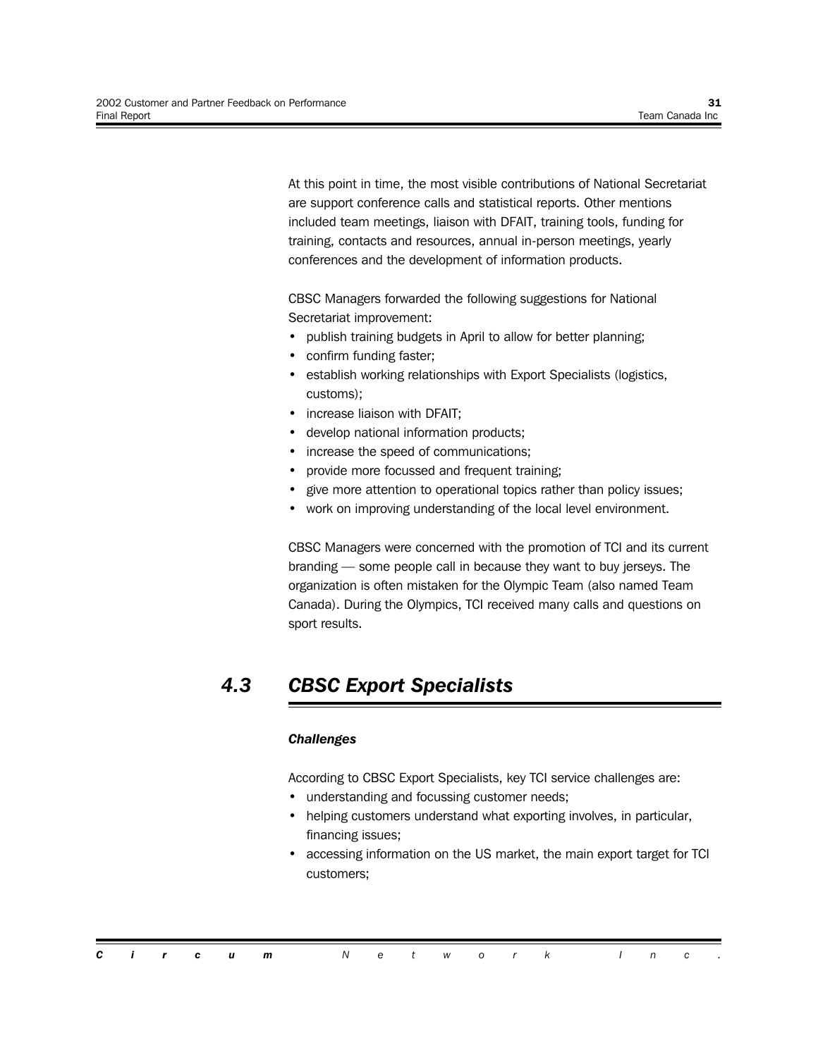At this point in time, the most visible contributions of National Secretariat are support conference calls and statistical reports. Other mentions included team meetings, liaison with DFAIT, training tools, funding for training, contacts and resources, annual in-person meetings, yearly conferences and the development of information products.

CBSC Managers forwarded the following suggestions for National Secretariat improvement:

- publish training budgets in April to allow for better planning;
- confirm funding faster;
- establish working relationships with Export Specialists (logistics, customs);
- increase liaison with DFAIT;
- develop national information products;
- increase the speed of communications;
- provide more focussed and frequent training;
- give more attention to operational topics rather than policy issues;
- work on improving understanding of the local level environment.

CBSC Managers were concerned with the promotion of TCI and its current branding — some people call in because they want to buy jerseys. The organization is often mistaken for the Olympic Team (also named Team Canada). During the Olympics, TCI received many calls and questions on sport results.

## *4.3 CBSC Export Specialists*

***Challenges***

According to CBSC Export Specialists, key TCI service challenges are:

- understanding and focussing customer needs;
- helping customers understand what exporting involves, in particular, financing issues;
- accessing information on the US market, the main export target for TCI customers;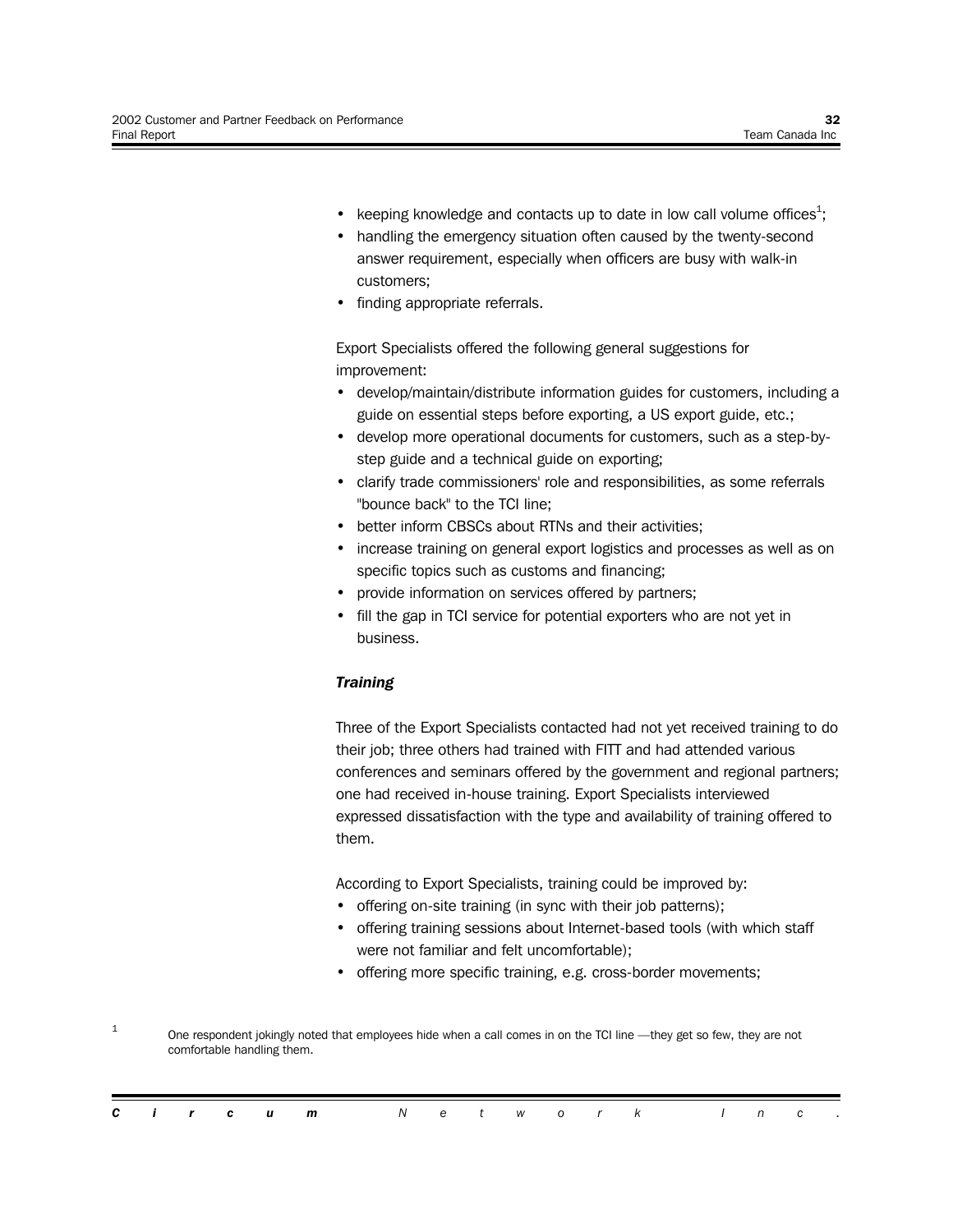- keeping knowledge and contacts up to date in low call volume offices[1];
- handling the emergency situation often caused by the twenty-second answer requirement, especially when officers are busy with walk-in customers;
- finding appropriate referrals.

Export Specialists offered the following general suggestions for improvement:

- develop/maintain/distribute information guides for customers, including a guide on essential steps before exporting, a US export guide, etc.;
- develop more operational documents for customers, such as a step-by-step guide and a technical guide on exporting;
- clarify trade commissioners' role and responsibilities, as some referrals "bounce back" to the TCI line;
- better inform CBSCs about RTNs and their activities;
- increase training on general export logistics and processes as well as on specific topics such as customs and financing;
- provide information on services offered by partners;
- fill the gap in TCI service for potential exporters who are not yet in business.

***Training***

Three of the Export Specialists contacted had not yet received training to do their job; three others had trained with FITT and had attended various conferences and seminars offered by the government and regional partners; one had received in-house training. Export Specialists interviewed expressed dissatisfaction with the type and availability of training offered to them.

According to Export Specialists, training could be improved by:

- offering on-site training (in sync with their job patterns);
- offering training sessions about Internet-based tools (with which staff were not familiar and felt uncomfortable);
- offering more specific training, e.g. cross-border movements;

[1] One respondent jokingly noted that employees hide when a call comes in on the TCI line —they get so few, they are not comfortable handling them.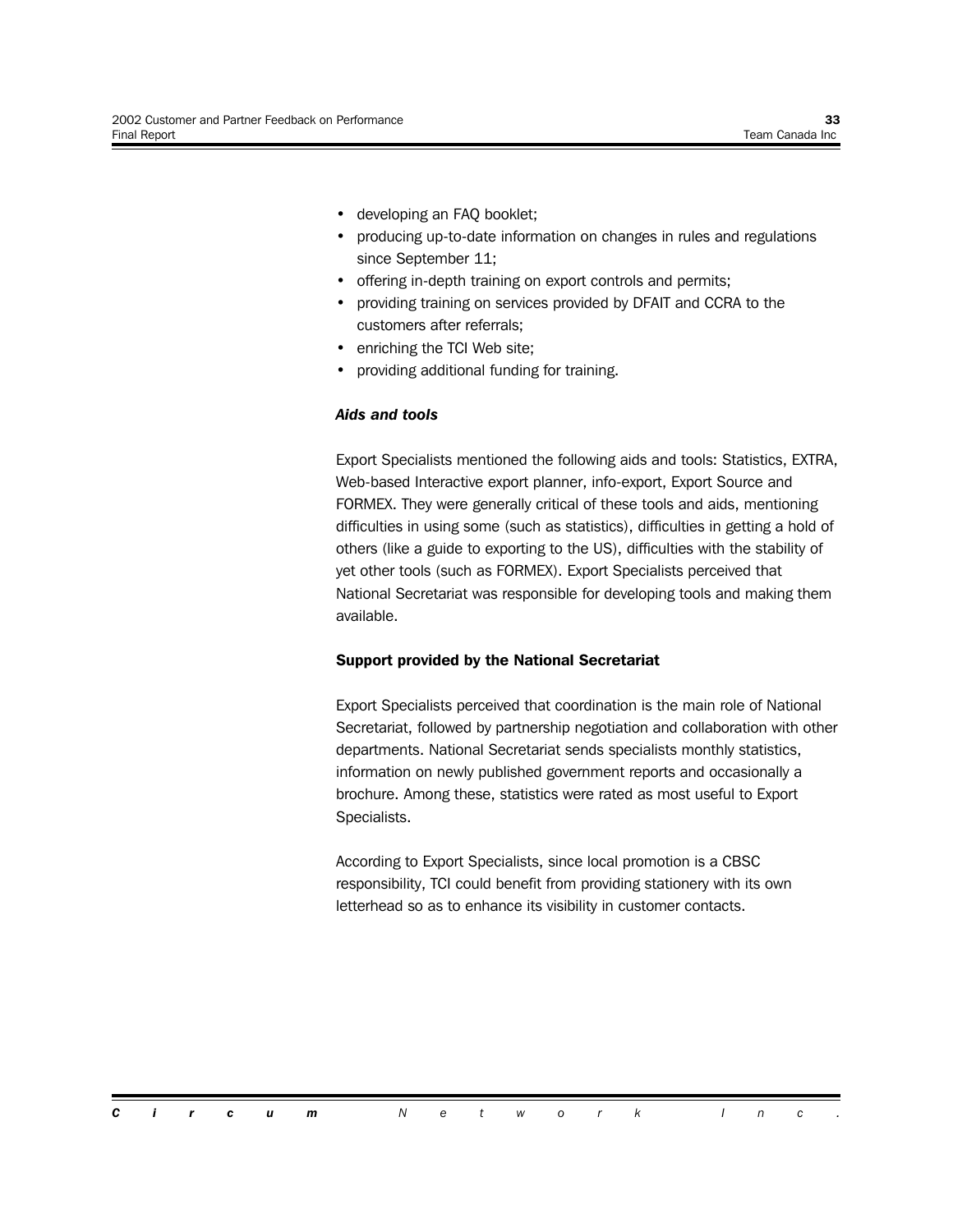- developing an FAQ booklet;
- producing up-to-date information on changes in rules and regulations since September 11;
- offering in-depth training on export controls and permits;
- providing training on services provided by DFAIT and CCRA to the customers after referrals;
- enriching the TCI Web site;
- providing additional funding for training.

***Aids and tools***

Export Specialists mentioned the following aids and tools: Statistics, EXTRA, Web-based Interactive export planner, info-export, Export Source and FORMEX. They were generally critical of these tools and aids, mentioning difficulties in using some (such as statistics), difficulties in getting a hold of others (like a guide to exporting to the US), difficulties with the stability of yet other tools (such as FORMEX). Export Specialists perceived that National Secretariat was responsible for developing tools and making them available.

**Support provided by the National Secretariat**

Export Specialists perceived that coordination is the main role of National Secretariat, followed by partnership negotiation and collaboration with other departments. National Secretariat sends specialists monthly statistics, information on newly published government reports and occasionally a brochure. Among these, statistics were rated as most useful to Export Specialists.

According to Export Specialists, since local promotion is a CBSC responsibility, TCI could benefit from providing stationery with its own letterhead so as to enhance its visibility in customer contacts.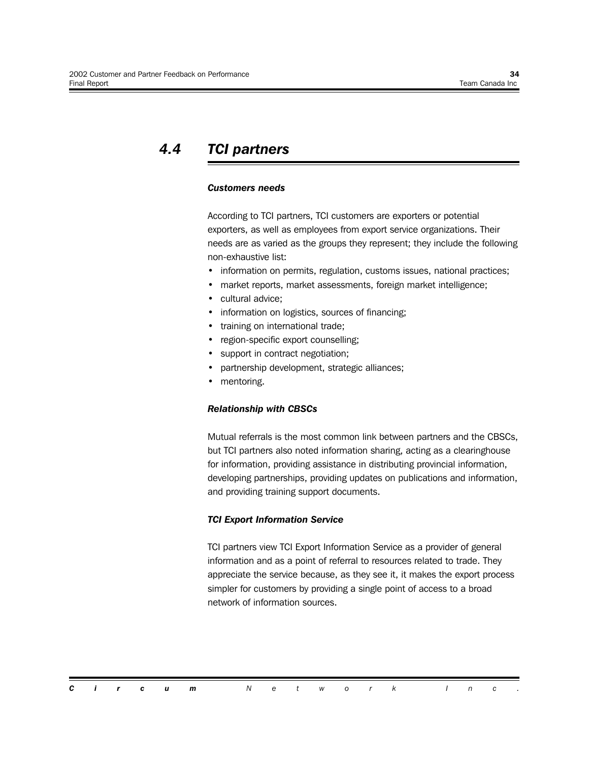## 4.4 TCI partners

***Customers needs***

According to TCI partners, TCI customers are exporters or potential exporters, as well as employees from export service organizations. Their needs are as varied as the groups they represent; they include the following non-exhaustive list:

- information on permits, regulation, customs issues, national practices;
- market reports, market assessments, foreign market intelligence;
- cultural advice;
- information on logistics, sources of financing;
- training on international trade;
- region-specific export counselling;
- support in contract negotiation;
- partnership development, strategic alliances;
- mentoring.

***Relationship with CBSCs***

Mutual referrals is the most common link between partners and the CBSCs, but TCI partners also noted information sharing, acting as a clearinghouse for information, providing assistance in distributing provincial information, developing partnerships, providing updates on publications and information, and providing training support documents.

***TCI Export Information Service***

TCI partners view TCI Export Information Service as a provider of general information and as a point of referral to resources related to trade. They appreciate the service because, as they see it, it makes the export process simpler for customers by providing a single point of access to a broad network of information sources.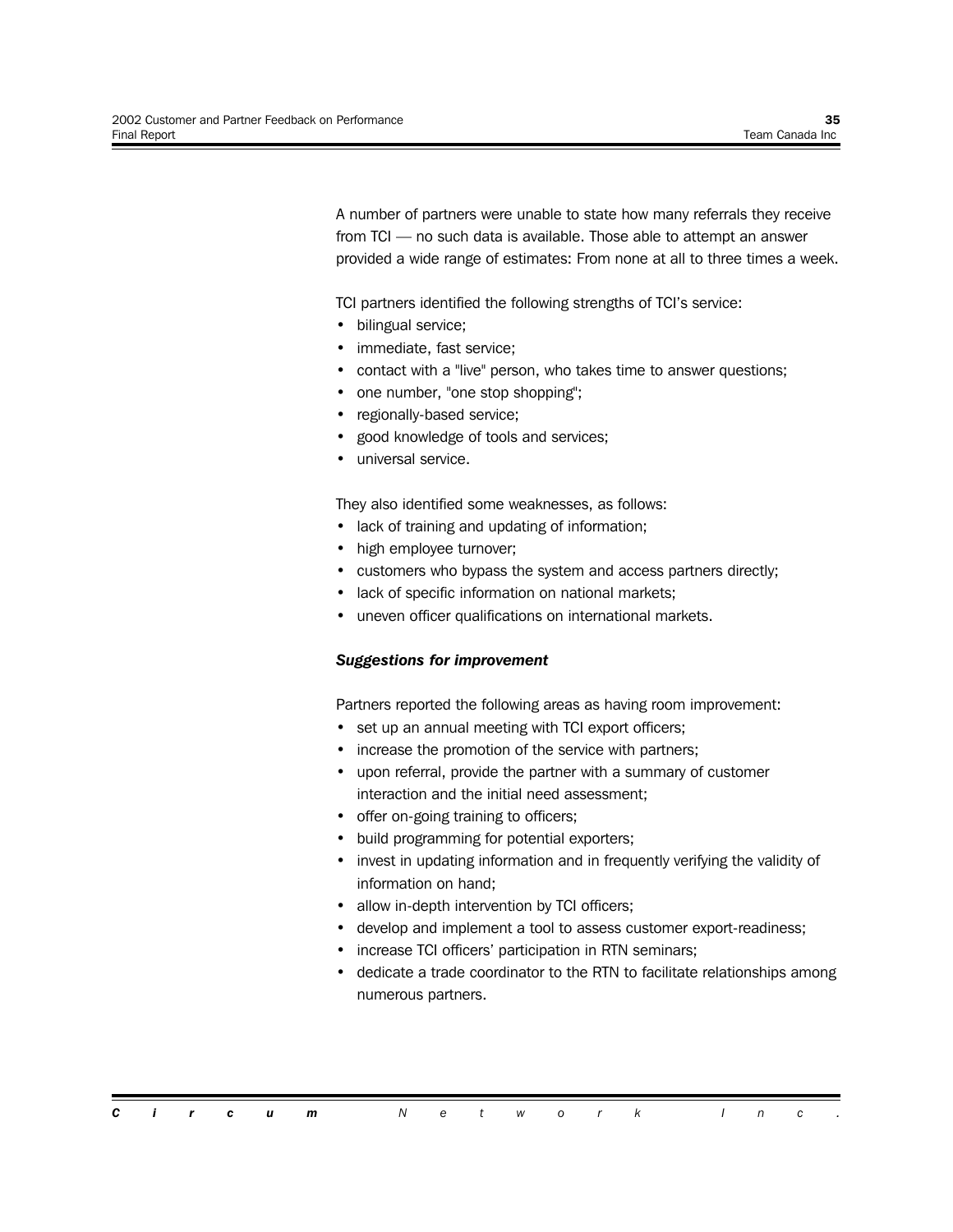A number of partners were unable to state how many referrals they receive from TCI — no such data is available. Those able to attempt an answer provided a wide range of estimates: From none at all to three times a week.

TCI partners identified the following strengths of TCI's service:

- bilingual service;
- immediate, fast service;
- contact with a "live" person, who takes time to answer questions;
- one number, "one stop shopping";
- regionally-based service;
- good knowledge of tools and services;
- universal service.

They also identified some weaknesses, as follows:

- lack of training and updating of information;
- high employee turnover;
- customers who bypass the system and access partners directly;
- lack of specific information on national markets;
- uneven officer qualifications on international markets.

***Suggestions for improvement***

Partners reported the following areas as having room improvement:

- set up an annual meeting with TCI export officers;
- increase the promotion of the service with partners;
- upon referral, provide the partner with a summary of customer interaction and the initial need assessment;
- offer on-going training to officers;
- build programming for potential exporters;
- invest in updating information and in frequently verifying the validity of information on hand;
- allow in-depth intervention by TCI officers;
- develop and implement a tool to assess customer export-readiness;
- increase TCI officers' participation in RTN seminars;
- dedicate a trade coordinator to the RTN to facilitate relationships among numerous partners.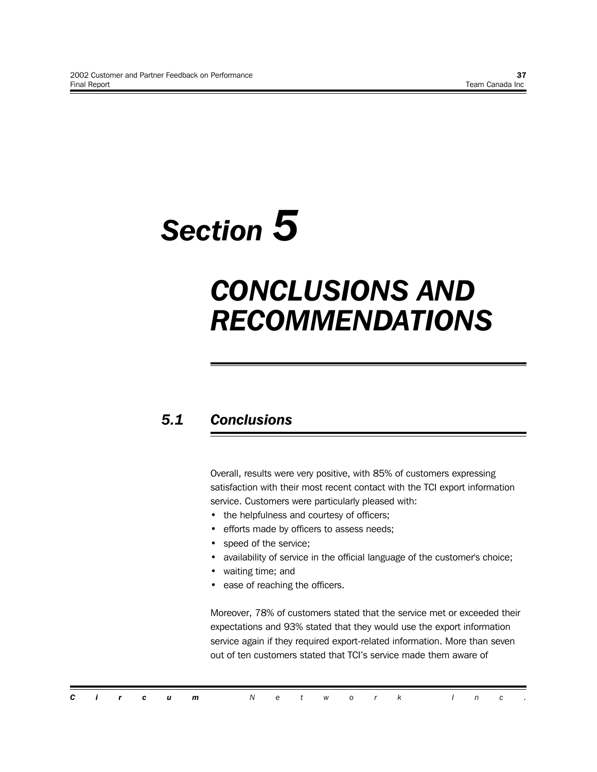# Section 5

# CONCLUSIONS AND RECOMMENDATIONS

## 5.1 Conclusions

Overall, results were very positive, with 85% of customers expressing satisfaction with their most recent contact with the TCI export information service. Customers were particularly pleased with:

- the helpfulness and courtesy of officers;
- efforts made by officers to assess needs;
- speed of the service;
- availability of service in the official language of the customer's choice;
- waiting time; and
- ease of reaching the officers.

Moreover, 78% of customers stated that the service met or exceeded their expectations and 93% stated that they would use the export information service again if they required export-related information. More than seven out of ten customers stated that TCI's service made them aware of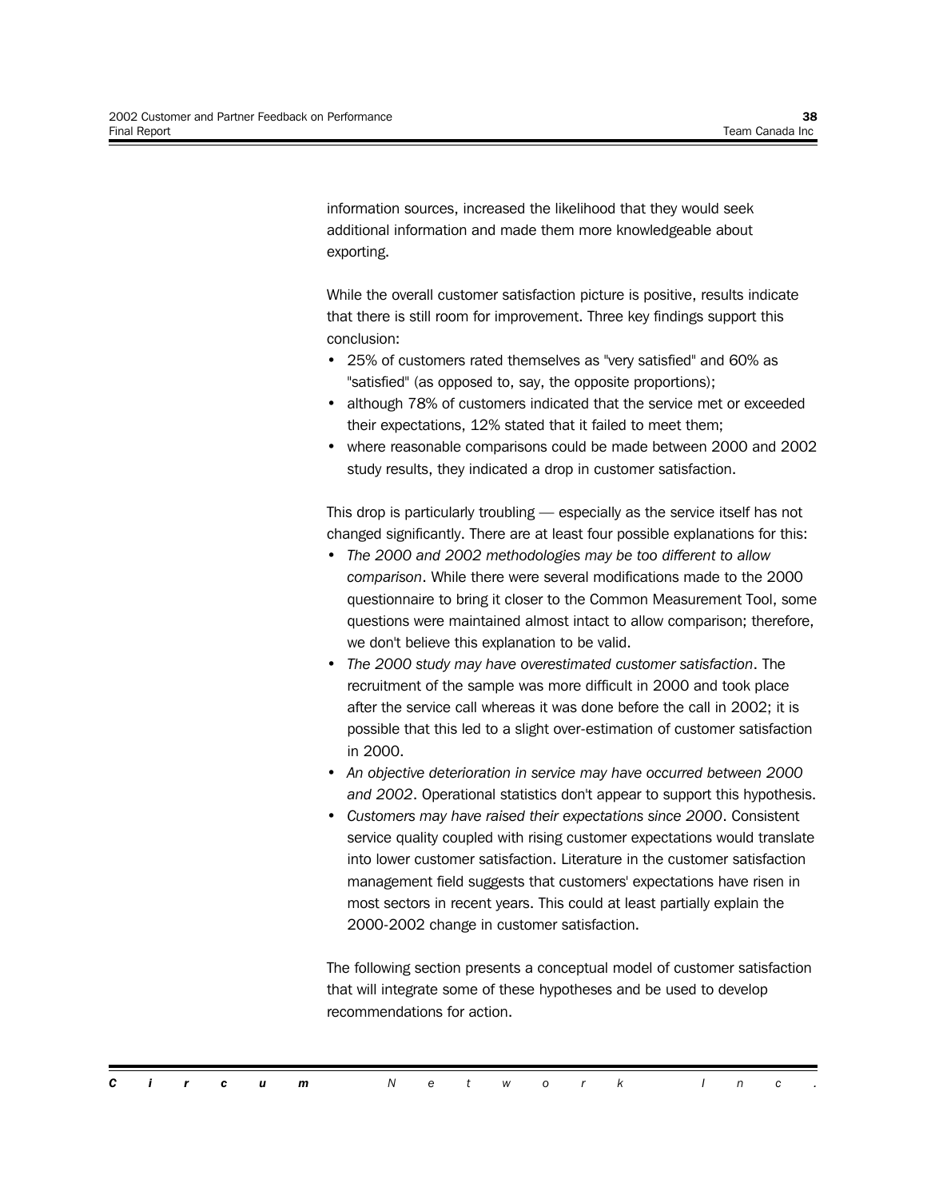information sources, increased the likelihood that they would seek additional information and made them more knowledgeable about exporting.

While the overall customer satisfaction picture is positive, results indicate that there is still room for improvement. Three key findings support this conclusion:

- 25% of customers rated themselves as "very satisfied" and 60% as "satisfied" (as opposed to, say, the opposite proportions);
- although 78% of customers indicated that the service met or exceeded their expectations, 12% stated that it failed to meet them;
- where reasonable comparisons could be made between 2000 and 2002 study results, they indicated a drop in customer satisfaction.

This drop is particularly troubling — especially as the service itself has not changed significantly. There are at least four possible explanations for this:

- *The 2000 and 2002 methodologies may be too different to allow comparison*. While there were several modifications made to the 2000 questionnaire to bring it closer to the Common Measurement Tool, some questions were maintained almost intact to allow comparison; therefore, we don't believe this explanation to be valid.
- *The 2000 study may have overestimated customer satisfaction*. The recruitment of the sample was more difficult in 2000 and took place after the service call whereas it was done before the call in 2002; it is possible that this led to a slight over-estimation of customer satisfaction in 2000.
- *An objective deterioration in service may have occurred between 2000 and 2002*. Operational statistics don't appear to support this hypothesis.
- *Customers may have raised their expectations since 2000*. Consistent service quality coupled with rising customer expectations would translate into lower customer satisfaction. Literature in the customer satisfaction management field suggests that customers' expectations have risen in most sectors in recent years. This could at least partially explain the 2000-2002 change in customer satisfaction.

The following section presents a conceptual model of customer satisfaction that will integrate some of these hypotheses and be used to develop recommendations for action.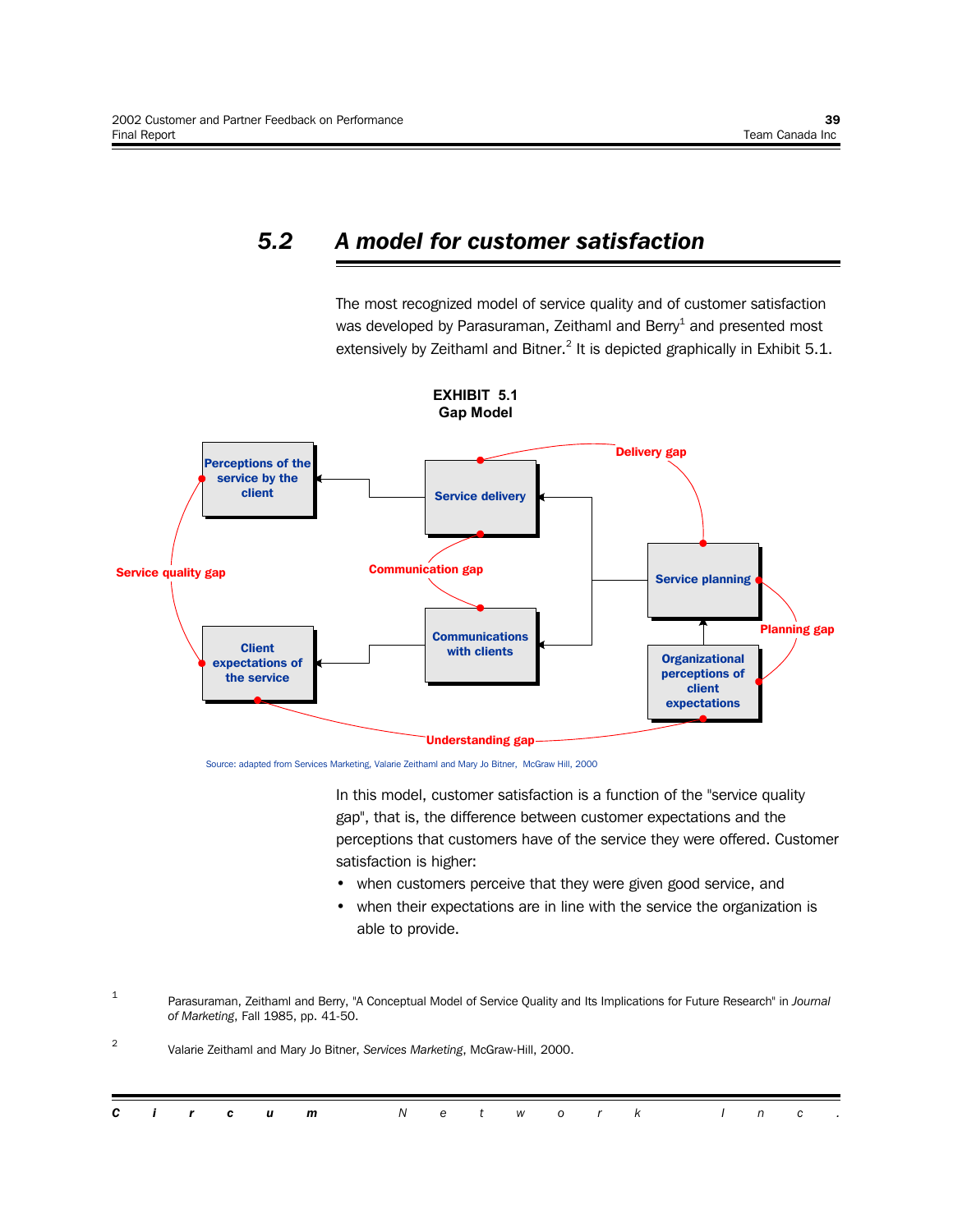## 5.2 A model for customer satisfaction

The most recognized model of service quality and of customer satisfaction was developed by Parasuraman, Zeithaml and Berry[1] and presented most extensively by Zeithaml and Bitner.[2] It is depicted graphically in Exhibit 5.1.

**EXHIBIT 5.1**
**Gap Model**

Perceptions of the service by the client

Service delivery

Delivery gap

Service quality gap

Communication gap

Service planning

Planning gap

Client expectations of the service

Communications with clients

Organizational perceptions of client expectations

Understanding gap

Source: adapted from Services Marketing, Valarie Zeithaml and Mary Jo Bitner, McGraw Hill, 2000

In this model, customer satisfaction is a function of the "service quality gap", that is, the difference between customer expectations and the perceptions that customers have of the service they were offered. Customer satisfaction is higher:

- when customers perceive that they were given good service, and
- when their expectations are in line with the service the organization is able to provide.

---

1 Parasuraman, Zeithaml and Berry, "A Conceptual Model of Service Quality and Its Implications for Future Research" in *Journal of Marketing*, Fall 1985, pp. 41-50.

2 Valarie Zeithaml and Mary Jo Bitner, *Services Marketing*, McGraw-Hill, 2000.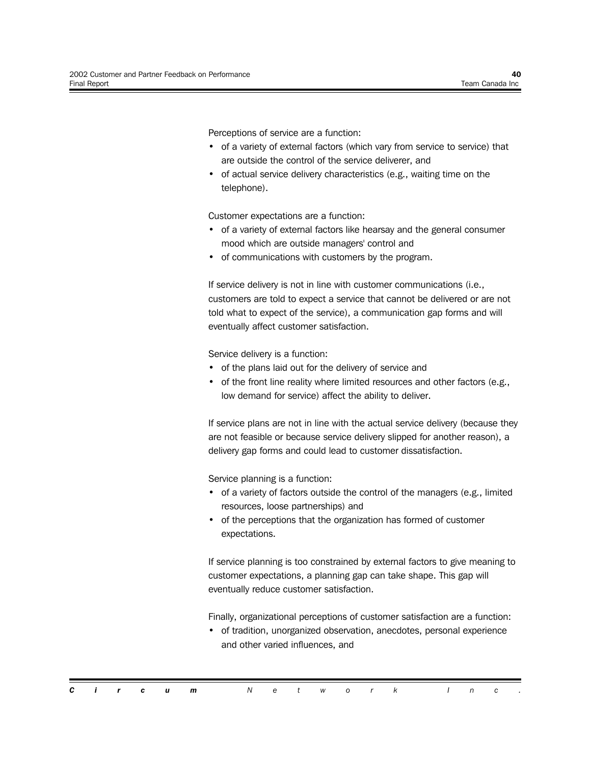Perceptions of service are a function:

- of a variety of external factors (which vary from service to service) that are outside the control of the service deliverer, and
- of actual service delivery characteristics (e.g., waiting time on the telephone).

Customer expectations are a function:

- of a variety of external factors like hearsay and the general consumer mood which are outside managers' control and
- of communications with customers by the program.

If service delivery is not in line with customer communications (i.e., customers are told to expect a service that cannot be delivered or are not told what to expect of the service), a communication gap forms and will eventually affect customer satisfaction.

Service delivery is a function:

- of the plans laid out for the delivery of service and
- of the front line reality where limited resources and other factors (e.g., low demand for service) affect the ability to deliver.

If service plans are not in line with the actual service delivery (because they are not feasible or because service delivery slipped for another reason), a delivery gap forms and could lead to customer dissatisfaction.

Service planning is a function:

- of a variety of factors outside the control of the managers (e.g., limited resources, loose partnerships) and
- of the perceptions that the organization has formed of customer expectations.

If service planning is too constrained by external factors to give meaning to customer expectations, a planning gap can take shape. This gap will eventually reduce customer satisfaction.

Finally, organizational perceptions of customer satisfaction are a function:

- of tradition, unorganized observation, anecdotes, personal experience and other varied influences, and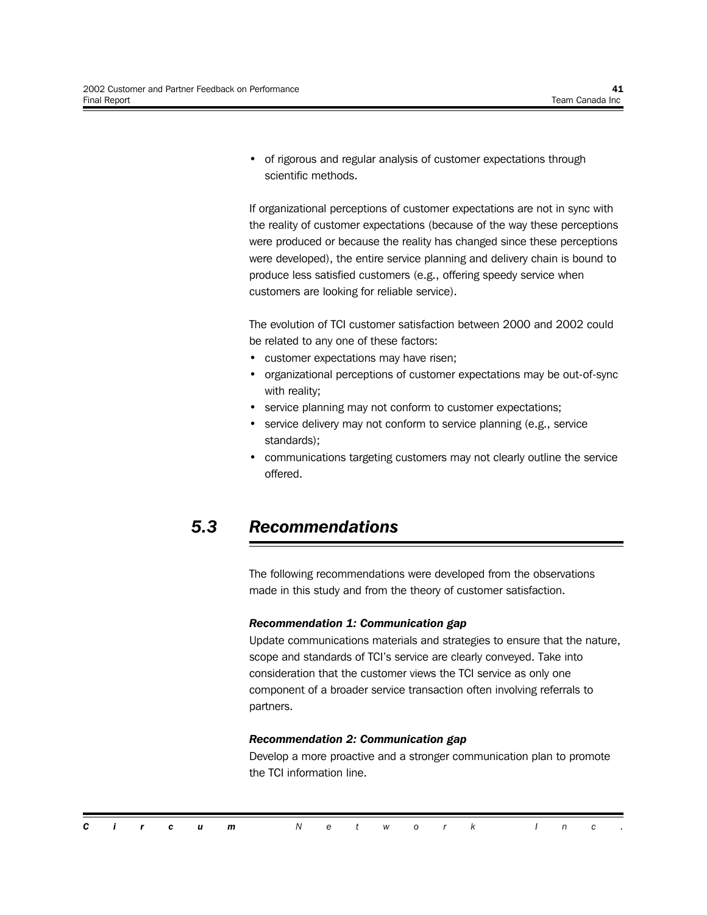- of rigorous and regular analysis of customer expectations through scientific methods.

If organizational perceptions of customer expectations are not in sync with the reality of customer expectations (because of the way these perceptions were produced or because the reality has changed since these perceptions were developed), the entire service planning and delivery chain is bound to produce less satisfied customers (e.g., offering speedy service when customers are looking for reliable service).

The evolution of TCI customer satisfaction between 2000 and 2002 could be related to any one of these factors:

- customer expectations may have risen;
- organizational perceptions of customer expectations may be out-of-sync with reality;
- service planning may not conform to customer expectations;
- service delivery may not conform to service planning (e.g., service standards);
- communications targeting customers may not clearly outline the service offered.

## *5.3 Recommendations*

The following recommendations were developed from the observations made in this study and from the theory of customer satisfaction.

***Recommendation 1: Communication gap***

Update communications materials and strategies to ensure that the nature, scope and standards of TCI's service are clearly conveyed. Take into consideration that the customer views the TCI service as only one component of a broader service transaction often involving referrals to partners.

***Recommendation 2: Communication gap***

Develop a more proactive and a stronger communication plan to promote the TCI information line.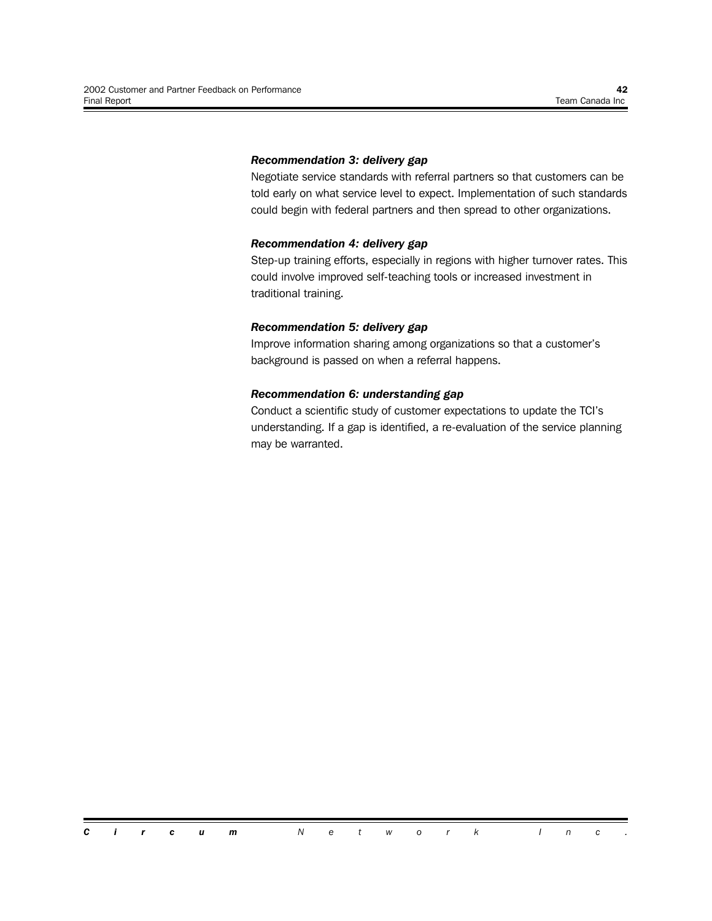***Recommendation 3: delivery gap***

Negotiate service standards with referral partners so that customers can be told early on what service level to expect. Implementation of such standards could begin with federal partners and then spread to other organizations.

***Recommendation 4: delivery gap***

Step-up training efforts, especially in regions with higher turnover rates. This could involve improved self-teaching tools or increased investment in traditional training.

***Recommendation 5: delivery gap***

Improve information sharing among organizations so that a customer's background is passed on when a referral happens.

***Recommendation 6: understanding gap***

Conduct a scientific study of customer expectations to update the TCI's understanding. If a gap is identified, a re-evaluation of the service planning may be warranted.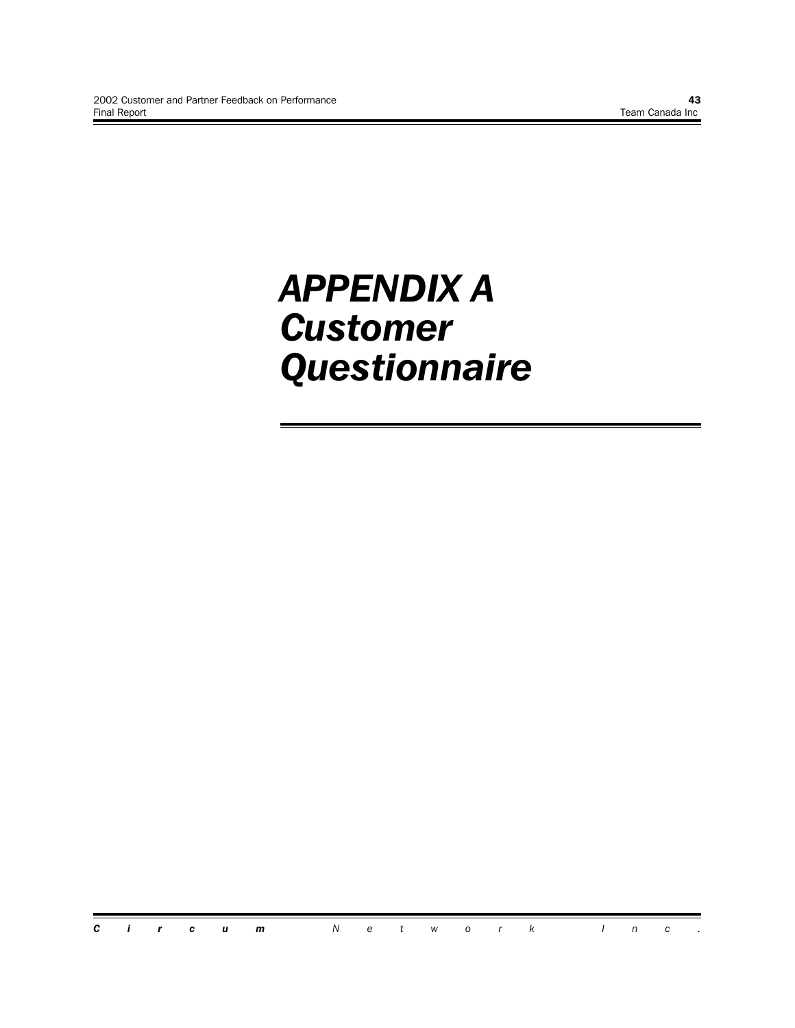# APPENDIX A
# Customer Questionnaire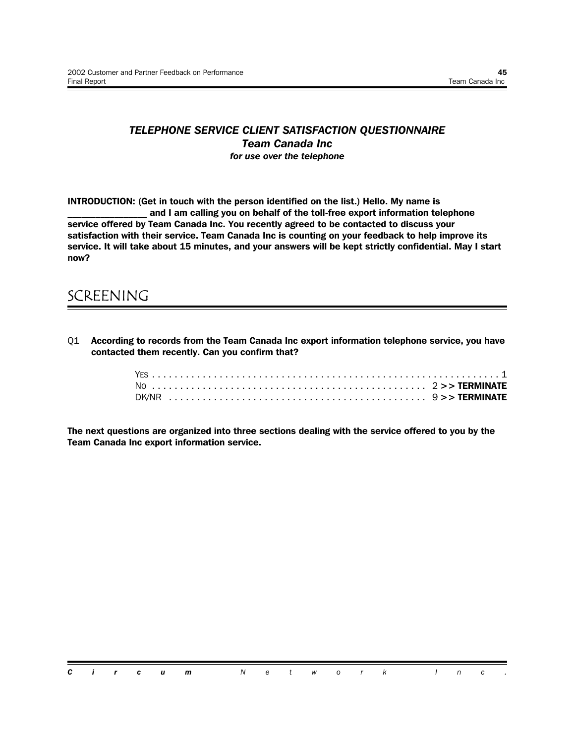### *TELEPHONE SERVICE CLIENT SATISFACTION QUESTIONNAIRE*
### *Team Canada Inc*
***for use over the telephone***

**INTRODUCTION: (Get in touch with the person identified on the list.) Hello. My name is _______________ and I am calling you on behalf of the toll-free export information telephone service offered by Team Canada Inc. You recently agreed to be contacted to discuss your satisfaction with their service. Team Canada Inc is counting on your feedback to help improve its service. It will take about 15 minutes, and your answers will be kept strictly confidential. May I start now?**

## SCREENING

Q1 **According to records from the Team Canada Inc export information telephone service, you have contacted them recently. Can you confirm that?**

YES . . . . . . . . . . . . . . . . . . . . . . . . . . . . . . . . . . . . . . . . . . . . . . . . . . . . . . . . . . . . 1
NO . . . . . . . . . . . . . . . . . . . . . . . . . . . . . . . . . . . . . . . . . . . . . . . . . 2 >> **TERMINATE**
DK/NR . . . . . . . . . . . . . . . . . . . . . . . . . . . . . . . . . . . . . . . . . . . . . 9 >> **TERMINATE**

**The next questions are organized into three sections dealing with the service offered to you by the Team Canada Inc export information service.**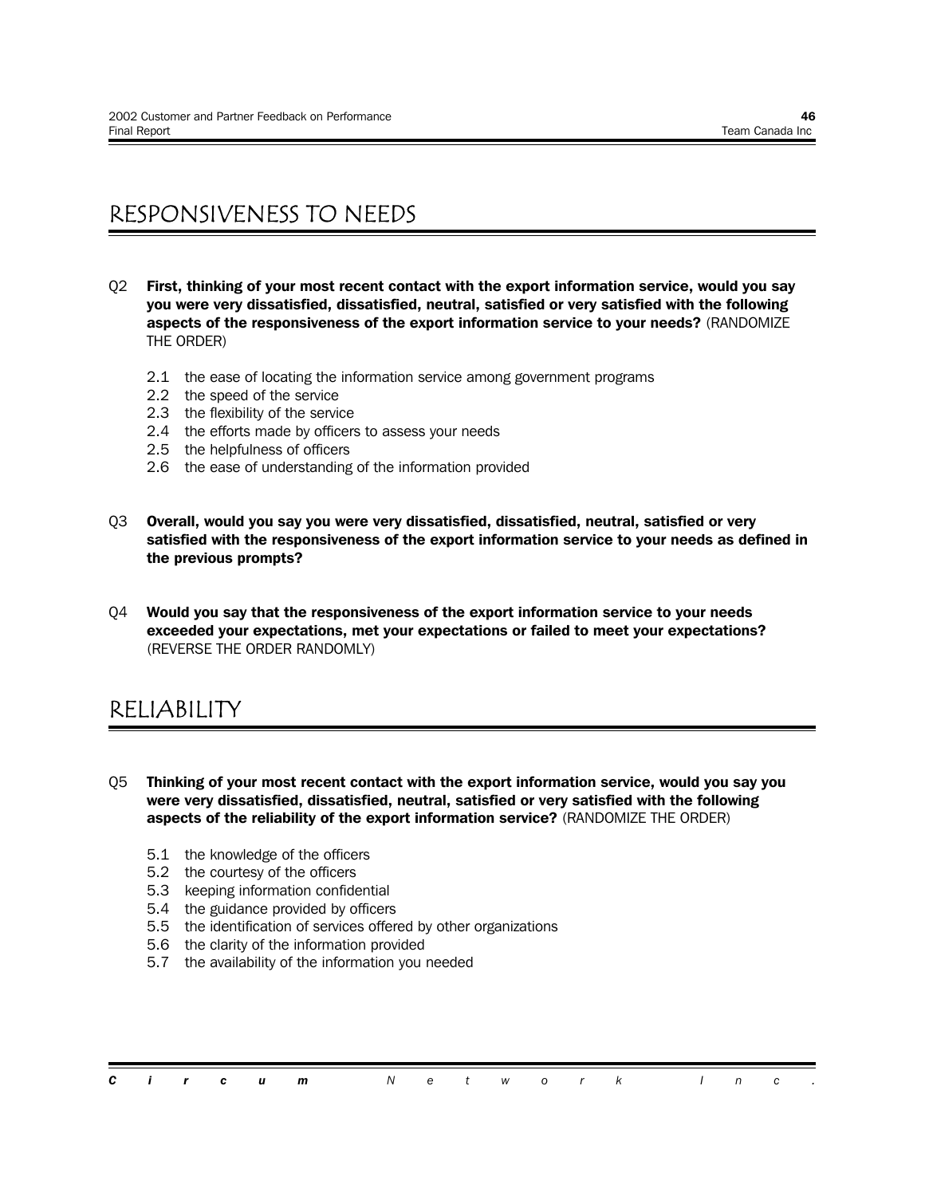## RESPONSIVENESS TO NEEDS

Q2 **First, thinking of your most recent contact with the export information service, would you say you were very dissatisfied, dissatisfied, neutral, satisfied or very satisfied with the following aspects of the responsiveness of the export information service to your needs?** (RANDOMIZE THE ORDER)

- 2.1 the ease of locating the information service among government programs
- 2.2 the speed of the service
- 2.3 the flexibility of the service
- 2.4 the efforts made by officers to assess your needs
- 2.5 the helpfulness of officers
- 2.6 the ease of understanding of the information provided

Q3 **Overall, would you say you were very dissatisfied, dissatisfied, neutral, satisfied or very satisfied with the responsiveness of the export information service to your needs as defined in the previous prompts?**

Q4 **Would you say that the responsiveness of the export information service to your needs exceeded your expectations, met your expectations or failed to meet your expectations?** (REVERSE THE ORDER RANDOMLY)

## RELIABILITY

Q5 **Thinking of your most recent contact with the export information service, would you say you were very dissatisfied, dissatisfied, neutral, satisfied or very satisfied with the following aspects of the reliability of the export information service?** (RANDOMIZE THE ORDER)

- 5.1 the knowledge of the officers
- 5.2 the courtesy of the officers
- 5.3 keeping information confidential
- 5.4 the guidance provided by officers
- 5.5 the identification of services offered by other organizations
- 5.6 the clarity of the information provided
- 5.7 the availability of the information you needed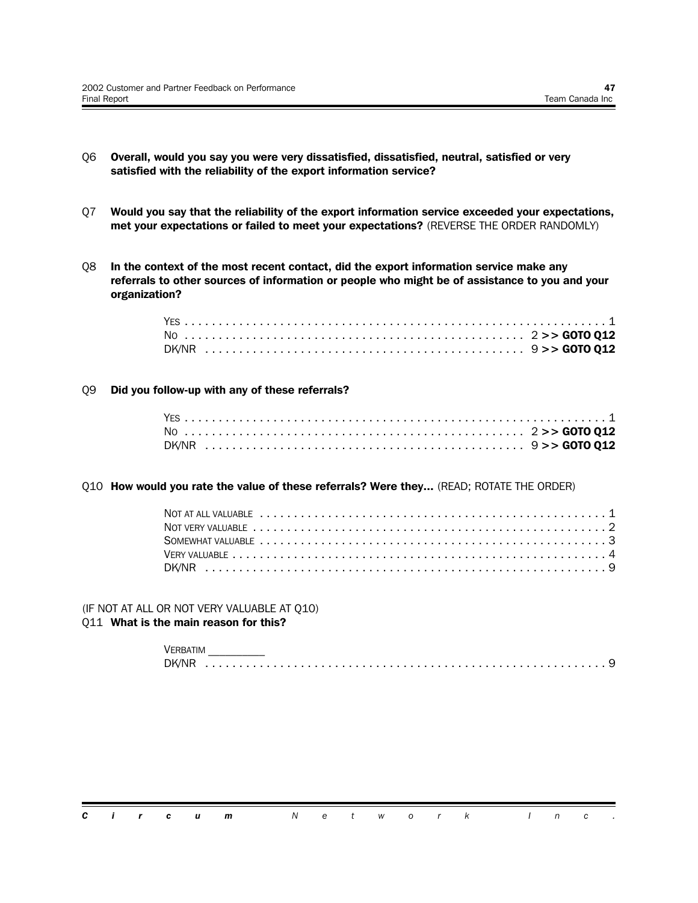Q6 **Overall, would you say you were very dissatisfied, dissatisfied, neutral, satisfied or very satisfied with the reliability of the export information service?**

Q7 **Would you say that the reliability of the export information service exceeded your expectations, met your expectations or failed to meet your expectations?** (REVERSE THE ORDER RANDOMLY)

Q8 **In the context of the most recent contact, did the export information service make any referrals to other sources of information or people who might be of assistance to you and your organization?**

YES . . . . . . . . . . . . . . . . . . . . . . . . . . . . . . . . . . . . . . . . . . . . . . . . . . . . . . . . . . . . 1
NO . . . . . . . . . . . . . . . . . . . . . . . . . . . . . . . . . . . . . . . . . . . . . . . . 2 >> **GOTO Q12**
DK/NR . . . . . . . . . . . . . . . . . . . . . . . . . . . . . . . . . . . . . . . . . . . . . 9 >> **GOTO Q12**

Q9 **Did you follow-up with any of these referrals?**

YES . . . . . . . . . . . . . . . . . . . . . . . . . . . . . . . . . . . . . . . . . . . . . . . . . . . . . . . . . . . . 1
NO . . . . . . . . . . . . . . . . . . . . . . . . . . . . . . . . . . . . . . . . . . . . . . . . 2 >> **GOTO Q12**
DK/NR . . . . . . . . . . . . . . . . . . . . . . . . . . . . . . . . . . . . . . . . . . . . . 9 >> **GOTO Q12**

Q10 **How would you rate the value of these referrals? Were they...** (READ; ROTATE THE ORDER)

NOT AT ALL VALUABLE . . . . . . . . . . . . . . . . . . . . . . . . . . . . . . . . . . . . . . . . . . . . . . . . . . 1
NOT VERY VALUABLE . . . . . . . . . . . . . . . . . . . . . . . . . . . . . . . . . . . . . . . . . . . . . . . . . . . 2
SOMEWHAT VALUABLE . . . . . . . . . . . . . . . . . . . . . . . . . . . . . . . . . . . . . . . . . . . . . . . . . . 3
VERY VALUABLE . . . . . . . . . . . . . . . . . . . . . . . . . . . . . . . . . . . . . . . . . . . . . . . . . . . . . . . 4
DK/NR . . . . . . . . . . . . . . . . . . . . . . . . . . . . . . . . . . . . . . . . . . . . . . . . . . . . . . . . . . . 9

(IF NOT AT ALL OR NOT VERY VALUABLE AT Q10)
Q11 **What is the main reason for this?**

VERBATIM __________
DK/NR . . . . . . . . . . . . . . . . . . . . . . . . . . . . . . . . . . . . . . . . . . . . . . . . . . . . . . . . . . . 9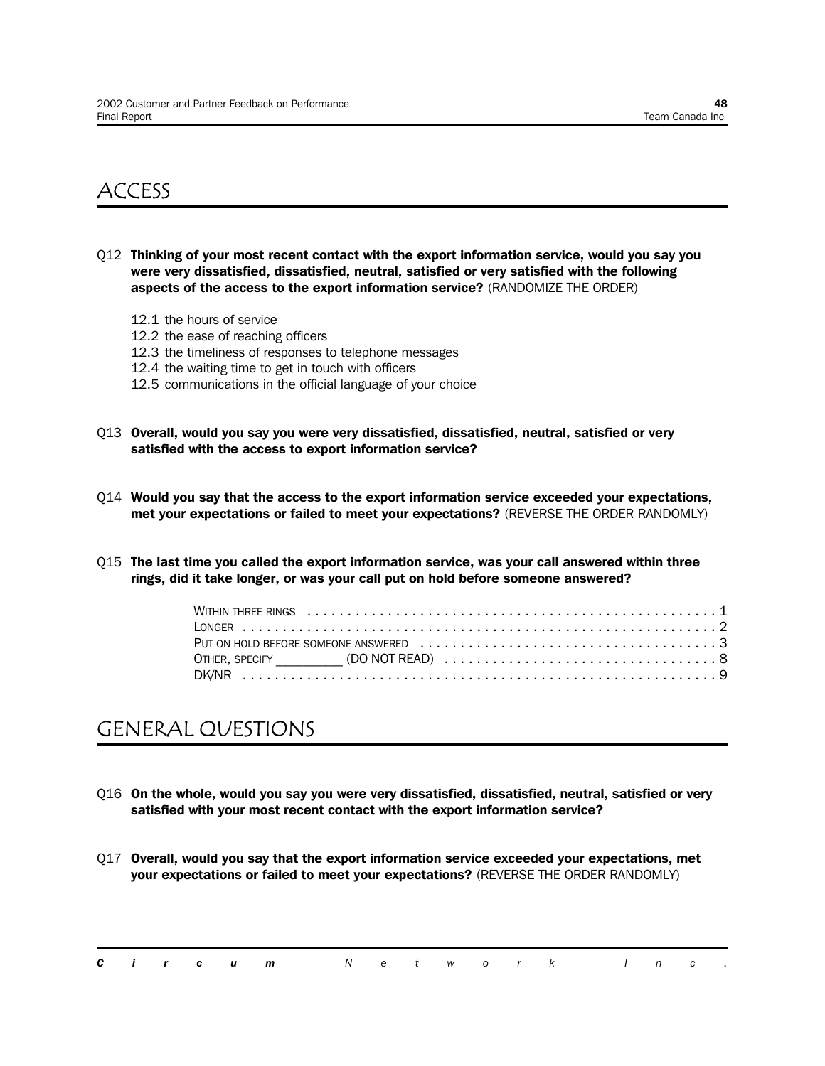## ACCESS

Q12 **Thinking of your most recent contact with the export information service, would you say you were very dissatisfied, dissatisfied, neutral, satisfied or very satisfied with the following aspects of the access to the export information service?** (RANDOMIZE THE ORDER)

12.1 the hours of service
12.2 the ease of reaching officers
12.3 the timeliness of responses to telephone messages
12.4 the waiting time to get in touch with officers
12.5 communications in the official language of your choice

Q13 **Overall, would you say you were very dissatisfied, dissatisfied, neutral, satisfied or very satisfied with the access to export information service?**

Q14 **Would you say that the access to the export information service exceeded your expectations, met your expectations or failed to meet your expectations?** (REVERSE THE ORDER RANDOMLY)

Q15 **The last time you called the export information service, was your call answered within three rings, did it take longer, or was your call put on hold before someone answered?**

WITHIN THREE RINGS . . . . . . . . . . . . . . . . . . . . . . . . . . . . . . . . . . . . . . . . . . . . . . . 1
LONGER . . . . . . . . . . . . . . . . . . . . . . . . . . . . . . . . . . . . . . . . . . . . . . . . . . . . . . 2
PUT ON HOLD BEFORE SOMEONE ANSWERED . . . . . . . . . . . . . . . . . . . . . . . . . . . . . . . . . 3
OTHER, SPECIFY _________ (DO NOT READ) . . . . . . . . . . . . . . . . . . . . . . . . . . . . . . . . 8
DK/NR . . . . . . . . . . . . . . . . . . . . . . . . . . . . . . . . . . . . . . . . . . . . . . . . . . . . . . . 9

## GENERAL QUESTIONS

Q16 **On the whole, would you say you were very dissatisfied, dissatisfied, neutral, satisfied or very satisfied with your most recent contact with the export information service?**

Q17 **Overall, would you say that the export information service exceeded your expectations, met your expectations or failed to meet your expectations?** (REVERSE THE ORDER RANDOMLY)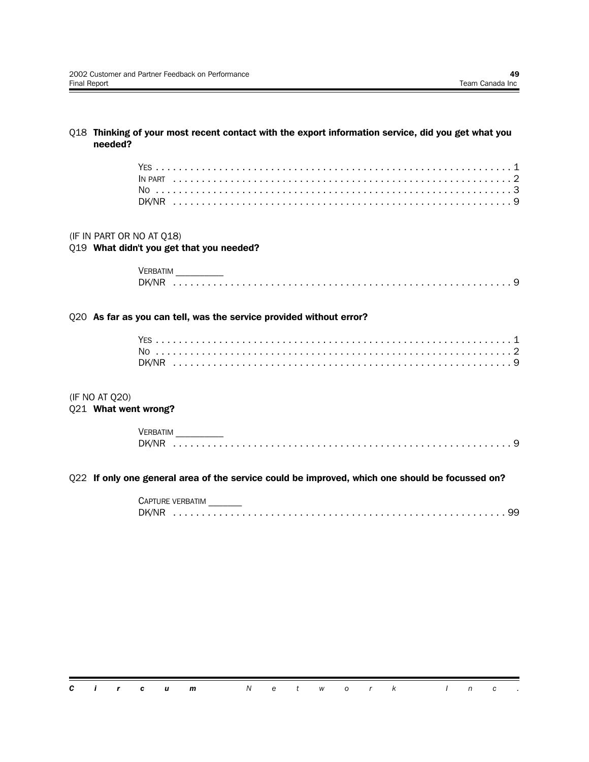Q18 **Thinking of your most recent contact with the export information service, did you get what you needed?**

YES . . . . . . . . . . . . . . . . . . . . . . . . . . . . . . . . . . . . . . . . . . . . . . . . . . . . . . . . . . . 1
IN PART . . . . . . . . . . . . . . . . . . . . . . . . . . . . . . . . . . . . . . . . . . . . . . . . . . . . . . . . . . 2
NO . . . . . . . . . . . . . . . . . . . . . . . . . . . . . . . . . . . . . . . . . . . . . . . . . . . . . . . . . . . . . 3
DK/NR . . . . . . . . . . . . . . . . . . . . . . . . . . . . . . . . . . . . . . . . . . . . . . . . . . . . . . . . . . . 9

(IF IN PART OR NO AT Q18)
Q19 **What didn't you get that you needed?**

VERBATIM __________
DK/NR . . . . . . . . . . . . . . . . . . . . . . . . . . . . . . . . . . . . . . . . . . . . . . . . . . . . . . . . . . . 9

Q20 **As far as you can tell, was the service provided without error?**

YES . . . . . . . . . . . . . . . . . . . . . . . . . . . . . . . . . . . . . . . . . . . . . . . . . . . . . . . . . . . . 1
NO . . . . . . . . . . . . . . . . . . . . . . . . . . . . . . . . . . . . . . . . . . . . . . . . . . . . . . . . . . . . . 2
DK/NR . . . . . . . . . . . . . . . . . . . . . . . . . . . . . . . . . . . . . . . . . . . . . . . . . . . . . . . . . . . 9

(IF NO AT Q20)
Q21 **What went wrong?**

VERBATIM __________
DK/NR . . . . . . . . . . . . . . . . . . . . . . . . . . . . . . . . . . . . . . . . . . . . . . . . . . . . . . . . . . . 9

Q22 **If only one general area of the service could be improved, which one should be focussed on?**

CAPTURE VERBATIM _______
DK/NR . . . . . . . . . . . . . . . . . . . . . . . . . . . . . . . . . . . . . . . . . . . . . . . . . . . . . . . . . . 99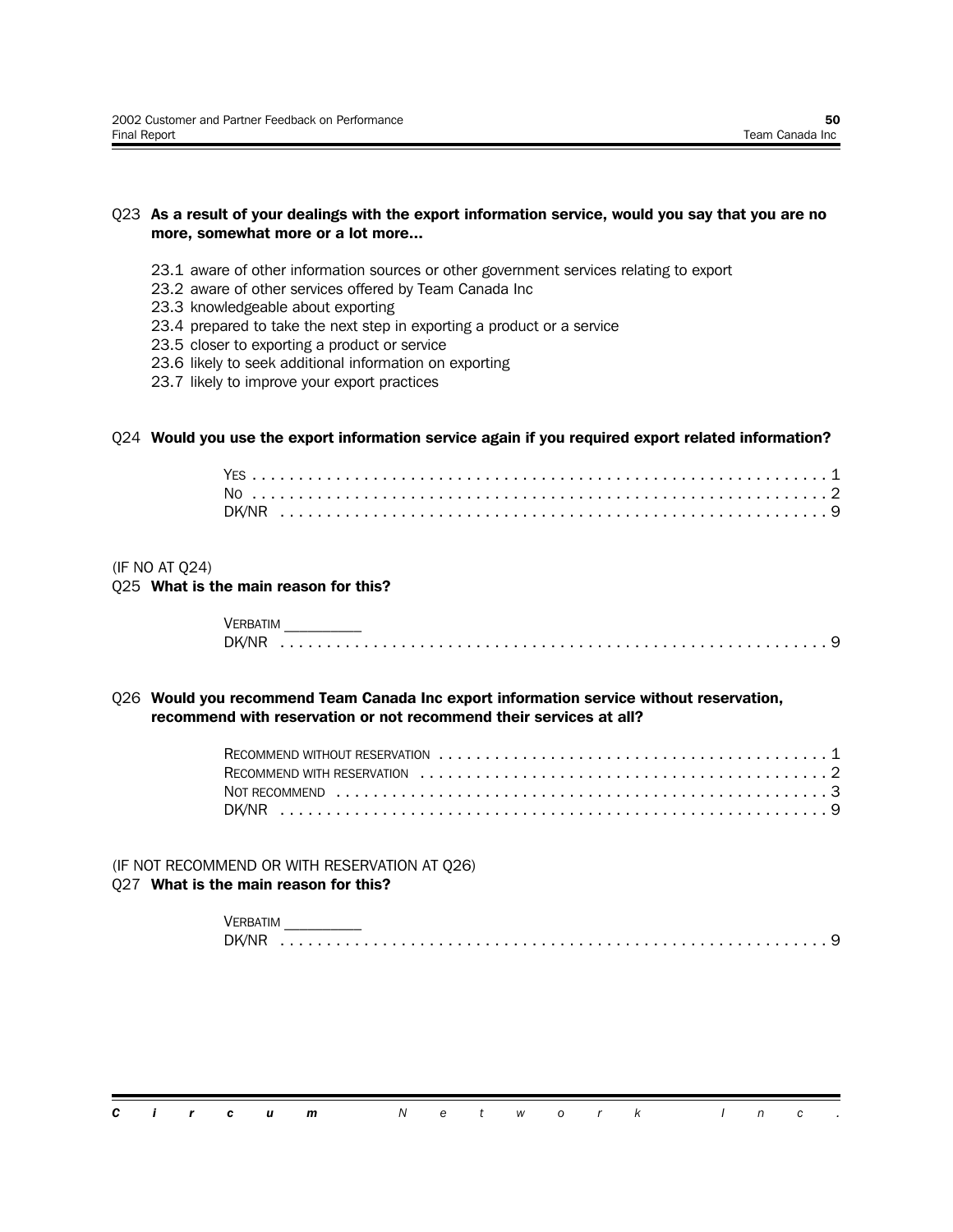Q23 **As a result of your dealings with the export information service, would you say that you are no more, somewhat more or a lot more…**

23.1 aware of other information sources or other government services relating to export
23.2 aware of other services offered by Team Canada Inc
23.3 knowledgeable about exporting
23.4 prepared to take the next step in exporting a product or a service
23.5 closer to exporting a product or service
23.6 likely to seek additional information on exporting
23.7 likely to improve your export practices

Q24 **Would you use the export information service again if you required export related information?**

YES . . . . . . . . . . . . . . . . . . . . . . . . . . . . . . . . . . . . . . . . . . . . . . . . . . . . . . . . . . . . 1
NO . . . . . . . . . . . . . . . . . . . . . . . . . . . . . . . . . . . . . . . . . . . . . . . . . . . . . . . . . . . . 2
DK/NR . . . . . . . . . . . . . . . . . . . . . . . . . . . . . . . . . . . . . . . . . . . . . . . . . . . . . . . . . . . 9

(IF NO AT Q24)
Q25 **What is the main reason for this?**

VERBATIM __________
DK/NR . . . . . . . . . . . . . . . . . . . . . . . . . . . . . . . . . . . . . . . . . . . . . . . . . . . . . . . . . . . 9

Q26 **Would you recommend Team Canada Inc export information service without reservation, recommend with reservation or not recommend their services at all?**

RECOMMEND WITHOUT RESERVATION . . . . . . . . . . . . . . . . . . . . . . . . . . . . . . . . . . . . . . . . . 1
RECOMMEND WITH RESERVATION . . . . . . . . . . . . . . . . . . . . . . . . . . . . . . . . . . . . . . . . . . . 2
NOT RECOMMEND . . . . . . . . . . . . . . . . . . . . . . . . . . . . . . . . . . . . . . . . . . . . . . . . . . . . 3
DK/NR . . . . . . . . . . . . . . . . . . . . . . . . . . . . . . . . . . . . . . . . . . . . . . . . . . . . . . . . . . . 9

(IF NOT RECOMMEND OR WITH RESERVATION AT Q26)
Q27 **What is the main reason for this?**

VERBATIM __________
DK/NR . . . . . . . . . . . . . . . . . . . . . . . . . . . . . . . . . . . . . . . . . . . . . . . . . . . . . . . . . . . 9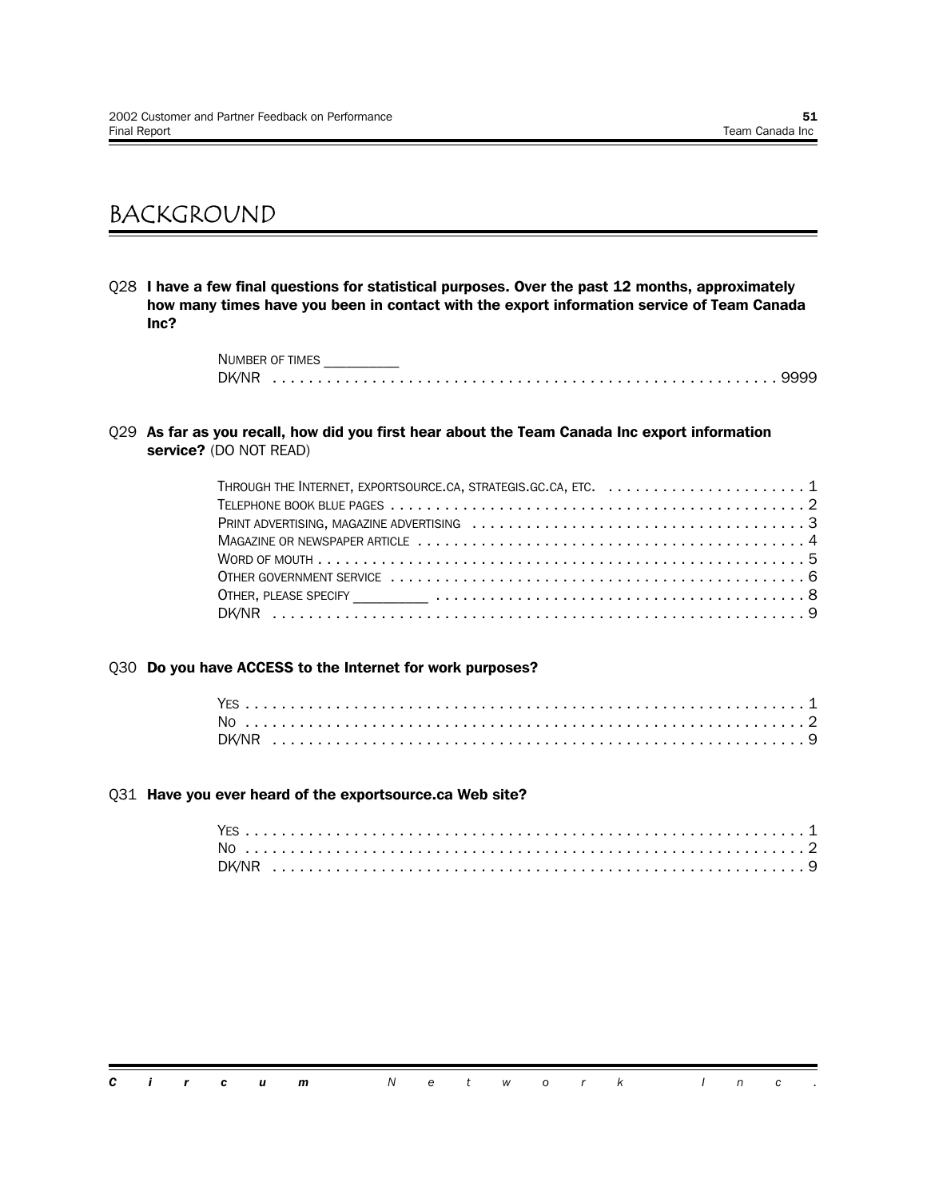# BACKGROUND

Q28 **I have a few final questions for statistical purposes. Over the past 12 months, approximately how many times have you been in contact with the export information service of Team Canada Inc?**

NUMBER OF TIMES _________
DK/NR . . . . . . . . . . . . . . . . . . . . . . . . . . . . . . . . . . . . . . . . . . . . . . . . . . . . . 9999

Q29 **As far as you recall, how did you first hear about the Team Canada Inc export information service?** (DO NOT READ)

THROUGH THE INTERNET, EXPORTSOURCE.CA, STRATEGIS.GC.CA, ETC. . . . . . . . . . . . . . . . . . . . . . . 1
TELEPHONE BOOK BLUE PAGES . . . . . . . . . . . . . . . . . . . . . . . . . . . . . . . . . . . . . . . . . . . . . 2
PRINT ADVERTISING, MAGAZINE ADVERTISING . . . . . . . . . . . . . . . . . . . . . . . . . . . . . . . . . . . . 3
MAGAZINE OR NEWSPAPER ARTICLE . . . . . . . . . . . . . . . . . . . . . . . . . . . . . . . . . . . . . . . . . . 4
WORD OF MOUTH . . . . . . . . . . . . . . . . . . . . . . . . . . . . . . . . . . . . . . . . . . . . . . . . . . . . . 5
OTHER GOVERNMENT SERVICE . . . . . . . . . . . . . . . . . . . . . . . . . . . . . . . . . . . . . . . . . . . . . 6
OTHER, PLEASE SPECIFY _________ . . . . . . . . . . . . . . . . . . . . . . . . . . . . . . . . . . . . . . . . . 8
DK/NR . . . . . . . . . . . . . . . . . . . . . . . . . . . . . . . . . . . . . . . . . . . . . . . . . . . . . . . . . . . 9

Q30 **Do you have ACCESS to the Internet for work purposes?**

YES . . . . . . . . . . . . . . . . . . . . . . . . . . . . . . . . . . . . . . . . . . . . . . . . . . . . . . . . . . . . . 1
NO . . . . . . . . . . . . . . . . . . . . . . . . . . . . . . . . . . . . . . . . . . . . . . . . . . . . . . . . . . . . . 2
DK/NR . . . . . . . . . . . . . . . . . . . . . . . . . . . . . . . . . . . . . . . . . . . . . . . . . . . . . . . . . . . 9

Q31 **Have you ever heard of the exportsource.ca Web site?**

YES . . . . . . . . . . . . . . . . . . . . . . . . . . . . . . . . . . . . . . . . . . . . . . . . . . . . . . . . . . . . . 1
NO . . . . . . . . . . . . . . . . . . . . . . . . . . . . . . . . . . . . . . . . . . . . . . . . . . . . . . . . . . . . . 2
DK/NR . . . . . . . . . . . . . . . . . . . . . . . . . . . . . . . . . . . . . . . . . . . . . . . . . . . . . . . . . . . 9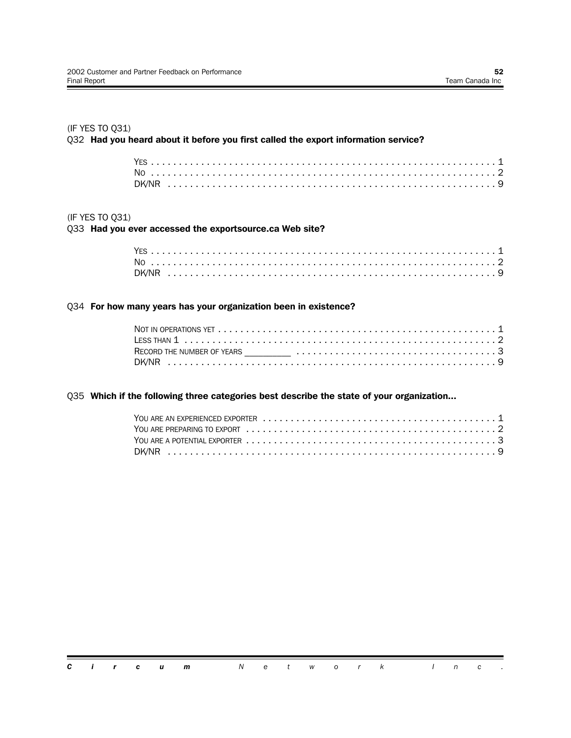(IF YES TO Q31)

Q32 **Had you heard about it before you first called the export information service?**

YES . . . . . . . . . . . . . . . . . . . . . . . . . . . . . . . . . . . . . . . . . . . . . . . . . . . . . . . . . . . . 1
NO . . . . . . . . . . . . . . . . . . . . . . . . . . . . . . . . . . . . . . . . . . . . . . . . . . . . . . . . . . . . 2
DK/NR . . . . . . . . . . . . . . . . . . . . . . . . . . . . . . . . . . . . . . . . . . . . . . . . . . . . . . . . . . 9

(IF YES TO Q31)

Q33 **Had you ever accessed the exportsource.ca Web site?**

YES . . . . . . . . . . . . . . . . . . . . . . . . . . . . . . . . . . . . . . . . . . . . . . . . . . . . . . . . . . . . 1
NO . . . . . . . . . . . . . . . . . . . . . . . . . . . . . . . . . . . . . . . . . . . . . . . . . . . . . . . . . . . . 2
DK/NR . . . . . . . . . . . . . . . . . . . . . . . . . . . . . . . . . . . . . . . . . . . . . . . . . . . . . . . . . . 9

Q34 **For how many years has your organization been in existence?**

NOT IN OPERATIONS YET . . . . . . . . . . . . . . . . . . . . . . . . . . . . . . . . . . . . . . . . . . . . . . . . 1
LESS THAN 1 . . . . . . . . . . . . . . . . . . . . . . . . . . . . . . . . . . . . . . . . . . . . . . . . . . . . . . 2
RECORD THE NUMBER OF YEARS _________ . . . . . . . . . . . . . . . . . . . . . . . . . . . . . . . . . . 3
DK/NR . . . . . . . . . . . . . . . . . . . . . . . . . . . . . . . . . . . . . . . . . . . . . . . . . . . . . . . . . . 9

Q35 **Which if the following three categories best describe the state of your organization...**

YOU ARE AN EXPERIENCED EXPORTER . . . . . . . . . . . . . . . . . . . . . . . . . . . . . . . . . . . . . . . . . 1
YOU ARE PREPARING TO EXPORT . . . . . . . . . . . . . . . . . . . . . . . . . . . . . . . . . . . . . . . . . . . 2
YOU ARE A POTENTIAL EXPORTER . . . . . . . . . . . . . . . . . . . . . . . . . . . . . . . . . . . . . . . . . . . 3
DK/NR . . . . . . . . . . . . . . . . . . . . . . . . . . . . . . . . . . . . . . . . . . . . . . . . . . . . . . . . . . 9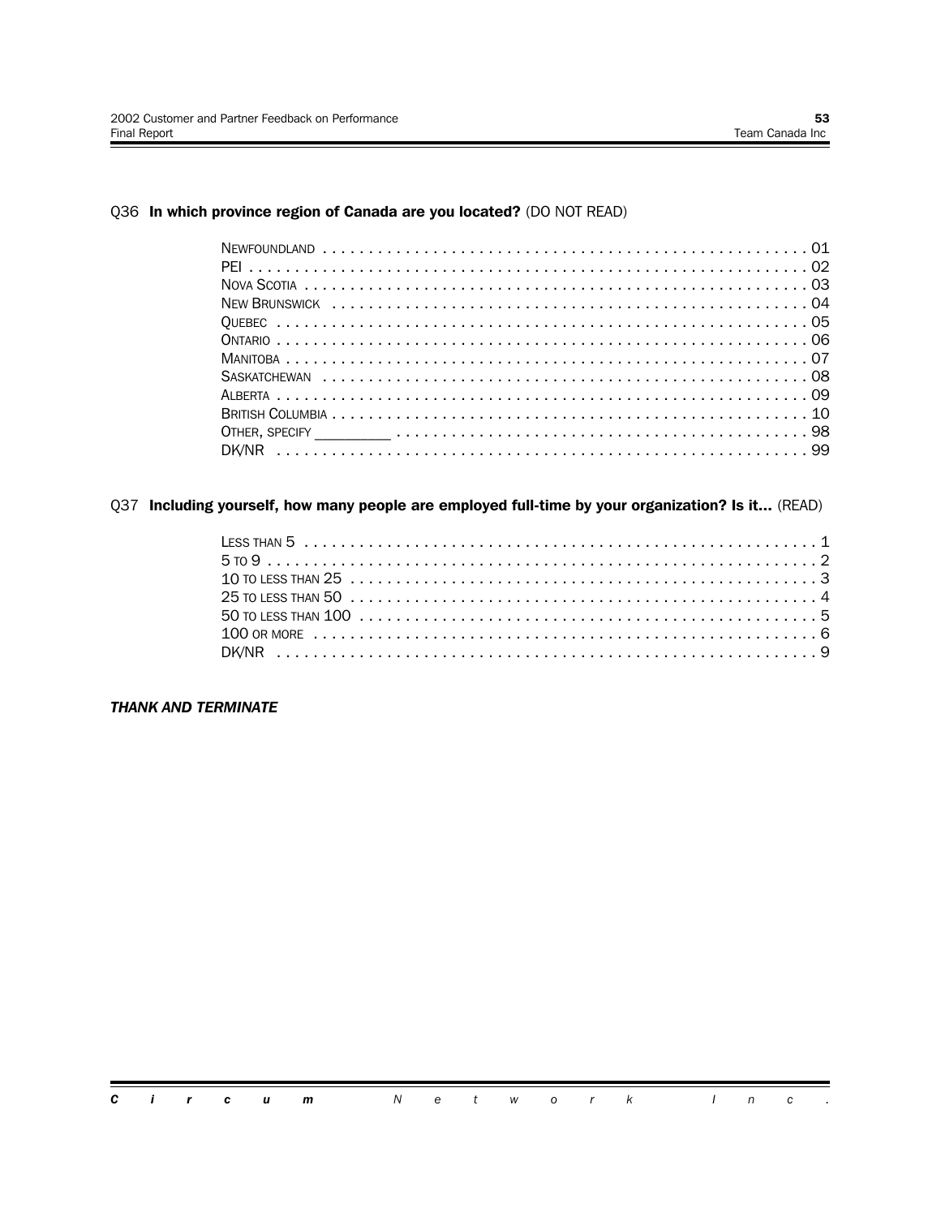Q36 **In which province region of Canada are you located?** (DO NOT READ)

| | |
|---|---|
| NEWFOUNDLAND | 01 |
| PEI | 02 |
| NOVA SCOTIA | 03 |
| NEW BRUNSWICK | 04 |
| QUEBEC | 05 |
| ONTARIO | 06 |
| MANITOBA | 07 |
| SASKATCHEWAN | 08 |
| ALBERTA | 09 |
| BRITISH COLUMBIA | 10 |
| OTHER, SPECIFY _________ | 98 |
| DK/NR | 99 |

Q37 **Including yourself, how many people are employed full-time by your organization? Is it...** (READ)

| | |
|---|---|
| LESS THAN 5 | 1 |
| 5 TO 9 | 2 |
| 10 TO LESS THAN 25 | 3 |
| 25 TO LESS THAN 50 | 4 |
| 50 TO LESS THAN 100 | 5 |
| 100 OR MORE | 6 |
| DK/NR | 9 |

***THANK AND TERMINATE***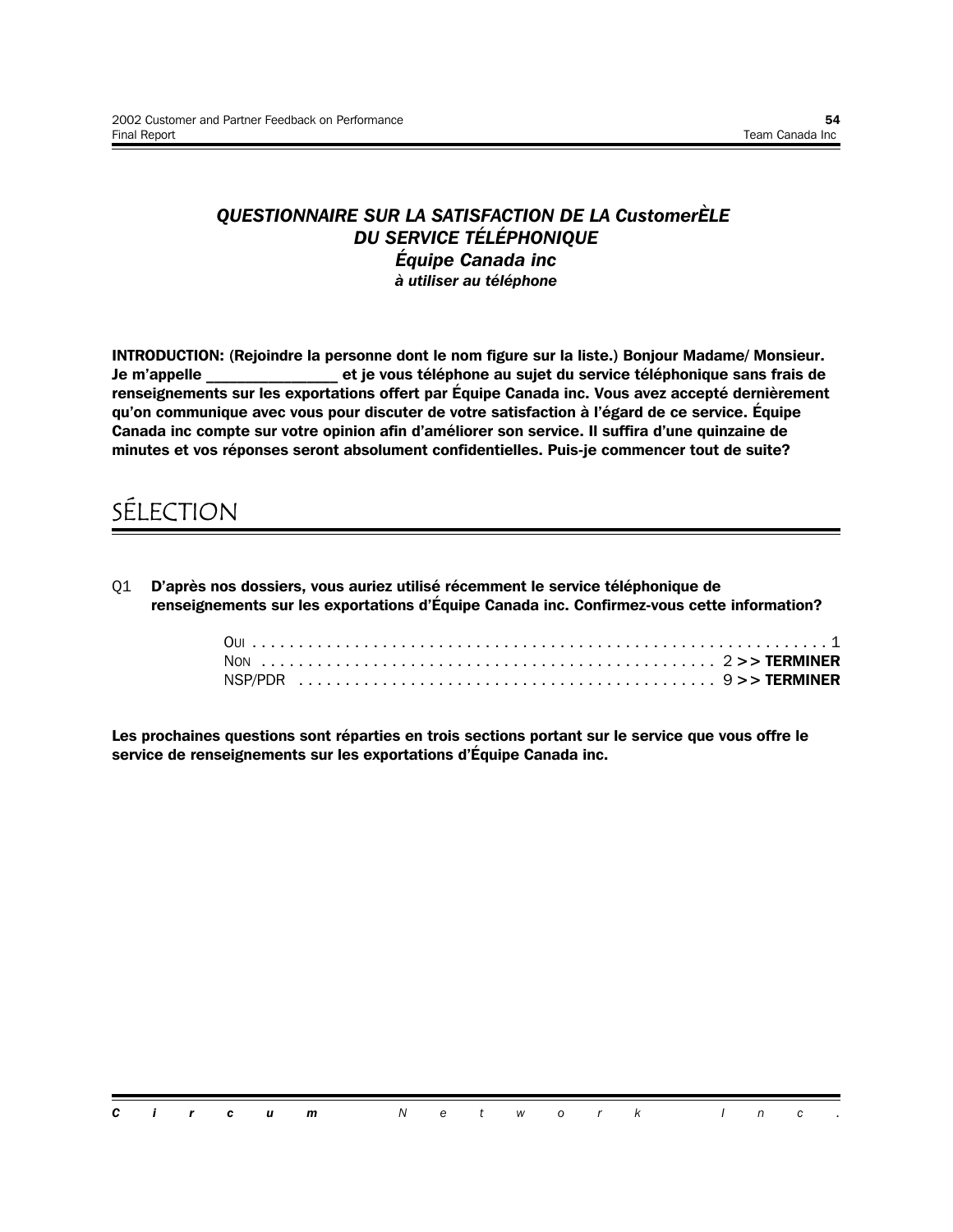***QUESTIONNAIRE SUR LA SATISFACTION DE LA CustomerÈLE***
***DU SERVICE TÉLÉPHONIQUE***
***Équipe Canada inc***
***à utiliser au téléphone***

**INTRODUCTION: (Rejoindre la personne dont le nom figure sur la liste.) Bonjour Madame/ Monsieur. Je m'appelle _______________ et je vous téléphone au sujet du service téléphonique sans frais de renseignements sur les exportations offert par Équipe Canada inc. Vous avez accepté dernièrement qu'on communique avec vous pour discuter de votre satisfaction à l'égard de ce service. Équipe Canada inc compte sur votre opinion afin d'améliorer son service. Il suffira d'une quinzaine de minutes et vos réponses seront absolument confidentielles. Puis-je commencer tout de suite?**

# SÉLECTION

Q1 **D'après nos dossiers, vous auriez utilisé récemment le service téléphonique de renseignements sur les exportations d'Équipe Canada inc. Confirmez-vous cette information?**

OUI .............................................................. 1
NON ................................................ 2 >> **TERMINER**
NSP/PDR ........................................... 9 >> **TERMINER**

**Les prochaines questions sont réparties en trois sections portant sur le service que vous offre le service de renseignements sur les exportations d'Équipe Canada inc.**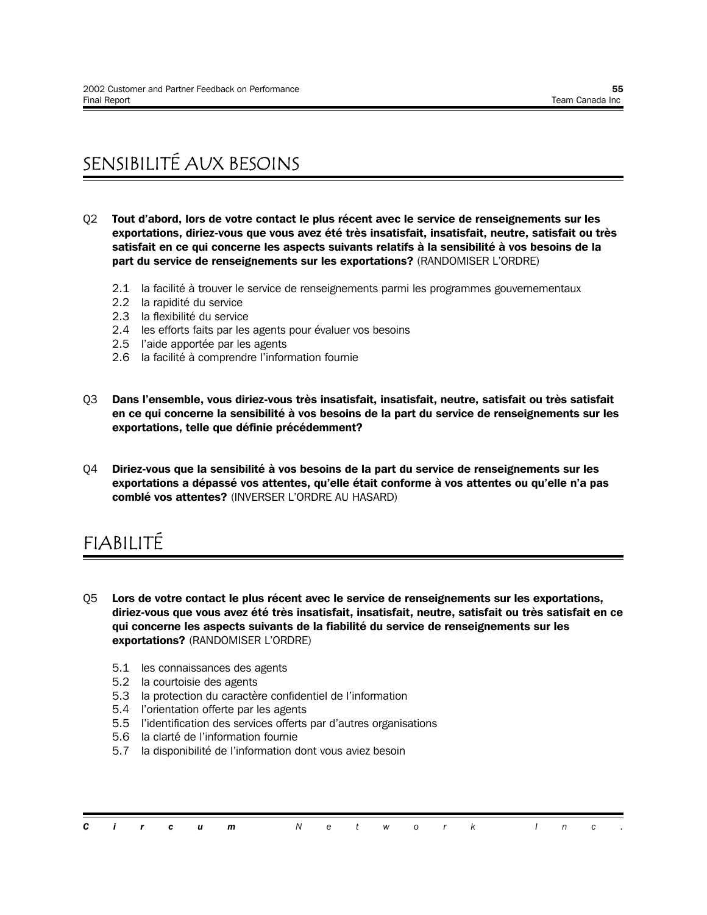## SENSIBILITÉ AUX BESOINS

Q2 **Tout d'abord, lors de votre contact le plus récent avec le service de renseignements sur les exportations, diriez-vous que vous avez été très insatisfait, insatisfait, neutre, satisfait ou très satisfait en ce qui concerne les aspects suivants relatifs à la sensibilité à vos besoins de la part du service de renseignements sur les exportations?** (RANDOMISER L'ORDRE)

- 2.1 la facilité à trouver le service de renseignements parmi les programmes gouvernementaux
- 2.2 la rapidité du service
- 2.3 la flexibilité du service
- 2.4 les efforts faits par les agents pour évaluer vos besoins
- 2.5 l'aide apportée par les agents
- 2.6 la facilité à comprendre l'information fournie

Q3 **Dans l'ensemble, vous diriez-vous très insatisfait, insatisfait, neutre, satisfait ou très satisfait en ce qui concerne la sensibilité à vos besoins de la part du service de renseignements sur les exportations, telle que définie précédemment?**

Q4 **Diriez-vous que la sensibilité à vos besoins de la part du service de renseignements sur les exportations a dépassé vos attentes, qu'elle était conforme à vos attentes ou qu'elle n'a pas comblé vos attentes?** (INVERSER L'ORDRE AU HASARD)

## FIABILITÉ

Q5 **Lors de votre contact le plus récent avec le service de renseignements sur les exportations, diriez-vous que vous avez été très insatisfait, insatisfait, neutre, satisfait ou très satisfait en ce qui concerne les aspects suivants de la fiabilité du service de renseignements sur les exportations?** (RANDOMISER L'ORDRE)

- 5.1 les connaissances des agents
- 5.2 la courtoisie des agents
- 5.3 la protection du caractère confidentiel de l'information
- 5.4 l'orientation offerte par les agents
- 5.5 l'identification des services offerts par d'autres organisations
- 5.6 la clarté de l'information fournie
- 5.7 la disponibilité de l'information dont vous aviez besoin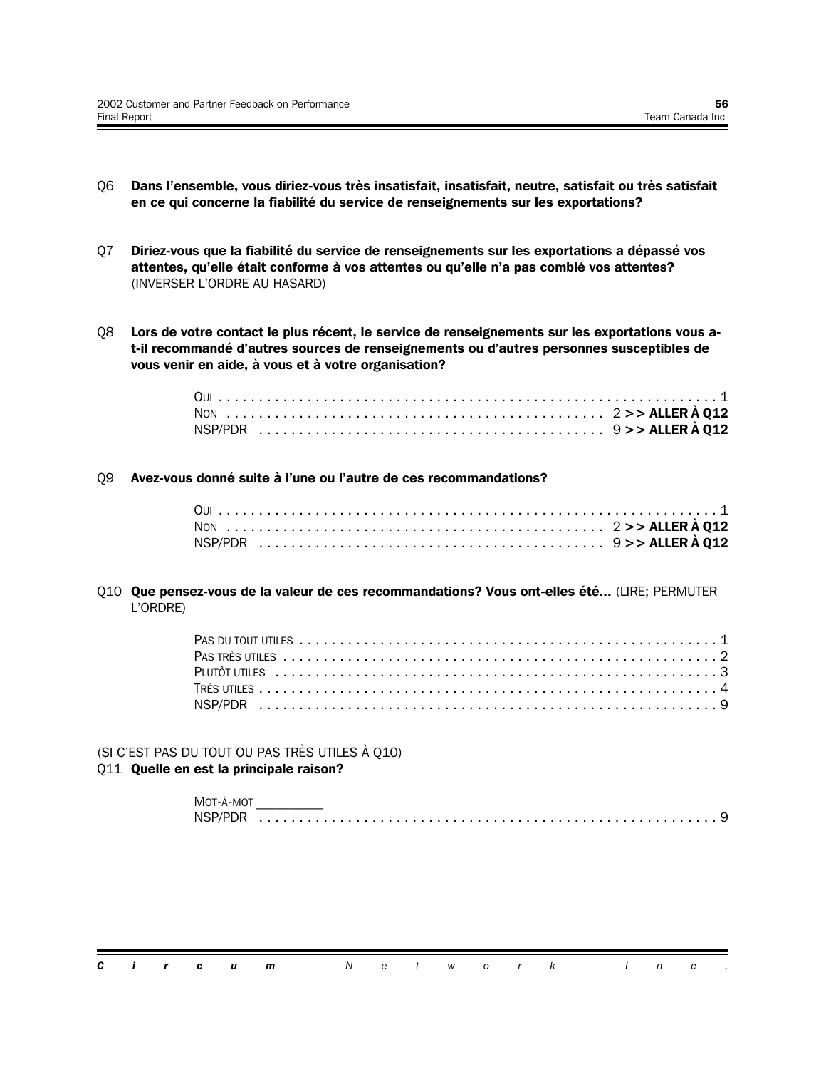Q6 **Dans l’ensemble, vous diriez-vous très insatisfait, insatisfait, neutre, satisfait ou très satisfait en ce qui concerne la fiabilité du service de renseignements sur les exportations?**

Q7 **Diriez-vous que la fiabilité du service de renseignements sur les exportations a dépassé vos attentes, qu’elle était conforme à vos attentes ou qu’elle n’a pas comblé vos attentes?** (INVERSER L’ORDRE AU HASARD)

Q8 **Lors de votre contact le plus récent, le service de renseignements sur les exportations vous a-t-il recommandé d’autres sources de renseignements ou d’autres personnes susceptibles de vous venir en aide, à vous et à votre organisation?**

OUI . . . . . . . . . . . . . . . . . . . . . . . . . . . . . . . . . . . . . . . . . . . . . . . . . . . . . . . . . . 1
NON . . . . . . . . . . . . . . . . . . . . . . . . . . . . . . . . . . . . . . . . . . . . . . 2 >> **ALLER À Q12**
NSP/PDR . . . . . . . . . . . . . . . . . . . . . . . . . . . . . . . . . . . . . . . . . 9 >> **ALLER À Q12**

Q9 **Avez-vous donné suite à l’une ou l’autre de ces recommandations?**

OUI . . . . . . . . . . . . . . . . . . . . . . . . . . . . . . . . . . . . . . . . . . . . . . . . . . . . . . . . . . 1
NON . . . . . . . . . . . . . . . . . . . . . . . . . . . . . . . . . . . . . . . . . . . . . . 2 >> **ALLER À Q12**
NSP/PDR . . . . . . . . . . . . . . . . . . . . . . . . . . . . . . . . . . . . . . . . . 9 >> **ALLER À Q12**

Q10 **Que pensez-vous de la valeur de ces recommandations? Vous ont-elles été…** (LIRE; PERMUTER L’ORDRE)

PAS DU TOUT UTILES . . . . . . . . . . . . . . . . . . . . . . . . . . . . . . . . . . . . . . . . . . . . . . 1
PAS TRÈS UTILES . . . . . . . . . . . . . . . . . . . . . . . . . . . . . . . . . . . . . . . . . . . . . . . . 2
PLUTÔT UTILES . . . . . . . . . . . . . . . . . . . . . . . . . . . . . . . . . . . . . . . . . . . . . . . . . 3
TRÈS UTILES . . . . . . . . . . . . . . . . . . . . . . . . . . . . . . . . . . . . . . . . . . . . . . . . . . . 4
NSP/PDR . . . . . . . . . . . . . . . . . . . . . . . . . . . . . . . . . . . . . . . . . . . . . . . . . . . . . 9

(SI C’EST PAS DU TOUT OU PAS TRÈS UTILES À Q10)
Q11 **Quelle en est la principale raison?**

MOT-À-MOT __________
NSP/PDR . . . . . . . . . . . . . . . . . . . . . . . . . . . . . . . . . . . . . . . . . . . . . . . . . . . . . 9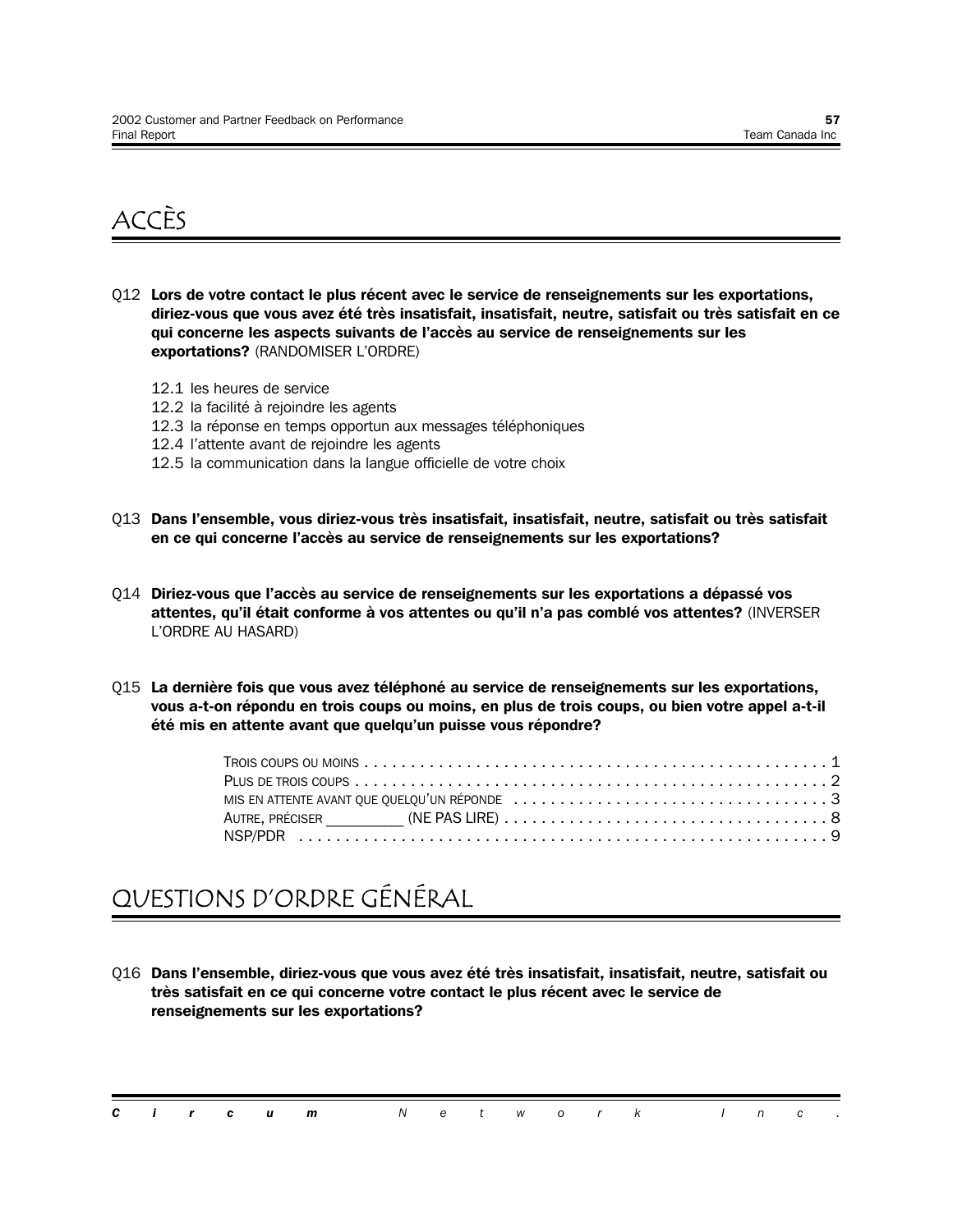# ACCÈS

Q12 **Lors de votre contact le plus récent avec le service de renseignements sur les exportations, diriez-vous que vous avez été très insatisfait, insatisfait, neutre, satisfait ou très satisfait en ce qui concerne les aspects suivants de l'accès au service de renseignements sur les exportations?** (RANDOMISER L'ORDRE)

12.1 les heures de service
12.2 la facilité à rejoindre les agents
12.3 la réponse en temps opportun aux messages téléphoniques
12.4 l'attente avant de rejoindre les agents
12.5 la communication dans la langue officielle de votre choix

Q13 **Dans l'ensemble, vous diriez-vous très insatisfait, insatisfait, neutre, satisfait ou très satisfait en ce qui concerne l'accès au service de renseignements sur les exportations?**

Q14 **Diriez-vous que l'accès au service de renseignements sur les exportations a dépassé vos attentes, qu'il était conforme à vos attentes ou qu'il n'a pas comblé vos attentes?** (INVERSER L'ORDRE AU HASARD)

Q15 **La dernière fois que vous avez téléphoné au service de renseignements sur les exportations, vous a-t-on répondu en trois coups ou moins, en plus de trois coups, ou bien votre appel a-t-il été mis en attente avant que quelqu'un puisse vous répondre?**

TROIS COUPS OU MOINS . . . . . . . . . . . . . . . . . . . . . . . . . . . . . . . . . . . . . . . . . . . . . . . . . 1
PLUS DE TROIS COUPS . . . . . . . . . . . . . . . . . . . . . . . . . . . . . . . . . . . . . . . . . . . . . . . . . . 2
MIS EN ATTENTE AVANT QUE QUELQU'UN RÉPONDE . . . . . . . . . . . . . . . . . . . . . . . . . . . . . . . . . . 3
AUTRE, PRÉCISER __________ (NE PAS LIRE) . . . . . . . . . . . . . . . . . . . . . . . . . . . . . . . . . . . 8
NSP/PDR . . . . . . . . . . . . . . . . . . . . . . . . . . . . . . . . . . . . . . . . . . . . . . . . . . . . . . . . . 9

# QUESTIONS D'ORDRE GÉNÉRAL

Q16 **Dans l'ensemble, diriez-vous que vous avez été très insatisfait, insatisfait, neutre, satisfait ou très satisfait en ce qui concerne votre contact le plus récent avec le service de renseignements sur les exportations?**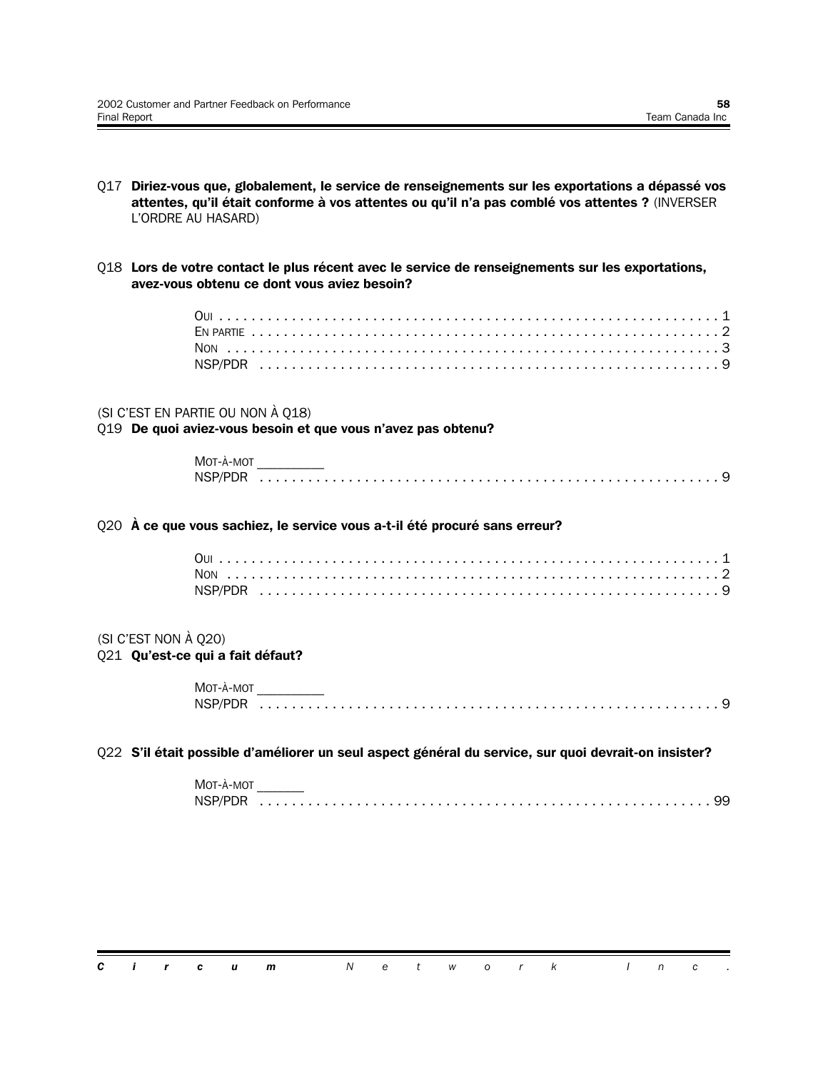Q17 **Diriez-vous que, globalement, le service de renseignements sur les exportations a dépassé vos attentes, qu'il était conforme à vos attentes ou qu'il n'a pas comblé vos attentes ?** (INVERSER L'ORDRE AU HASARD)

Q18 **Lors de votre contact le plus récent avec le service de renseignements sur les exportations, avez-vous obtenu ce dont vous aviez besoin?**

OUI . . . . . . . . . . . . . . . . . . . . . . . . . . . . . . . . . . . . . . . . . . . . . . . . . . . . . . . . . . . . . 1
EN PARTIE . . . . . . . . . . . . . . . . . . . . . . . . . . . . . . . . . . . . . . . . . . . . . . . . . . . . . . . . . 2
NON . . . . . . . . . . . . . . . . . . . . . . . . . . . . . . . . . . . . . . . . . . . . . . . . . . . . . . . . . . . . . 3
NSP/PDR . . . . . . . . . . . . . . . . . . . . . . . . . . . . . . . . . . . . . . . . . . . . . . . . . . . . . . . . . 9

(SI C'EST EN PARTIE OU NON À Q18)
Q19 **De quoi aviez-vous besoin et que vous n'avez pas obtenu?**

MOT-À-MOT _________
NSP/PDR . . . . . . . . . . . . . . . . . . . . . . . . . . . . . . . . . . . . . . . . . . . . . . . . . . . . . . . . . 9

Q20 **À ce que vous sachiez, le service vous a-t-il été procuré sans erreur?**

OUI . . . . . . . . . . . . . . . . . . . . . . . . . . . . . . . . . . . . . . . . . . . . . . . . . . . . . . . . . . . . . 1
NON . . . . . . . . . . . . . . . . . . . . . . . . . . . . . . . . . . . . . . . . . . . . . . . . . . . . . . . . . . . . . 2
NSP/PDR . . . . . . . . . . . . . . . . . . . . . . . . . . . . . . . . . . . . . . . . . . . . . . . . . . . . . . . . . 9

(SI C'EST NON À Q20)
Q21 **Qu'est-ce qui a fait défaut?**

MOT-À-MOT _________
NSP/PDR . . . . . . . . . . . . . . . . . . . . . . . . . . . . . . . . . . . . . . . . . . . . . . . . . . . . . . . . . 9

Q22 **S'il était possible d'améliorer un seul aspect général du service, sur quoi devrait-on insister?**

MOT-À-MOT ______
NSP/PDR . . . . . . . . . . . . . . . . . . . . . . . . . . . . . . . . . . . . . . . . . . . . . . . . . . . . . . . . 99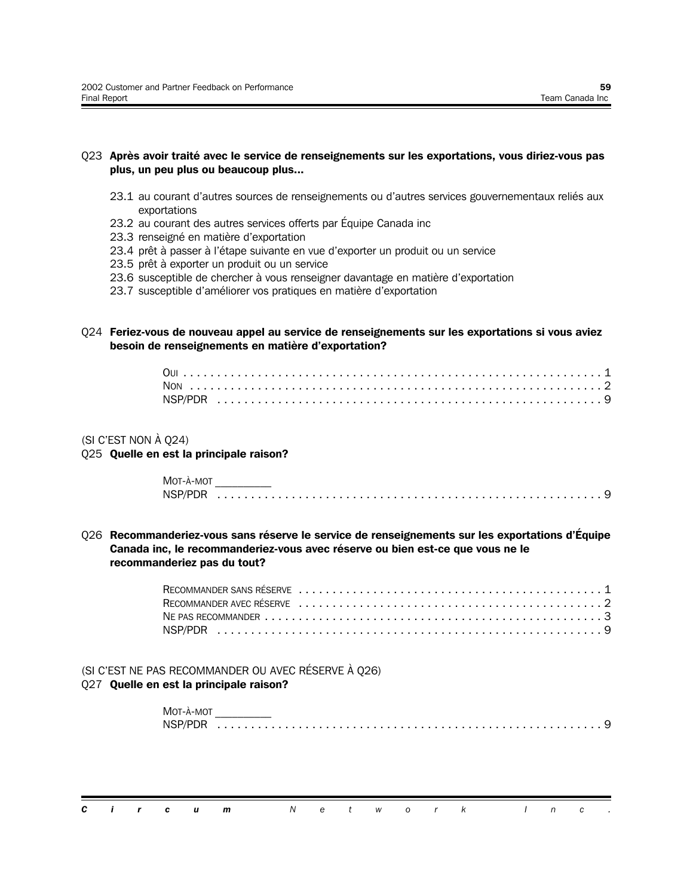Q23 **Après avoir traité avec le service de renseignements sur les exportations, vous diriez-vous pas plus, un peu plus ou beaucoup plus...**

23.1 au courant d'autres sources de renseignements ou d'autres services gouvernementaux reliés aux exportations
23.2 au courant des autres services offerts par Équipe Canada inc
23.3 renseigné en matière d'exportation
23.4 prêt à passer à l'étape suivante en vue d'exporter un produit ou un service
23.5 prêt à exporter un produit ou un service
23.6 susceptible de chercher à vous renseigner davantage en matière d'exportation
23.7 susceptible d'améliorer vos pratiques en matière d'exportation

Q24 **Feriez-vous de nouveau appel au service de renseignements sur les exportations si vous aviez besoin de renseignements en matière d'exportation?**

OUI . . . . . . . . . . . . . . . . . . . . . . . . . . . . . . . . . . . . . . . . . . . . . . . . . . . . . . . . . . . . 1
NON . . . . . . . . . . . . . . . . . . . . . . . . . . . . . . . . . . . . . . . . . . . . . . . . . . . . . . . . . . . . 2
NSP/PDR . . . . . . . . . . . . . . . . . . . . . . . . . . . . . . . . . . . . . . . . . . . . . . . . . . . . . . . 9

(SI C'EST NON À Q24)
Q25 **Quelle en est la principale raison?**

MOT-À-MOT _________
NSP/PDR . . . . . . . . . . . . . . . . . . . . . . . . . . . . . . . . . . . . . . . . . . . . . . . . . . . . . . . 9

Q26 **Recommanderiez-vous sans réserve le service de renseignements sur les exportations d'Équipe Canada inc, le recommanderiez-vous avec réserve ou bien est-ce que vous ne le recommanderiez pas du tout?**

RECOMMANDER SANS RÉSERVE . . . . . . . . . . . . . . . . . . . . . . . . . . . . . . . . . . . . . . . . . . . 1
RECOMMANDER AVEC RÉSERVE . . . . . . . . . . . . . . . . . . . . . . . . . . . . . . . . . . . . . . . . . . . 2
NE PAS RECOMMANDER . . . . . . . . . . . . . . . . . . . . . . . . . . . . . . . . . . . . . . . . . . . . . . . 3
NSP/PDR . . . . . . . . . . . . . . . . . . . . . . . . . . . . . . . . . . . . . . . . . . . . . . . . . . . . . . . 9

(SI C'EST NE PAS RECOMMANDER OU AVEC RÉSERVE À Q26)
Q27 **Quelle en est la principale raison?**

MOT-À-MOT _________
NSP/PDR . . . . . . . . . . . . . . . . . . . . . . . . . . . . . . . . . . . . . . . . . . . . . . . . . . . . . . . 9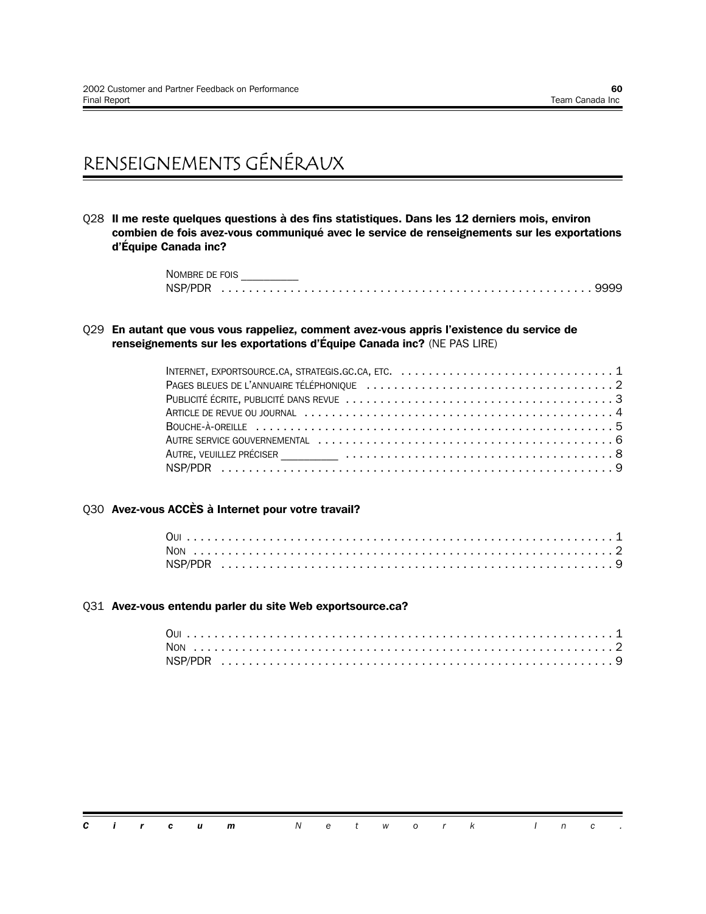# RENSEIGNEMENTS GÉNÉRAUX

Q28 **Il me reste quelques questions à des fins statistiques. Dans les 12 derniers mois, environ combien de fois avez-vous communiqué avec le service de renseignements sur les exportations d'Équipe Canada inc?**

NOMBRE DE FOIS __________
NSP/PDR . . . . . . . . . . . . . . . . . . . . . . . . . . . . . . . . . . . . . . . . . . . . . . . . . . . . 9999

Q29 **En autant que vous vous rappeliez, comment avez-vous appris l'existence du service de renseignements sur les exportations d'Équipe Canada inc?** (NE PAS LIRE)

INTERNET, EXPORTSOURCE.CA, STRATEGIS.GC.CA, ETC. . . . . . . . . . . . . . . . . . . . . . . . . . . . . . . . 1
PAGES BLEUES DE L'ANNUAIRE TÉLÉPHONIQUE . . . . . . . . . . . . . . . . . . . . . . . . . . . . . . . . . . . . 2
PUBLICITÉ ÉCRITE, PUBLICITÉ DANS REVUE . . . . . . . . . . . . . . . . . . . . . . . . . . . . . . . . . . . . . . 3
ARTICLE DE REVUE OU JOURNAL . . . . . . . . . . . . . . . . . . . . . . . . . . . . . . . . . . . . . . . . . . . . . 4
BOUCHE-À-OREILLE . . . . . . . . . . . . . . . . . . . . . . . . . . . . . . . . . . . . . . . . . . . . . . . . . . . . . . 5
AUTRE SERVICE GOUVERNEMENTAL . . . . . . . . . . . . . . . . . . . . . . . . . . . . . . . . . . . . . . . . . . . 6
AUTRE, VEUILLEZ PRÉCISER __________ . . . . . . . . . . . . . . . . . . . . . . . . . . . . . . . . . . . . . . . 8
NSP/PDR . . . . . . . . . . . . . . . . . . . . . . . . . . . . . . . . . . . . . . . . . . . . . . . . . . . . . . . . . . . . 9

Q30 **Avez-vous ACCÈS à Internet pour votre travail?**

OUI . . . . . . . . . . . . . . . . . . . . . . . . . . . . . . . . . . . . . . . . . . . . . . . . . . . . . . . . . . . . . . . 1
NON . . . . . . . . . . . . . . . . . . . . . . . . . . . . . . . . . . . . . . . . . . . . . . . . . . . . . . . . . . . . . . 2
NSP/PDR . . . . . . . . . . . . . . . . . . . . . . . . . . . . . . . . . . . . . . . . . . . . . . . . . . . . . . . . . . . . 9

Q31 **Avez-vous entendu parler du site Web exportsource.ca?**

OUI . . . . . . . . . . . . . . . . . . . . . . . . . . . . . . . . . . . . . . . . . . . . . . . . . . . . . . . . . . . . . . . 1
NON . . . . . . . . . . . . . . . . . . . . . . . . . . . . . . . . . . . . . . . . . . . . . . . . . . . . . . . . . . . . . . 2
NSP/PDR . . . . . . . . . . . . . . . . . . . . . . . . . . . . . . . . . . . . . . . . . . . . . . . . . . . . . . . . . . . . 9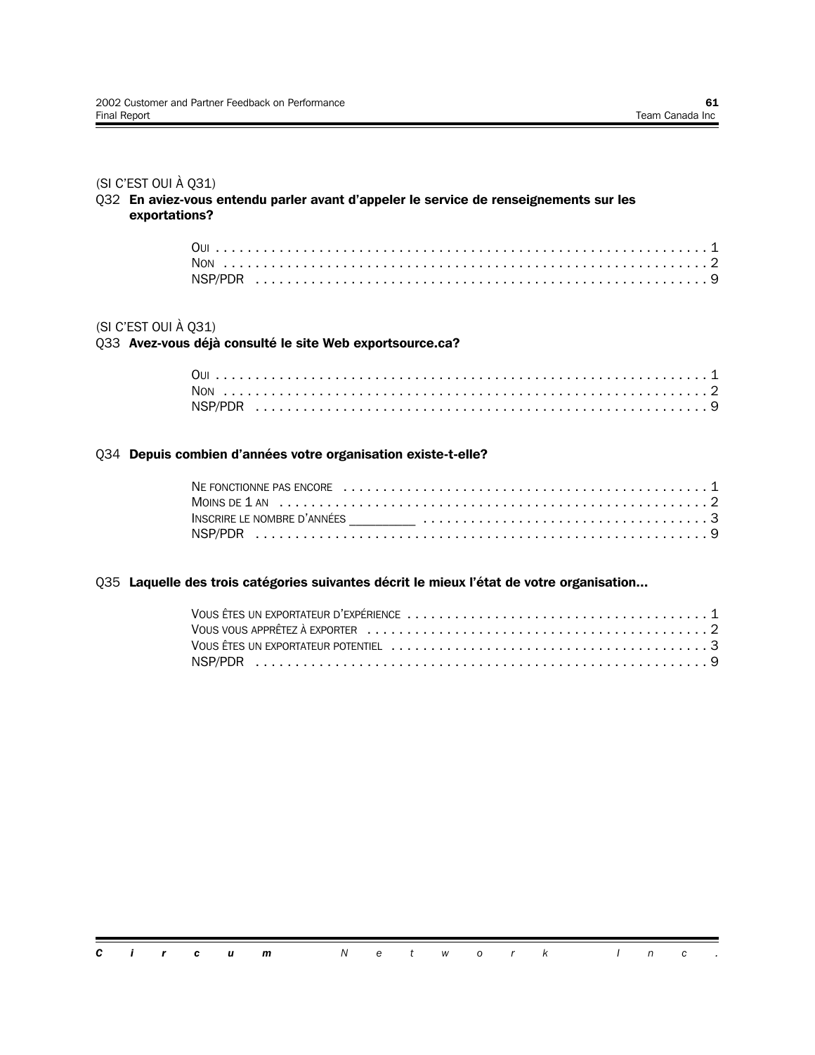(SI C'EST OUI À Q31)

Q32 **En aviez-vous entendu parler avant d'appeler le service de renseignements sur les exportations?**

OUI . . . . . . . . . . . . . . . . . . . . . . . . . . . . . . . . . . . . . . . . . . . . . . . . . . . . . . . . . . . . 1
NON . . . . . . . . . . . . . . . . . . . . . . . . . . . . . . . . . . . . . . . . . . . . . . . . . . . . . . . . . . . . 2
NSP/PDR . . . . . . . . . . . . . . . . . . . . . . . . . . . . . . . . . . . . . . . . . . . . . . . . . . . . . . . . . 9

(SI C'EST OUI À Q31)

Q33 **Avez-vous déjà consulté le site Web exportsource.ca?**

OUI . . . . . . . . . . . . . . . . . . . . . . . . . . . . . . . . . . . . . . . . . . . . . . . . . . . . . . . . . . . . 1
NON . . . . . . . . . . . . . . . . . . . . . . . . . . . . . . . . . . . . . . . . . . . . . . . . . . . . . . . . . . . . 2
NSP/PDR . . . . . . . . . . . . . . . . . . . . . . . . . . . . . . . . . . . . . . . . . . . . . . . . . . . . . . . . . 9

Q34 **Depuis combien d'années votre organisation existe-t-elle?**

NE FONCTIONNE PAS ENCORE . . . . . . . . . . . . . . . . . . . . . . . . . . . . . . . . . . . . . . . . . . . . . 1
MOINS DE 1 AN . . . . . . . . . . . . . . . . . . . . . . . . . . . . . . . . . . . . . . . . . . . . . . . . . . . . . 2
INSCRIRE LE NOMBRE D'ANNÉES _________ . . . . . . . . . . . . . . . . . . . . . . . . . . . . . . . . . . . 3
NSP/PDR . . . . . . . . . . . . . . . . . . . . . . . . . . . . . . . . . . . . . . . . . . . . . . . . . . . . . . . . . 9

Q35 **Laquelle des trois catégories suivantes décrit le mieux l'état de votre organisation...**

VOUS ÊTES UN EXPORTATEUR D'EXPÉRIENCE . . . . . . . . . . . . . . . . . . . . . . . . . . . . . . . . . . . . . 1
VOUS VOUS APPRÊTEZ À EXPORTER . . . . . . . . . . . . . . . . . . . . . . . . . . . . . . . . . . . . . . . . . . 2
VOUS ÊTES UN EXPORTATEUR POTENTIEL . . . . . . . . . . . . . . . . . . . . . . . . . . . . . . . . . . . . . . . 3
NSP/PDR . . . . . . . . . . . . . . . . . . . . . . . . . . . . . . . . . . . . . . . . . . . . . . . . . . . . . . . . . 9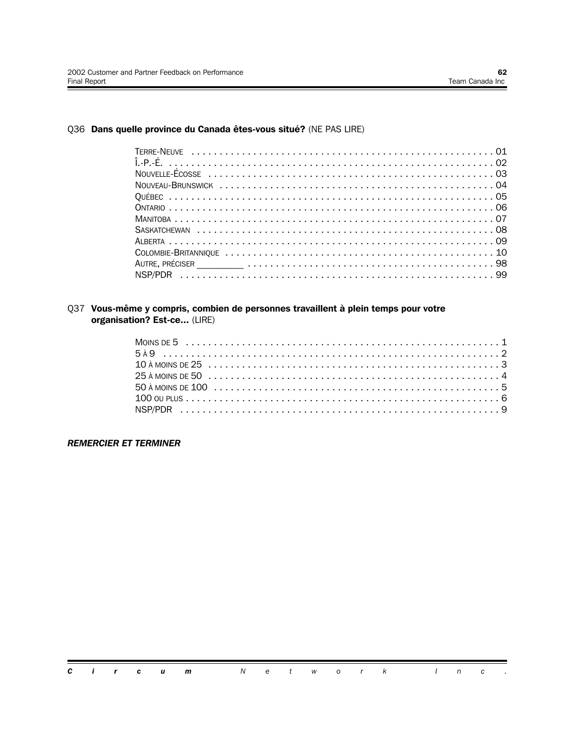Q36 **Dans quelle province du Canada êtes-vous situé?** (NE PAS LIRE)

| | |
|---|---|
| TERRE-NEUVE | 01 |
| Î.-P.-É. | 02 |
| NOUVELLE-ÉCOSSE | 03 |
| NOUVEAU-BRUNSWICK | 04 |
| QUÉBEC | 05 |
| ONTARIO | 06 |
| MANITOBA | 07 |
| SASKATCHEWAN | 08 |
| ALBERTA | 09 |
| COLOMBIE-BRITANNIQUE | 10 |
| AUTRE, PRÉCISER _________ | 98 |
| NSP/PDR | 99 |

Q37 **Vous-même y compris, combien de personnes travaillent à plein temps pour votre organisation? Est-ce...** (LIRE)

| | |
|---|---|
| MOINS DE 5 | 1 |
| 5 À 9 | 2 |
| 10 À MOINS DE 25 | 3 |
| 25 À MOINS DE 50 | 4 |
| 50 À MOINS DE 100 | 5 |
| 100 OU PLUS | 6 |
| NSP/PDR | 9 |

***REMERCIER ET TERMINER***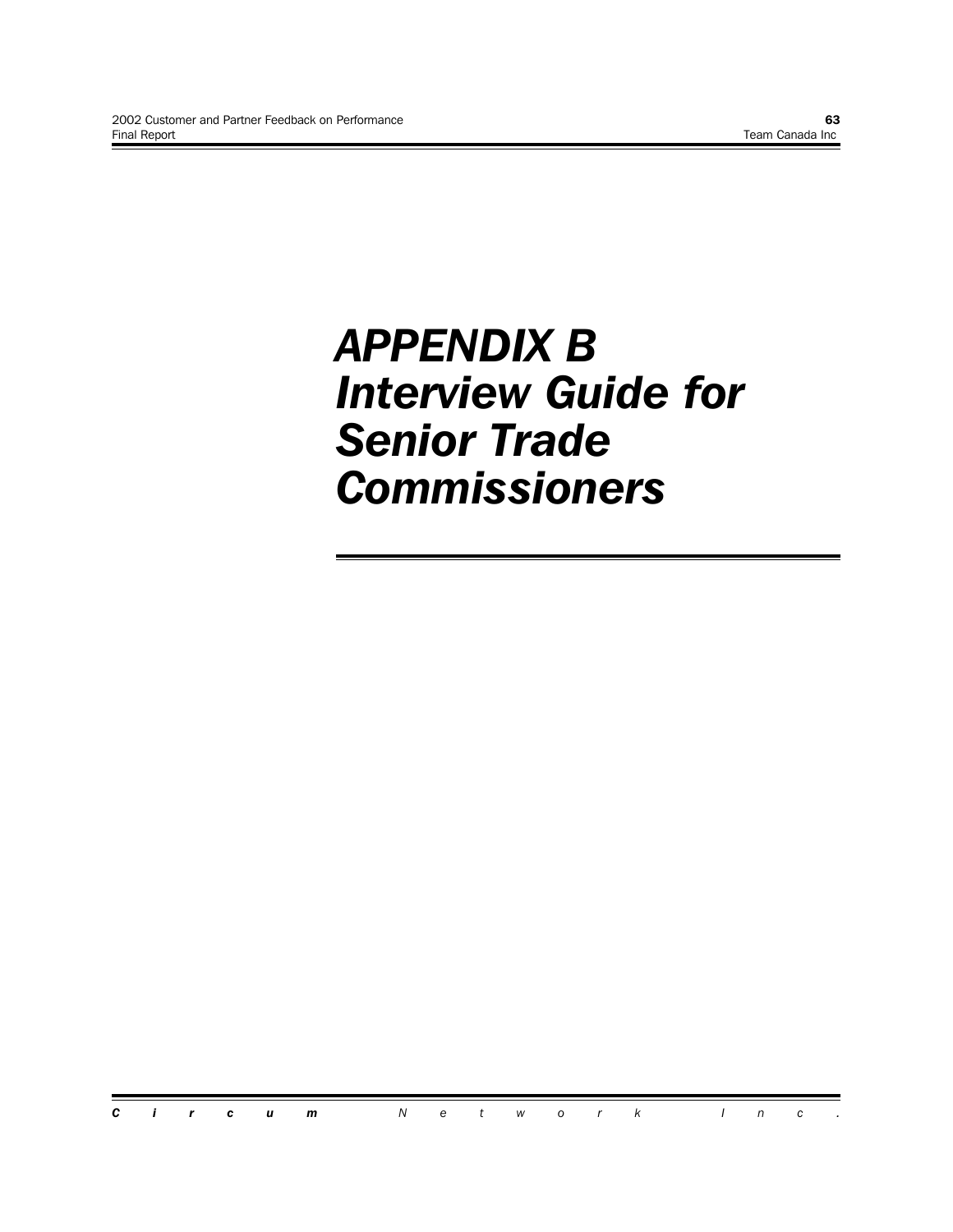# APPENDIX B Interview Guide for Senior Trade Commissioners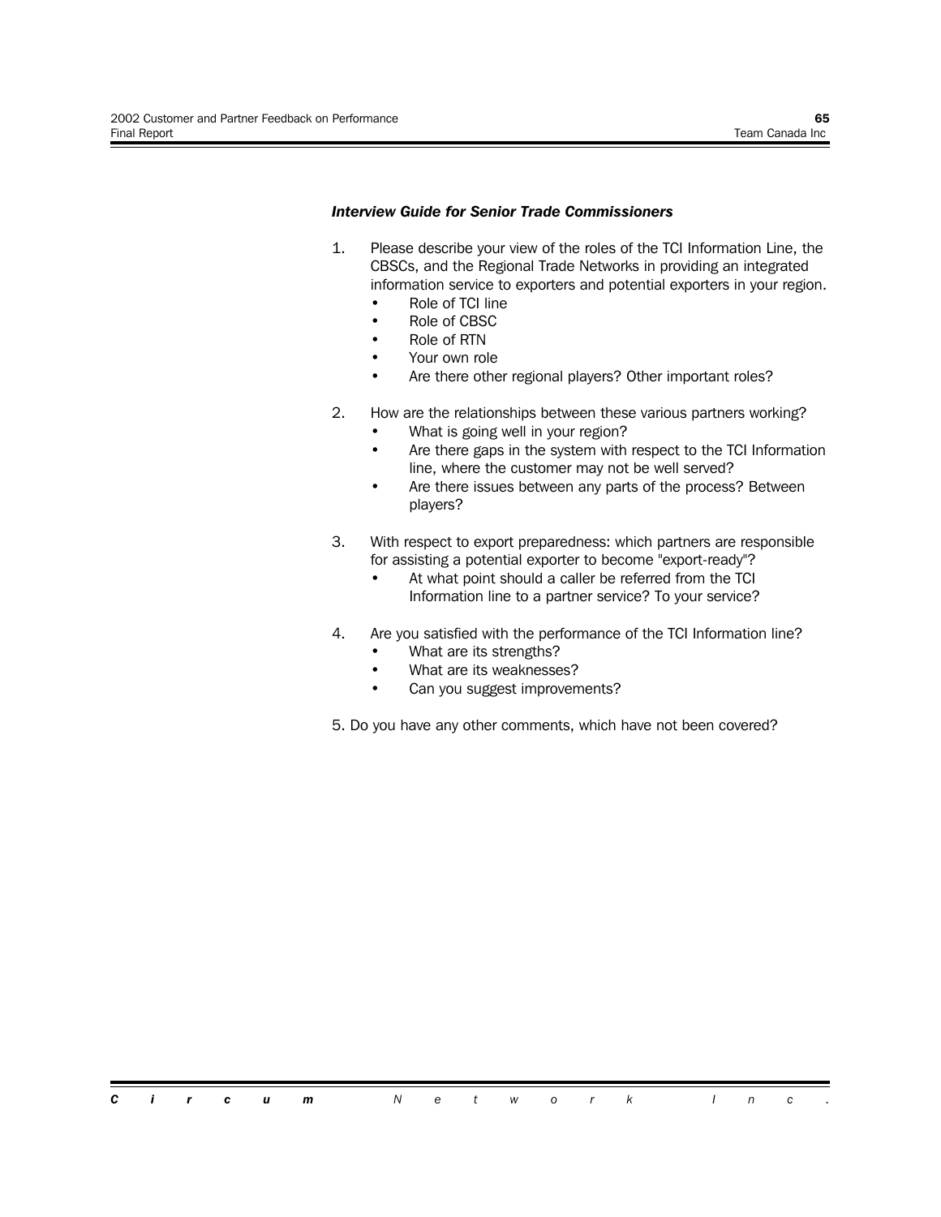***Interview Guide for Senior Trade Commissioners***

1. Please describe your view of the roles of the TCI Information Line, the CBSCs, and the Regional Trade Networks in providing an integrated information service to exporters and potential exporters in your region.
   - Role of TCI line
   - Role of CBSC
   - Role of RTN
   - Your own role
   - Are there other regional players? Other important roles?

2. How are the relationships between these various partners working?
   - What is going well in your region?
   - Are there gaps in the system with respect to the TCI Information line, where the customer may not be well served?
   - Are there issues between any parts of the process? Between players?

3. With respect to export preparedness: which partners are responsible for assisting a potential exporter to become "export-ready"?
   - At what point should a caller be referred from the TCI Information line to a partner service? To your service?

4. Are you satisfied with the performance of the TCI Information line?
   - What are its strengths?
   - What are its weaknesses?
   - Can you suggest improvements?

5. Do you have any other comments, which have not been covered?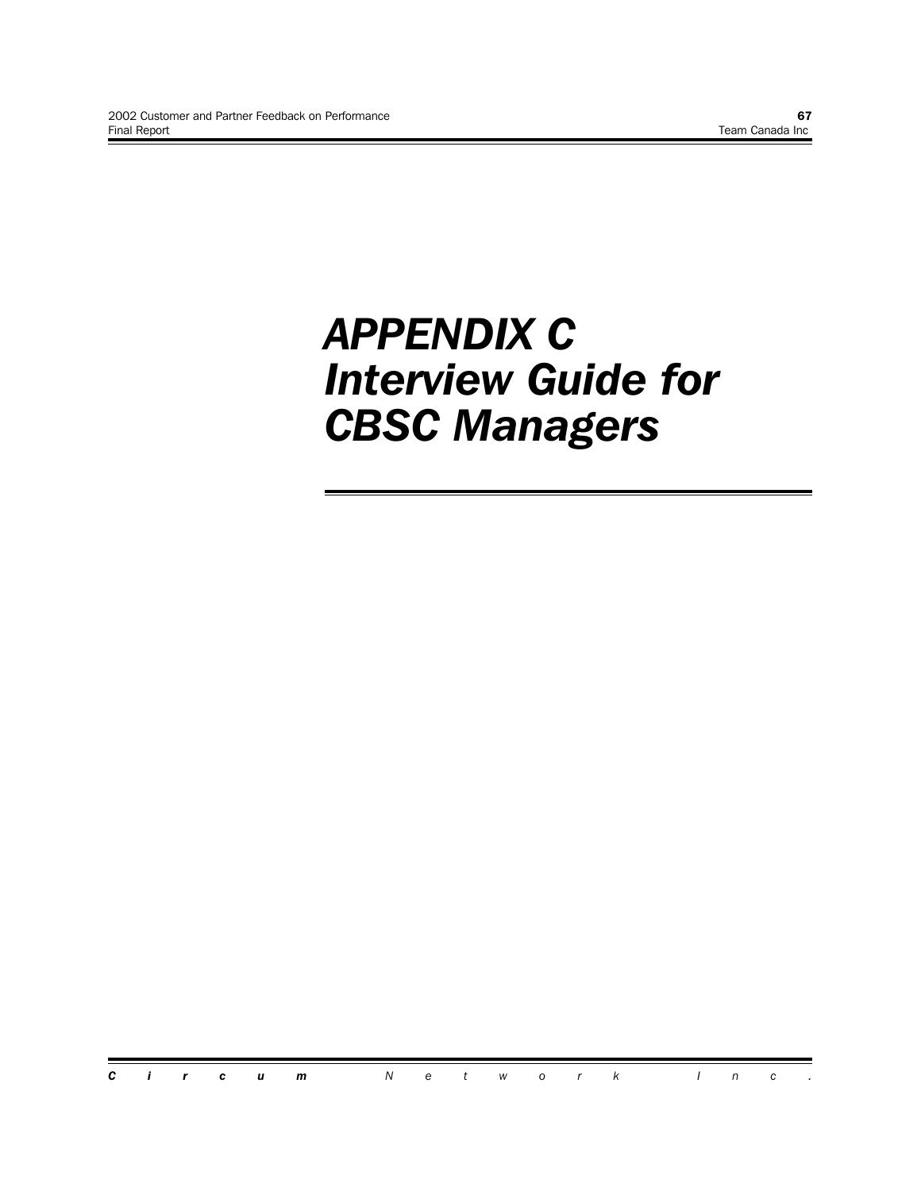# APPENDIX C Interview Guide for CBSC Managers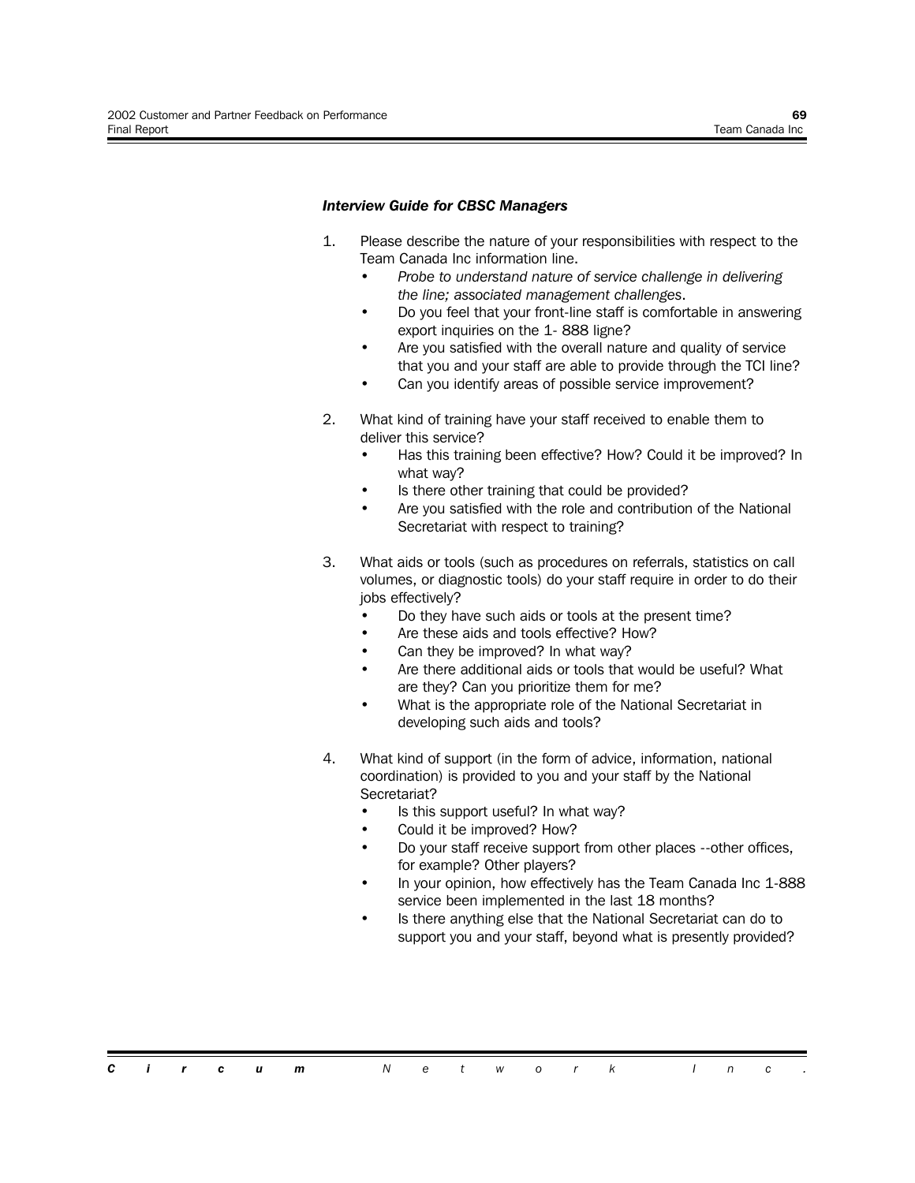***Interview Guide for CBSC Managers***

1. Please describe the nature of your responsibilities with respect to the Team Canada Inc information line.
   - *Probe to understand nature of service challenge in delivering the line; associated management challenges*.
   - Do you feel that your front-line staff is comfortable in answering export inquiries on the 1- 888 ligne?
   - Are you satisfied with the overall nature and quality of service that you and your staff are able to provide through the TCI line?
   - Can you identify areas of possible service improvement?

2. What kind of training have your staff received to enable them to deliver this service?
   - Has this training been effective? How? Could it be improved? In what way?
   - Is there other training that could be provided?
   - Are you satisfied with the role and contribution of the National Secretariat with respect to training?

3. What aids or tools (such as procedures on referrals, statistics on call volumes, or diagnostic tools) do your staff require in order to do their jobs effectively?
   - Do they have such aids or tools at the present time?
   - Are these aids and tools effective? How?
   - Can they be improved? In what way?
   - Are there additional aids or tools that would be useful? What are they? Can you prioritize them for me?
   - What is the appropriate role of the National Secretariat in developing such aids and tools?

4. What kind of support (in the form of advice, information, national coordination) is provided to you and your staff by the National Secretariat?
   - Is this support useful? In what way?
   - Could it be improved? How?
   - Do your staff receive support from other places --other offices, for example? Other players?
   - In your opinion, how effectively has the Team Canada Inc 1-888 service been implemented in the last 18 months?
   - Is there anything else that the National Secretariat can do to support you and your staff, beyond what is presently provided?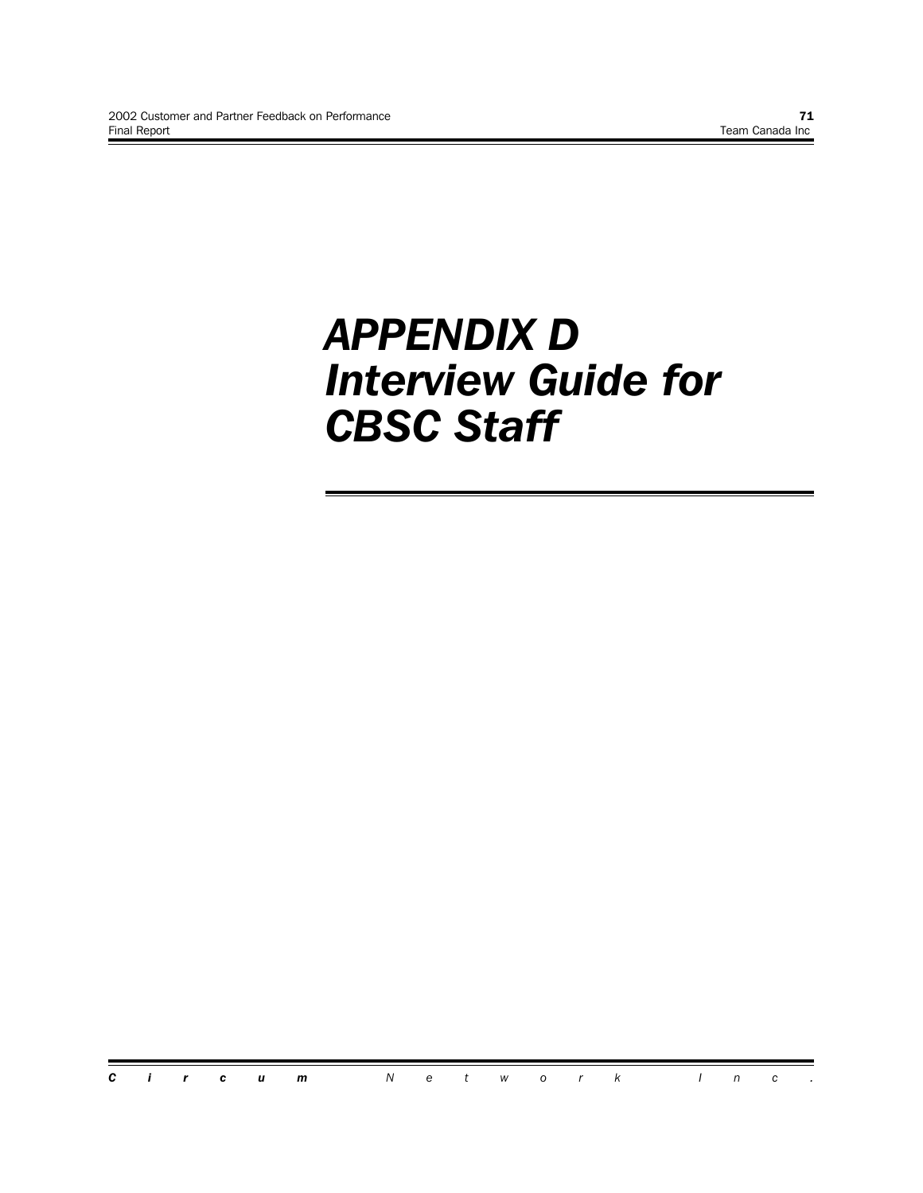# APPENDIX D Interview Guide for CBSC Staff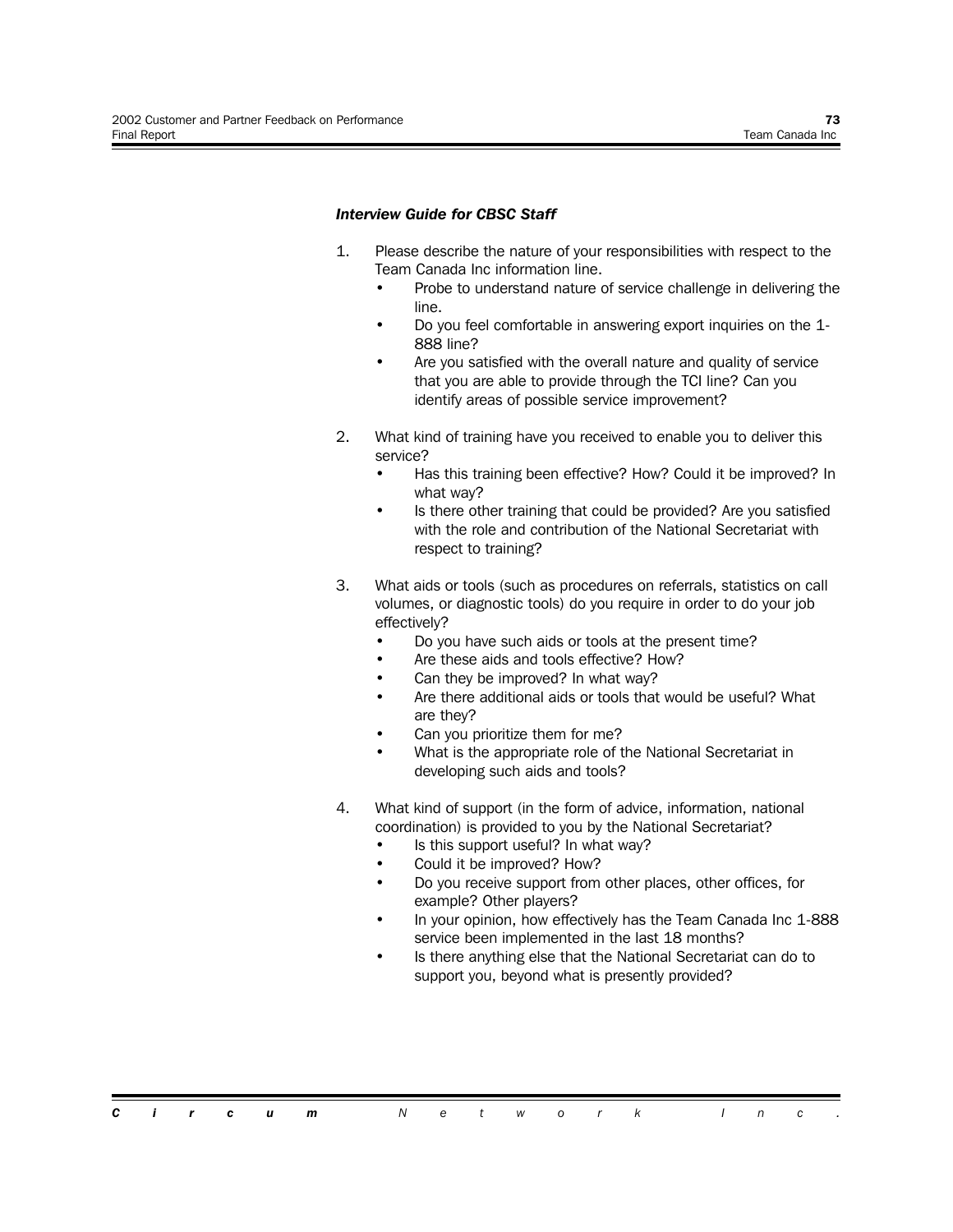*Interview Guide for CBSC Staff*

1. Please describe the nature of your responsibilities with respect to the Team Canada Inc information line.
   - Probe to understand nature of service challenge in delivering the line.
   - Do you feel comfortable in answering export inquiries on the 1-888 line?
   - Are you satisfied with the overall nature and quality of service that you are able to provide through the TCI line? Can you identify areas of possible service improvement?

2. What kind of training have you received to enable you to deliver this service?
   - Has this training been effective? How? Could it be improved? In what way?
   - Is there other training that could be provided? Are you satisfied with the role and contribution of the National Secretariat with respect to training?

3. What aids or tools (such as procedures on referrals, statistics on call volumes, or diagnostic tools) do you require in order to do your job effectively?
   - Do you have such aids or tools at the present time?
   - Are these aids and tools effective? How?
   - Can they be improved? In what way?
   - Are there additional aids or tools that would be useful? What are they?
   - Can you prioritize them for me?
   - What is the appropriate role of the National Secretariat in developing such aids and tools?

4. What kind of support (in the form of advice, information, national coordination) is provided to you by the National Secretariat?
   - Is this support useful? In what way?
   - Could it be improved? How?
   - Do you receive support from other places, other offices, for example? Other players?
   - In your opinion, how effectively has the Team Canada Inc 1-888 service been implemented in the last 18 months?
   - Is there anything else that the National Secretariat can do to support you, beyond what is presently provided?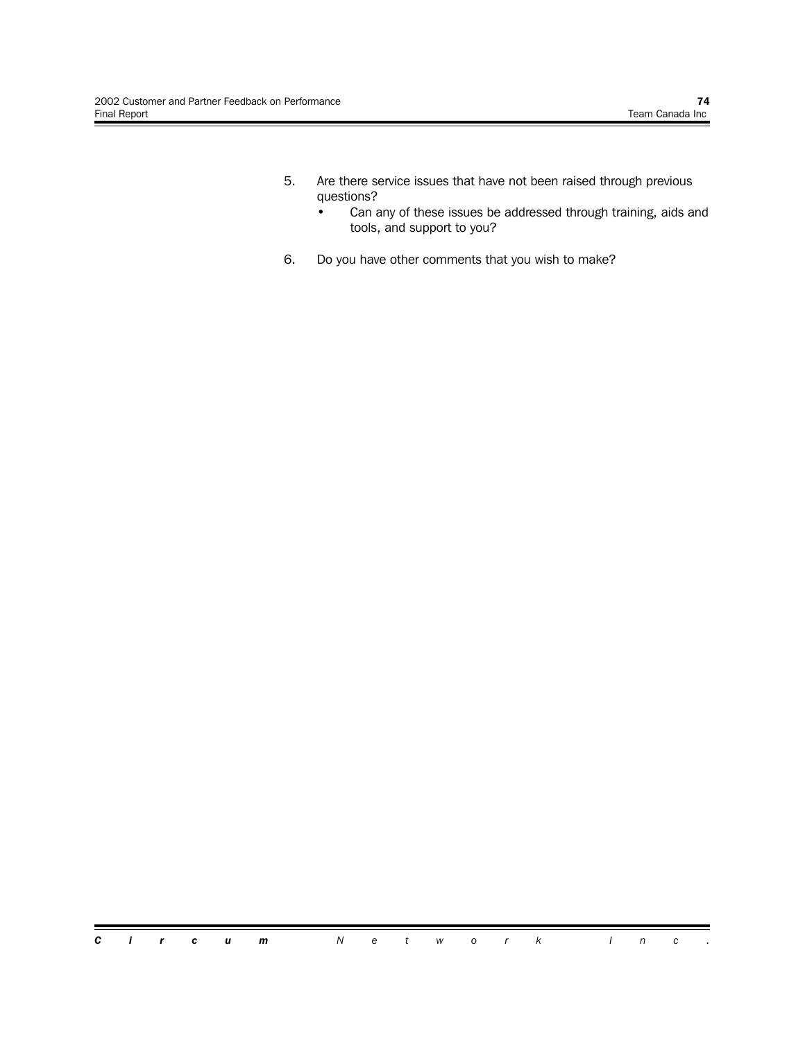5. Are there service issues that have not been raised through previous questions?
   - Can any of these issues be addressed through training, aids and tools, and support to you?

6. Do you have other comments that you wish to make?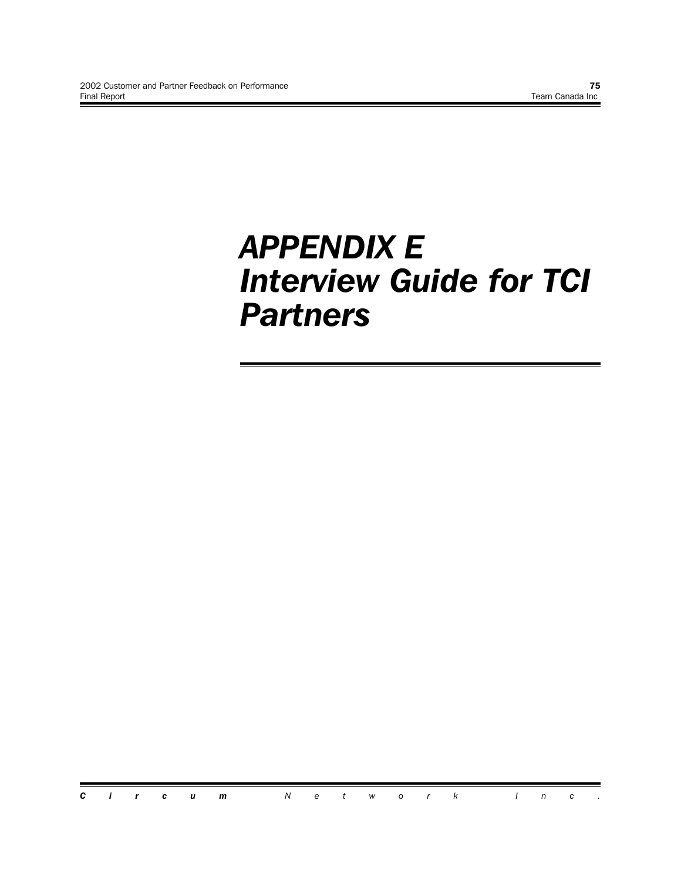# APPENDIX E
# Interview Guide for TCI Partners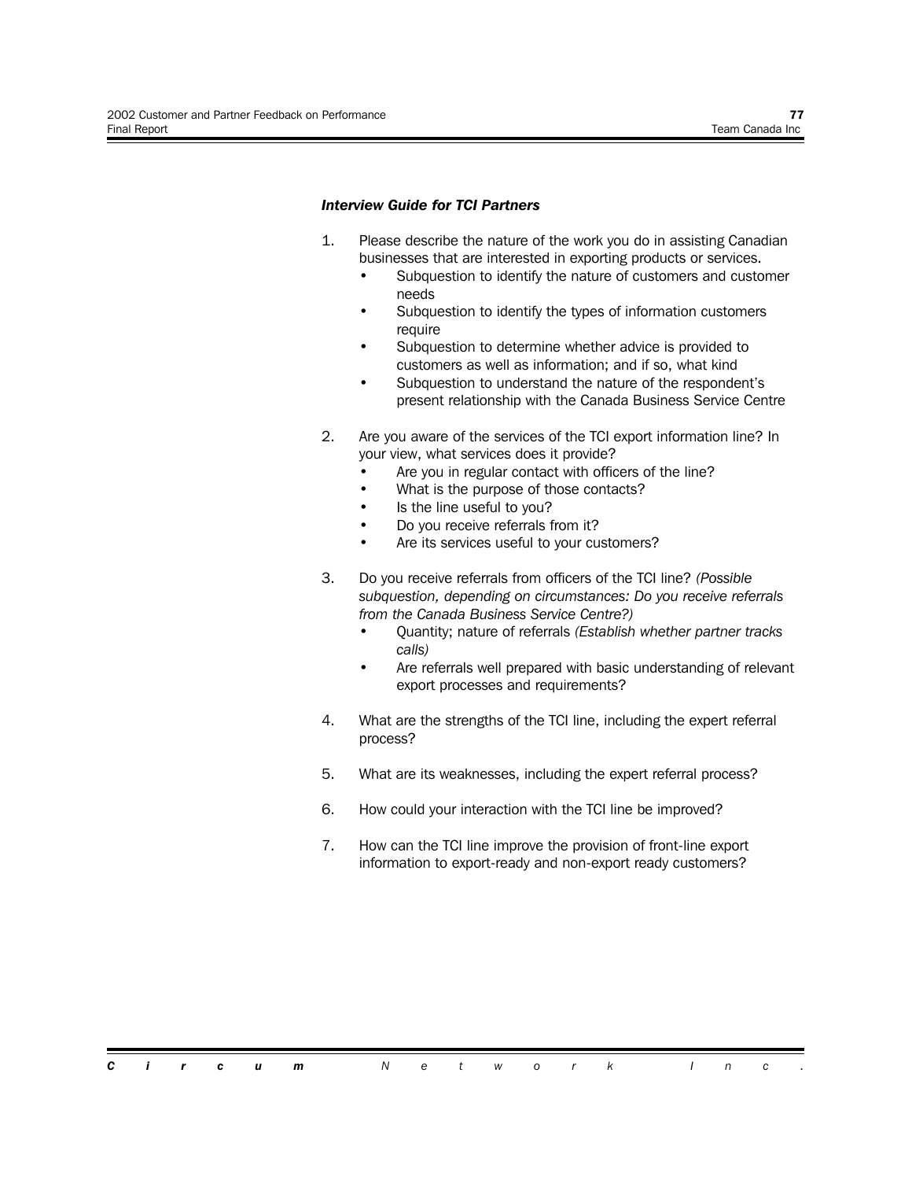***Interview Guide for TCI Partners***

1. Please describe the nature of the work you do in assisting Canadian businesses that are interested in exporting products or services.
   - Subquestion to identify the nature of customers and customer needs
   - Subquestion to identify the types of information customers require
   - Subquestion to determine whether advice is provided to customers as well as information; and if so, what kind
   - Subquestion to understand the nature of the respondent's present relationship with the Canada Business Service Centre

2. Are you aware of the services of the TCI export information line? In your view, what services does it provide?
   - Are you in regular contact with officers of the line?
   - What is the purpose of those contacts?
   - Is the line useful to you?
   - Do you receive referrals from it?
   - Are its services useful to your customers?

3. Do you receive referrals from officers of the TCI line? *(Possible subquestion, depending on circumstances: Do you receive referrals from the Canada Business Service Centre?)*
   - Quantity; nature of referrals *(Establish whether partner tracks calls)*
   - Are referrals well prepared with basic understanding of relevant export processes and requirements?

4. What are the strengths of the TCI line, including the expert referral process?

5. What are its weaknesses, including the expert referral process?

6. How could your interaction with the TCI line be improved?

7. How can the TCI line improve the provision of front-line export information to export-ready and non-export ready customers?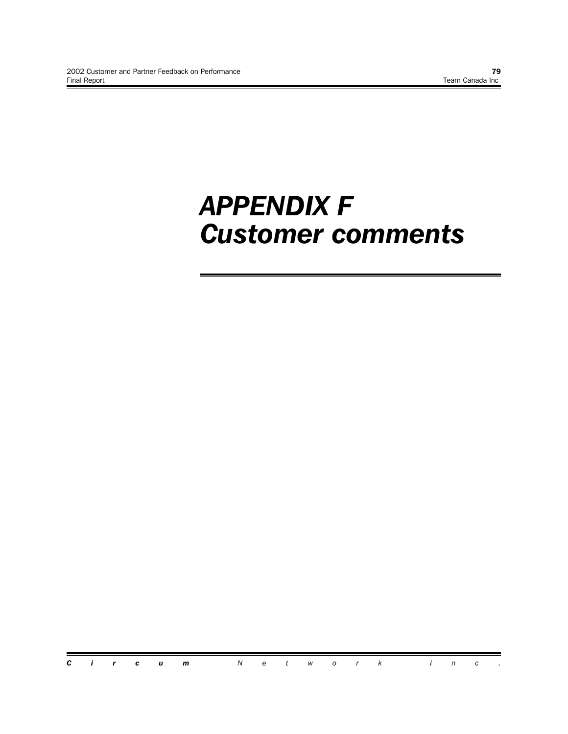# APPENDIX F
# Customer comments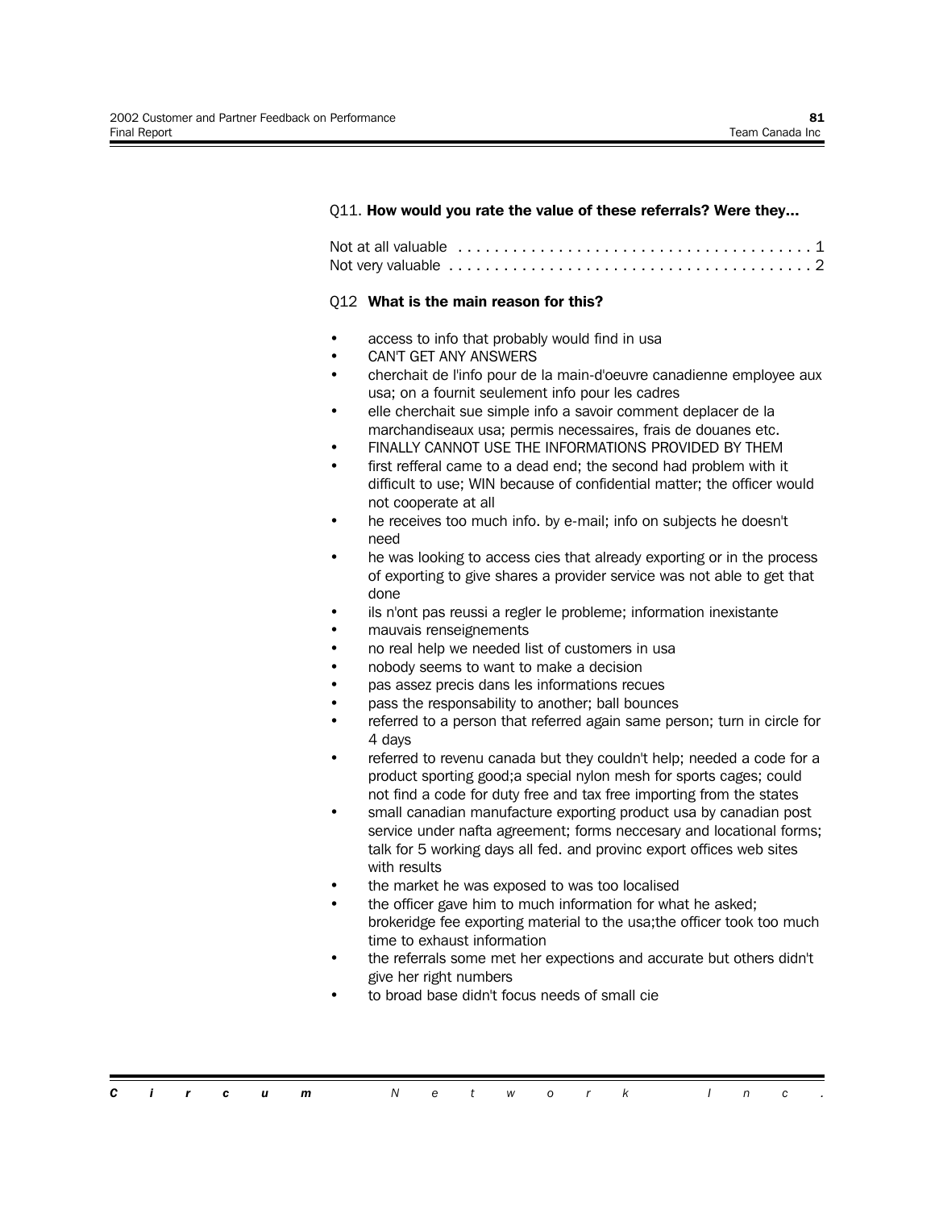Q11. **How would you rate the value of these referrals? Were they...**

Not at all valuable . . . . . . . . . . . . . . . . . . . . . . . . . . . . . . . . . . . . . . 1
Not very valuable . . . . . . . . . . . . . . . . . . . . . . . . . . . . . . . . . . . . . . . 2

Q12 **What is the main reason for this?**

- access to info that probably would find in usa
- CAN'T GET ANY ANSWERS
- cherchait de l'info pour de la main-d'oeuvre canadienne employee aux usa; on a fournit seulement info pour les cadres
- elle cherchait sue simple info a savoir comment deplacer de la marchandiseaux usa; permis necessaires, frais de douanes etc.
- FINALLY CANNOT USE THE INFORMATIONS PROVIDED BY THEM
- first refferal came to a dead end; the second had problem with it difficult to use; WIN because of confidential matter; the officer would not cooperate at all
- he receives too much info. by e-mail; info on subjects he doesn't need
- he was looking to access cies that already exporting or in the process of exporting to give shares a provider service was not able to get that done
- ils n'ont pas reussi a regler le probleme; information inexistante
- mauvais renseignements
- no real help we needed list of customers in usa
- nobody seems to want to make a decision
- pas assez precis dans les informations recues
- pass the responsability to another; ball bounces
- referred to a person that referred again same person; turn in circle for 4 days
- referred to revenu canada but they couldn't help; needed a code for a product sporting good;a special nylon mesh for sports cages; could not find a code for duty free and tax free importing from the states
- small canadian manufacture exporting product usa by canadian post service under nafta agreement; forms neccesary and locational forms; talk for 5 working days all fed. and provinc export offices web sites with results
- the market he was exposed to was too localised
- the officer gave him to much information for what he asked; brokeridge fee exporting material to the usa;the officer took too much time to exhaust information
- the referrals some met her expections and accurate but others didn't give her right numbers
- to broad base didn't focus needs of small cie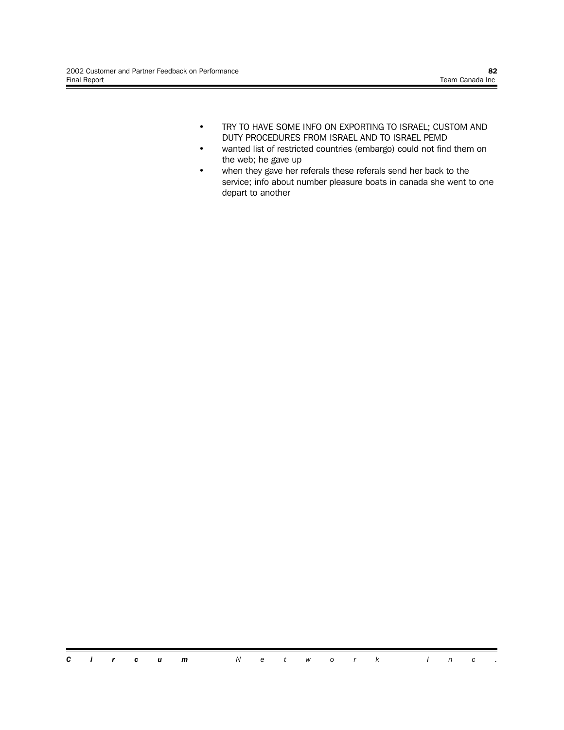- TRY TO HAVE SOME INFO ON EXPORTING TO ISRAEL; CUSTOM AND DUTY PROCEDURES FROM ISRAEL AND TO ISRAEL PEMD
- wanted list of restricted countries (embargo) could not find them on the web; he gave up
- when they gave her referals these referals send her back to the service; info about number pleasure boats in canada she went to one depart to another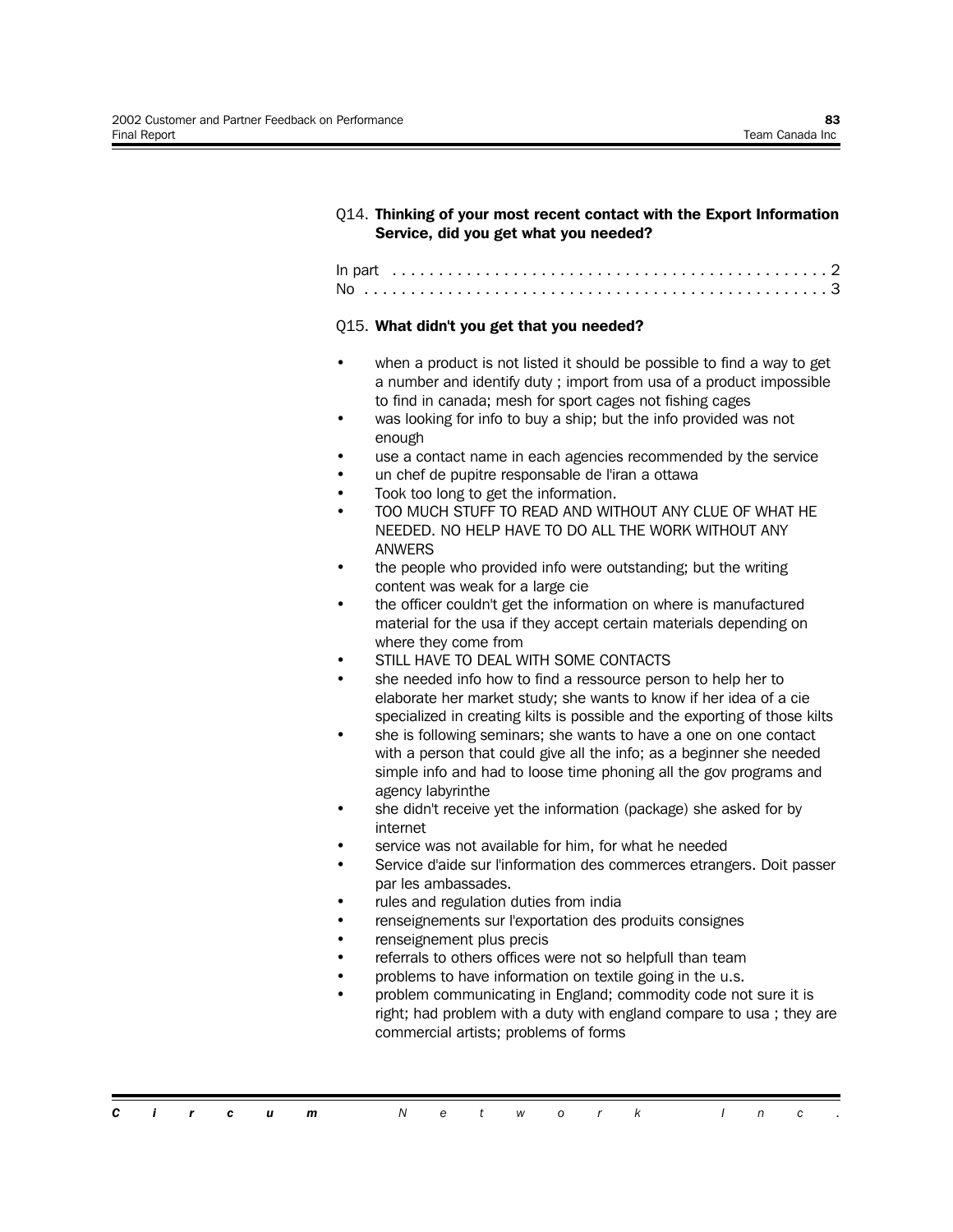Q14. **Thinking of your most recent contact with the Export Information Service, did you get what you needed?**

In part . . . . . . . . . . . . . . . . . . . . . . . . . . . . . . . . . . . . . . . . . . . . . 2
No . . . . . . . . . . . . . . . . . . . . . . . . . . . . . . . . . . . . . . . . . . . . . . . . 3

Q15. **What didn't you get that you needed?**

- when a product is not listed it should be possible to find a way to get a number and identify duty ; import from usa of a product impossible to find in canada; mesh for sport cages not fishing cages
- was looking for info to buy a ship; but the info provided was not enough
- use a contact name in each agencies recommended by the service
- un chef de pupitre responsable de l'iran a ottawa
- Took too long to get the information.
- TOO MUCH STUFF TO READ AND WITHOUT ANY CLUE OF WHAT HE NEEDED. NO HELP HAVE TO DO ALL THE WORK WITHOUT ANY ANWERS
- the people who provided info were outstanding; but the writing content was weak for a large cie
- the officer couldn't get the information on where is manufactured material for the usa if they accept certain materials depending on where they come from
- STILL HAVE TO DEAL WITH SOME CONTACTS
- she needed info how to find a ressource person to help her to elaborate her market study; she wants to know if her idea of a cie specialized in creating kilts is possible and the exporting of those kilts
- she is following seminars; she wants to have a one on one contact with a person that could give all the info; as a beginner she needed simple info and had to loose time phoning all the gov programs and agency labyrinthe
- she didn't receive yet the information (package) she asked for by internet
- service was not available for him, for what he needed
- Service d'aide sur l'information des commerces etrangers. Doit passer par les ambassades.
- rules and regulation duties from india
- renseignements sur l'exportation des produits consignes
- renseignement plus precis
- referrals to others offices were not so helpfull than team
- problems to have information on textile going in the u.s.
- problem communicating in England; commodity code not sure it is right; had problem with a duty with england compare to usa ; they are commercial artists; problems of forms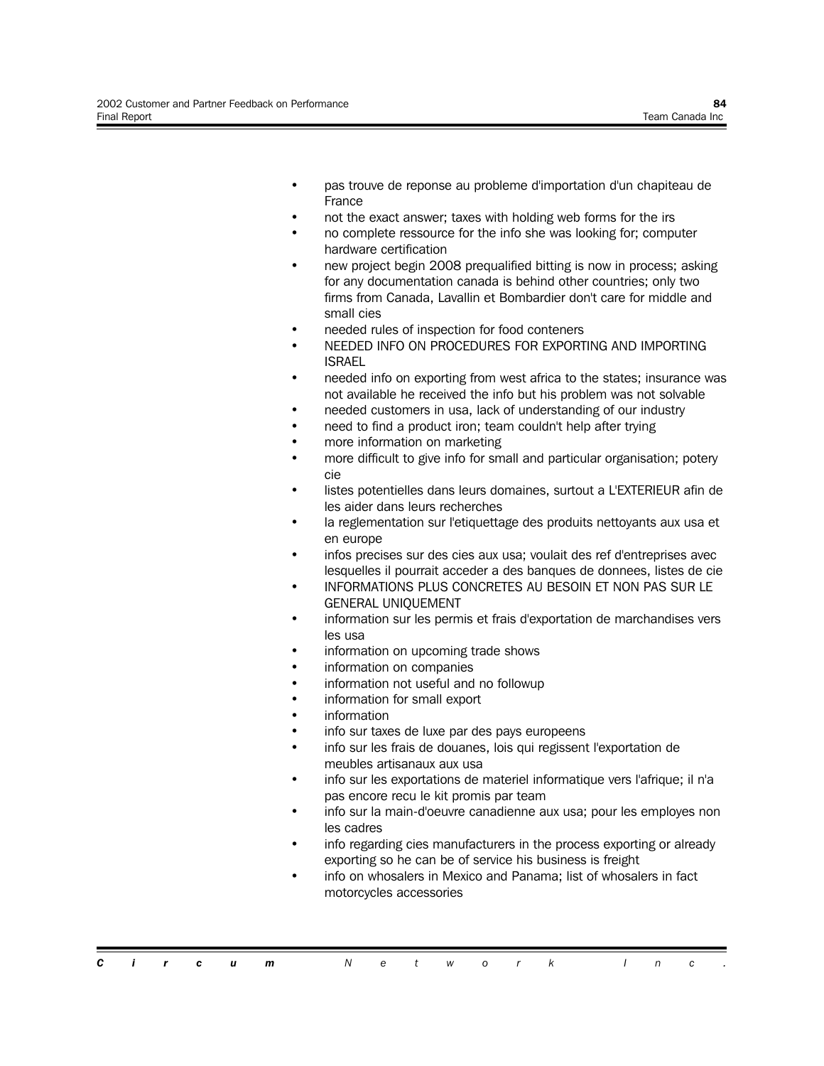- pas trouve de reponse au probleme d'importation d'un chapiteau de France
- not the exact answer; taxes with holding web forms for the irs
- no complete ressource for the info she was looking for; computer hardware certification
- new project begin 2008 prequalified bitting is now in process; asking for any documentation canada is behind other countries; only two firms from Canada, Lavallin et Bombardier don't care for middle and small cies
- needed rules of inspection for food conteners
- NEEDED INFO ON PROCEDURES FOR EXPORTING AND IMPORTING ISRAEL
- needed info on exporting from west africa to the states; insurance was not available he received the info but his problem was not solvable
- needed customers in usa, lack of understanding of our industry
- need to find a product iron; team couldn't help after trying
- more information on marketing
- more difficult to give info for small and particular organisation; potery cie
- listes potentielles dans leurs domaines, surtout a L'EXTERIEUR afin de les aider dans leurs recherches
- la reglementation sur l'etiquettage des produits nettoyants aux usa et en europe
- infos precises sur des cies aux usa; voulait des ref d'entreprises avec lesquelles il pourrait acceder a des banques de donnees, listes de cie
- INFORMATIONS PLUS CONCRETES AU BESOIN ET NON PAS SUR LE GENERAL UNIQUEMENT
- information sur les permis et frais d'exportation de marchandises vers les usa
- information on upcoming trade shows
- information on companies
- information not useful and no followup
- information for small export
- information
- info sur taxes de luxe par des pays europeens
- info sur les frais de douanes, lois qui regissent l'exportation de meubles artisanaux aux usa
- info sur les exportations de materiel informatique vers l'afrique; il n'a pas encore recu le kit promis par team
- info sur la main-d'oeuvre canadienne aux usa; pour les employes non les cadres
- info regarding cies manufacturers in the process exporting or already exporting so he can be of service his business is freight
- info on whosalers in Mexico and Panama; list of whosalers in fact motorcycles accessories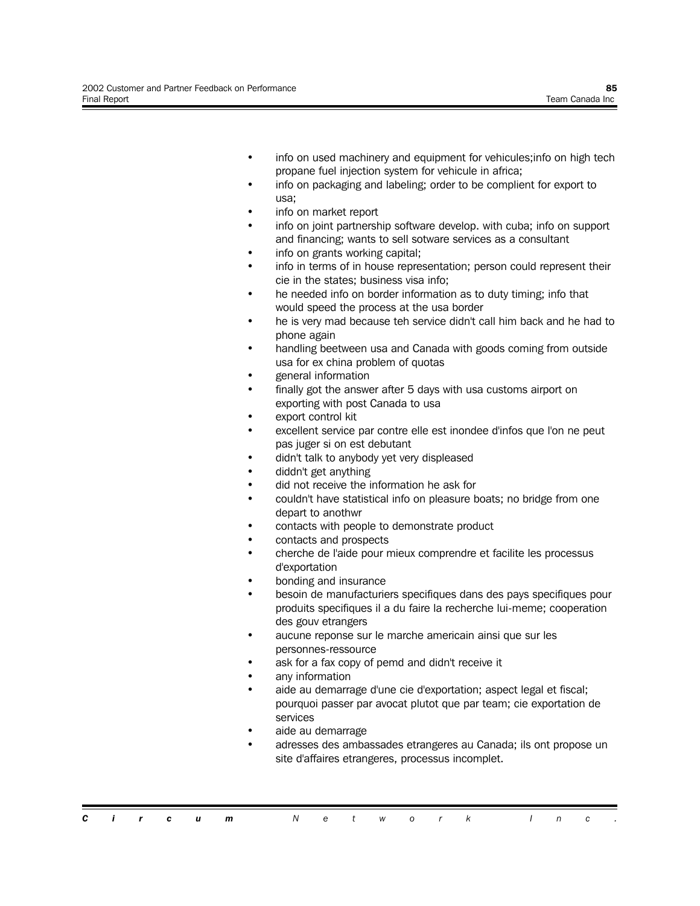- info on used machinery and equipment for vehicules;info on high tech propane fuel injection system for vehicule in africa;
- info on packaging and labeling; order to be complient for export to usa;
- info on market report
- info on joint partnership software develop. with cuba; info on support and financing; wants to sell sotware services as a consultant
- info on grants working capital;
- info in terms of in house representation; person could represent their cie in the states; business visa info;
- he needed info on border information as to duty timing; info that would speed the process at the usa border
- he is very mad because teh service didn't call him back and he had to phone again
- handling beetween usa and Canada with goods coming from outside usa for ex china problem of quotas
- general information
- finally got the answer after 5 days with usa customs airport on exporting with post Canada to usa
- export control kit
- excellent service par contre elle est inondee d'infos que l'on ne peut pas juger si on est debutant
- didn't talk to anybody yet very displeased
- diddn't get anything
- did not receive the information he ask for
- couldn't have statistical info on pleasure boats; no bridge from one depart to anothwr
- contacts with people to demonstrate product
- contacts and prospects
- cherche de l'aide pour mieux comprendre et facilite les processus d'exportation
- bonding and insurance
- besoin de manufacturiers specifiques dans des pays specifiques pour produits specifiques il a du faire la recherche lui-meme; cooperation des gouv etrangers
- aucune reponse sur le marche americain ainsi que sur les personnes-ressource
- ask for a fax copy of pemd and didn't receive it
- any information
- aide au demarrage d'une cie d'exportation; aspect legal et fiscal; pourquoi passer par avocat plutot que par team; cie exportation de services
- aide au demarrage
- adresses des ambassades etrangeres au Canada; ils ont propose un site d'affaires etrangeres, processus incomplet.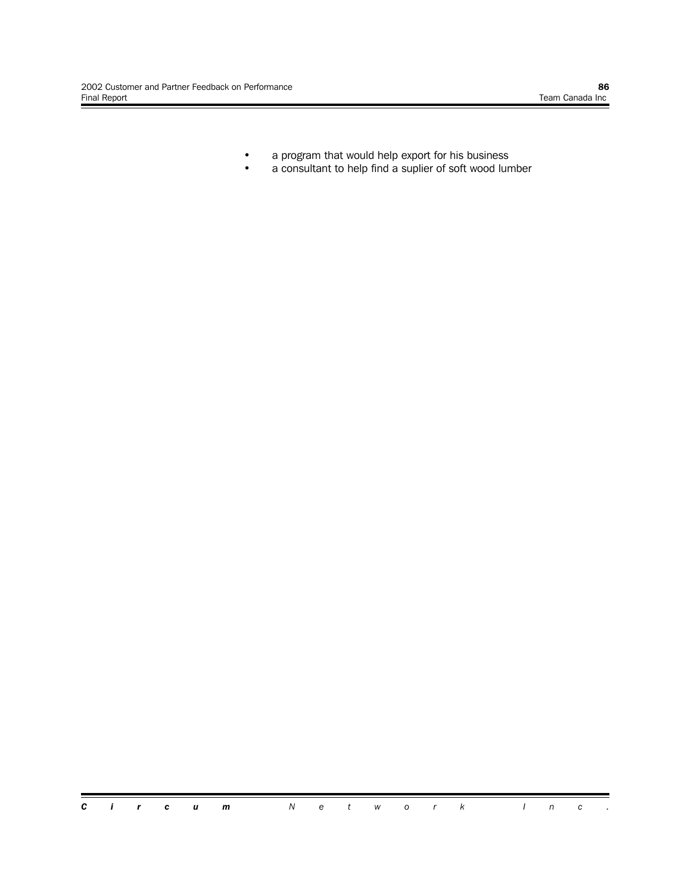- a program that would help export for his business
- a consultant to help find a suplier of soft wood lumber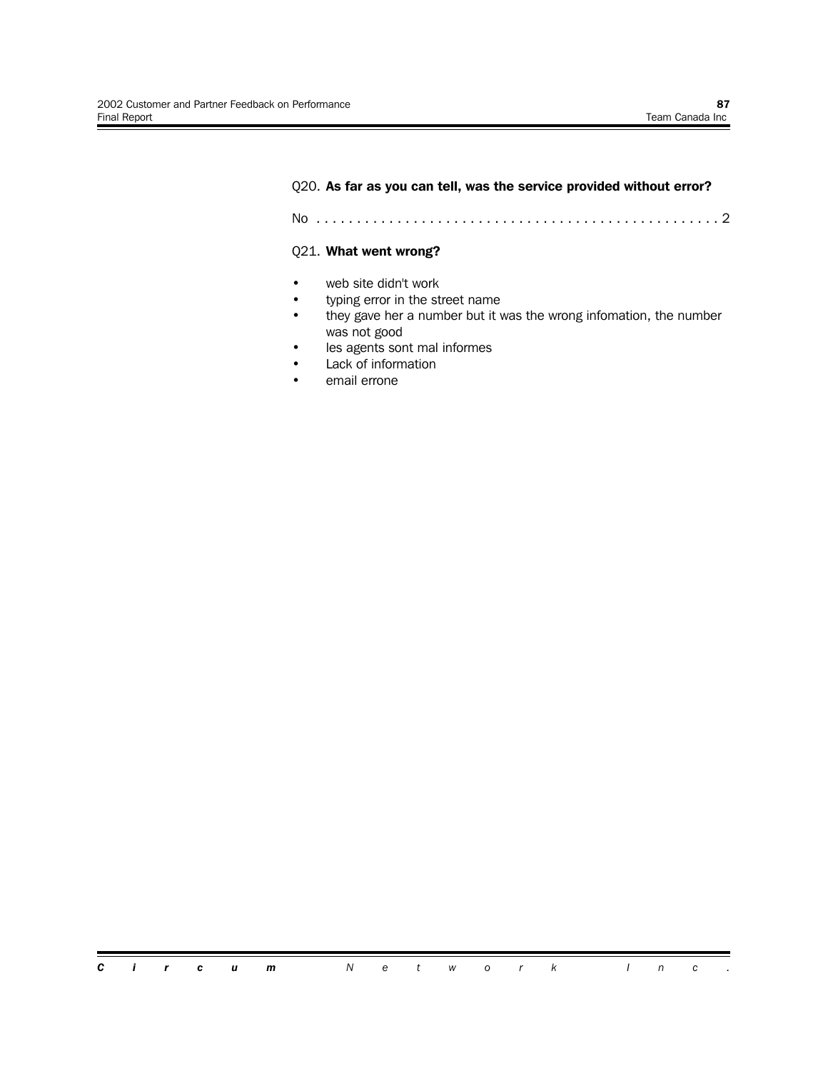Q20. **As far as you can tell, was the service provided without error?**

No . . . . . . . . . . . . . . . . . . . . . . . . . . . . . . . . . . . . . . . . . . . . . . . . 2

Q21. **What went wrong?**

- web site didn't work
- typing error in the street name
- they gave her a number but it was the wrong infomation, the number was not good
- les agents sont mal informes
- Lack of information
- email errone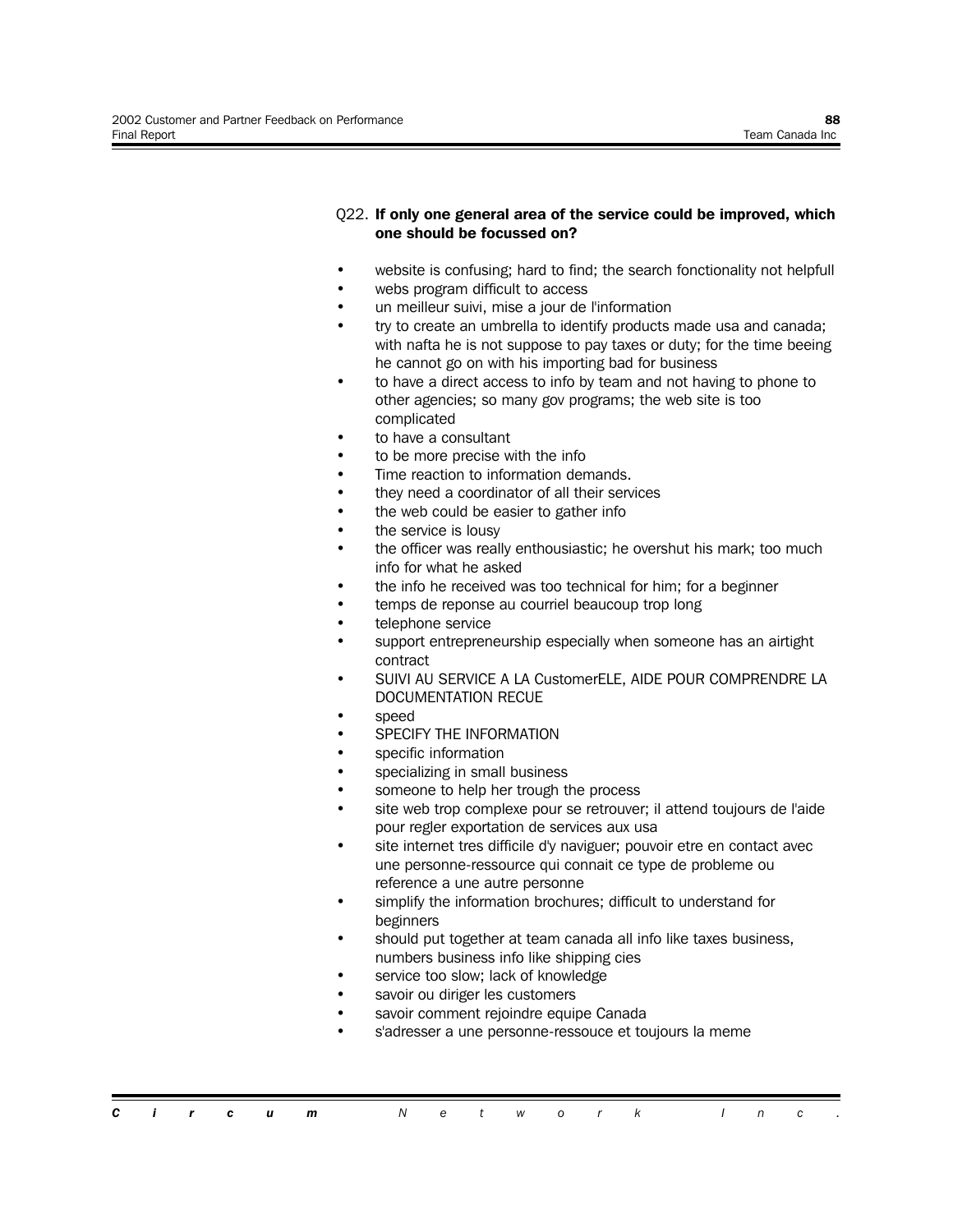Q22. **If only one general area of the service could be improved, which one should be focussed on?**

- website is confusing; hard to find; the search fonctionality not helpfull
- webs program difficult to access
- un meilleur suivi, mise a jour de l'information
- try to create an umbrella to identify products made usa and canada; with nafta he is not suppose to pay taxes or duty; for the time beeing he cannot go on with his importing bad for business
- to have a direct access to info by team and not having to phone to other agencies; so many gov programs; the web site is too complicated
- to have a consultant
- to be more precise with the info
- Time reaction to information demands.
- they need a coordinator of all their services
- the web could be easier to gather info
- the service is lousy
- the officer was really enthousiastic; he overshut his mark; too much info for what he asked
- the info he received was too technical for him; for a beginner
- temps de reponse au courriel beaucoup trop long
- telephone service
- support entrepreneurship especially when someone has an airtight contract
- SUIVI AU SERVICE A LA CustomerELE, AIDE POUR COMPRENDRE LA DOCUMENTATION RECUE
- speed
- SPECIFY THE INFORMATION
- specific information
- specializing in small business
- someone to help her trough the process
- site web trop complexe pour se retrouver; il attend toujours de l'aide pour regler exportation de services aux usa
- site internet tres difficile d'y naviguer; pouvoir etre en contact avec une personne-ressource qui connait ce type de probleme ou reference a une autre personne
- simplify the information brochures; difficult to understand for beginners
- should put together at team canada all info like taxes business, numbers business info like shipping cies
- service too slow; lack of knowledge
- savoir ou diriger les customers
- savoir comment rejoindre equipe Canada
- s'adresser a une personne-ressouce et toujours la meme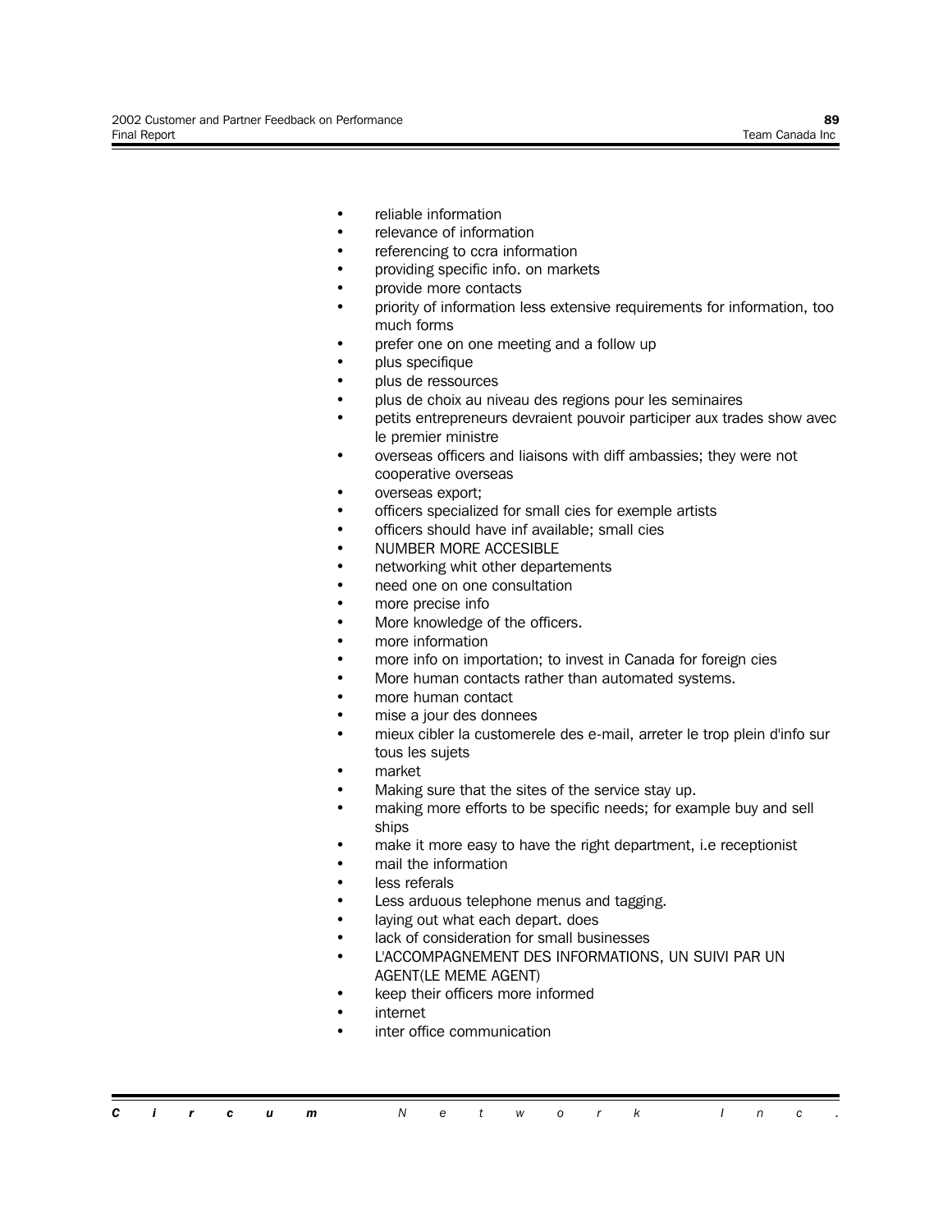- reliable information
- relevance of information
- referencing to ccra information
- providing specific info. on markets
- provide more contacts
- priority of information less extensive requirements for information, too much forms
- prefer one on one meeting and a follow up
- plus specifique
- plus de ressources
- plus de choix au niveau des regions pour les seminaires
- petits entrepreneurs devraient pouvoir participer aux trades show avec le premier ministre
- overseas officers and liaisons with diff ambassies; they were not cooperative overseas
- overseas export;
- officers specialized for small cies for exemple artists
- officers should have inf available; small cies
- NUMBER MORE ACCESIBLE
- networking whit other departements
- need one on one consultation
- more precise info
- More knowledge of the officers.
- more information
- more info on importation; to invest in Canada for foreign cies
- More human contacts rather than automated systems.
- more human contact
- mise a jour des donnees
- mieux cibler la customerele des e-mail, arreter le trop plein d'info sur tous les sujets
- market
- Making sure that the sites of the service stay up.
- making more efforts to be specific needs; for example buy and sell ships
- make it more easy to have the right department, i.e receptionist
- mail the information
- less referals
- Less arduous telephone menus and tagging.
- laying out what each depart. does
- lack of consideration for small businesses
- L'ACCOMPAGNEMENT DES INFORMATIONS, UN SUIVI PAR UN AGENT(LE MEME AGENT)
- keep their officers more informed
- internet
- inter office communication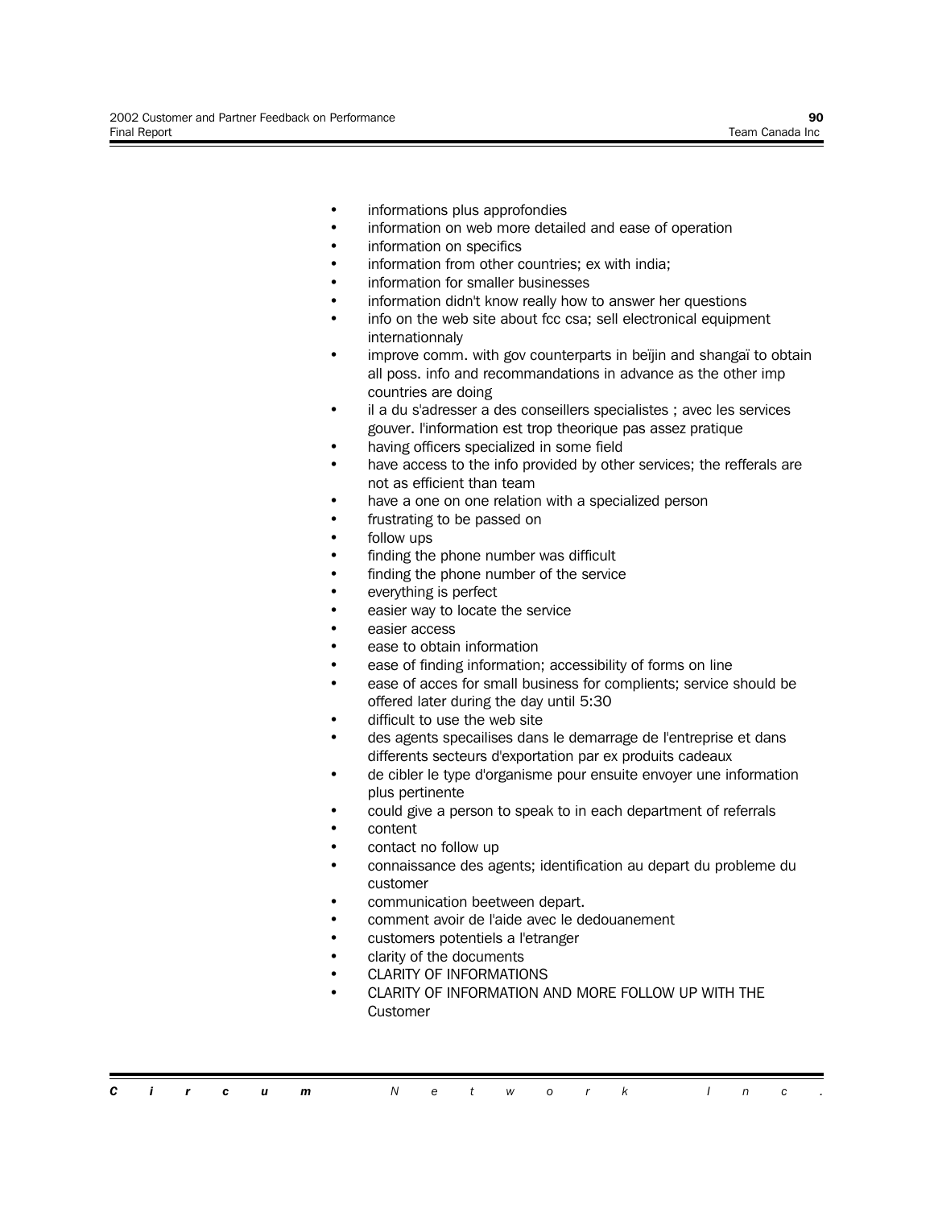- informations plus approfondies
- information on web more detailed and ease of operation
- information on specifics
- information from other countries; ex with india;
- information for smaller businesses
- information didn't know really how to answer her questions
- info on the web site about fcc csa; sell electronical equipment internationnaly
- improve comm. with gov counterparts in beïjin and shangaï to obtain all poss. info and recommandations in advance as the other imp countries are doing
- il a du s'adresser a des conseillers specialistes ; avec les services gouver. l'information est trop theorique pas assez pratique
- having officers specialized in some field
- have access to the info provided by other services; the refferals are not as efficient than team
- have a one on one relation with a specialized person
- frustrating to be passed on
- follow ups
- finding the phone number was difficult
- finding the phone number of the service
- everything is perfect
- easier way to locate the service
- easier access
- ease to obtain information
- ease of finding information; accessibility of forms on line
- ease of acces for small business for complients; service should be offered later during the day until 5:30
- difficult to use the web site
- des agents specailises dans le demarrage de l'entreprise et dans differents secteurs d'exportation par ex produits cadeaux
- de cibler le type d'organisme pour ensuite envoyer une information plus pertinente
- could give a person to speak to in each department of referrals
- content
- contact no follow up
- connaissance des agents; identification au depart du probleme du customer
- communication beetween depart.
- comment avoir de l'aide avec le dedouanement
- customers potentiels a l'etranger
- clarity of the documents
- CLARITY OF INFORMATIONS
- CLARITY OF INFORMATION AND MORE FOLLOW UP WITH THE Customer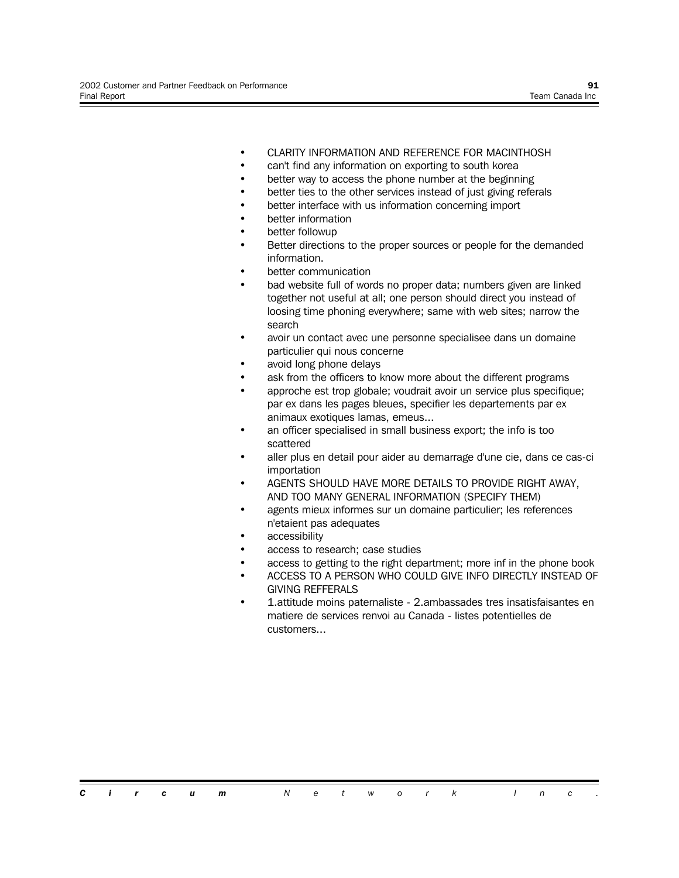- CLARITY INFORMATION AND REFERENCE FOR MACINTHOSH
- can't find any information on exporting to south korea
- better way to access the phone number at the beginning
- better ties to the other services instead of just giving referals
- better interface with us information concerning import
- better information
- better followup
- Better directions to the proper sources or people for the demanded information.
- better communication
- bad website full of words no proper data; numbers given are linked together not useful at all; one person should direct you instead of loosing time phoning everywhere; same with web sites; narrow the search
- avoir un contact avec une personne specialisee dans un domaine particulier qui nous concerne
- avoid long phone delays
- ask from the officers to know more about the different programs
- approche est trop globale; voudrait avoir un service plus specifique; par ex dans les pages bleues, specifier les departements par ex animaux exotiques lamas, emeus...
- an officer specialised in small business export; the info is too scattered
- aller plus en detail pour aider au demarrage d'une cie, dans ce cas-ci importation
- AGENTS SHOULD HAVE MORE DETAILS TO PROVIDE RIGHT AWAY, AND TOO MANY GENERAL INFORMATION (SPECIFY THEM)
- agents mieux informes sur un domaine particulier; les references n'etaient pas adequates
- accessibility
- access to research; case studies
- access to getting to the right department; more inf in the phone book
- ACCESS TO A PERSON WHO COULD GIVE INFO DIRECTLY INSTEAD OF GIVING REFFERALS
- 1.attitude moins paternaliste - 2.ambassades tres insatisfaisantes en matiere de services renvoi au Canada - listes potentielles de customers...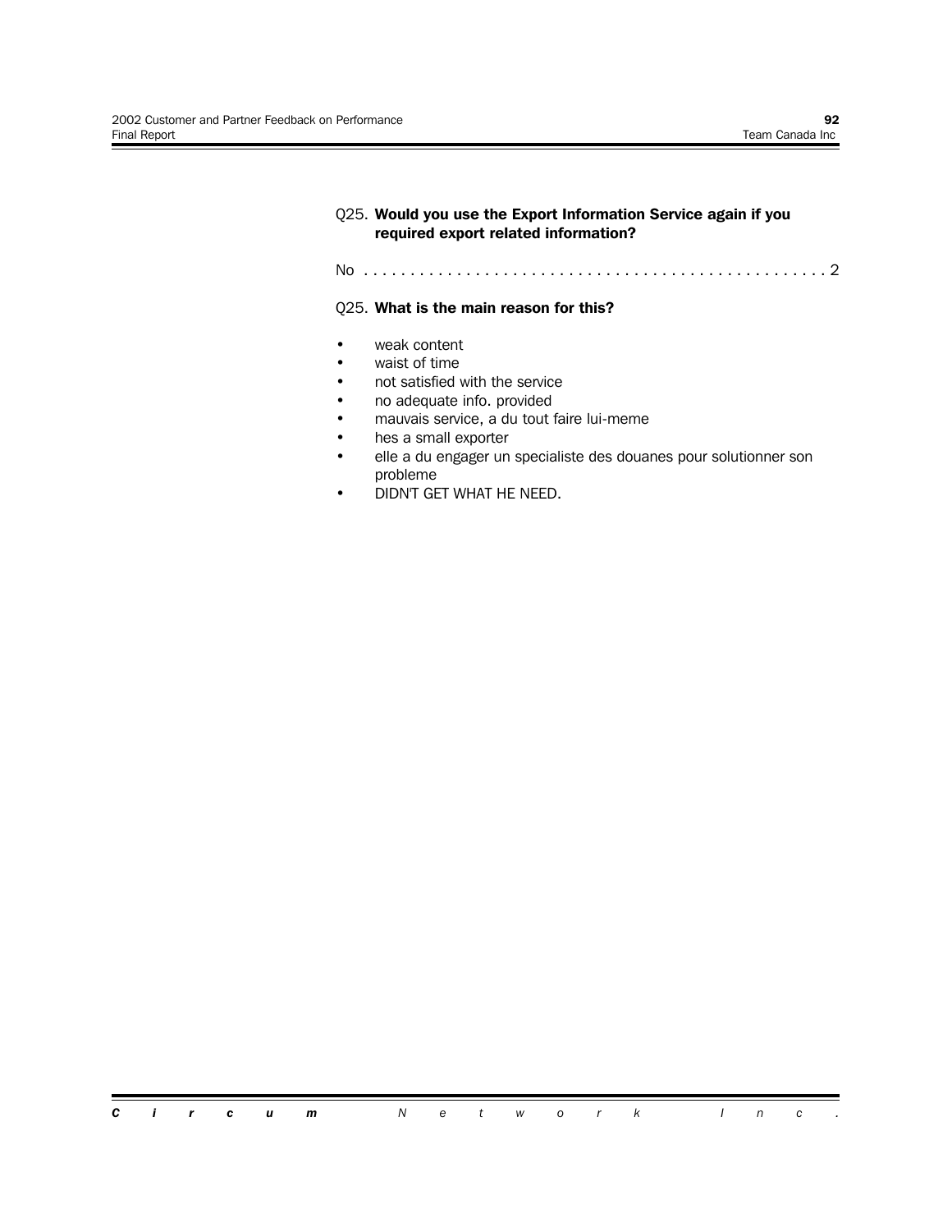Q25. **Would you use the Export Information Service again if you required export related information?**

No . . . . . . . . . . . . . . . . . . . . . . . . . . . . . . . . . . . . . . . . . . . . . . . . 2

Q25. **What is the main reason for this?**

- weak content
- waist of time
- not satisfied with the service
- no adequate info. provided
- mauvais service, a du tout faire lui-meme
- hes a small exporter
- elle a du engager un specialiste des douanes pour solutionner son probleme
- DIDN'T GET WHAT HE NEED.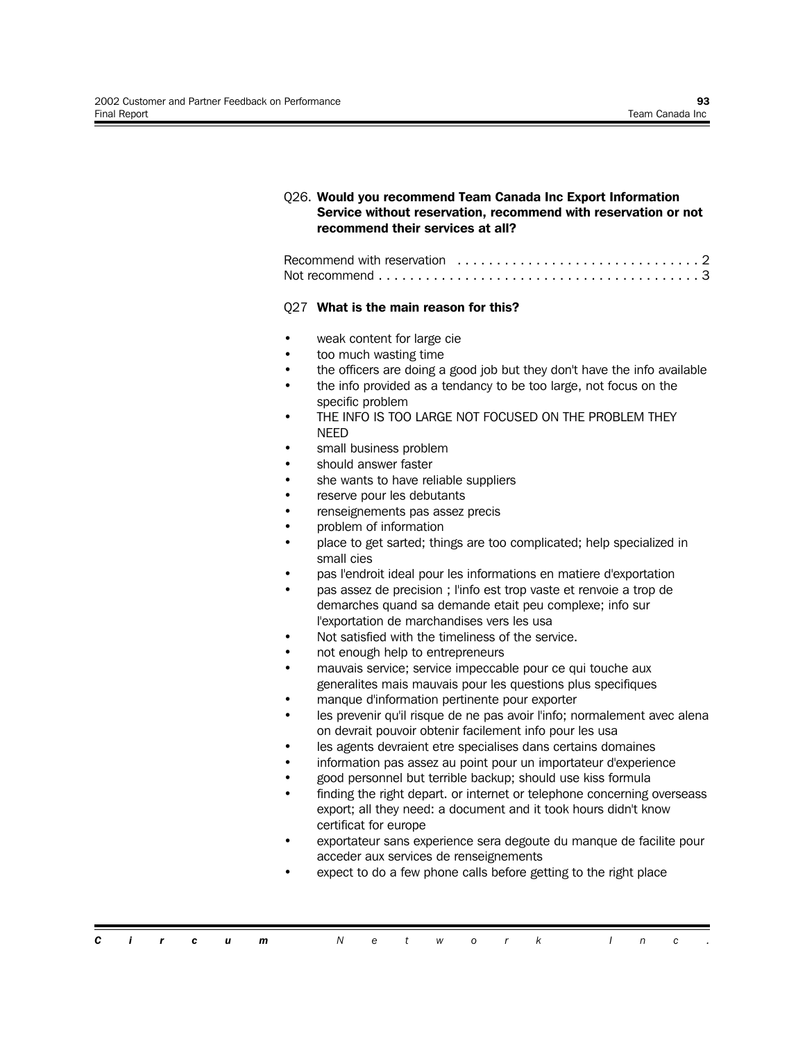Q26. **Would you recommend Team Canada Inc Export Information Service without reservation, recommend with reservation or not recommend their services at all?**

Recommend with reservation . . . . . . . . . . . . . . . . . . . . . . . . . . . . . . . 2
Not recommend . . . . . . . . . . . . . . . . . . . . . . . . . . . . . . . . . . . . . . . . 3

Q27 **What is the main reason for this?**

- weak content for large cie
- too much wasting time
- the officers are doing a good job but they don't have the info available
- the info provided as a tendancy to be too large, not focus on the specific problem
- THE INFO IS TOO LARGE NOT FOCUSED ON THE PROBLEM THEY NEED
- small business problem
- should answer faster
- she wants to have reliable suppliers
- reserve pour les debutants
- renseignements pas assez precis
- problem of information
- place to get sarted; things are too complicated; help specialized in small cies
- pas l'endroit ideal pour les informations en matiere d'exportation
- pas assez de precision ; l'info est trop vaste et renvoie a trop de demarches quand sa demande etait peu complexe; info sur l'exportation de marchandises vers les usa
- Not satisfied with the timeliness of the service.
- not enough help to entrepreneurs
- mauvais service; service impeccable pour ce qui touche aux generalites mais mauvais pour les questions plus specifiques
- manque d'information pertinente pour exporter
- les prevenir qu'il risque de ne pas avoir l'info; normalement avec alena on devrait pouvoir obtenir facilement info pour les usa
- les agents devraient etre specialises dans certains domaines
- information pas assez au point pour un importateur d'experience
- good personnel but terrible backup; should use kiss formula
- finding the right depart. or internet or telephone concerning overseass export; all they need: a document and it took hours didn't know certificat for europe
- exportateur sans experience sera degoute du manque de facilite pour acceder aux services de renseignements
- expect to do a few phone calls before getting to the right place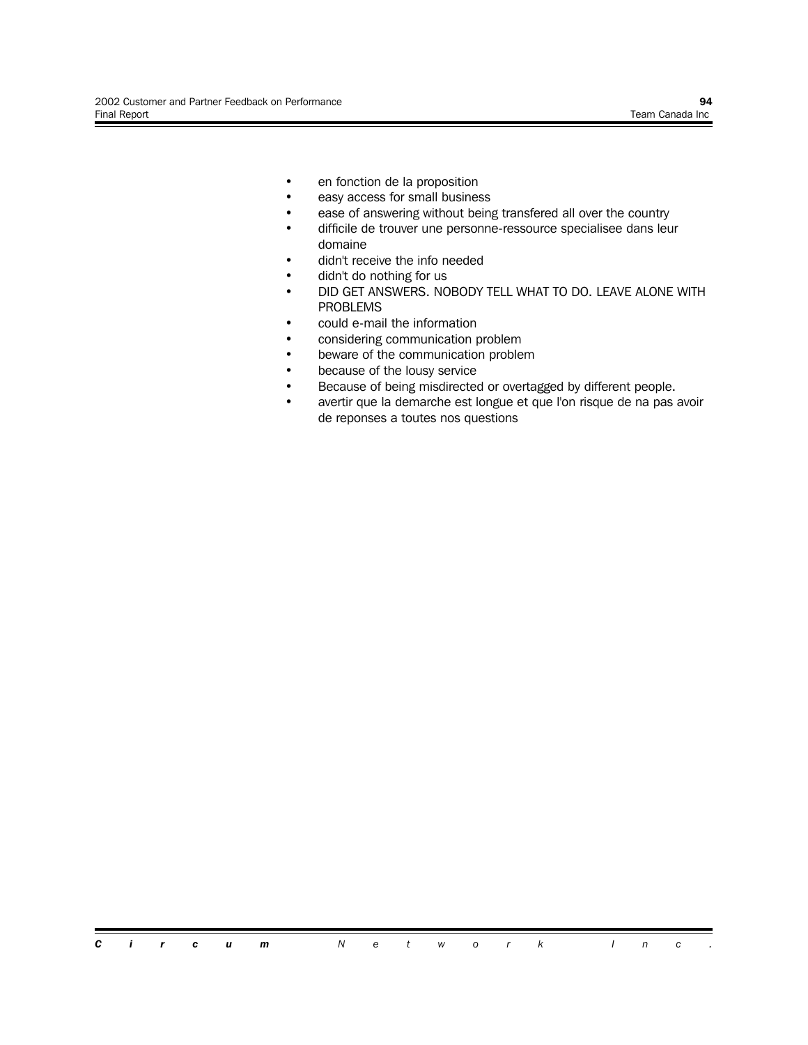- en fonction de la proposition
- easy access for small business
- ease of answering without being transfered all over the country
- difficile de trouver une personne-ressource specialisee dans leur domaine
- didn't receive the info needed
- didn't do nothing for us
- DID GET ANSWERS. NOBODY TELL WHAT TO DO. LEAVE ALONE WITH PROBLEMS
- could e-mail the information
- considering communication problem
- beware of the communication problem
- because of the lousy service
- Because of being misdirected or overtagged by different people.
- avertir que la demarche est longue et que l'on risque de na pas avoir de reponses a toutes nos questions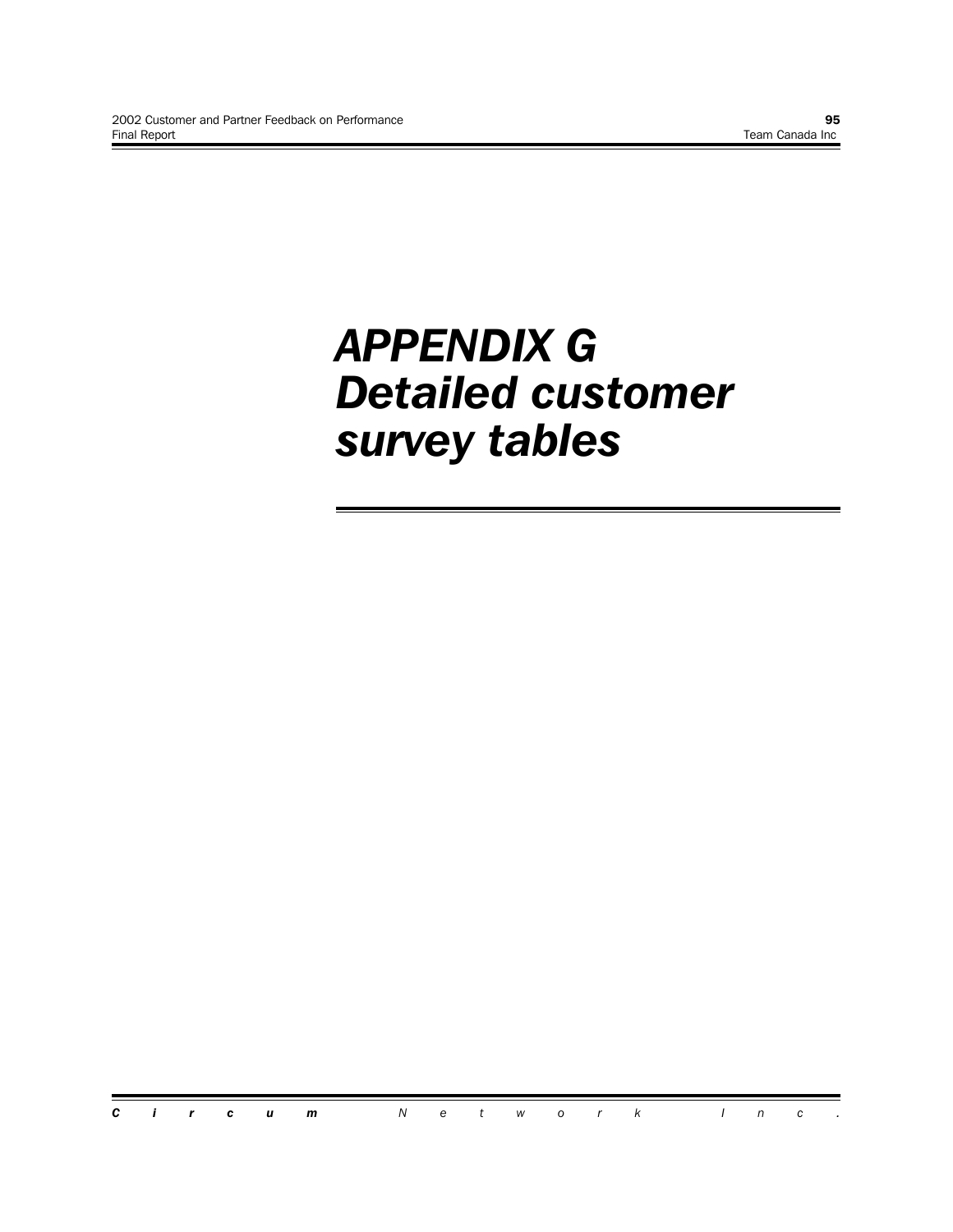# APPENDIX G Detailed customer survey tables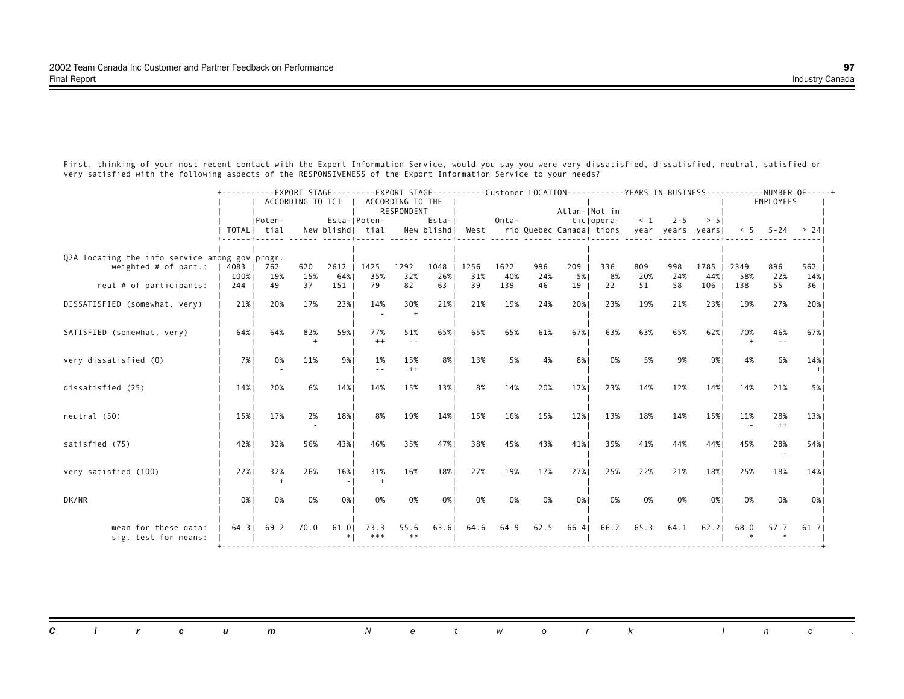First, thinking of your most recent contact with the Export Information Service, would you say you were very dissatisfied, dissatisfied, neutral, satisfied or very satisfied with the following aspects of the RESPONSIVENESS of the Export Information Service to your needs?

| | | EXPORT STAGE ACCORDING TO TCI | | | EXPORT STAGE ACCORDING TO THE RESPONDENT | | | Customer LOCATION | | | | | YEARS IN BUSINESS | | | NUMBER OF EMPLOYEES | | |
|---|---|---|---|---|---|---|---|---|---|---|---|---|---|---|---|---|---|---|
| | TOTAL | Potential | New | Established | Potential | New | Established | West | Ontario | Quebec | Atlantic Canada | Not in operations | < 1 year | 2-5 years | > 5 years | < 5 | 5-24 | > 24 |
| **Q2A locating the info service among gov.progr.** | | | | | | | | | | | | | | | | | | |
| weighted # of part.: | 4083 | 762 | 620 | 2612 | 1425 | 1292 | 1048 | 1256 | 1622 | 996 | 209 | 336 | 809 | 998 | 1785 | 2349 | 896 | 562 |
| | 100% | 19% | 15% | 64% | 35% | 32% | 26% | 31% | 40% | 24% | 5% | 8% | 20% | 24% | 44% | 58% | 22% | 14% |
| real # of participants: | 244 | 49 | 37 | 151 | 79 | 82 | 63 | 39 | 139 | 46 | 19 | 22 | 51 | 58 | 106 | 138 | 55 | 36 |
| DISSATISFIED (somewhat, very) | 21% | 20% | 17% | 23% | 14% - | 30% + | 21% | 21% | 19% | 24% | 20% | 23% | 19% | 21% | 23% | 19% | 27% | 20% |
| SATISFIED (somewhat, very) | 64% | 64% | 82% + | 59% | 77% ++ | 51% -- | 65% | 65% | 65% | 61% | 67% | 63% | 63% | 65% | 62% | 70% + | 46% -- | 67% |
| very dissatisfied (0) | 7% | 0% - | 11% | 9% | 1% -- | 15% ++ | 8% | 13% | 5% | 4% | 8% | 0% | 5% | 9% | 9% | 4% | 6% | 14% + |
| dissatisfied (25) | 14% | 20% | 6% | 14% | 14% | 15% | 13% | 8% | 14% | 20% | 12% | 23% | 14% | 12% | 14% | 14% | 21% | 5% |
| neutral (50) | 15% | 17% | 2% - | 18% | 8% | 19% | 14% | 15% | 16% | 15% | 12% | 13% | 18% | 14% | 15% | 11% - | 28% ++ | 13% |
| satisfied (75) | 42% | 32% | 56% | 43% | 46% | 35% | 47% | 38% | 45% | 43% | 41% | 39% | 41% | 44% | 44% | 45% | 28% - | 54% |
| very satisfied (100) | 22% | 32% + | 26% | 16% - | 31% + | 16% | 18% | 27% | 19% | 17% | 27% | 25% | 22% | 21% | 18% | 25% | 18% | 14% |
| DK/NR | 0% | 0% | 0% | 0% | 0% | 0% | 0% | 0% | 0% | 0% | 0% | 0% | 0% | 0% | 0% | 0% | 0% | 0% |
| mean for these data: | 64.3 | 69.2 | 70.0 | 61.0 | 73.3 | 55.6 | 63.6 | 64.6 | 64.9 | 62.5 | 66.4 | 66.2 | 65.3 | 64.1 | 62.2 | 68.0 | 57.7 | 61.7 |
| sig. test for means: | | | | * | *** | ** | | | | | | | | | | * | * | |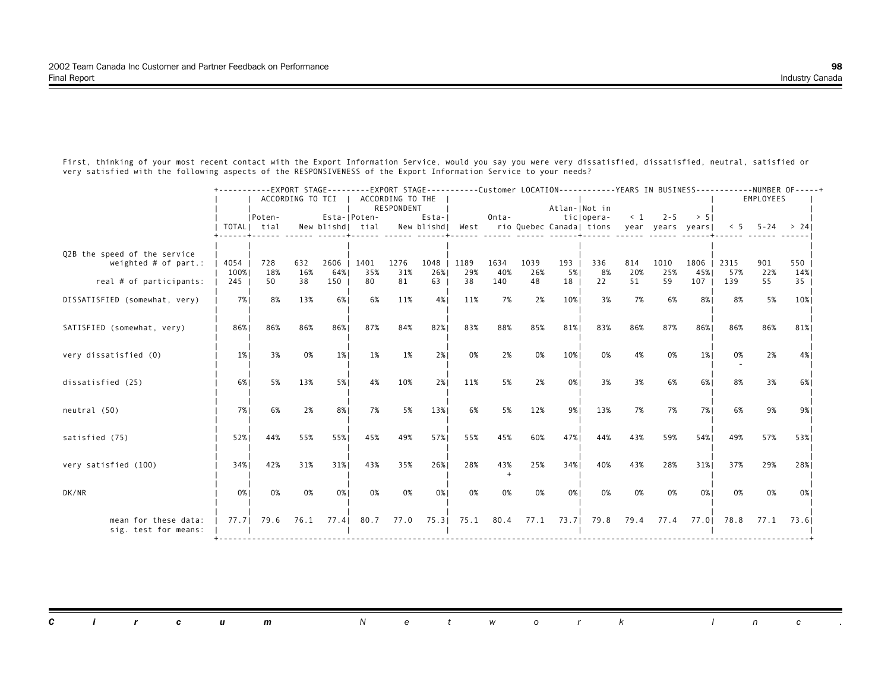First, thinking of your most recent contact with the Export Information Service, would you say you were very dissatisfied, dissatisfied, neutral, satisfied or very satisfied with the following aspects of the RESPONSIVENESS of the Export Information Service to your needs?

| | | EXPORT STAGE ACCORDING TO TCI | | | EXPORT STAGE ACCORDING TO THE RESPONDENT | | | Customer LOCATION | | | | | YEARS IN BUSINESS | | | NUMBER OF EMPLOYEES | | |
|---|---|---|---|---|---|---|---|---|---|---|---|---|---|---|---|---|---|---|
| | TOTAL | Potential | New | Establishd | Potential | New | Establishd | West | Ontario | Quebec | Atlantic Canada | Not in operations | < 1 year | 2-5 years | > 5 years | < 5 | 5-24 | > 24 |
| **Q2B the speed of the service** | | | | | | | | | | | | | | | | | | |
| weighted # of part.: | 4054 | 728 | 632 | 2606 | 1401 | 1276 | 1048 | 1189 | 1634 | 1039 | 193 | 336 | 814 | 1010 | 1806 | 2315 | 901 | 550 |
| | 100% | 18% | 16% | 64% | 35% | 31% | 26% | 29% | 40% | 26% | 5% | 8% | 20% | 25% | 45% | 57% | 22% | 14% |
| real # of participants: | 245 | 50 | 38 | 150 | 80 | 81 | 63 | 38 | 140 | 48 | 18 | 22 | 51 | 59 | 107 | 139 | 55 | 35 |
| DISSATISFIED (somewhat, very) | 7% | 8% | 13% | 6% | 6% | 11% | 4% | 11% | 7% | 2% | 10% | 3% | 7% | 6% | 8% | 8% | 5% | 10% |
| SATISFIED (somewhat, very) | 86% | 86% | 86% | 86% | 87% | 84% | 82% | 83% | 88% | 85% | 81% | 83% | 86% | 87% | 86% | 86% | 86% | 81% |
| very dissatisfied (0) | 1% | 3% | 0% | 1% | 1% | 1% | 2% | 0% | 2% | 0% | 10% | 0% | 4% | 0% | 1% | 0% - | 2% | 4% |
| dissatisfied (25) | 6% | 5% | 13% | 5% | 4% | 10% | 2% | 11% | 5% | 2% | 0% | 3% | 3% | 6% | 6% | 8% | 3% | 6% |
| neutral (50) | 7% | 6% | 2% | 8% | 7% | 5% | 13% | 6% | 5% | 12% | 9% | 13% | 7% | 7% | 7% | 6% | 9% | 9% |
| satisfied (75) | 52% | 44% | 55% | 55% | 45% | 49% | 57% | 55% | 45% | 60% | 47% | 44% | 43% | 59% | 54% | 49% | 57% | 53% |
| very satisfied (100) | 34% | 42% | 31% | 31% | 43% | 35% | 26% | 28% | 43% + | 25% | 34% | 40% | 43% | 28% | 31% | 37% | 29% | 28% |
| DK/NR | 0% | 0% | 0% | 0% | 0% | 0% | 0% | 0% | 0% | 0% | 0% | 0% | 0% | 0% | 0% | 0% | 0% | 0% |
| mean for these data: | 77.7 | 79.6 | 76.1 | 77.4 | 80.7 | 77.0 | 75.3 | 75.1 | 80.4 | 77.1 | 73.7 | 79.8 | 79.4 | 77.4 | 77.0 | 78.8 | 77.1 | 73.6 |
| sig. test for means: | | | | | | | | | | | | | | | | | | |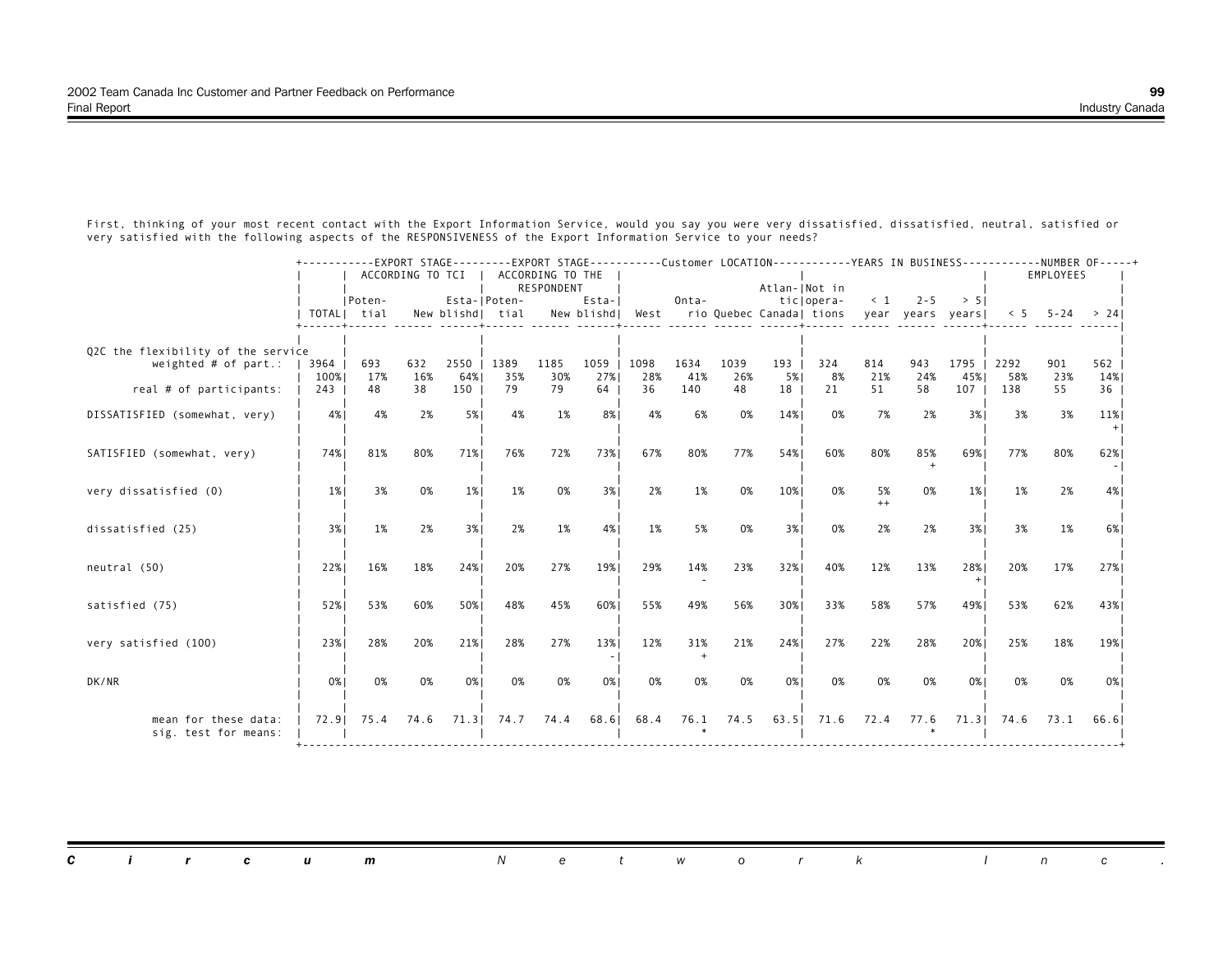First, thinking of your most recent contact with the Export Information Service, would you say you were very dissatisfied, dissatisfied, neutral, satisfied or very satisfied with the following aspects of the RESPONSIVENESS of the Export Information Service to your needs?

| | | EXPORT STAGE ACCORDING TO TCI | | | EXPORT STAGE ACCORDING TO THE RESPONDENT | | | Customer LOCATION | | | | | YEARS IN BUSINESS | | | NUMBER OF EMPLOYEES | | |
|---|---|---|---|---|---|---|---|---|---|---|---|---|---|---|---|---|---|---|
| | TOTAL | Potential | New | Established | Potential | New | Established | West | Ontario | Quebec | Atlantic Canada | Not in operations | < 1 year | 2-5 years | > 5 years | < 5 | 5-24 | > 24 |
| Q2C the flexibility of the service | | | | | | | | | | | | | | | | | | |
| weighted # of part.: | 3964 | 693 | 632 | 2550 | 1389 | 1185 | 1059 | 1098 | 1634 | 1039 | 193 | 324 | 814 | 943 | 1795 | 2292 | 901 | 562 |
| | 100% | 17% | 16% | 64% | 35% | 30% | 27% | 28% | 41% | 26% | 5% | 8% | 21% | 24% | 45% | 58% | 23% | 14% |
| real # of participants: | 243 | 48 | 38 | 150 | 79 | 79 | 64 | 36 | 140 | 48 | 18 | 21 | 51 | 58 | 107 | 138 | 55 | 36 |
| DISSATISFIED (somewhat, very) | 4% | 4% | 2% | 5% | 4% | 1% | 8% | 4% | 6% | 0% | 14% | 0% | 7% | 2% | 3% | 3% | 3% | 11% + |
| SATISFIED (somewhat, very) | 74% | 81% | 80% | 71% | 76% | 72% | 73% | 67% | 80% | 77% | 54% | 60% | 80% | 85% + | 69% | 77% | 80% | 62% - |
| very dissatisfied (0) | 1% | 3% | 0% | 1% | 1% | 0% | 3% | 2% | 1% | 0% | 10% | 0% | 5% ++ | 0% | 1% | 1% | 2% | 4% |
| dissatisfied (25) | 3% | 1% | 2% | 3% | 2% | 1% | 4% | 1% | 5% | 0% | 3% | 0% | 2% | 2% | 3% | 3% | 1% | 6% |
| neutral (50) | 22% | 16% | 18% | 24% | 20% | 27% | 19% | 29% | 14% - | 23% | 32% | 40% | 12% | 13% | 28% + | 20% | 17% | 27% |
| satisfied (75) | 52% | 53% | 60% | 50% | 48% | 45% | 60% | 55% | 49% | 56% | 30% | 33% | 58% | 57% | 49% | 53% | 62% | 43% |
| very satisfied (100) | 23% | 28% | 20% | 21% | 28% | 27% | 13% - | 12% | 31% + | 21% | 24% | 27% | 22% | 28% | 20% | 25% | 18% | 19% |
| DK/NR | 0% | 0% | 0% | 0% | 0% | 0% | 0% | 0% | 0% | 0% | 0% | 0% | 0% | 0% | 0% | 0% | 0% | 0% |
| mean for these data: | 72.9 | 75.4 | 74.6 | 71.3 | 74.7 | 74.4 | 68.6 | 68.4 | 76.1 | 74.5 | 63.5 | 71.6 | 72.4 | 77.6 | 71.3 | 74.6 | 73.1 | 66.6 |
| sig. test for means: | | | | | | | | | * | | | | | * | | | | |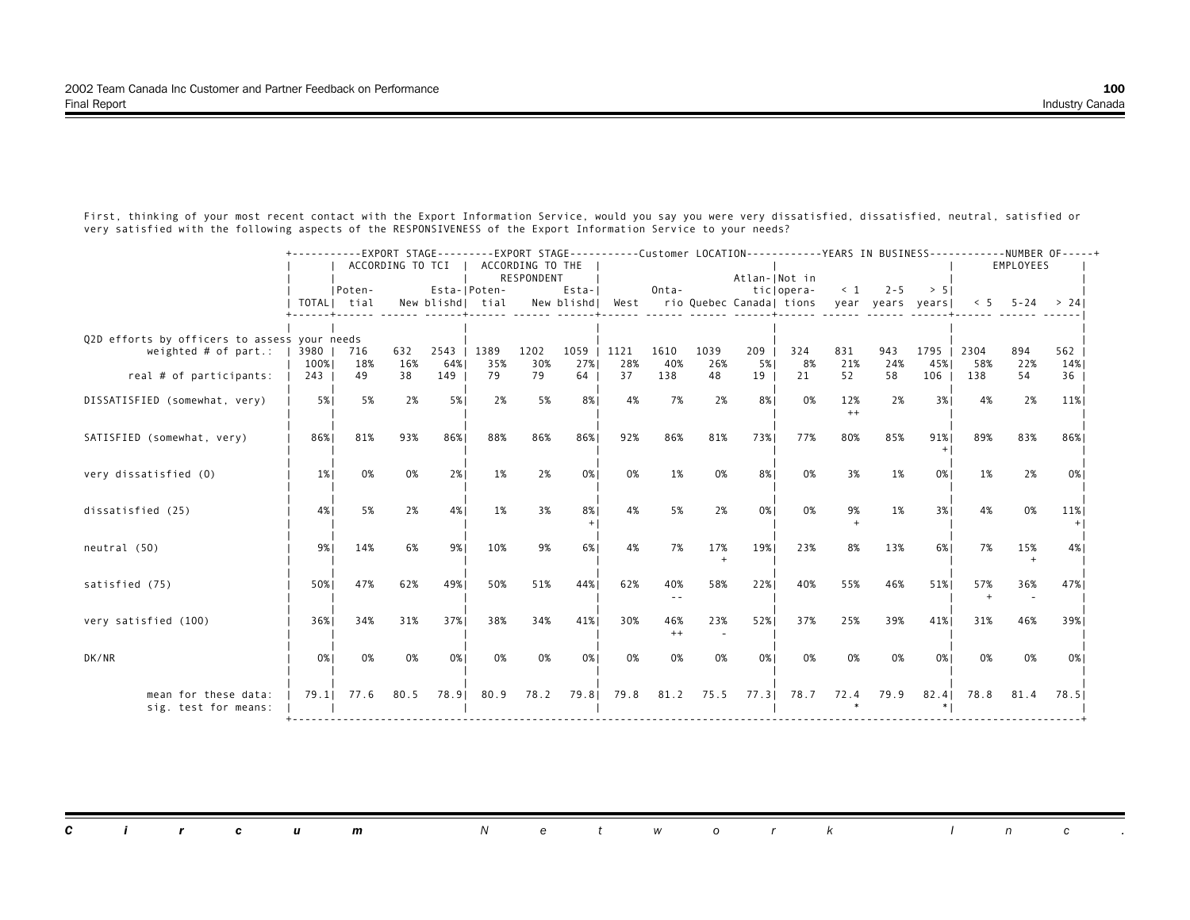First, thinking of your most recent contact with the Export Information Service, would you say you were very dissatisfied, dissatisfied, neutral, satisfied or very satisfied with the following aspects of the RESPONSIVENESS of the Export Information Service to your needs?

| | | EXPORT STAGE ACCORDING TO TCI | | | EXPORT STAGE ACCORDING TO THE RESPONDENT | | | Customer LOCATION | | | | YEARS IN BUSINESS | | | | NUMBER OF EMPLOYEES | | |
|---|---|---|---|---|---|---|---|---|---|---|---|---|---|---|---|---|---|---|
| | TOTAL | Potential | New | Established | Potential | New | Established | West | Ontario | Quebec | Atlantic Canada | Not in operations | < 1 year | 2-5 years | > 5 years | < 5 | 5-24 | > 24 |
| **Q2D efforts by officers to assess your needs** | | | | | | | | | | | | | | | | | | |
| weighted # of part.: | 3980 | 716 | 632 | 2543 | 1389 | 1202 | 1059 | 1121 | 1610 | 1039 | 209 | 324 | 831 | 943 | 1795 | 2304 | 894 | 562 |
| | 100% | 18% | 16% | 64% | 35% | 30% | 27% | 28% | 40% | 26% | 5% | 8% | 21% | 24% | 45% | 58% | 22% | 14% |
| real # of participants: | 243 | 49 | 38 | 149 | 79 | 79 | 64 | 37 | 138 | 48 | 19 | 21 | 52 | 58 | 106 | 138 | 54 | 36 |
| DISSATISFIED (somewhat, very) | 5% | 5% | 2% | 5% | 2% | 5% | 8% | 4% | 7% | 2% | 8% | 0% | 12% ++ | 2% | 3% | 4% | 2% | 11% |
| SATISFIED (somewhat, very) | 86% | 81% | 93% | 86% | 88% | 86% | 86% | 92% | 86% | 81% | 73% | 77% | 80% | 85% | 91% + | 89% | 83% | 86% |
| very dissatisfied (0) | 1% | 0% | 0% | 2% | 1% | 2% | 0% | 0% | 1% | 0% | 8% | 0% | 3% | 1% | 0% | 1% | 2% | 0% |
| dissatisfied (25) | 4% | 5% | 2% | 4% | 1% | 3% | 8% + | 4% | 5% | 2% | 0% | 0% | 9% + | 1% | 3% | 4% | 0% | 11% + |
| neutral (50) | 9% | 14% | 6% | 9% | 10% | 9% | 6% | 4% | 7% | 17% + | 19% | 23% | 8% | 13% | 6% | 7% | 15% + | 4% |
| satisfied (75) | 50% | 47% | 62% | 49% | 50% | 51% | 44% | 62% | 40% -- | 58% | 22% | 40% | 55% | 46% | 51% | 57% + | 36% - | 47% |
| very satisfied (100) | 36% | 34% | 31% | 37% | 38% | 34% | 41% | 30% | 46% ++ | 23% - | 52% | 37% | 25% | 39% | 41% | 31% | 46% | 39% |
| DK/NR | 0% | 0% | 0% | 0% | 0% | 0% | 0% | 0% | 0% | 0% | 0% | 0% | 0% | 0% | 0% | 0% | 0% | 0% |
| mean for these data: | 79.1 | 77.6 | 80.5 | 78.9 | 80.9 | 78.2 | 79.8 | 79.8 | 81.2 | 75.5 | 77.3 | 78.7 | 72.4 | 79.9 | 82.4 | 78.8 | 81.4 | 78.5 |
| sig. test for means: | | | | | | | | | | | | | * | | * | | | |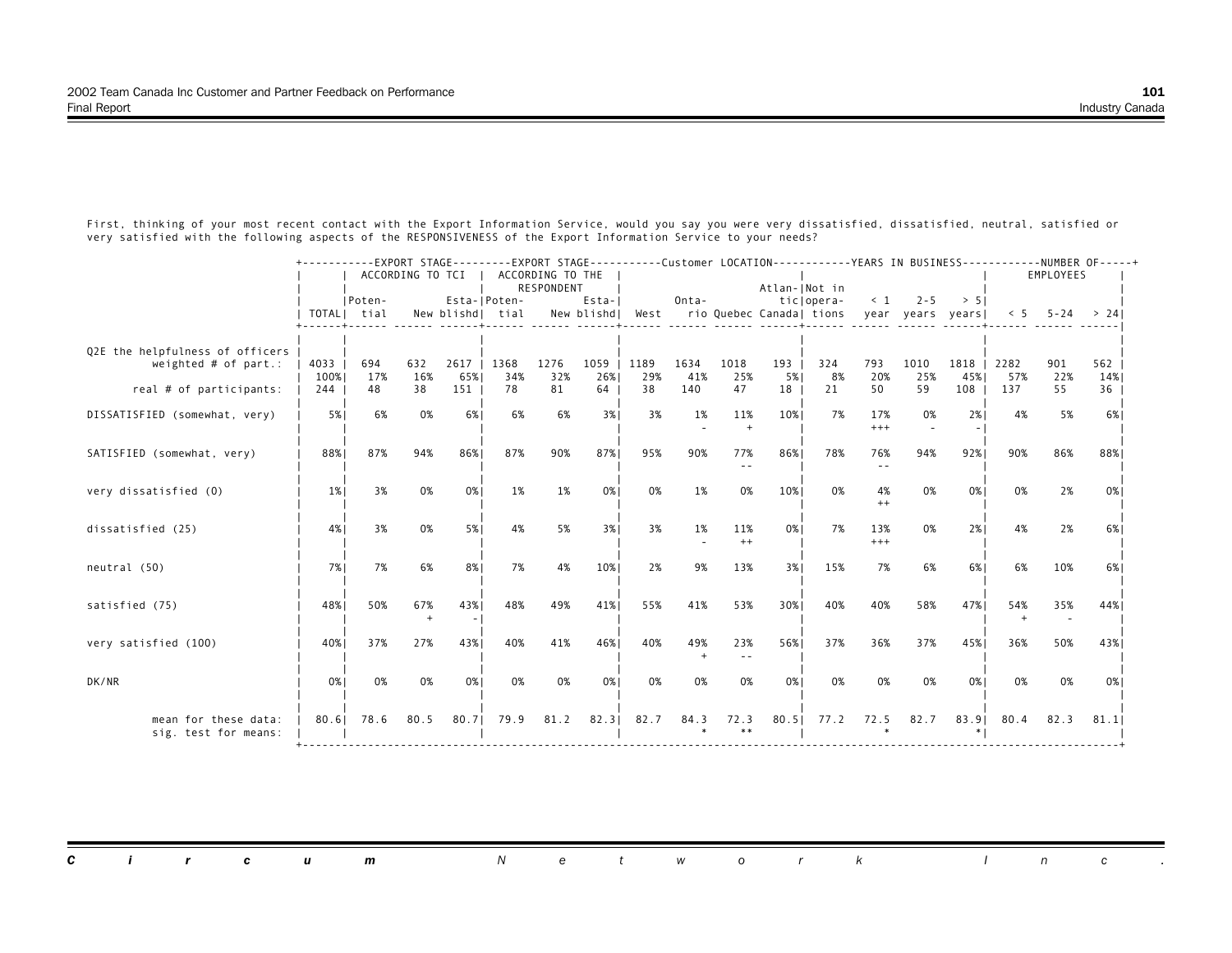First, thinking of your most recent contact with the Export Information Service, would you say you were very dissatisfied, dissatisfied, neutral, satisfied or very satisfied with the following aspects of the RESPONSIVENESS of the Export Information Service to your needs?

| | | EXPORT STAGE ACCORDING TO TCI | | | EXPORT STAGE ACCORDING TO THE RESPONDENT | | | Customer LOCATION | | | | | YEARS IN BUSINESS | | | NUMBER OF EMPLOYEES | | |
|---|---|---|---|---|---|---|---|---|---|---|---|---|---|---|---|---|---|---|
| | TOTAL | Potential | New | Established | Potential | New | Established | West | Ontario | Quebec | Atlantic Canada | Not in operations | < 1 year | 2-5 years | > 5 years | < 5 | 5-24 | > 24 |
| Q2E the helpfulness of officers | | | | | | | | | | | | | | | | | | |
| weighted # of part.: | 4033 | 694 | 632 | 2617 | 1368 | 1276 | 1059 | 1189 | 1634 | 1018 | 193 | 324 | 793 | 1010 | 1818 | 2282 | 901 | 562 |
| | 100% | 17% | 16% | 65% | 34% | 32% | 26% | 29% | 41% | 25% | 5% | 8% | 20% | 25% | 45% | 57% | 22% | 14% |
| real # of participants: | 244 | 48 | 38 | 151 | 78 | 81 | 64 | 38 | 140 | 47 | 18 | 21 | 50 | 59 | 108 | 137 | 55 | 36 |
| DISSATISFIED (somewhat, very) | 5% | 6% | 0% | 6% | 6% | 6% | 3% | 3% | 1% - | 11% + | 10% | 7% | 17% +++ | 0% - | 2% - | 4% | 5% | 6% |
| SATISFIED (somewhat, very) | 88% | 87% | 94% | 86% | 87% | 90% | 87% | 95% | 90% | 77% -- | 86% | 78% | 76% -- | 94% | 92% | 90% | 86% | 88% |
| very dissatisfied (0) | 1% | 3% | 0% | 0% | 1% | 1% | 0% | 0% | 1% | 0% | 10% | 0% | 4% ++ | 0% | 0% | 0% | 2% | 0% |
| dissatisfied (25) | 4% | 3% | 0% | 5% | 4% | 5% | 3% | 3% | 1% - | 11% ++ | 0% | 7% | 13% +++ | 0% | 2% | 4% | 2% | 6% |
| neutral (50) | 7% | 7% | 6% | 8% | 7% | 4% | 10% | 2% | 9% | 13% | 3% | 15% | 7% | 6% | 6% | 6% | 10% | 6% |
| satisfied (75) | 48% | 50% | 67% + | 43% - | 48% | 49% | 41% | 55% | 41% | 53% | 30% | 40% | 40% | 58% | 47% | 54% + | 35% - | 44% |
| very satisfied (100) | 40% | 37% | 27% | 43% | 40% | 41% | 46% | 40% | 49% + | 23% -- | 56% | 37% | 36% | 37% | 45% | 36% | 50% | 43% |
| DK/NR | 0% | 0% | 0% | 0% | 0% | 0% | 0% | 0% | 0% | 0% | 0% | 0% | 0% | 0% | 0% | 0% | 0% | 0% |
| mean for these data: | 80.6 | 78.6 | 80.5 | 80.7 | 79.9 | 81.2 | 82.3 | 82.7 | 84.3 | 72.3 | 80.5 | 77.2 | 72.5 | 82.7 | 83.9 | 80.4 | 82.3 | 81.1 |
| sig. test for means: | | | | | | | | | * | ** | | | * | | * | | | |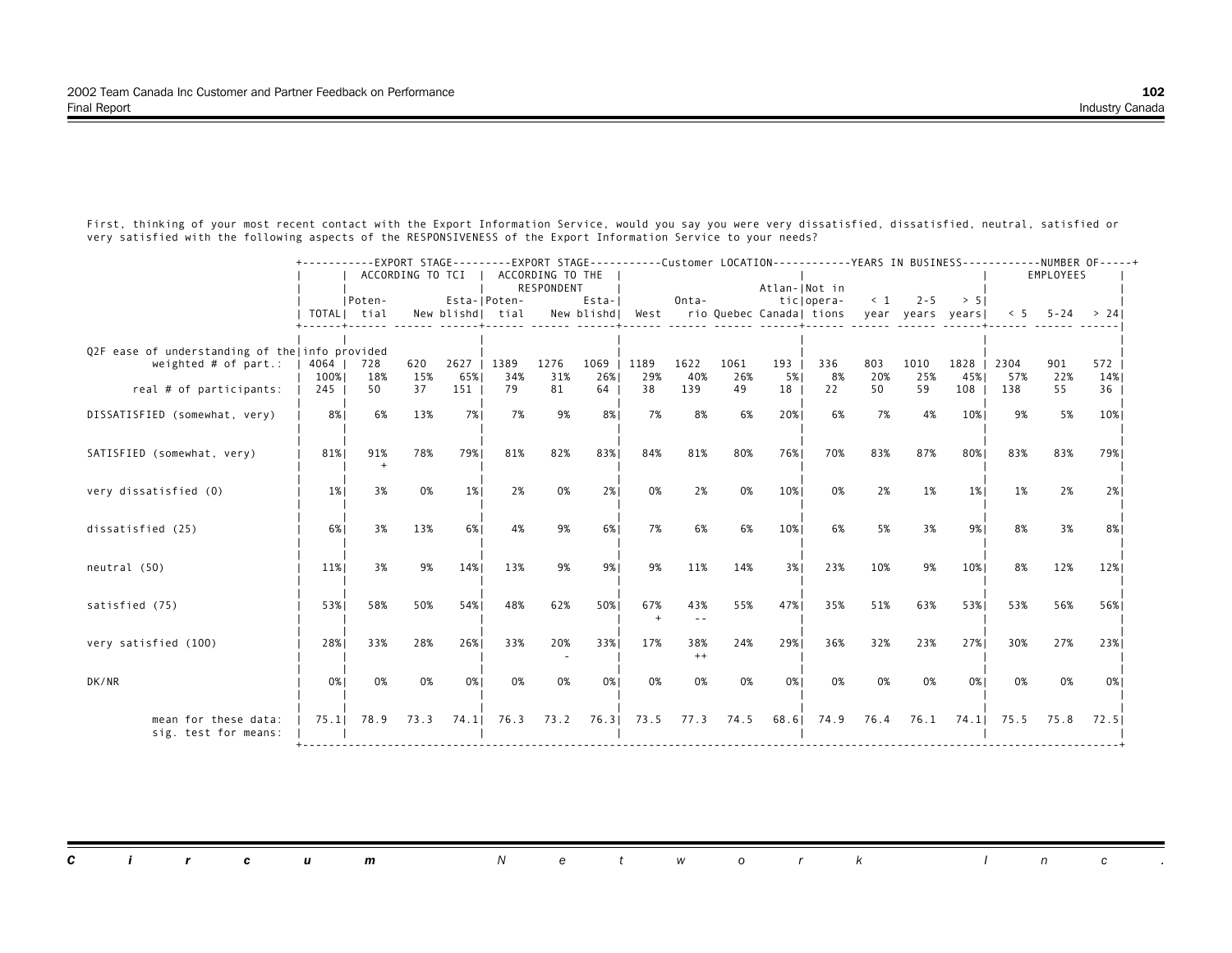First, thinking of your most recent contact with the Export Information Service, would you say you were very dissatisfied, dissatisfied, neutral, satisfied or very satisfied with the following aspects of the RESPONSIVENESS of the Export Information Service to your needs?

| | | EXPORT STAGE ACCORDING TO TCI | | | EXPORT STAGE ACCORDING TO THE RESPONDENT | | | Customer LOCATION | | | | YEARS IN BUSINESS | | | | NUMBER OF EMPLOYEES | | |
|---|---|---|---|---|---|---|---|---|---|---|---|---|---|---|---|---|---|---|
| | TOTAL | Potential | New | Established | Potential | New | Established | West | Ontario | Quebec | Atlantic Canada | Not in operations | < 1 year | 2-5 years | > 5 years | < 5 | 5-24 | > 24 |
| **Q2F ease of understanding of the info provided** | | | | | | | | | | | | | | | | | | |
| weighted # of part.: | 4064 | 728 | 620 | 2627 | 1389 | 1276 | 1069 | 1189 | 1622 | 1061 | 193 | 336 | 803 | 1010 | 1828 | 2304 | 901 | 572 |
| | 100% | 18% | 15% | 65% | 34% | 31% | 26% | 29% | 40% | 26% | 5% | 8% | 20% | 25% | 45% | 57% | 22% | 14% |
| real # of participants: | 245 | 50 | 37 | 151 | 79 | 81 | 64 | 38 | 139 | 49 | 18 | 22 | 50 | 59 | 108 | 138 | 55 | 36 |
| DISSATISFIED (somewhat, very) | 8% | 6% | 13% | 7% | 7% | 9% | 8% | 7% | 8% | 6% | 20% | 6% | 7% | 4% | 10% | 9% | 5% | 10% |
| SATISFIED (somewhat, very) | 81% | 91% + | 78% | 79% | 81% | 82% | 83% | 84% | 81% | 80% | 76% | 70% | 83% | 87% | 80% | 83% | 83% | 79% |
| very dissatisfied (0) | 1% | 3% | 0% | 1% | 2% | 0% | 2% | 0% | 2% | 0% | 10% | 0% | 2% | 1% | 1% | 1% | 2% | 2% |
| dissatisfied (25) | 6% | 3% | 13% | 6% | 4% | 9% | 6% | 7% | 6% | 6% | 10% | 6% | 5% | 3% | 9% | 8% | 3% | 8% |
| neutral (50) | 11% | 3% | 9% | 14% | 13% | 9% | 9% | 9% | 11% | 14% | 3% | 23% | 10% | 9% | 10% | 8% | 12% | 12% |
| satisfied (75) | 53% | 58% | 50% | 54% | 48% | 62% | 50% | 67% + | 43% -- | 55% | 47% | 35% | 51% | 63% | 53% | 53% | 56% | 56% |
| very satisfied (100) | 28% | 33% | 28% | 26% | 33% | 20% - | 33% | 17% | 38% ++ | 24% | 29% | 36% | 32% | 23% | 27% | 30% | 27% | 23% |
| DK/NR | 0% | 0% | 0% | 0% | 0% | 0% | 0% | 0% | 0% | 0% | 0% | 0% | 0% | 0% | 0% | 0% | 0% | 0% |
| mean for these data: | 75.1 | 78.9 | 73.3 | 74.1 | 76.3 | 73.2 | 76.3 | 73.5 | 77.3 | 74.5 | 68.6 | 74.9 | 76.4 | 76.1 | 74.1 | 75.5 | 75.8 | 72.5 |
| sig. test for means: | | | | | | | | | | | | | | | | | | |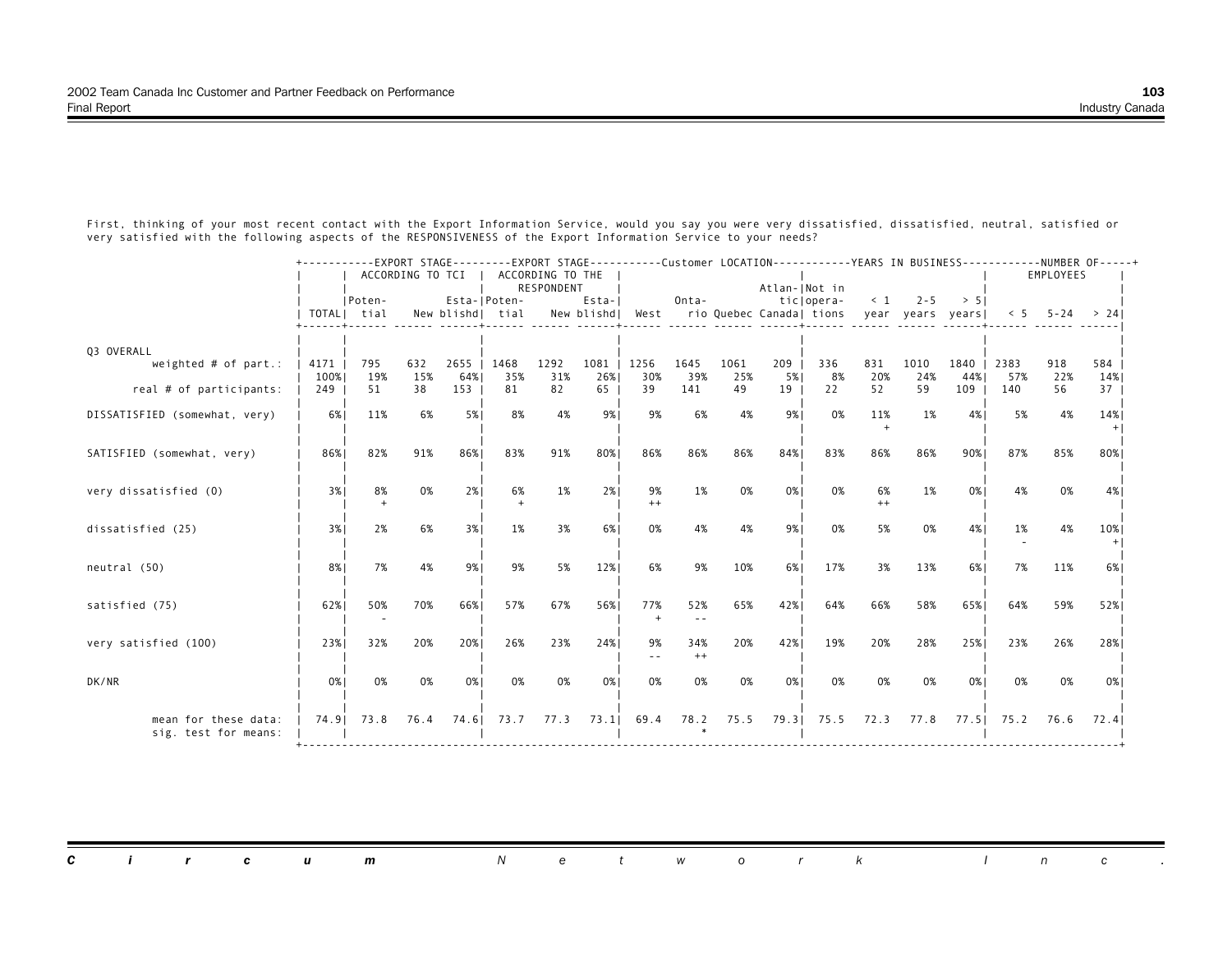First, thinking of your most recent contact with the Export Information Service, would you say you were very dissatisfied, dissatisfied, neutral, satisfied or very satisfied with the following aspects of the RESPONSIVENESS of the Export Information Service to your needs?

| | | EXPORT STAGE ACCORDING TO TCI | | | EXPORT STAGE ACCORDING TO THE RESPONDENT | | | Customer LOCATION | | | | | YEARS IN BUSINESS | | | NUMBER OF EMPLOYEES | | |
|---|---|---|---|---|---|---|---|---|---|---|---|---|---|---|---|---|---|---|
| | TOTAL | Potential | New | Established | Potential | New | Established | West | Ontario | Quebec | Atlantic Canada | Not in operations | < 1 year | 2-5 years | > 5 years | < 5 | 5-24 | > 24 |
| Q3 OVERALL | | | | | | | | | | | | | | | | | | |
| weighted # of part.: | 4171 | 795 | 632 | 2655 | 1468 | 1292 | 1081 | 1256 | 1645 | 1061 | 209 | 336 | 831 | 1010 | 1840 | 2383 | 918 | 584 |
| | 100% | 19% | 15% | 64% | 35% | 31% | 26% | 30% | 39% | 25% | 5% | 8% | 20% | 24% | 44% | 57% | 22% | 14% |
| real # of participants: | 249 | 51 | 38 | 153 | 81 | 82 | 65 | 39 | 141 | 49 | 19 | 22 | 52 | 59 | 109 | 140 | 56 | 37 |
| DISSATISFIED (somewhat, very) | 6% | 11% | 6% | 5% | 8% | 4% | 9% | 9% | 6% | 4% | 9% | 0% | 11% + | 1% | 4% | 5% | 4% | 14% + |
| SATISFIED (somewhat, very) | 86% | 82% | 91% | 86% | 83% | 91% | 80% | 86% | 86% | 86% | 84% | 83% | 86% | 86% | 90% | 87% | 85% | 80% |
| very dissatisfied (0) | 3% | 8% + | 0% | 2% | 6% + | 1% | 2% | 9% ++ | 1% | 0% | 0% | 0% | 6% ++ | 1% | 0% | 4% | 0% | 4% |
| dissatisfied (25) | 3% | 2% | 6% | 3% | 1% | 3% | 6% | 0% | 4% | 4% | 9% | 0% | 5% | 0% | 4% | 1% - | 4% | 10% + |
| neutral (50) | 8% | 7% | 4% | 9% | 9% | 5% | 12% | 6% | 9% | 10% | 6% | 17% | 3% | 13% | 6% | 7% | 11% | 6% |
| satisfied (75) | 62% | 50% - | 70% | 66% | 57% | 67% | 56% | 77% + | 52% -- | 65% | 42% | 64% | 66% | 58% | 65% | 64% | 59% | 52% |
| very satisfied (100) | 23% | 32% | 20% | 20% | 26% | 23% | 24% | 9% -- | 34% ++ | 20% | 42% | 19% | 20% | 28% | 25% | 23% | 26% | 28% |
| DK/NR | 0% | 0% | 0% | 0% | 0% | 0% | 0% | 0% | 0% | 0% | 0% | 0% | 0% | 0% | 0% | 0% | 0% | 0% |
| mean for these data: | 74.9 | 73.8 | 76.4 | 74.6 | 73.7 | 77.3 | 73.1 | 69.4 | 78.2 | 75.5 | 79.3 | 75.5 | 72.3 | 77.8 | 77.5 | 75.2 | 76.6 | 72.4 |
| sig. test for means: | | | | | | | | | * | | | | | | | | | |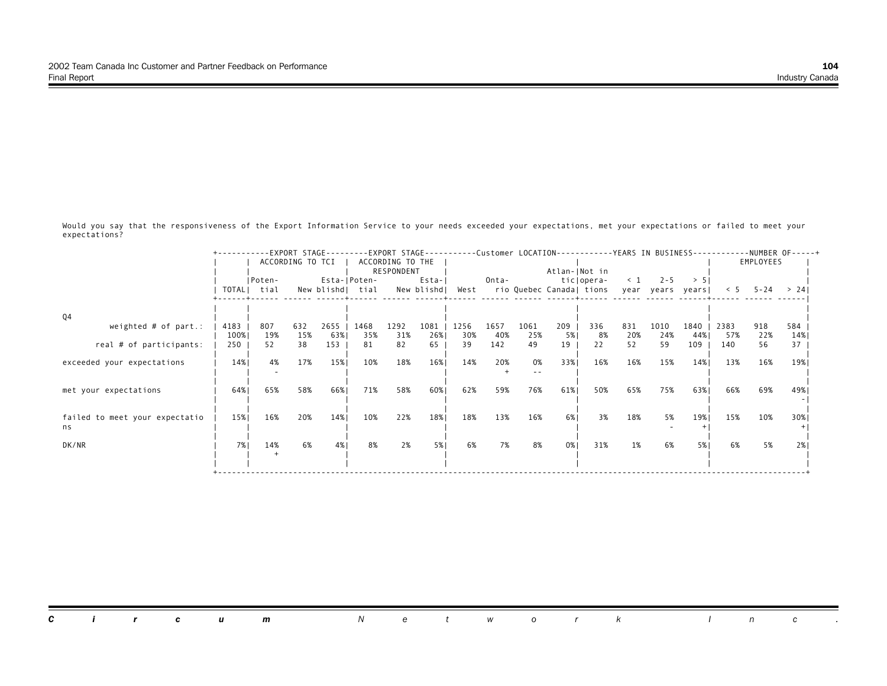Would you say that the responsiveness of the Export Information Service to your needs exceeded your expectations, met your expectations or failed to meet your expectations?

| | | EXPORT STAGE ACCORDING TO TCI | | | EXPORT STAGE ACCORDING TO THE RESPONDENT | | | Customer LOCATION | | | | | YEARS IN BUSINESS | | | NUMBER OF EMPLOYEES | | |
|---|---|---|---|---|---|---|---|---|---|---|---|---|---|---|---|---|---|---|
| | TOTAL | Potential | New | Establishd | Potential | New | Establishd | West | Ontario | Quebec | Atlantic Canada | Not in operations | < 1 year | 2-5 years | > 5 years | < 5 | 5-24 | > 24 |
| Q4 | | | | | | | | | | | | | | | | | | |
| weighted # of part.: | 4183 | 807 | 632 | 2655 | 1468 | 1292 | 1081 | 1256 | 1657 | 1061 | 209 | 336 | 831 | 1010 | 1840 | 2383 | 918 | 584 |
| | 100% | 19% | 15% | 63% | 35% | 31% | 26% | 30% | 40% | 25% | 5% | 8% | 20% | 24% | 44% | 57% | 22% | 14% |
| real # of participants: | 250 | 52 | 38 | 153 | 81 | 82 | 65 | 39 | 142 | 49 | 19 | 22 | 52 | 59 | 109 | 140 | 56 | 37 |
| exceeded your expectations | 14% | 4% - | 17% | 15% | 10% | 18% | 16% | 14% | 20% + | 0% -- | 33% | 16% | 16% | 15% | 14% | 13% | 16% | 19% |
| met your expectations | 64% | 65% | 58% | 66% | 71% | 58% | 60% | 62% | 59% | 76% | 61% | 50% | 65% | 75% | 63% | 66% | 69% | 49% - |
| failed to meet your expectations | 15% | 16% | 20% | 14% | 10% | 22% | 18% | 18% | 13% | 16% | 6% | 3% | 18% | 5% - | 19% + | 15% | 10% | 30% + |
| DK/NR | 7% | 14% + | 6% | 4% | 8% | 2% | 5% | 6% | 7% | 8% | 0% | 31% | 1% | 6% | 5% | 6% | 5% | 2% |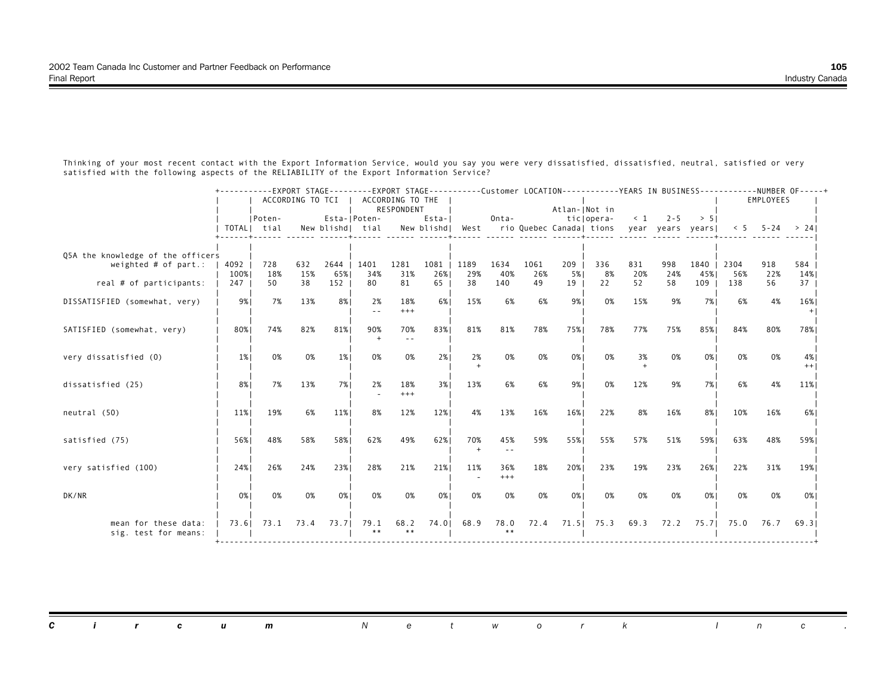Thinking of your most recent contact with the Export Information Service, would you say you were very dissatisfied, dissatisfied, neutral, satisfied or very satisfied with the following aspects of the RELIABILITY of the Export Information Service?

| | | EXPORT STAGE ACCORDING TO TCI | | | EXPORT STAGE ACCORDING TO THE RESPONDENT | | | Customer LOCATION | | | | | YEARS IN BUSINESS | | | NUMBER OF EMPLOYEES | | |
|---|---|---|---|---|---|---|---|---|---|---|---|---|---|---|---|---|---|---|
| | TOTAL | Potential | New | Established | Potential | New | Established | West | Ontario | Quebec | Atlantic Canada | Not in operations | < 1 year | 2-5 years | > 5 years | < 5 | 5-24 | > 24 |
| **Q5A the knowledge of the officers** | | | | | | | | | | | | | | | | | | |
| weighted # of part.: | 4092 | 728 | 632 | 2644 | 1401 | 1281 | 1081 | 1189 | 1634 | 1061 | 209 | 336 | 831 | 998 | 1840 | 2304 | 918 | 584 |
| | 100% | 18% | 15% | 65% | 34% | 31% | 26% | 29% | 40% | 26% | 5% | 8% | 20% | 24% | 45% | 56% | 22% | 14% |
| real # of participants: | 247 | 50 | 38 | 152 | 80 | 81 | 65 | 38 | 140 | 49 | 19 | 22 | 52 | 58 | 109 | 138 | 56 | 37 |
| DISSATISFIED (somewhat, very) | 9% | 7% | 13% | 8% | 2% -- | 18% +++ | 6% | 15% | 6% | 6% | 9% | 0% | 15% | 9% | 7% | 6% | 4% | 16% + |
| SATISFIED (somewhat, very) | 80% | 74% | 82% | 81% | 90% + | 70% -- | 83% | 81% | 81% | 78% | 75% | 78% | 77% | 75% | 85% | 84% | 80% | 78% |
| very dissatisfied (0) | 1% | 0% | 0% | 1% | 0% | 0% | 2% | 2% + | 0% | 0% | 0% | 0% | 3% + | 0% | 0% | 0% | 0% | 4% ++ |
| dissatisfied (25) | 8% | 7% | 13% | 7% | 2% - | 18% +++ | 3% | 13% | 6% | 6% | 9% | 0% | 12% | 9% | 7% | 6% | 4% | 11% |
| neutral (50) | 11% | 19% | 6% | 11% | 8% | 12% | 12% | 4% | 13% | 16% | 16% | 22% | 8% | 16% | 8% | 10% | 16% | 6% |
| satisfied (75) | 56% | 48% | 58% | 58% | 62% | 49% | 62% | 70% + | 45% -- | 59% | 55% | 55% | 57% | 51% | 59% | 63% | 48% | 59% |
| very satisfied (100) | 24% | 26% | 24% | 23% | 28% | 21% | 21% | 11% - | 36% +++ | 18% | 20% | 23% | 19% | 23% | 26% | 22% | 31% | 19% |
| DK/NR | 0% | 0% | 0% | 0% | 0% | 0% | 0% | 0% | 0% | 0% | 0% | 0% | 0% | 0% | 0% | 0% | 0% | 0% |
| mean for these data: | 73.6 | 73.1 | 73.4 | 73.7 | 79.1 | 68.2 | 74.0 | 68.9 | 78.0 | 72.4 | 71.5 | 75.3 | 69.3 | 72.2 | 75.7 | 75.0 | 76.7 | 69.3 |
| sig. test for means: | | | | | ** | ** | | | ** | | | | | | | | | |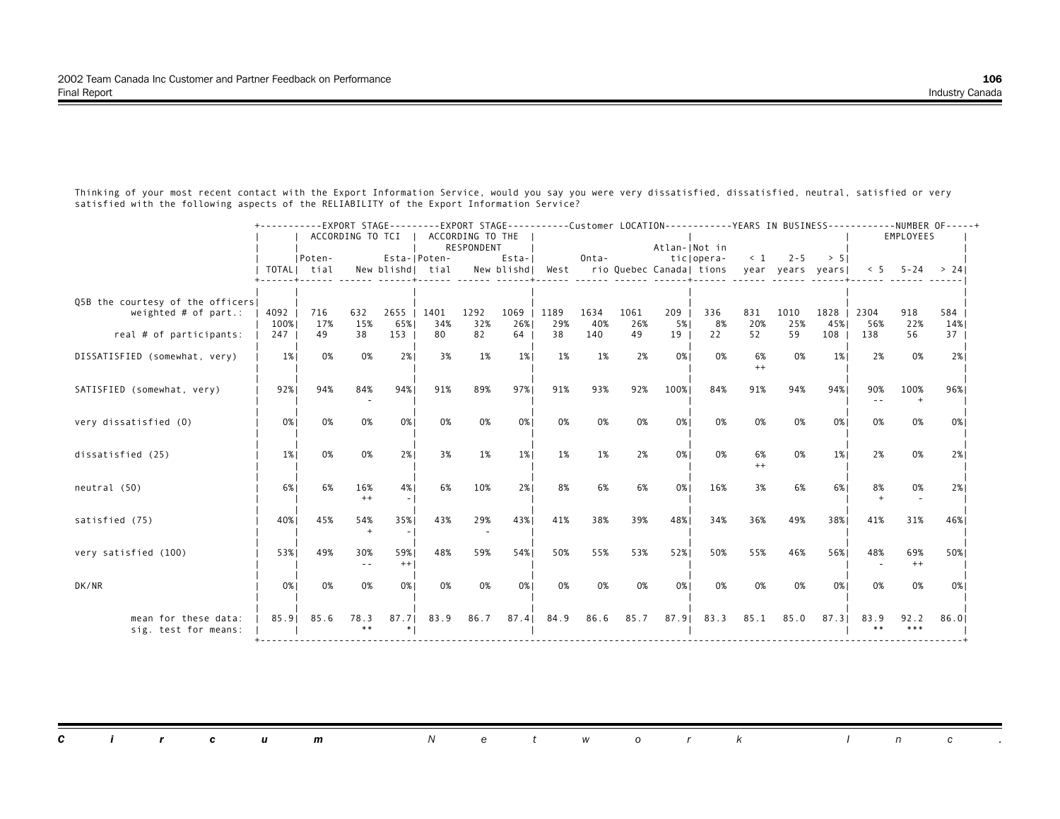Thinking of your most recent contact with the Export Information Service, would you say you were very dissatisfied, dissatisfied, neutral, satisfied or very satisfied with the following aspects of the RELIABILITY of the Export Information Service?

| | | EXPORT STAGE ACCORDING TO TCI | | | EXPORT STAGE ACCORDING TO THE RESPONDENT | | | Customer LOCATION | | | | | YEARS IN BUSINESS | | | NUMBER OF EMPLOYEES | | |
|---|---|---|---|---|---|---|---|---|---|---|---|---|---|---|---|---|---|---|
| | TOTAL | Potential | New | Established | Potential | New | Established | West | Ontario | Quebec | Atlantic Canada | Not in operations | < 1 year | 2-5 years | > 5 years | < 5 | 5-24 | > 24 |
| Q5B the courtesy of the officers | | | | | | | | | | | | | | | | | | |
| weighted # of part.: | 4092 | 716 | 632 | 2655 | 1401 | 1292 | 1069 | 1189 | 1634 | 1061 | 209 | 336 | 831 | 1010 | 1828 | 2304 | 918 | 584 |
| | 100% | 17% | 15% | 65% | 34% | 32% | 26% | 29% | 40% | 26% | 5% | 8% | 20% | 25% | 45% | 56% | 22% | 14% |
| real # of participants: | 247 | 49 | 38 | 153 | 80 | 82 | 64 | 38 | 140 | 49 | 19 | 22 | 52 | 59 | 108 | 138 | 56 | 37 |
| DISSATISFIED (somewhat, very) | 1% | 0% | 0% | 2% | 3% | 1% | 1% | 1% | 1% | 2% | 0% | 0% | 6% ++ | 0% | 1% | 2% | 0% | 2% |
| SATISFIED (somewhat, very) | 92% | 94% | 84% - | 94% | 91% | 89% | 97% | 91% | 93% | 92% | 100% | 84% | 91% | 94% | 94% | 90% -- | 100% + | 96% |
| very dissatisfied (0) | 0% | 0% | 0% | 0% | 0% | 0% | 0% | 0% | 0% | 0% | 0% | 0% | 0% | 0% | 0% | 0% | 0% | 0% |
| dissatisfied (25) | 1% | 0% | 0% | 2% | 3% | 1% | 1% | 1% | 1% | 2% | 0% | 0% | 6% ++ | 0% | 1% | 2% | 0% | 2% |
| neutral (50) | 6% | 6% | 16% ++ | 4% - | 6% | 10% | 2% | 8% | 6% | 6% | 0% | 16% | 3% | 6% | 6% | 8% + | 0% - | 2% |
| satisfied (75) | 40% | 45% | 54% + | 35% - | 43% | 29% - | 43% | 41% | 38% | 39% | 48% | 34% | 36% | 49% | 38% | 41% | 31% | 46% |
| very satisfied (100) | 53% | 49% | 30% -- | 59% ++ | 48% | 59% | 54% | 50% | 55% | 53% | 52% | 50% | 55% | 46% | 56% | 48% - | 69% ++ | 50% |
| DK/NR | 0% | 0% | 0% | 0% | 0% | 0% | 0% | 0% | 0% | 0% | 0% | 0% | 0% | 0% | 0% | 0% | 0% | 0% |
| mean for these data: | 85.9 | 85.6 | 78.3 | 87.7 | 83.9 | 86.7 | 87.4 | 84.9 | 86.6 | 85.7 | 87.9 | 83.3 | 85.1 | 85.0 | 87.3 | 83.9 | 92.2 | 86.0 |
| sig. test for means: | | | ** | * | | | | | | | | | | | | ** | *** | |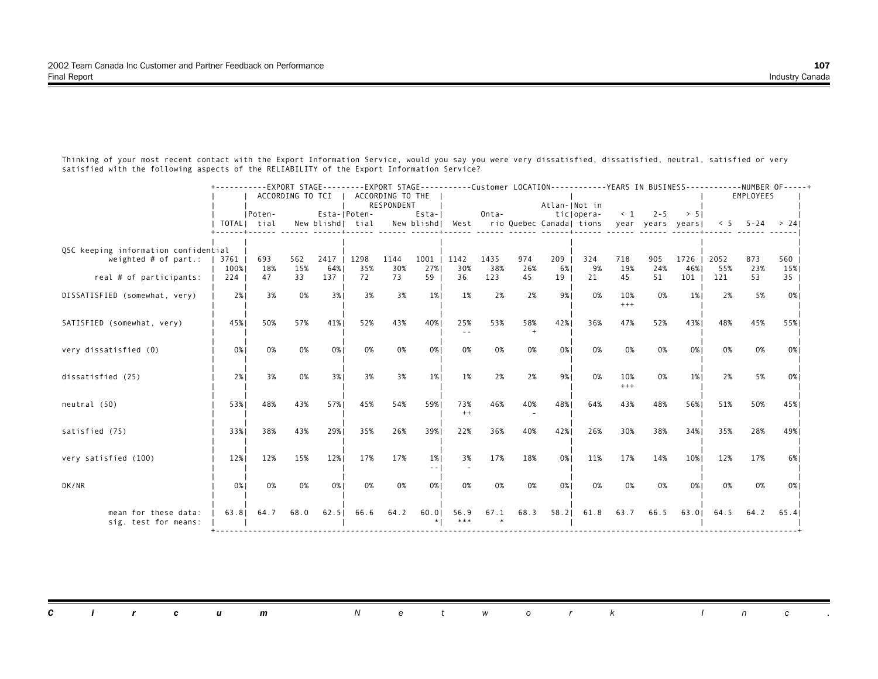Thinking of your most recent contact with the Export Information Service, would you say you were very dissatisfied, dissatisfied, neutral, satisfied or very satisfied with the following aspects of the RELIABILITY of the Export Information Service?

| | | EXPORT STAGE ACCORDING TO TCI | | | EXPORT STAGE ACCORDING TO THE RESPONDENT | | | Customer LOCATION | | | | YEARS IN BUSINESS | | | | NUMBER OF EMPLOYEES | | |
|---|---|---|---|---|---|---|---|---|---|---|---|---|---|---|---|---|---|---|
| | TOTAL | Potential | New | Established | Potential | New | Established | West | Ontario | Quebec | Atlantic Canada | Not in operations | < 1 year | 2-5 years | > 5 years | < 5 | 5-24 | > 24 |
| Q5C keeping information confidential | | | | | | | | | | | | | | | | | | |
| weighted # of part.: | 3761 | 693 | 562 | 2417 | 1298 | 1144 | 1001 | 1142 | 1435 | 974 | 209 | 324 | 718 | 905 | 1726 | 2052 | 873 | 560 |
| | 100% | 18% | 15% | 64% | 35% | 30% | 27% | 30% | 38% | 26% | 6% | 9% | 19% | 24% | 46% | 55% | 23% | 15% |
| real # of participants: | 224 | 47 | 33 | 137 | 72 | 73 | 59 | 36 | 123 | 45 | 19 | 21 | 45 | 51 | 101 | 121 | 53 | 35 |
| DISSATISFIED (somewhat, very) | 2% | 3% | 0% | 3% | 3% | 3% | 1% | 1% | 2% | 2% | 9% | 0% | 10% +++ | 0% | 1% | 2% | 5% | 0% |
| SATISFIED (somewhat, very) | 45% | 50% | 57% | 41% | 52% | 43% | 40% | 25% -- | 53% | 58% + | 42% | 36% | 47% | 52% | 43% | 48% | 45% | 55% |
| very dissatisfied (0) | 0% | 0% | 0% | 0% | 0% | 0% | 0% | 0% | 0% | 0% | 0% | 0% | 0% | 0% | 0% | 0% | 0% | 0% |
| dissatisfied (25) | 2% | 3% | 0% | 3% | 3% | 3% | 1% | 1% | 2% | 2% | 9% | 0% | 10% +++ | 0% | 1% | 2% | 5% | 0% |
| neutral (50) | 53% | 48% | 43% | 57% | 45% | 54% | 59% | 73% ++ | 46% | 40% - | 48% | 64% | 43% | 48% | 56% | 51% | 50% | 45% |
| satisfied (75) | 33% | 38% | 43% | 29% | 35% | 26% | 39% | 22% | 36% | 40% | 42% | 26% | 30% | 38% | 34% | 35% | 28% | 49% |
| very satisfied (100) | 12% | 12% | 15% | 12% | 17% | 17% | 1% -- | 3% - | 17% | 18% | 0% | 11% | 17% | 14% | 10% | 12% | 17% | 6% |
| DK/NR | 0% | 0% | 0% | 0% | 0% | 0% | 0% | 0% | 0% | 0% | 0% | 0% | 0% | 0% | 0% | 0% | 0% | 0% |
| mean for these data: | 63.8 | 64.7 | 68.0 | 62.5 | 66.6 | 64.2 | 60.0 | 56.9 | 67.1 | 68.3 | 58.2 | 61.8 | 63.7 | 66.5 | 63.0 | 64.5 | 64.2 | 65.4 |
| sig. test for means: | | | | | | | * | *** | * | | | | | | | | | |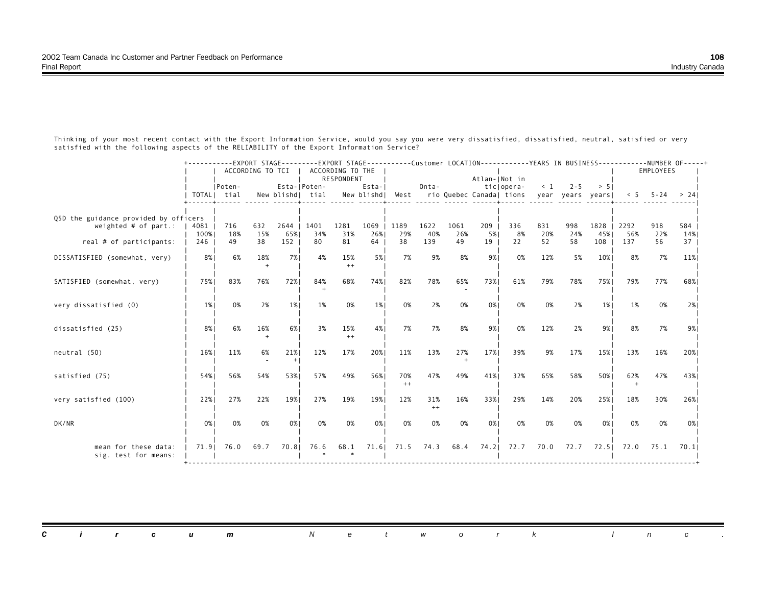Thinking of your most recent contact with the Export Information Service, would you say you were very dissatisfied, dissatisfied, neutral, satisfied or very satisfied with the following aspects of the RELIABILITY of the Export Information Service?

| | | EXPORT STAGE ACCORDING TO TCI | | | EXPORT STAGE ACCORDING TO THE RESPONDENT | | | Customer LOCATION | | | | | YEARS IN BUSINESS | | | NUMBER OF EMPLOYEES | | |
|---|---|---|---|---|---|---|---|---|---|---|---|---|---|---|---|---|---|---|
| | TOTAL | Potential | New | Established | Potential | New | Established | West | Ontario | Quebec | Atlantic Canada | Not in operations | < 1 year | 2-5 years | > 5 years | < 5 | 5-24 | > 24 |
| **Q5D the guidance provided by officers** | | | | | | | | | | | | | | | | | | |
| weighted # of part.: | 4081 | 716 | 632 | 2644 | 1401 | 1281 | 1069 | 1189 | 1622 | 1061 | 209 | 336 | 831 | 998 | 1828 | 2292 | 918 | 584 |
| | 100% | 18% | 15% | 65% | 34% | 31% | 26% | 29% | 40% | 26% | 5% | 8% | 20% | 24% | 45% | 56% | 22% | 14% |
| real # of participants: | 246 | 49 | 38 | 152 | 80 | 81 | 64 | 38 | 139 | 49 | 19 | 22 | 52 | 58 | 108 | 137 | 56 | 37 |
| DISSATISFIED (somewhat, very) | 8% | 6% | 18% + | 7% | 4% | 15% ++ | 5% | 7% | 9% | 8% | 9% | 0% | 12% | 5% | 10% | 8% | 7% | 11% |
| SATISFIED (somewhat, very) | 75% | 83% | 76% | 72% | 84% + | 68% | 74% | 82% | 78% | 65% - | 73% | 61% | 79% | 78% | 75% | 79% | 77% | 68% |
| very dissatisfied (0) | 1% | 0% | 2% | 1% | 1% | 0% | 1% | 0% | 2% | 0% | 0% | 0% | 0% | 2% | 1% | 1% | 0% | 2% |
| dissatisfied (25) | 8% | 6% | 16% + | 6% | 3% | 15% ++ | 4% | 7% | 7% | 8% | 9% | 0% | 12% | 2% | 9% | 8% | 7% | 9% |
| neutral (50) | 16% | 11% | 6% - | 21% + | 12% | 17% | 20% | 11% | 13% | 27% + | 17% | 39% | 9% | 17% | 15% | 13% | 16% | 20% |
| satisfied (75) | 54% | 56% | 54% | 53% | 57% | 49% | 56% | 70% ++ | 47% | 49% | 41% | 32% | 65% | 58% | 50% | 62% + | 47% | 43% |
| very satisfied (100) | 22% | 27% | 22% | 19% | 27% | 19% | 19% | 12% | 31% ++ | 16% | 33% | 29% | 14% | 20% | 25% | 18% | 30% | 26% |
| DK/NR | 0% | 0% | 0% | 0% | 0% | 0% | 0% | 0% | 0% | 0% | 0% | 0% | 0% | 0% | 0% | 0% | 0% | 0% |
| mean for these data: | 71.9 | 76.0 | 69.7 | 70.8 | 76.6 | 68.1 | 71.6 | 71.5 | 74.3 | 68.4 | 74.2 | 72.7 | 70.0 | 72.7 | 72.5 | 72.0 | 75.1 | 70.1 |
| sig. test for means: | | | | | * | * | | | | | | | | | | | | |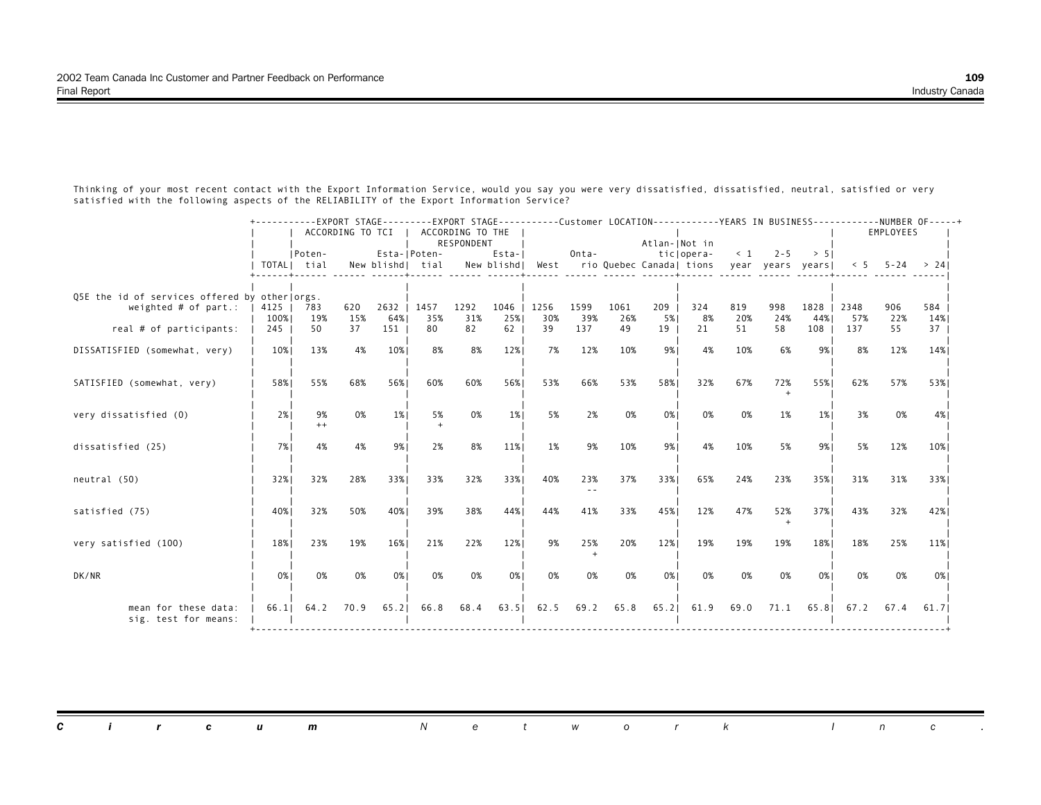Thinking of your most recent contact with the Export Information Service, would you say you were very dissatisfied, dissatisfied, neutral, satisfied or very satisfied with the following aspects of the RELIABILITY of the Export Information Service?

| | | EXPORT STAGE ACCORDING TO TCI | | | EXPORT STAGE ACCORDING TO THE RESPONDENT | | | Customer LOCATION | | | | | YEARS IN BUSINESS | | | NUMBER OF EMPLOYEES | | |
|---|---|---|---|---|---|---|---|---|---|---|---|---|---|---|---|---|---|---|
| | TOTAL | Potential | New | Established | Potential | New | Established | West | Ontario | Quebec | Atlantic Canada | Not in operations | < 1 year | 2-5 years | > 5 years | < 5 | 5-24 | > 24 |
| Q5E the id of services offered by other orgs. | | | | | | | | | | | | | | | | | | |
| weighted # of part.: | 4125 | 783 | 620 | 2632 | 1457 | 1292 | 1046 | 1256 | 1599 | 1061 | 209 | 324 | 819 | 998 | 1828 | 2348 | 906 | 584 |
| | 100% | 19% | 15% | 64% | 35% | 31% | 25% | 30% | 39% | 26% | 5% | 8% | 20% | 24% | 44% | 57% | 22% | 14% |
| real # of participants: | 245 | 50 | 37 | 151 | 80 | 82 | 62 | 39 | 137 | 49 | 19 | 21 | 51 | 58 | 108 | 137 | 55 | 37 |
| DISSATISFIED (somewhat, very) | 10% | 13% | 4% | 10% | 8% | 8% | 12% | 7% | 12% | 10% | 9% | 4% | 10% | 6% | 9% | 8% | 12% | 14% |
| SATISFIED (somewhat, very) | 58% | 55% | 68% | 56% | 60% | 60% | 56% | 53% | 66% | 53% | 58% | 32% | 67% | 72% + | 55% | 62% | 57% | 53% |
| very dissatisfied (0) | 2% | 9% ++ | 0% | 1% | 5% + | 0% | 1% | 5% | 2% | 0% | 0% | 0% | 0% | 1% | 1% | 3% | 0% | 4% |
| dissatisfied (25) | 7% | 4% | 4% | 9% | 2% | 8% | 11% | 1% | 9% | 10% | 9% | 4% | 10% | 5% | 9% | 5% | 12% | 10% |
| neutral (50) | 32% | 32% | 28% | 33% | 33% | 32% | 33% | 40% | 23% -- | 37% | 33% | 65% | 24% | 23% | 35% | 31% | 31% | 33% |
| satisfied (75) | 40% | 32% | 50% | 40% | 39% | 38% | 44% | 44% | 41% | 33% | 45% | 12% | 47% | 52% + | 37% | 43% | 32% | 42% |
| very satisfied (100) | 18% | 23% | 19% | 16% | 21% | 22% | 12% | 9% | 25% + | 20% | 12% | 19% | 19% | 19% | 18% | 18% | 25% | 11% |
| DK/NR | 0% | 0% | 0% | 0% | 0% | 0% | 0% | 0% | 0% | 0% | 0% | 0% | 0% | 0% | 0% | 0% | 0% | 0% |
| mean for these data: | 66.1 | 64.2 | 70.9 | 65.2 | 66.8 | 68.4 | 63.5 | 62.5 | 69.2 | 65.8 | 65.2 | 61.9 | 69.0 | 71.1 | 65.8 | 67.2 | 67.4 | 61.7 |
| sig. test for means: | | | | | | | | | | | | | | | | | | |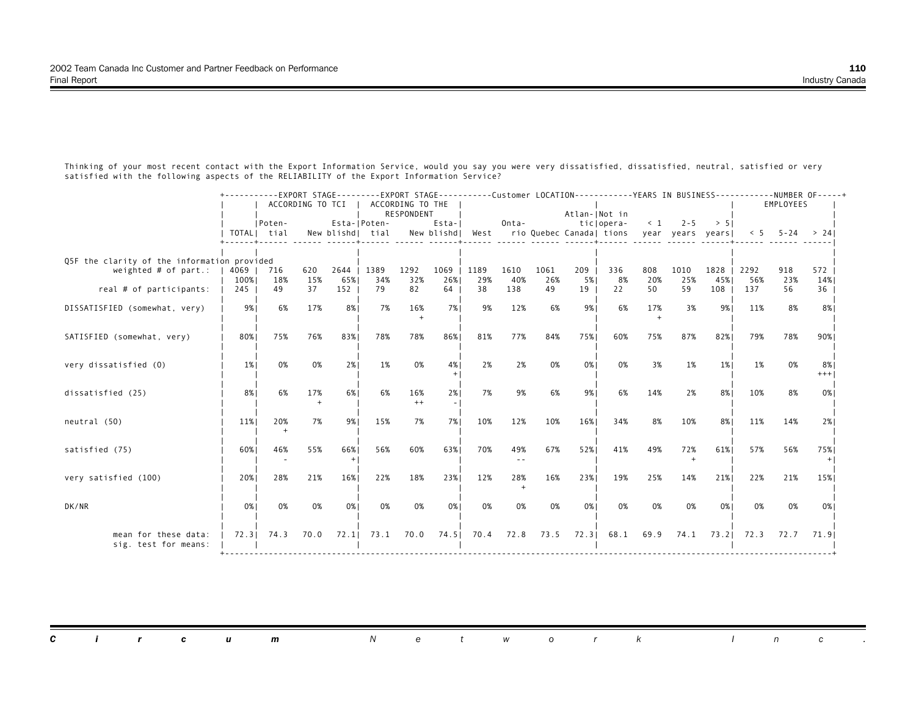Thinking of your most recent contact with the Export Information Service, would you say you were very dissatisfied, dissatisfied, neutral, satisfied or very satisfied with the following aspects of the RELIABILITY of the Export Information Service?

| | | EXPORT STAGE ACCORDING TO TCI | | | EXPORT STAGE ACCORDING TO THE RESPONDENT | | | Customer LOCATION | | | | YEARS IN BUSINESS | | | | NUMBER OF EMPLOYEES | | |
|---|---|---|---|---|---|---|---|---|---|---|---|---|---|---|---|---|---|---|
| | TOTAL | Potential | New | Established | Potential | New | Established | West | Ontario | Quebec | Atlantic Canada | Not in operations | < 1 year | 2-5 years | > 5 years | < 5 | 5-24 | > 24 |
| **Q5F the clarity of the information provided** | | | | | | | | | | | | | | | | | | |
| weighted # of part.: | 4069 | 716 | 620 | 2644 | 1389 | 1292 | 1069 | 1189 | 1610 | 1061 | 209 | 336 | 808 | 1010 | 1828 | 2292 | 918 | 572 |
| | 100% | 18% | 15% | 65% | 34% | 32% | 26% | 29% | 40% | 26% | 5% | 8% | 20% | 25% | 45% | 56% | 23% | 14% |
| real # of participants: | 245 | 49 | 37 | 152 | 79 | 82 | 64 | 38 | 138 | 49 | 19 | 22 | 50 | 59 | 108 | 137 | 56 | 36 |
| DISSATISFIED (somewhat, very) | 9% | 6% | 17% | 8% | 7% | 16% + | 7% | 9% | 12% | 6% | 9% | 6% | 17% + | 3% | 9% | 11% | 8% | 8% |
| SATISFIED (somewhat, very) | 80% | 75% | 76% | 83% | 78% | 78% | 86% | 81% | 77% | 84% | 75% | 60% | 75% | 87% | 82% | 79% | 78% | 90% |
| very dissatisfied (0) | 1% | 0% | 0% | 2% | 1% | 0% | 4% + | 2% | 2% | 0% | 0% | 0% | 3% | 1% | 1% | 1% | 0% | 8% +++ |
| dissatisfied (25) | 8% | 6% | 17% + | 6% | 6% | 16% ++ | 2% - | 7% | 9% | 6% | 9% | 6% | 14% | 2% | 8% | 10% | 8% | 0% |
| neutral (50) | 11% | 20% + | 7% | 9% | 15% | 7% | 7% | 10% | 12% | 10% | 16% | 34% | 8% | 10% | 8% | 11% | 14% | 2% |
| satisfied (75) | 60% | 46% - | 55% | 66% + | 56% | 60% | 63% | 70% | 49% -- | 67% | 52% | 41% | 49% | 72% + | 61% | 57% | 56% | 75% + |
| very satisfied (100) | 20% | 28% | 21% | 16% | 22% | 18% | 23% | 12% | 28% + | 16% | 23% | 19% | 25% | 14% | 21% | 22% | 21% | 15% |
| DK/NR | 0% | 0% | 0% | 0% | 0% | 0% | 0% | 0% | 0% | 0% | 0% | 0% | 0% | 0% | 0% | 0% | 0% | 0% |
| mean for these data: | 72.3 | 74.3 | 70.0 | 72.1 | 73.1 | 70.0 | 74.5 | 70.4 | 72.8 | 73.5 | 72.3 | 68.1 | 69.9 | 74.1 | 73.2 | 72.3 | 72.7 | 71.9 |
| sig. test for means: | | | | | | | | | | | | | | | | | | |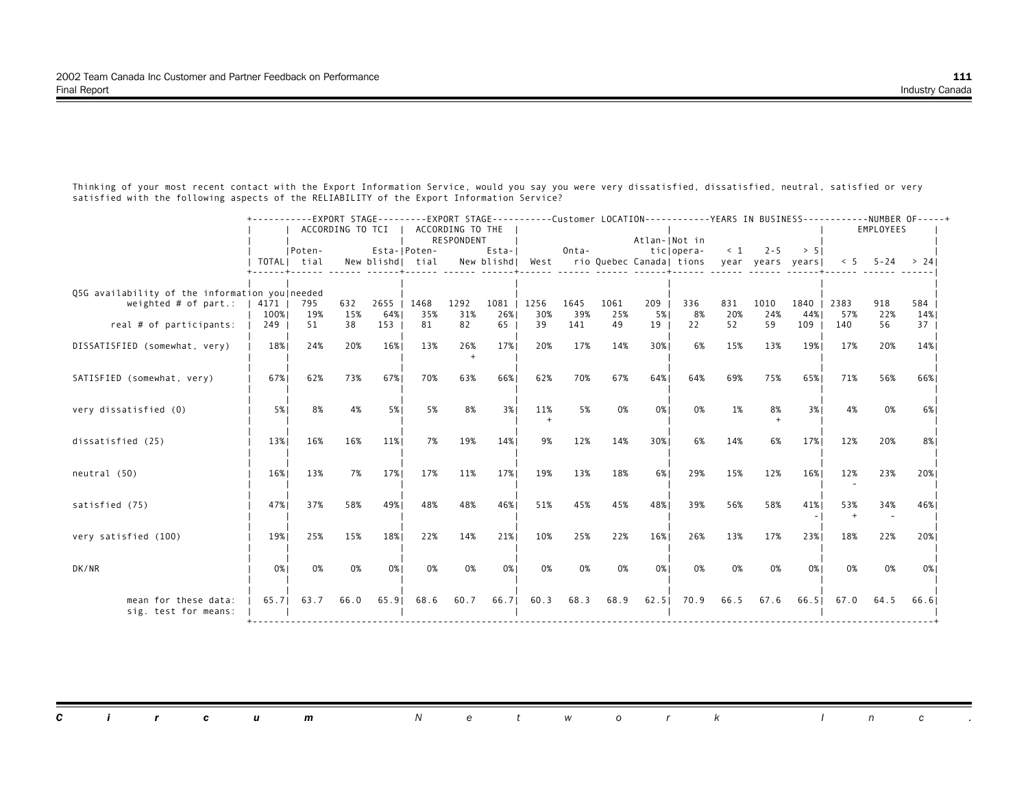Thinking of your most recent contact with the Export Information Service, would you say you were very dissatisfied, dissatisfied, neutral, satisfied or very satisfied with the following aspects of the RELIABILITY of the Export Information Service?

| | | EXPORT STAGE ACCORDING TO TCI | | | EXPORT STAGE ACCORDING TO THE RESPONDENT | | | Customer LOCATION | | | | | YEARS IN BUSINESS | | | NUMBER OF EMPLOYEES | | |
|---|---|---|---|---|---|---|---|---|---|---|---|---|---|---|---|---|---|---|
| | TOTAL | Potential | New | Establishd | Potential | New | Establishd | West | Ontario | Quebec | Atlantic Canada | Not in operations | < 1 year | 2-5 years | > 5 years | < 5 | 5-24 | > 24 |
| Q5G availability of the information you needed | | | | | | | | | | | | | | | | | | |
| weighted # of part.: | 4171 | 795 | 632 | 2655 | 1468 | 1292 | 1081 | 1256 | 1645 | 1061 | 209 | 336 | 831 | 1010 | 1840 | 2383 | 918 | 584 |
| | 100% | 19% | 15% | 64% | 35% | 31% | 26% | 30% | 39% | 25% | 5% | 8% | 20% | 24% | 44% | 57% | 22% | 14% |
| real # of participants: | 249 | 51 | 38 | 153 | 81 | 82 | 65 | 39 | 141 | 49 | 19 | 22 | 52 | 59 | 109 | 140 | 56 | 37 |
| DISSATISFIED (somewhat, very) | 18% | 24% | 20% | 16% | 13% | 26% + | 17% | 20% | 17% | 14% | 30% | 6% | 15% | 13% | 19% | 17% | 20% | 14% |
| SATISFIED (somewhat, very) | 67% | 62% | 73% | 67% | 70% | 63% | 66% | 62% | 70% | 67% | 64% | 64% | 69% | 75% | 65% | 71% | 56% | 66% |
| very dissatisfied (0) | 5% | 8% | 4% | 5% | 5% | 8% | 3% | 11% + | 5% | 0% | 0% | 0% | 1% | 8% + | 3% | 4% | 0% | 6% |
| dissatisfied (25) | 13% | 16% | 16% | 11% | 7% | 19% | 14% | 9% | 12% | 14% | 30% | 6% | 14% | 6% | 17% | 12% | 20% | 8% |
| neutral (50) | 16% | 13% | 7% | 17% | 17% | 11% | 17% | 19% | 13% | 18% | 6% | 29% | 15% | 12% | 16% | 12% - | 23% | 20% |
| satisfied (75) | 47% | 37% | 58% | 49% | 48% | 48% | 46% | 51% | 45% | 45% | 48% | 39% | 56% | 58% | 41% - | 53% + | 34% - | 46% |
| very satisfied (100) | 19% | 25% | 15% | 18% | 22% | 14% | 21% | 10% | 25% | 22% | 16% | 26% | 13% | 17% | 23% | 18% | 22% | 20% |
| DK/NR | 0% | 0% | 0% | 0% | 0% | 0% | 0% | 0% | 0% | 0% | 0% | 0% | 0% | 0% | 0% | 0% | 0% | 0% |
| mean for these data: | 65.7 | 63.7 | 66.0 | 65.9 | 68.6 | 60.7 | 66.7 | 60.3 | 68.3 | 68.9 | 62.5 | 70.9 | 66.5 | 67.6 | 66.5 | 67.0 | 64.5 | 66.6 |
| sig. test for means: | | | | | | | | | | | | | | | | | | |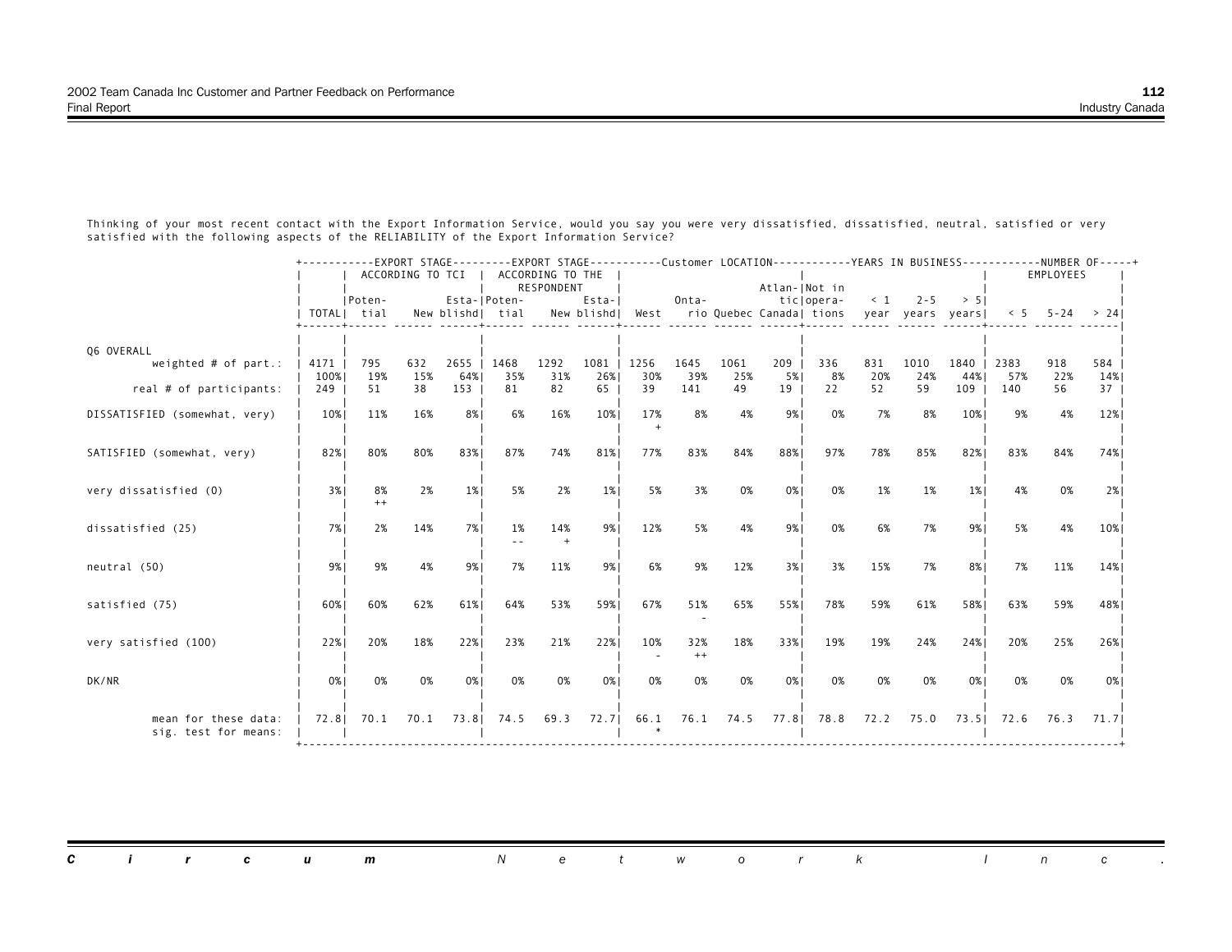Thinking of your most recent contact with the Export Information Service, would you say you were very dissatisfied, dissatisfied, neutral, satisfied or very satisfied with the following aspects of the RELIABILITY of the Export Information Service?

| | | EXPORT STAGE ACCORDING TO TCI | | | EXPORT STAGE ACCORDING TO THE RESPONDENT | | | Customer LOCATION | | | | YEARS IN BUSINESS | | | | NUMBER OF EMPLOYEES | | |
|---|---|---|---|---|---|---|---|---|---|---|---|---|---|---|---|---|---|---|
| | TOTAL | Potential | New | Establishd | Potential | New | Establishd | West | Ontario | Quebec | Atlantic Canada | Not in operations | < 1 year | 2-5 years | > 5 years | < 5 | 5-24 | > 24 |
| Q6 OVERALL | | | | | | | | | | | | | | | | | | |
| weighted # of part.: | 4171 | 795 | 632 | 2655 | 1468 | 1292 | 1081 | 1256 | 1645 | 1061 | 209 | 336 | 831 | 1010 | 1840 | 2383 | 918 | 584 |
| | 100% | 19% | 15% | 64% | 35% | 31% | 26% | 30% | 39% | 25% | 5% | 8% | 20% | 24% | 44% | 57% | 22% | 14% |
| real # of participants: | 249 | 51 | 38 | 153 | 81 | 82 | 65 | 39 | 141 | 49 | 19 | 22 | 52 | 59 | 109 | 140 | 56 | 37 |
| DISSATISFIED (somewhat, very) | 10% | 11% | 16% | 8% | 6% | 16% | 10% | 17% + | 8% | 4% | 9% | 0% | 7% | 8% | 10% | 9% | 4% | 12% |
| SATISFIED (somewhat, very) | 82% | 80% | 80% | 83% | 87% | 74% | 81% | 77% | 83% | 84% | 88% | 97% | 78% | 85% | 82% | 83% | 84% | 74% |
| very dissatisfied (0) | 3% | 8% ++ | 2% | 1% | 5% | 2% | 1% | 5% | 3% | 0% | 0% | 0% | 1% | 1% | 1% | 4% | 0% | 2% |
| dissatisfied (25) | 7% | 2% | 14% | 7% | 1% -- | 14% + | 9% | 12% | 5% | 4% | 9% | 0% | 6% | 7% | 9% | 5% | 4% | 10% |
| neutral (50) | 9% | 9% | 4% | 9% | 7% | 11% | 9% | 6% | 9% | 12% | 3% | 3% | 15% | 7% | 8% | 7% | 11% | 14% |
| satisfied (75) | 60% | 60% | 62% | 61% | 64% | 53% | 59% | 67% | 51% - | 65% | 55% | 78% | 59% | 61% | 58% | 63% | 59% | 48% |
| very satisfied (100) | 22% | 20% | 18% | 22% | 23% | 21% | 22% | 10% - | 32% ++ | 18% | 33% | 19% | 19% | 24% | 24% | 20% | 25% | 26% |
| DK/NR | 0% | 0% | 0% | 0% | 0% | 0% | 0% | 0% | 0% | 0% | 0% | 0% | 0% | 0% | 0% | 0% | 0% | 0% |
| mean for these data: | 72.8 | 70.1 | 70.1 | 73.8 | 74.5 | 69.3 | 72.7 | 66.1 | 76.1 | 74.5 | 77.8 | 78.8 | 72.2 | 75.0 | 73.5 | 72.6 | 76.3 | 71.7 |
| sig. test for means: | | | | | | | | * | | | | | | | | | | |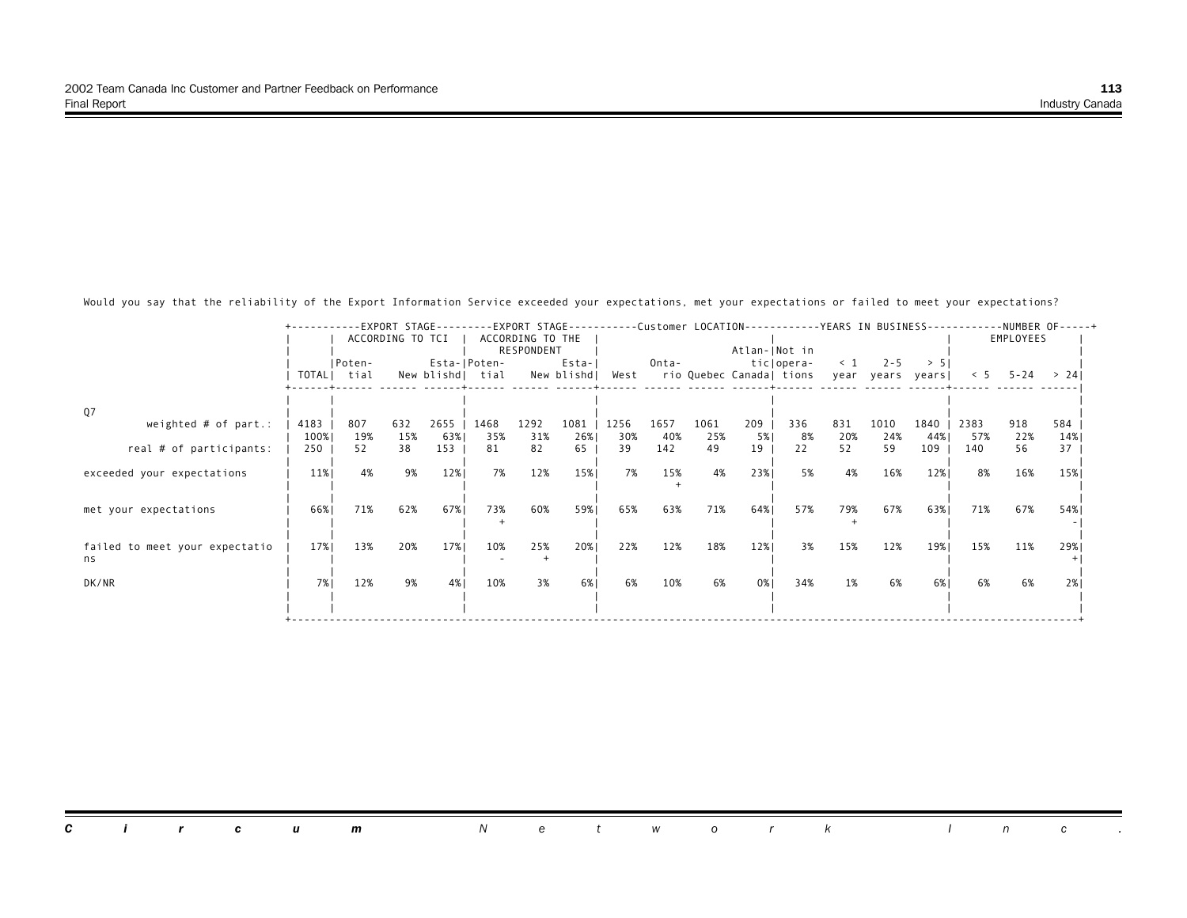Would you say that the reliability of the Export Information Service exceeded your expectations, met your expectations or failed to meet your expectations?

| | | EXPORT STAGE ACCORDING TO TCI | | | EXPORT STAGE ACCORDING TO THE RESPONDENT | | | Customer LOCATION | | | | YEARS IN BUSINESS | | | | NUMBER OF EMPLOYEES | | |
|---|---|---|---|---|---|---|---|---|---|---|---|---|---|---|---|---|---|---|
| | TOTAL | Potential | New | Establishd | Potential | New | Establishd | West | Ontario | Quebec | Atlantic Canada | Not in operations | < 1 year | 2-5 years | > 5 years | < 5 | 5-24 | > 24 |
| Q7 | | | | | | | | | | | | | | | | | | |
| weighted # of part.: | 4183 | 807 | 632 | 2655 | 1468 | 1292 | 1081 | 1256 | 1657 | 1061 | 209 | 336 | 831 | 1010 | 1840 | 2383 | 918 | 584 |
| | 100% | 19% | 15% | 63% | 35% | 31% | 26% | 30% | 40% | 25% | 5% | 8% | 20% | 24% | 44% | 57% | 22% | 14% |
| real # of participants: | 250 | 52 | 38 | 153 | 81 | 82 | 65 | 39 | 142 | 49 | 19 | 22 | 52 | 59 | 109 | 140 | 56 | 37 |
| exceeded your expectations | 11% | 4% | 9% | 12% | 7% | 12% | 15% | 7% | 15% + | 4% | 23% | 5% | 4% | 16% | 12% | 8% | 16% | 15% |
| met your expectations | 66% | 71% | 62% | 67% | 73% + | 60% | 59% | 65% | 63% | 71% | 64% | 57% | 79% + | 67% | 63% | 71% | 67% | 54% - |
| failed to meet your expectations | 17% | 13% | 20% | 17% | 10% - | 25% + | 20% | 22% | 12% | 18% | 12% | 3% | 15% | 12% | 19% | 15% | 11% | 29% + |
| DK/NR | 7% | 12% | 9% | 4% | 10% | 3% | 6% | 6% | 10% | 6% | 0% | 34% | 1% | 6% | 6% | 6% | 6% | 2% |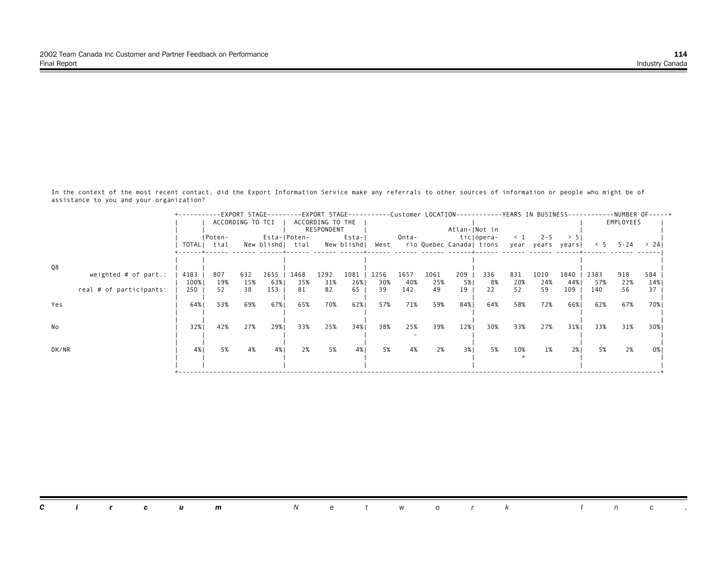In the context of the most recent contact, did the Export Information Service make any referrals to other sources of information or people who might be of assistance to you and your organization?

| | | EXPORT STAGE ACCORDING TO TCI | | | EXPORT STAGE ACCORDING TO THE RESPONDENT | | | Customer LOCATION | | | | | YEARS IN BUSINESS | | | NUMBER OF EMPLOYEES | | |
|---|---|---|---|---|---|---|---|---|---|---|---|---|---|---|---|---|---|---|
| | TOTAL | Potential | New | Estab-lishd | Potential | New | Estab-lishd | West | Ontario | Quebec | Atlantic Canada | Not in operations | < 1 year | 2-5 years | > 5 years | < 5 | 5-24 | > 24 |
| **Q8** | | | | | | | | | | | | | | | | | | |
| weighted # of part.: | 4183 | 807 | 632 | 2655 | 1468 | 1292 | 1081 | 1256 | 1657 | 1061 | 209 | 336 | 831 | 1010 | 1840 | 2383 | 918 | 584 |
| | 100% | 19% | 15% | 63% | 35% | 31% | 26% | 30% | 40% | 25% | 5% | 8% | 20% | 24% | 44% | 57% | 22% | 14% |
| real # of participants: | 250 | 52 | 38 | 153 | 81 | 82 | 65 | 39 | 142 | 49 | 19 | 22 | 52 | 59 | 109 | 140 | 56 | 37 |
| Yes | 64% | 53% | 69% | 67% | 65% | 70% | 62% | 57% | 71% | 59% | 84% | 64% | 58% | 72% | 66% | 62% | 67% | 70% |
| No | 32% | 42% | 27% | 29% | 33% | 25% | 34% | 38% | 25% - | 39% | 12% | 30% | 33% | 27% | 31% | 33% | 31% | 30% |
| DK/NR | 4% | 5% | 4% | 4% | 2% | 5% | 4% | 5% | 4% | 2% | 3% | 5% | 10% + | 1% | 2% | 5% | 2% | 0% |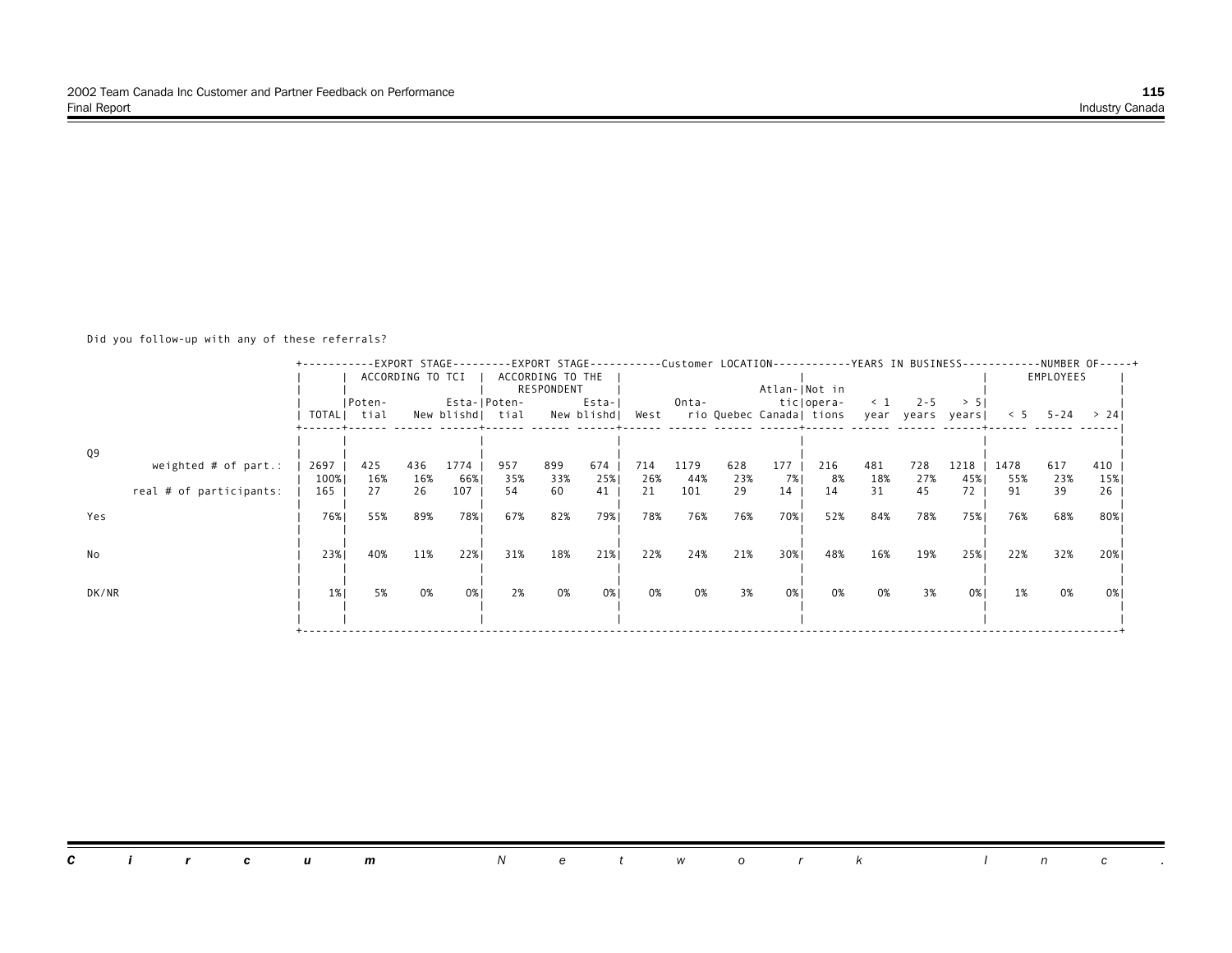Did you follow-up with any of these referrals?

| | TOTAL | EXPORT STAGE ACCORDING TO TCI: Potential | New | Established | EXPORT STAGE ACCORDING TO THE RESPONDENT: Potential | New | Established | Customer LOCATION: West | Ontario | Quebec | Atlantic Canada | Not in operations | YEARS IN BUSINESS: < 1 year | 2-5 years | > 5 years | NUMBER OF EMPLOYEES: < 5 | 5-24 | > 24 |
|---|---|---|---|---|---|---|---|---|---|---|---|---|---|---|---|---|---|---|
| Q9 weighted # of part.: | 2697 | 425 | 436 | 1774 | 957 | 899 | 674 | 714 | 1179 | 628 | 177 | 216 | 481 | 728 | 1218 | 1478 | 617 | 410 |
| | 100% | 16% | 16% | 66% | 35% | 33% | 25% | 26% | 44% | 23% | 7% | 8% | 18% | 27% | 45% | 55% | 23% | 15% |
| real # of participants: | 165 | 27 | 26 | 107 | 54 | 60 | 41 | 21 | 101 | 29 | 14 | 14 | 31 | 45 | 72 | 91 | 39 | 26 |
| Yes | 76% | 55% | 89% | 78% | 67% | 82% | 79% | 78% | 76% | 76% | 70% | 52% | 84% | 78% | 75% | 76% | 68% | 80% |
| No | 23% | 40% | 11% | 22% | 31% | 18% | 21% | 22% | 24% | 21% | 30% | 48% | 16% | 19% | 25% | 22% | 32% | 20% |
| DK/NR | 1% | 5% | 0% | 0% | 2% | 0% | 0% | 0% | 0% | 3% | 0% | 0% | 0% | 3% | 0% | 1% | 0% | 0% |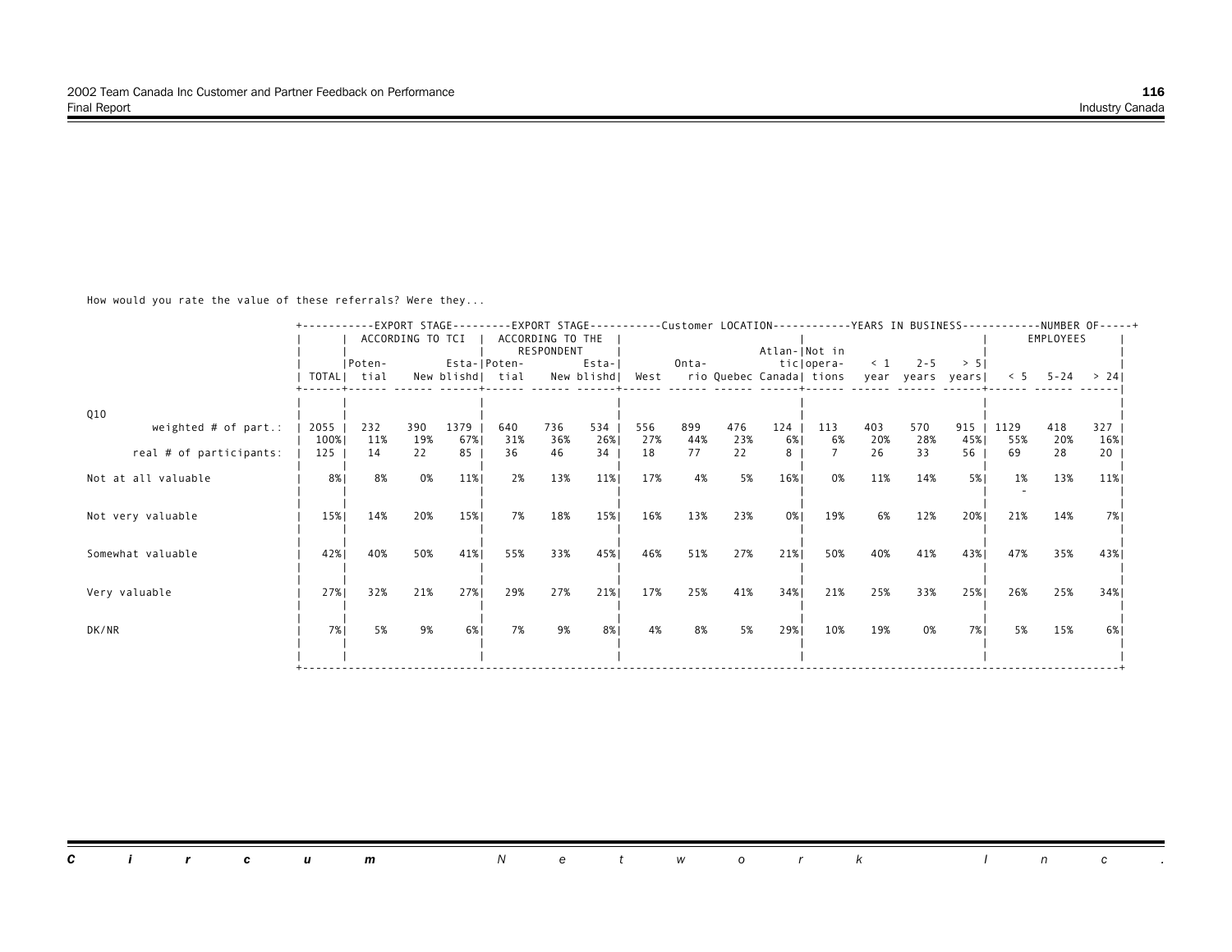How would you rate the value of these referrals? Were they...

| | | EXPORT STAGE ACCORDING TO TCI | | | EXPORT STAGE ACCORDING TO THE RESPONDENT | | | Customer LOCATION | | | | | YEARS IN BUSINESS | | | NUMBER OF EMPLOYEES | | |
|---|---|---|---|---|---|---|---|---|---|---|---|---|---|---|---|---|---|---|
| | TOTAL | Potential | New | Established | Potential | New | Established | West | Ontario | Quebec | Atlantic Canada | Not in operations | < 1 year | 2-5 years | > 5 years | < 5 | 5-24 | > 24 |
| Q10 | | | | | | | | | | | | | | | | | | |
| weighted # of part.: | 2055 | 232 | 390 | 1379 | 640 | 736 | 534 | 556 | 899 | 476 | 124 | 113 | 403 | 570 | 915 | 1129 | 418 | 327 |
| | 100% | 11% | 19% | 67% | 31% | 36% | 26% | 27% | 44% | 23% | 6% | 6% | 20% | 28% | 45% | 55% | 20% | 16% |
| real # of participants: | 125 | 14 | 22 | 85 | 36 | 46 | 34 | 18 | 77 | 22 | 8 | 7 | 26 | 33 | 56 | 69 | 28 | 20 |
| Not at all valuable | 8% | 8% | 0% | 11% | 2% | 13% | 11% | 17% | 4% | 5% | 16% | 0% | 11% | 14% | 5% | 1% - | 13% | 11% |
| Not very valuable | 15% | 14% | 20% | 15% | 7% | 18% | 15% | 16% | 13% | 23% | 0% | 19% | 6% | 12% | 20% | 21% | 14% | 7% |
| Somewhat valuable | 42% | 40% | 50% | 41% | 55% | 33% | 45% | 46% | 51% | 27% | 21% | 50% | 40% | 41% | 43% | 47% | 35% | 43% |
| Very valuable | 27% | 32% | 21% | 27% | 29% | 27% | 21% | 17% | 25% | 41% | 34% | 21% | 25% | 33% | 25% | 26% | 25% | 34% |
| DK/NR | 7% | 5% | 9% | 6% | 7% | 9% | 8% | 4% | 8% | 5% | 29% | 10% | 19% | 0% | 7% | 5% | 15% | 6% |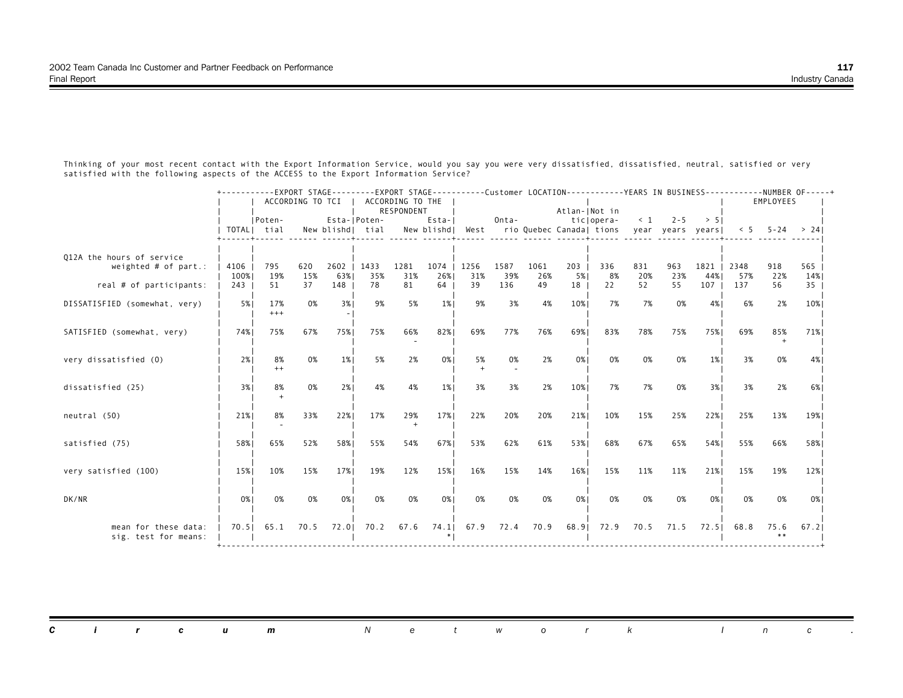Thinking of your most recent contact with the Export Information Service, would you say you were very dissatisfied, dissatisfied, neutral, satisfied or very satisfied with the following aspects of the ACCESS to the Export Information Service?

| | | EXPORT STAGE ACCORDING TO TCI | | | EXPORT STAGE ACCORDING TO THE RESPONDENT | | | Customer LOCATION | | | | | YEARS IN BUSINESS | | | NUMBER OF EMPLOYEES | | |
|---|---|---|---|---|---|---|---|---|---|---|---|---|---|---|---|---|---|---|
| | TOTAL | Potential | New | Estab-lishd | Potential | New | Estab-lishd | West | Ontario | Quebec | Atlantic Canada | Not in operations | < 1 year | 2-5 years | > 5 years | < 5 | 5-24 | > 24 |
| Q12A the hours of service | | | | | | | | | | | | | | | | | | |
| weighted # of part.: | 4106 | 795 | 620 | 2602 | 1433 | 1281 | 1074 | 1256 | 1587 | 1061 | 203 | 336 | 831 | 963 | 1821 | 2348 | 918 | 565 |
| | 100% | 19% | 15% | 63% | 35% | 31% | 26% | 31% | 39% | 26% | 5% | 8% | 20% | 23% | 44% | 57% | 22% | 14% |
| real # of participants: | 243 | 51 | 37 | 148 | 78 | 81 | 64 | 39 | 136 | 49 | 18 | 22 | 52 | 55 | 107 | 137 | 56 | 35 |
| DISSATISFIED (somewhat, very) | 5% | 17% +++ | 0% | 3% - | 9% | 5% | 1% | 9% | 3% | 4% | 10% | 7% | 7% | 0% | 4% | 6% | 2% | 10% |
| SATISFIED (somewhat, very) | 74% | 75% | 67% | 75% | 75% | 66% - | 82% | 69% | 77% | 76% | 69% | 83% | 78% | 75% | 75% | 69% | 85% + | 71% |
| very dissatisfied (0) | 2% | 8% ++ | 0% | 1% | 5% | 2% | 0% | 5% + | 0% - | 2% | 0% | 0% | 0% | 0% | 1% | 3% | 0% | 4% |
| dissatisfied (25) | 3% | 8% + | 0% | 2% | 4% | 4% | 1% | 3% | 3% | 2% | 10% | 7% | 7% | 0% | 3% | 3% | 2% | 6% |
| neutral (50) | 21% | 8% - | 33% | 22% | 17% | 29% + | 17% | 22% | 20% | 20% | 21% | 10% | 15% | 25% | 22% | 25% | 13% | 19% |
| satisfied (75) | 58% | 65% | 52% | 58% | 55% | 54% | 67% | 53% | 62% | 61% | 53% | 68% | 67% | 65% | 54% | 55% | 66% | 58% |
| very satisfied (100) | 15% | 10% | 15% | 17% | 19% | 12% | 15% | 16% | 15% | 14% | 16% | 15% | 11% | 11% | 21% | 15% | 19% | 12% |
| DK/NR | 0% | 0% | 0% | 0% | 0% | 0% | 0% | 0% | 0% | 0% | 0% | 0% | 0% | 0% | 0% | 0% | 0% | 0% |
| mean for these data: | 70.5 | 65.1 | 70.5 | 72.0 | 70.2 | 67.6 | 74.1 | 67.9 | 72.4 | 70.9 | 68.9 | 72.9 | 70.5 | 71.5 | 72.5 | 68.8 | 75.6 | 67.2 |
| sig. test for means: | | | | | | | * | | | | | | | | | | ** | |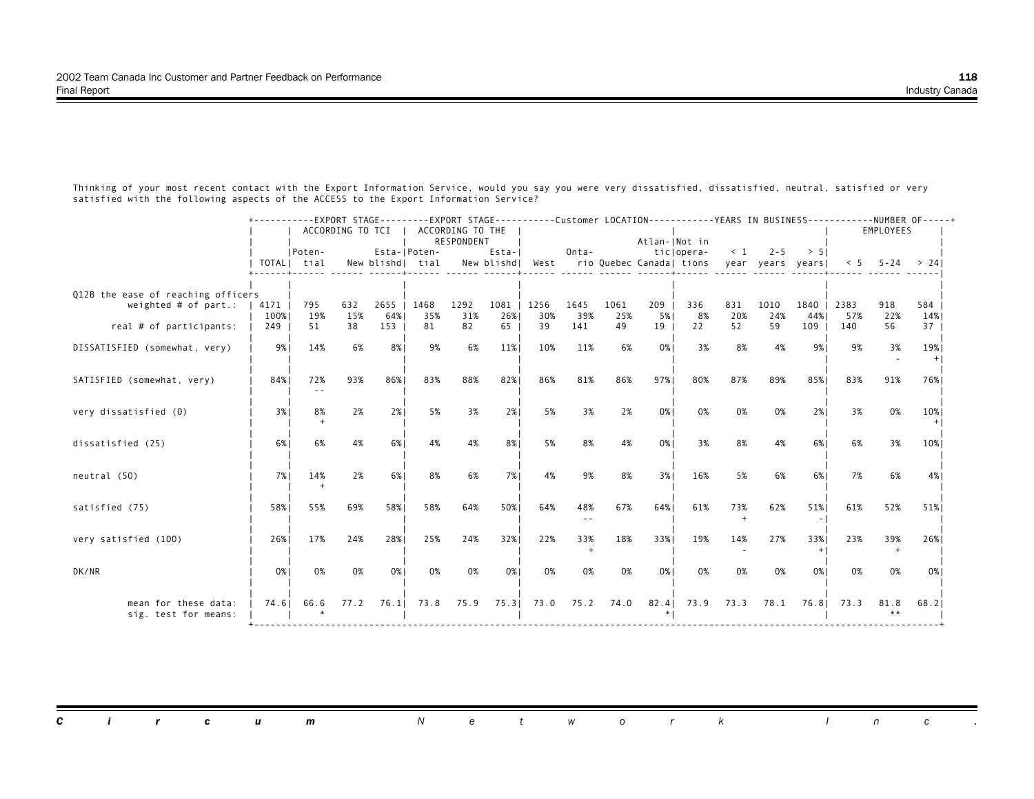Thinking of your most recent contact with the Export Information Service, would you say you were very dissatisfied, dissatisfied, neutral, satisfied or very satisfied with the following aspects of the ACCESS to the Export Information Service?

| | | EXPORT STAGE ACCORDING TO TCI | | | EXPORT STAGE ACCORDING TO THE RESPONDENT | | | Customer LOCATION | | | | YEARS IN BUSINESS | | | | NUMBER OF EMPLOYEES | | |
|---|---|---|---|---|---|---|---|---|---|---|---|---|---|---|---|---|---|---|
| | TOTAL | Potential | New | Esta-blishd | Potential | New | Esta-blishd | West | Ontario | Quebec | Atlantic Canada | Not in operations | < 1 year | 2-5 years | > 5 years | < 5 | 5-24 | > 24 |
| Q12B the ease of reaching officers | | | | | | | | | | | | | | | | | | |
| weighted # of part.: | 4171 | 795 | 632 | 2655 | 1468 | 1292 | 1081 | 1256 | 1645 | 1061 | 209 | 336 | 831 | 1010 | 1840 | 2383 | 918 | 584 |
| | 100% | 19% | 15% | 64% | 35% | 31% | 26% | 30% | 39% | 25% | 5% | 8% | 20% | 24% | 44% | 57% | 22% | 14% |
| real # of participants: | 249 | 51 | 38 | 153 | 81 | 82 | 65 | 39 | 141 | 49 | 19 | 22 | 52 | 59 | 109 | 140 | 56 | 37 |
| DISSATISFIED (somewhat, very) | 9% | 14% | 6% | 8% | 9% | 6% | 11% | 10% | 11% | 6% | 0% | 3% | 8% | 4% | 9% | 9% | 3% - | 19% + |
| SATISFIED (somewhat, very) | 84% | 72% -- | 93% | 86% | 83% | 88% | 82% | 86% | 81% | 86% | 97% | 80% | 87% | 89% | 85% | 83% | 91% | 76% |
| very dissatisfied (0) | 3% | 8% + | 2% | 2% | 5% | 3% | 2% | 5% | 3% | 2% | 0% | 0% | 0% | 0% | 2% | 3% | 0% | 10% + |
| dissatisfied (25) | 6% | 6% | 4% | 6% | 4% | 4% | 8% | 5% | 8% | 4% | 0% | 3% | 8% | 4% | 6% | 6% | 3% | 10% |
| neutral (50) | 7% | 14% + | 2% | 6% | 8% | 6% | 7% | 4% | 9% | 8% | 3% | 16% | 5% | 6% | 6% | 7% | 6% | 4% |
| satisfied (75) | 58% | 55% | 69% | 58% | 58% | 64% | 50% | 64% | 48% -- | 67% | 64% | 61% | 73% + | 62% | 51% - | 61% | 52% | 51% |
| very satisfied (100) | 26% | 17% | 24% | 28% | 25% | 24% | 32% | 22% | 33% + | 18% | 33% | 19% | 14% - | 27% | 33% + | 23% | 39% + | 26% |
| DK/NR | 0% | 0% | 0% | 0% | 0% | 0% | 0% | 0% | 0% | 0% | 0% | 0% | 0% | 0% | 0% | 0% | 0% | 0% |
| mean for these data: | 74.6 | 66.6 | 77.2 | 76.1 | 73.8 | 75.9 | 75.3 | 73.0 | 75.2 | 74.0 | 82.4 | 73.9 | 73.3 | 78.1 | 76.8 | 73.3 | 81.8 | 68.2 |
| sig. test for means: | | * | | | | | | | | | * | | | | | | ** | |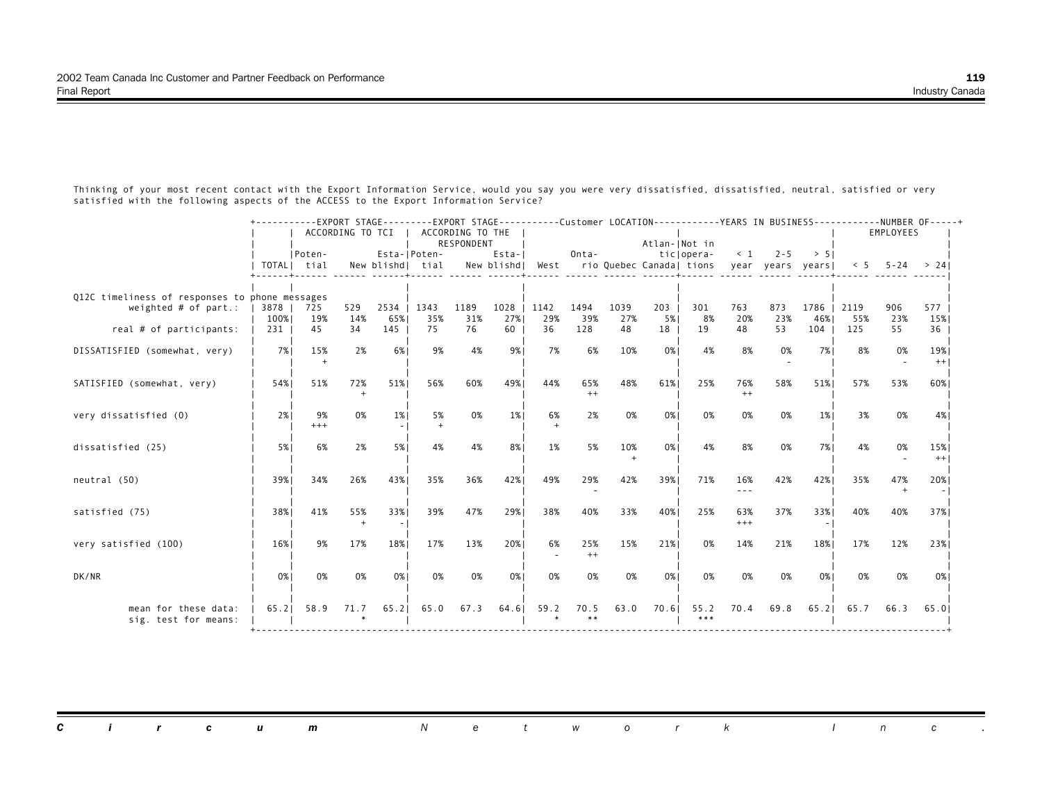Thinking of your most recent contact with the Export Information Service, would you say you were very dissatisfied, dissatisfied, neutral, satisfied or very satisfied with the following aspects of the ACCESS to the Export Information Service?

| | TOTAL | EXPORT STAGE ACCORDING TO TCI: Potential | EXPORT STAGE ACCORDING TO TCI: New | EXPORT STAGE ACCORDING TO TCI: Established | EXPORT STAGE ACCORDING TO THE RESPONDENT: Potential | EXPORT STAGE ACCORDING TO THE RESPONDENT: New | EXPORT STAGE ACCORDING TO THE RESPONDENT: Established | Customer LOCATION: West | Customer LOCATION: Ontario | Customer LOCATION: Quebec | Customer LOCATION: Atlantic Canada | YEARS IN BUSINESS: Not in operations | YEARS IN BUSINESS: < 1 year | YEARS IN BUSINESS: 2-5 years | YEARS IN BUSINESS: > 5 years | NUMBER OF EMPLOYEES: < 5 | NUMBER OF EMPLOYEES: 5-24 | NUMBER OF EMPLOYEES: > 24 |
|---|---|---|---|---|---|---|---|---|---|---|---|---|---|---|---|---|---|---|
| Q12C timeliness of responses to phone messages | | | | | | | | | | | | | | | | | | |
| weighted # of part.: | 3878 | 725 | 529 | 2534 | 1343 | 1189 | 1028 | 1142 | 1494 | 1039 | 203 | 301 | 763 | 873 | 1786 | 2119 | 906 | 577 |
| | 100% | 19% | 14% | 65% | 35% | 31% | 27% | 29% | 39% | 27% | 5% | 8% | 20% | 23% | 46% | 55% | 23% | 15% |
| real # of participants: | 231 | 45 | 34 | 145 | 75 | 76 | 60 | 36 | 128 | 48 | 18 | 19 | 48 | 53 | 104 | 125 | 55 | 36 |
| DISSATISFIED (somewhat, very) | 7% | 15% + | 2% | 6% | 9% | 4% | 9% | 7% | 6% | 10% | 0% | 4% | 8% | 0% - | 7% | 8% | 0% - | 19% ++ |
| SATISFIED (somewhat, very) | 54% | 51% | 72% + | 51% | 56% | 60% | 49% | 44% | 65% ++ | 48% | 61% | 25% | 76% ++ | 58% | 51% | 57% | 53% | 60% |
| very dissatisfied (0) | 2% | 9% +++ | 0% | 1% - | 5% + | 0% | 1% | 6% + | 2% | 0% | 0% | 0% | 0% | 0% | 1% | 3% | 0% | 4% |
| dissatisfied (25) | 5% | 6% | 2% | 5% | 4% | 4% | 8% | 1% | 5% | 10% + | 0% | 4% | 8% | 0% | 7% | 4% | 0% - | 15% ++ |
| neutral (50) | 39% | 34% | 26% | 43% | 35% | 36% | 42% | 49% | 29% - | 42% | 39% | 71% | 16% --- | 42% | 42% | 35% | 47% + | 20% - |
| satisfied (75) | 38% | 41% | 55% + | 33% - | 39% | 47% | 29% | 38% | 40% | 33% | 40% | 25% | 63% +++ | 37% | 33% - | 40% | 40% | 37% |
| very satisfied (100) | 16% | 9% | 17% | 18% | 17% | 13% | 20% | 6% - | 25% ++ | 15% | 21% | 0% | 14% | 21% | 18% | 17% | 12% | 23% |
| DK/NR | 0% | 0% | 0% | 0% | 0% | 0% | 0% | 0% | 0% | 0% | 0% | 0% | 0% | 0% | 0% | 0% | 0% | 0% |
| mean for these data: | 65.2 | 58.9 | 71.7 | 65.2 | 65.0 | 67.3 | 64.6 | 59.2 | 70.5 | 63.0 | 70.6 | 55.2 | 70.4 | 69.8 | 65.2 | 65.7 | 66.3 | 65.0 |
| sig. test for means: | | | * | | | | | * | ** | | | *** | | | | | | |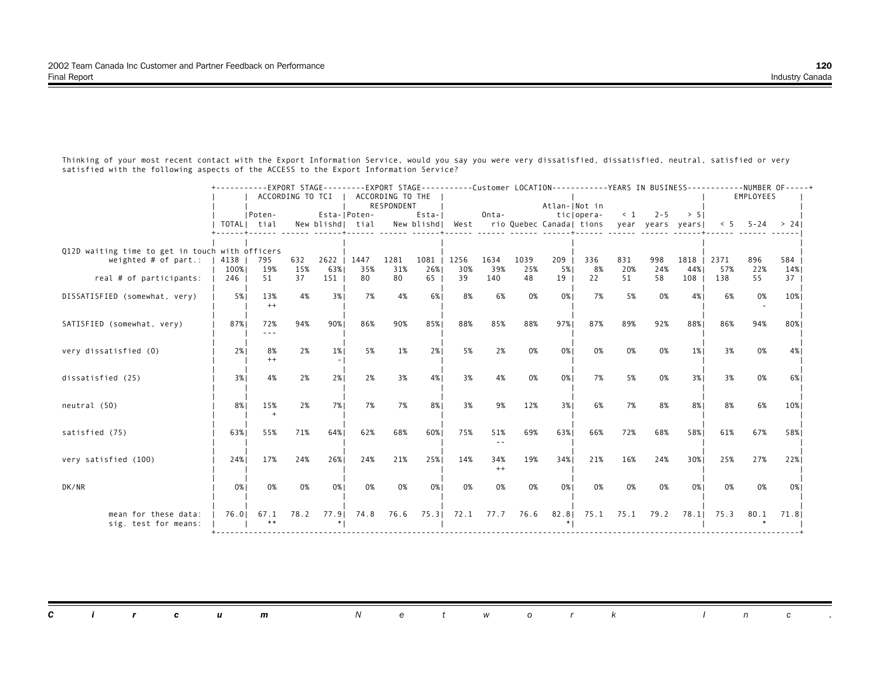Thinking of your most recent contact with the Export Information Service, would you say you were very dissatisfied, dissatisfied, neutral, satisfied or very satisfied with the following aspects of the ACCESS to the Export Information Service?

| | TOTAL | EXPORT STAGE ACCORDING TO TCI | | | EXPORT STAGE ACCORDING TO THE RESPONDENT | | | Customer LOCATION | | | | YEARS IN BUSINESS | | | | NUMBER OF EMPLOYEES | | |
|---|---|---|---|---|---|---|---|---|---|---|---|---|---|---|---|---|---|---|
| | | Potential | New | Esta-blishd | Potential | New | Esta-blishd | West | Ontario | Quebec | Atlantic Canada | Not in operations | < 1 year | 2-5 years | > 5 years | < 5 | 5-24 | > 24 |
| Q12D waiting time to get in touch with officers | | | | | | | | | | | | | | | | | | |
| weighted # of part.: | 4138 | 795 | 632 | 2622 | 1447 | 1281 | 1081 | 1256 | 1634 | 1039 | 209 | 336 | 831 | 998 | 1818 | 2371 | 896 | 584 |
| | 100% | 19% | 15% | 63% | 35% | 31% | 26% | 30% | 39% | 25% | 5% | 8% | 20% | 24% | 44% | 57% | 22% | 14% |
| real # of participants: | 246 | 51 | 37 | 151 | 80 | 80 | 65 | 39 | 140 | 48 | 19 | 22 | 51 | 58 | 108 | 138 | 55 | 37 |
| DISSATISFIED (somewhat, very) | 5% | 13% ++ | 4% | 3% | 7% | 4% | 6% | 8% | 6% | 0% | 0% | 7% | 5% | 0% | 4% | 6% | 0% - | 10% |
| SATISFIED (somewhat, very) | 87% | 72% --- | 94% | 90% | 86% | 90% | 85% | 88% | 85% | 88% | 97% | 87% | 89% | 92% | 88% | 86% | 94% | 80% |
| very dissatisfied (0) | 2% | 8% ++ | 2% | 1% - | 5% | 1% | 2% | 5% | 2% | 0% | 0% | 0% | 0% | 0% | 1% | 3% | 0% | 4% |
| dissatisfied (25) | 3% | 4% | 2% | 2% | 2% | 3% | 4% | 3% | 4% | 0% | 0% | 7% | 5% | 0% | 3% | 3% | 0% | 6% |
| neutral (50) | 8% | 15% + | 2% | 7% | 7% | 7% | 8% | 3% | 9% | 12% | 3% | 6% | 7% | 8% | 8% | 8% | 6% | 10% |
| satisfied (75) | 63% | 55% | 71% | 64% | 62% | 68% | 60% | 75% | 51% -- | 69% | 63% | 66% | 72% | 68% | 58% | 61% | 67% | 58% |
| very satisfied (100) | 24% | 17% | 24% | 26% | 24% | 21% | 25% | 14% | 34% ++ | 19% | 34% | 21% | 16% | 24% | 30% | 25% | 27% | 22% |
| DK/NR | 0% | 0% | 0% | 0% | 0% | 0% | 0% | 0% | 0% | 0% | 0% | 0% | 0% | 0% | 0% | 0% | 0% | 0% |
| mean for these data: | 76.0 | 67.1 | 78.2 | 77.9 | 74.8 | 76.6 | 75.3 | 72.1 | 77.7 | 76.6 | 82.8 | 75.1 | 75.1 | 79.2 | 78.1 | 75.3 | 80.1 | 71.8 |
| sig. test for means: | | ** | | * | | | | | | | * | | | | | | * | |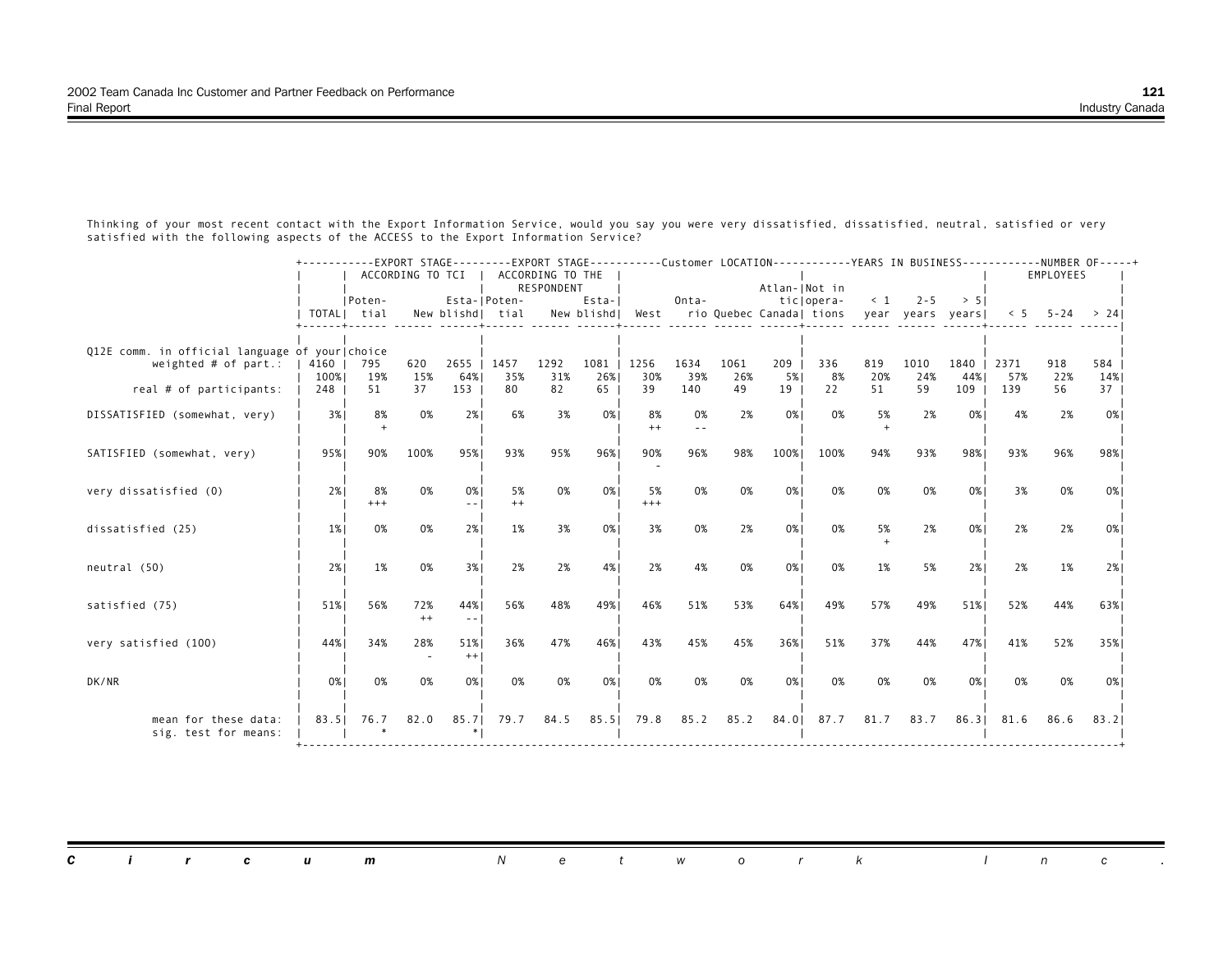Thinking of your most recent contact with the Export Information Service, would you say you were very dissatisfied, dissatisfied, neutral, satisfied or very satisfied with the following aspects of the ACCESS to the Export Information Service?

| | | EXPORT STAGE ACCORDING TO TCI | | | EXPORT STAGE ACCORDING TO THE RESPONDENT | | | Customer LOCATION | | | | | YEARS IN BUSINESS | | | NUMBER OF EMPLOYEES | | |
|---|---|---|---|---|---|---|---|---|---|---|---|---|---|---|---|---|---|---|
| | TOTAL | Potential | New | Establshd | Potential | New | Establshd | West | Ontario | Quebec | Atlantic Canada | Not in operations | < 1 year | 2-5 years | > 5 years | < 5 | 5-24 | > 24 |
| Q12E comm. in official language of your choice | | | | | | | | | | | | | | | | | | |
| weighted # of part.: | 4160 | 795 | 620 | 2655 | 1457 | 1292 | 1081 | 1256 | 1634 | 1061 | 209 | 336 | 819 | 1010 | 1840 | 2371 | 918 | 584 |
| | 100% | 19% | 15% | 64% | 35% | 31% | 26% | 30% | 39% | 26% | 5% | 8% | 20% | 24% | 44% | 57% | 22% | 14% |
| real # of participants: | 248 | 51 | 37 | 153 | 80 | 82 | 65 | 39 | 140 | 49 | 19 | 22 | 51 | 59 | 109 | 139 | 56 | 37 |
| DISSATISFIED (somewhat, very) | 3% | 8% + | 0% | 2% | 6% | 3% | 0% | 8% ++ | 0% -- | 2% | 0% | 0% | 5% + | 2% | 0% | 4% | 2% | 0% |
| SATISFIED (somewhat, very) | 95% | 90% | 100% | 95% | 93% | 95% | 96% | 90% - | 96% | 98% | 100% | 100% | 94% | 93% | 98% | 93% | 96% | 98% |
| very dissatisfied (0) | 2% | 8% +++ | 0% | 0% -- | 5% ++ | 0% | 0% | 5% +++ | 0% | 0% | 0% | 0% | 0% | 0% | 0% | 3% | 0% | 0% |
| dissatisfied (25) | 1% | 0% | 0% | 2% | 1% | 3% | 0% | 3% | 0% | 2% | 0% | 0% | 5% + | 2% | 0% | 2% | 2% | 0% |
| neutral (50) | 2% | 1% | 0% | 3% | 2% | 2% | 4% | 2% | 4% | 0% | 0% | 0% | 1% | 5% | 2% | 2% | 1% | 2% |
| satisfied (75) | 51% | 56% | 72% ++ | 44% -- | 56% | 48% | 49% | 46% | 51% | 53% | 64% | 49% | 57% | 49% | 51% | 52% | 44% | 63% |
| very satisfied (100) | 44% | 34% | 28% - | 51% ++ | 36% | 47% | 46% | 43% | 45% | 45% | 36% | 51% | 37% | 44% | 47% | 41% | 52% | 35% |
| DK/NR | 0% | 0% | 0% | 0% | 0% | 0% | 0% | 0% | 0% | 0% | 0% | 0% | 0% | 0% | 0% | 0% | 0% | 0% |
| mean for these data: | 83.5 | 76.7 | 82.0 | 85.7 | 79.7 | 84.5 | 85.5 | 79.8 | 85.2 | 85.2 | 84.0 | 87.7 | 81.7 | 83.7 | 86.3 | 81.6 | 86.6 | 83.2 |
| sig. test for means: | | * | | * | | | | | | | | | | | | | | |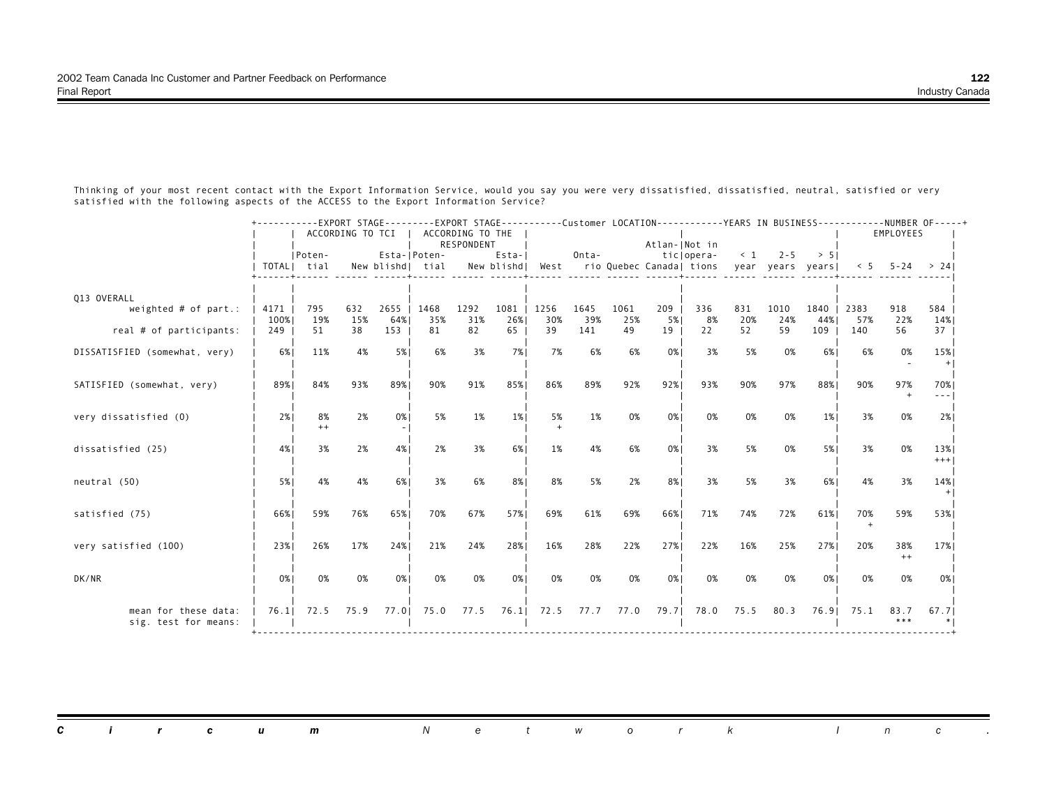Thinking of your most recent contact with the Export Information Service, would you say you were very dissatisfied, dissatisfied, neutral, satisfied or very satisfied with the following aspects of the ACCESS to the Export Information Service?

| | | EXPORT STAGE ACCORDING TO TCI | | | EXPORT STAGE ACCORDING TO THE RESPONDENT | | | Customer LOCATION | | | | | YEARS IN BUSINESS | | | NUMBER OF EMPLOYEES | | |
|---|---|---|---|---|---|---|---|---|---|---|---|---|---|---|---|---|---|---|
| | TOTAL | Potential | New | Established | Potential | New | Established | West | Ontario | Quebec | Atlantic Canada | Not in operations | < 1 year | 2-5 years | > 5 years | < 5 | 5-24 | > 24 |
| Q13 OVERALL | | | | | | | | | | | | | | | | | | |
| weighted # of part.: | 4171 | 795 | 632 | 2655 | 1468 | 1292 | 1081 | 1256 | 1645 | 1061 | 209 | 336 | 831 | 1010 | 1840 | 2383 | 918 | 584 |
| | 100% | 19% | 15% | 64% | 35% | 31% | 26% | 30% | 39% | 25% | 5% | 8% | 20% | 24% | 44% | 57% | 22% | 14% |
| real # of participants: | 249 | 51 | 38 | 153 | 81 | 82 | 65 | 39 | 141 | 49 | 19 | 22 | 52 | 59 | 109 | 140 | 56 | 37 |
| DISSATISFIED (somewhat, very) | 6% | 11% | 4% | 5% | 6% | 3% | 7% | 7% | 6% | 6% | 0% | 3% | 5% | 0% | 6% | 6% | 0% - | 15% + |
| SATISFIED (somewhat, very) | 89% | 84% | 93% | 89% | 90% | 91% | 85% | 86% | 89% | 92% | 92% | 93% | 90% | 97% | 88% | 90% | 97% + | 70% --- |
| very dissatisfied (0) | 2% | 8% ++ | 2% | 0% - | 5% | 1% | 1% | 5% + | 1% | 0% | 0% | 0% | 0% | 0% | 1% | 3% | 0% | 2% |
| dissatisfied (25) | 4% | 3% | 2% | 4% | 2% | 3% | 6% | 1% | 4% | 6% | 0% | 3% | 5% | 0% | 5% | 3% | 0% | 13% +++ |
| neutral (50) | 5% | 4% | 4% | 6% | 3% | 6% | 8% | 8% | 5% | 2% | 8% | 3% | 5% | 3% | 6% | 4% | 3% | 14% + |
| satisfied (75) | 66% | 59% | 76% | 65% | 70% | 67% | 57% | 69% | 61% | 69% | 66% | 71% | 74% | 72% | 61% | 70% + | 59% | 53% |
| very satisfied (100) | 23% | 26% | 17% | 24% | 21% | 24% | 28% | 16% | 28% | 22% | 27% | 22% | 16% | 25% | 27% | 20% | 38% ++ | 17% |
| DK/NR | 0% | 0% | 0% | 0% | 0% | 0% | 0% | 0% | 0% | 0% | 0% | 0% | 0% | 0% | 0% | 0% | 0% | 0% |
| mean for these data: | 76.1 | 72.5 | 75.9 | 77.0 | 75.0 | 77.5 | 76.1 | 72.5 | 77.7 | 77.0 | 79.7 | 78.0 | 75.5 | 80.3 | 76.9 | 75.1 | 83.7 | 67.7 |
| sig. test for means: | | | | | | | | | | | | | | | | | *** | * |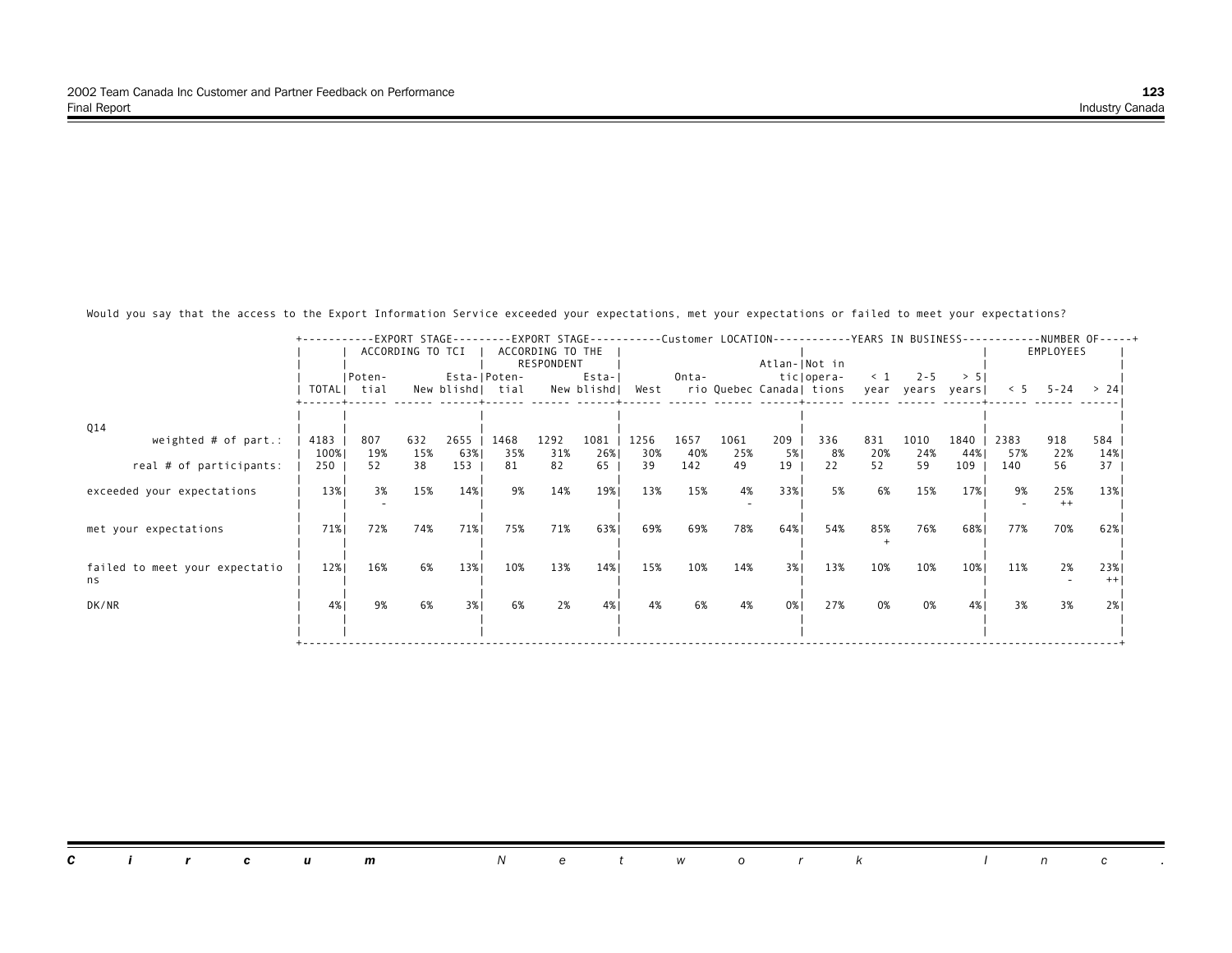Would you say that the access to the Export Information Service exceeded your expectations, met your expectations or failed to meet your expectations?

| | | EXPORT STAGE ACCORDING TO TCI | | | EXPORT STAGE ACCORDING TO THE RESPONDENT | | | Customer LOCATION | | | | | YEARS IN BUSINESS | | | NUMBER OF EMPLOYEES | | |
|---|---|---|---|---|---|---|---|---|---|---|---|---|---|---|---|---|---|---|
| | TOTAL | Poten-tial | New | Esta-blishd | Poten-tial | New | Esta-blishd | West | Onta-rio | Quebec | Atlan-tic Canada | Not in opera-tions | < 1 year | 2-5 years | > 5 years | < 5 | 5-24 | > 24 |
| Q14 | | | | | | | | | | | | | | | | | | |
| weighted # of part.: | 4183 | 807 | 632 | 2655 | 1468 | 1292 | 1081 | 1256 | 1657 | 1061 | 209 | 336 | 831 | 1010 | 1840 | 2383 | 918 | 584 |
| | 100% | 19% | 15% | 63% | 35% | 31% | 26% | 30% | 40% | 25% | 5% | 8% | 20% | 24% | 44% | 57% | 22% | 14% |
| real # of participants: | 250 | 52 | 38 | 153 | 81 | 82 | 65 | 39 | 142 | 49 | 19 | 22 | 52 | 59 | 109 | 140 | 56 | 37 |
| exceeded your expectations | 13% | 3% | 15% | 14% | 9% | 14% | 19% | 13% | 15% | 4% | 33% | 5% | 6% | 15% | 17% | 9% | 25% | 13% |
| | | - | | | | | | | | - | | | | | | - | ++ | |
| met your expectations | 71% | 72% | 74% | 71% | 75% | 71% | 63% | 69% | 69% | 78% | 64% | 54% | 85% | 76% | 68% | 77% | 70% | 62% |
| | | | | | | | | | | | | | + | | | | | |
| failed to meet your expectations | 12% | 16% | 6% | 13% | 10% | 13% | 14% | 15% | 10% | 14% | 3% | 13% | 10% | 10% | 10% | 11% | 2% | 23% |
| | | | | | | | | | | | | | | | | | - | ++ |
| DK/NR | 4% | 9% | 6% | 3% | 6% | 2% | 4% | 4% | 6% | 4% | 0% | 27% | 0% | 0% | 4% | 3% | 3% | 2% |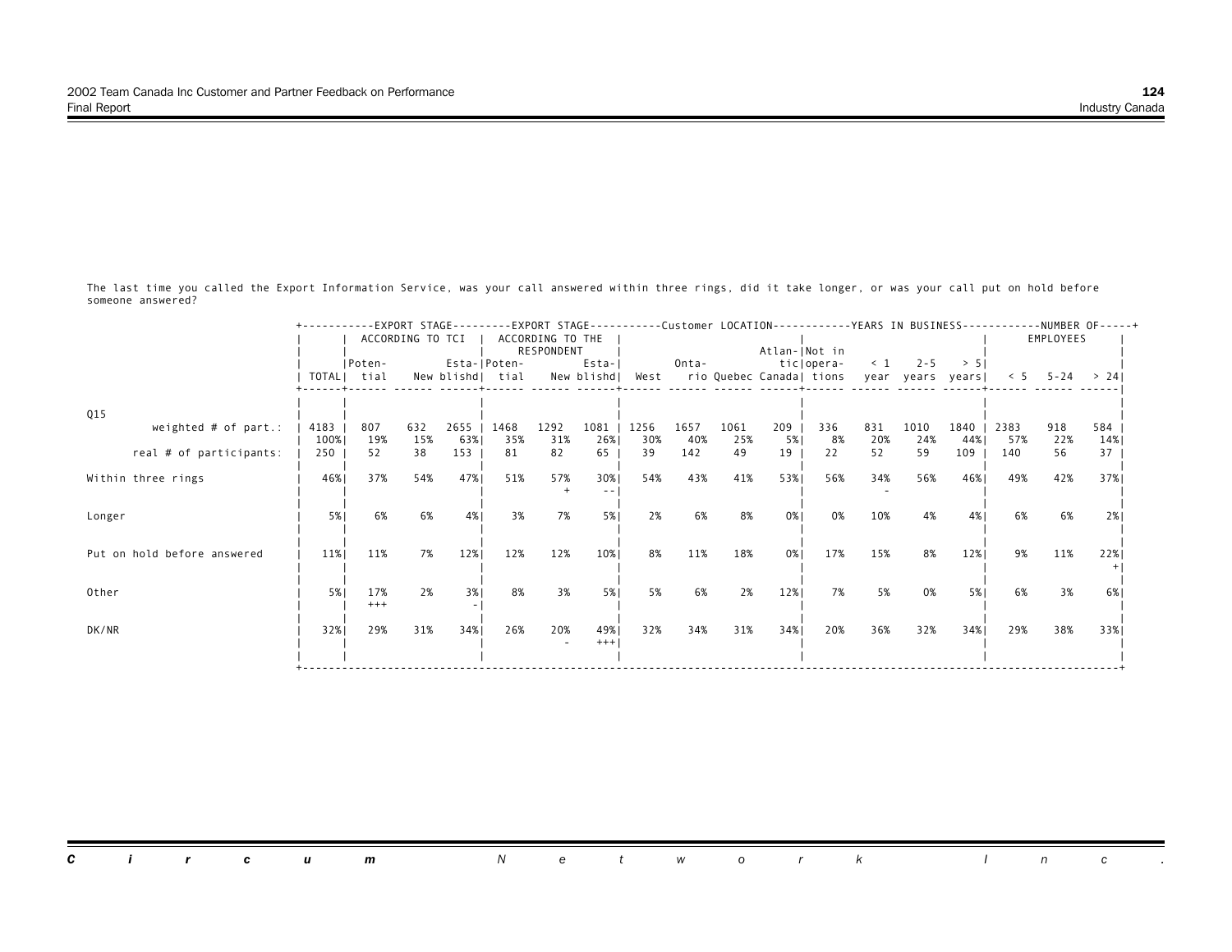The last time you called the Export Information Service, was your call answered within three rings, did it take longer, or was your call put on hold before someone answered?

| | TOTAL | EXPORT STAGE ACCORDING TO TCI: Potential | New | Established | EXPORT STAGE ACCORDING TO THE RESPONDENT: Potential | New | Established | Customer LOCATION: West | Ontario | Quebec | Atlantic Canada | Not in operations | YEARS IN BUSINESS: < 1 year | 2-5 years | > 5 years | NUMBER OF EMPLOYEES: < 5 | 5-24 | > 24 |
|---|---|---|---|---|---|---|---|---|---|---|---|---|---|---|---|---|---|---|
| Q15 | | | | | | | | | | | | | | | | | | |
| weighted # of part.: | 4183 | 807 | 632 | 2655 | 1468 | 1292 | 1081 | 1256 | 1657 | 1061 | 209 | 336 | 831 | 1010 | 1840 | 2383 | 918 | 584 |
| | 100% | 19% | 15% | 63% | 35% | 31% | 26% | 30% | 40% | 25% | 5% | 8% | 20% | 24% | 44% | 57% | 22% | 14% |
| real # of participants: | 250 | 52 | 38 | 153 | 81 | 82 | 65 | 39 | 142 | 49 | 19 | 22 | 52 | 59 | 109 | 140 | 56 | 37 |
| Within three rings | 46% | 37% | 54% | 47% | 51% | 57% + | 30% -- | 54% | 43% | 41% | 53% | 56% | 34% - | 56% | 46% | 49% | 42% | 37% |
| Longer | 5% | 6% | 6% | 4% | 3% | 7% | 5% | 2% | 6% | 8% | 0% | 0% | 10% | 4% | 4% | 6% | 6% | 2% |
| Put on hold before answered | 11% | 11% | 7% | 12% | 12% | 12% | 10% | 8% | 11% | 18% | 0% | 17% | 15% | 8% | 12% | 9% | 11% | 22% + |
| Other | 5% | 17% +++ | 2% | 3% - | 8% | 3% | 5% | 5% | 6% | 2% | 12% | 7% | 5% | 0% | 5% | 6% | 3% | 6% |
| DK/NR | 32% | 29% | 31% | 34% | 26% | 20% - | 49% +++ | 32% | 34% | 31% | 34% | 20% | 36% | 32% | 34% | 29% | 38% | 33% |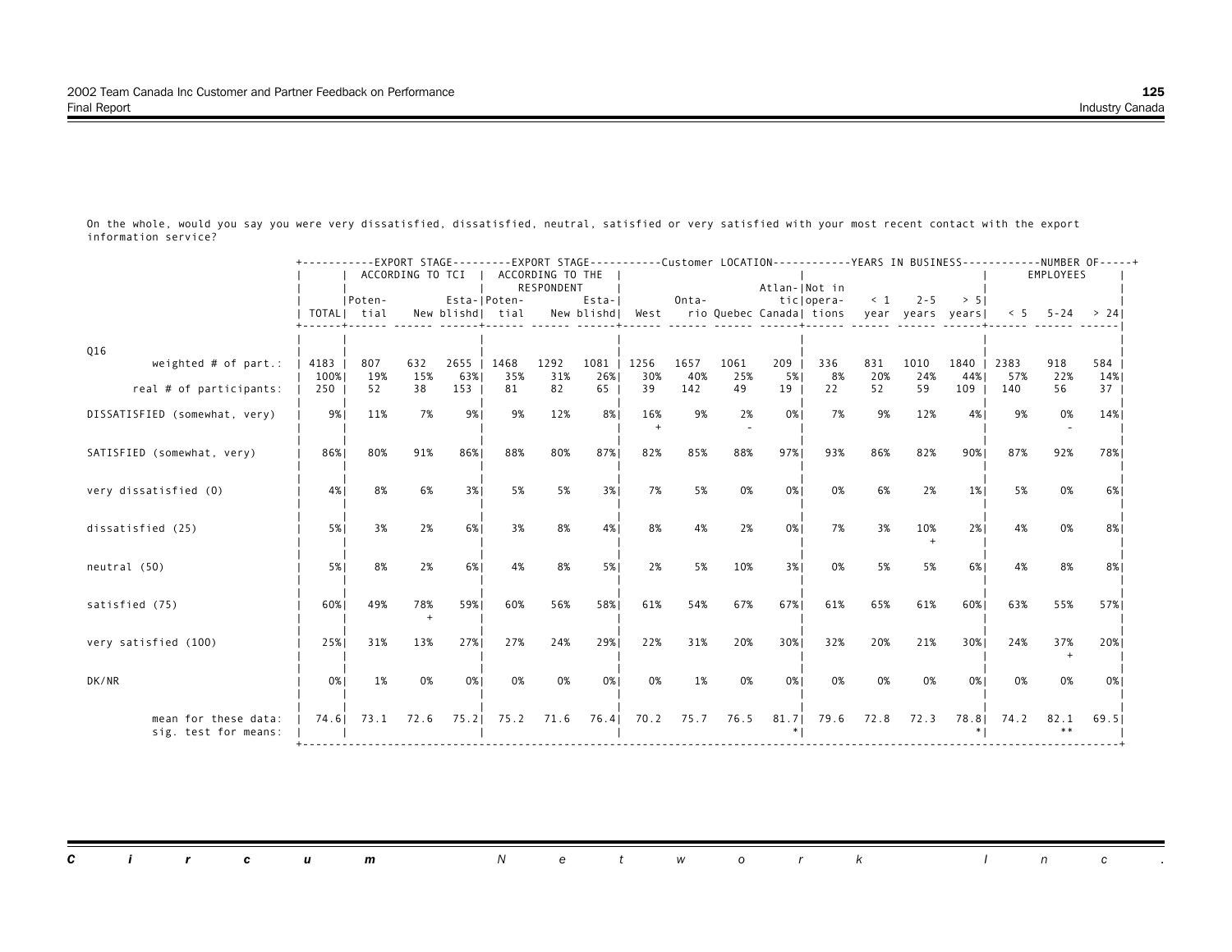On the whole, would you say you were very dissatisfied, dissatisfied, neutral, satisfied or very satisfied with your most recent contact with the export information service?

| | | EXPORT STAGE ACCORDING TO TCI | | | EXPORT STAGE ACCORDING TO THE RESPONDENT | | | Customer LOCATION | | | | YEARS IN BUSINESS | | | | NUMBER OF EMPLOYEES | | |
|---|---|---|---|---|---|---|---|---|---|---|---|---|---|---|---|---|---|---|
| | TOTAL | Potential | New | Estabilshd | Potential | New | Estabilshd | West | Ontario | Quebec | Atlantic Canada | Not in operations | < 1 year | 2-5 years | > 5 years | < 5 | 5-24 | > 24 |
| Q16 | | | | | | | | | | | | | | | | | | |
| weighted # of part.: | 4183 | 807 | 632 | 2655 | 1468 | 1292 | 1081 | 1256 | 1657 | 1061 | 209 | 336 | 831 | 1010 | 1840 | 2383 | 918 | 584 |
| | 100% | 19% | 15% | 63% | 35% | 31% | 26% | 30% | 40% | 25% | 5% | 8% | 20% | 24% | 44% | 57% | 22% | 14% |
| real # of participants: | 250 | 52 | 38 | 153 | 81 | 82 | 65 | 39 | 142 | 49 | 19 | 22 | 52 | 59 | 109 | 140 | 56 | 37 |
| DISSATISFIED (somewhat, very) | 9% | 11% | 7% | 9% | 9% | 12% | 8% | 16% + | 9% | 2% - | 0% | 7% | 9% | 12% | 4% | 9% | 0% - | 14% |
| SATISFIED (somewhat, very) | 86% | 80% | 91% | 86% | 88% | 80% | 87% | 82% | 85% | 88% | 97% | 93% | 86% | 82% | 90% | 87% | 92% | 78% |
| very dissatisfied (0) | 4% | 8% | 6% | 3% | 5% | 5% | 3% | 7% | 5% | 0% | 0% | 0% | 6% | 2% | 1% | 5% | 0% | 6% |
| dissatisfied (25) | 5% | 3% | 2% | 6% | 3% | 8% | 4% | 8% | 4% | 2% | 0% | 7% | 3% | 10% + | 2% | 4% | 0% | 8% |
| neutral (50) | 5% | 8% | 2% | 6% | 4% | 8% | 5% | 2% | 5% | 10% | 3% | 0% | 5% | 5% | 6% | 4% | 8% | 8% |
| satisfied (75) | 60% | 49% | 78% + | 59% | 60% | 56% | 58% | 61% | 54% | 67% | 67% | 61% | 65% | 61% | 60% | 63% | 55% | 57% |
| very satisfied (100) | 25% | 31% | 13% | 27% | 27% | 24% | 29% | 22% | 31% | 20% | 30% | 32% | 20% | 21% | 30% | 24% | 37% + | 20% |
| DK/NR | 0% | 1% | 0% | 0% | 0% | 0% | 0% | 0% | 1% | 0% | 0% | 0% | 0% | 0% | 0% | 0% | 0% | 0% |
| mean for these data: | 74.6 | 73.1 | 72.6 | 75.2 | 75.2 | 71.6 | 76.4 | 70.2 | 75.7 | 76.5 | 81.7 | 79.6 | 72.8 | 72.3 | 78.8 | 74.2 | 82.1 | 69.5 |
| sig. test for means: | | | | | | | | | | | * | | | | * | | ** | |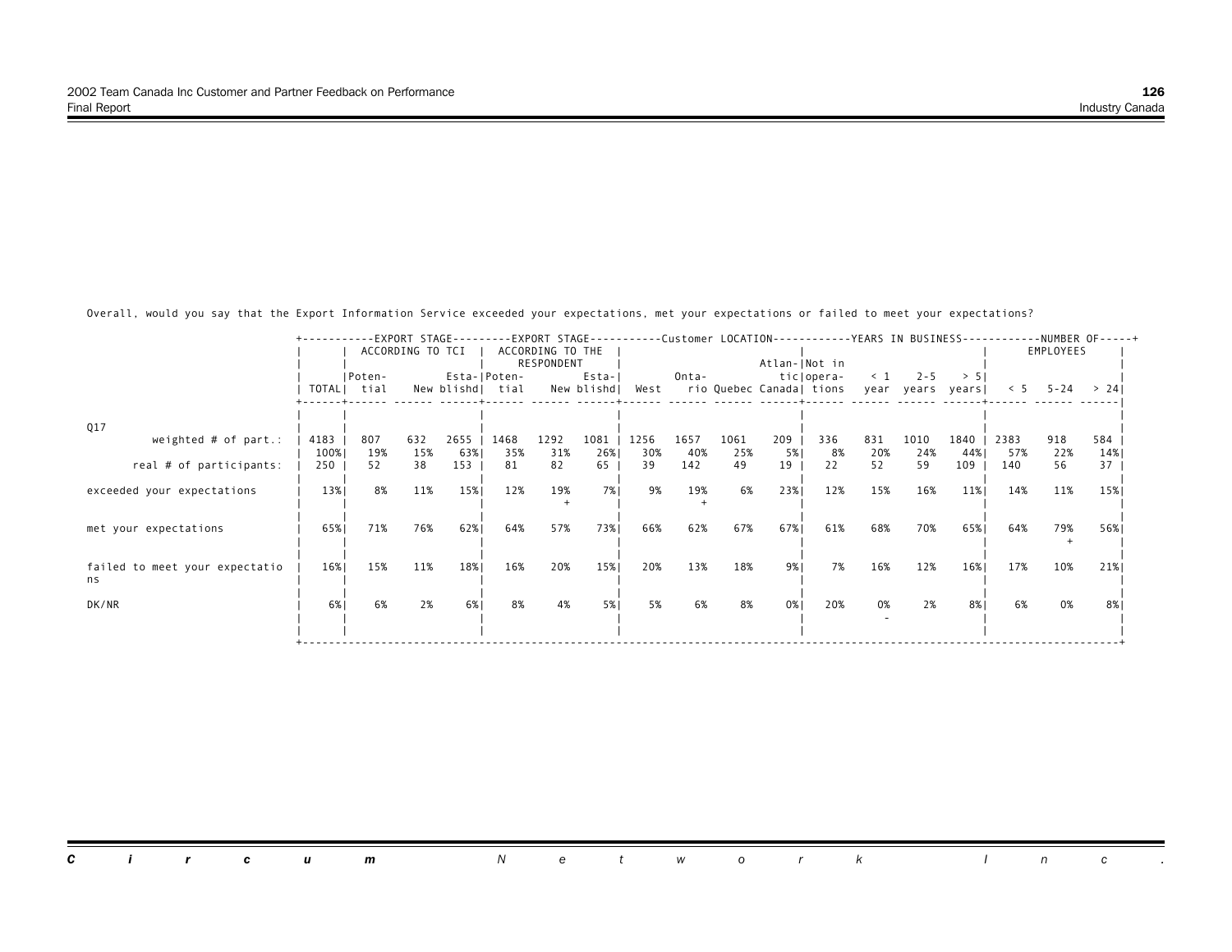Overall, would you say that the Export Information Service exceeded your expectations, met your expectations or failed to meet your expectations?

| | | EXPORT STAGE ACCORDING TO TCI | | | EXPORT STAGE ACCORDING TO THE RESPONDENT | | | Customer LOCATION | | | | YEARS IN BUSINESS | | | | NUMBER OF EMPLOYEES | | |
|---|---|---|---|---|---|---|---|---|---|---|---|---|---|---|---|---|---|---|
| | TOTAL | Potential | New | Establishd | Potential | New | Establishd | West | Ontario | Quebec | Atlantic Canada | Not in operations | < 1 year | 2-5 years | > 5 years | < 5 | 5-24 | > 24 |
| Q17 weighted # of part.: | 4183 | 807 | 632 | 2655 | 1468 | 1292 | 1081 | 1256 | 1657 | 1061 | 209 | 336 | 831 | 1010 | 1840 | 2383 | 918 | 584 |
| | 100% | 19% | 15% | 63% | 35% | 31% | 26% | 30% | 40% | 25% | 5% | 8% | 20% | 24% | 44% | 57% | 22% | 14% |
| real # of participants: | 250 | 52 | 38 | 153 | 81 | 82 | 65 | 39 | 142 | 49 | 19 | 22 | 52 | 59 | 109 | 140 | 56 | 37 |
| exceeded your expectations | 13% | 8% | 11% | 15% | 12% | 19% + | 7% | 9% | 19% + | 6% | 23% | 12% | 15% | 16% | 11% | 14% | 11% | 15% |
| met your expectations | 65% | 71% | 76% | 62% | 64% | 57% | 73% | 66% | 62% | 67% | 67% | 61% | 68% | 70% | 65% | 64% | 79% + | 56% |
| failed to meet your expectations | 16% | 15% | 11% | 18% | 16% | 20% | 15% | 20% | 13% | 18% | 9% | 7% | 16% | 12% | 16% | 17% | 10% | 21% |
| DK/NR | 6% | 6% | 2% | 6% | 8% | 4% | 5% | 5% | 6% | 8% | 0% | 20% | 0% - | 2% | 8% | 6% | 0% | 8% |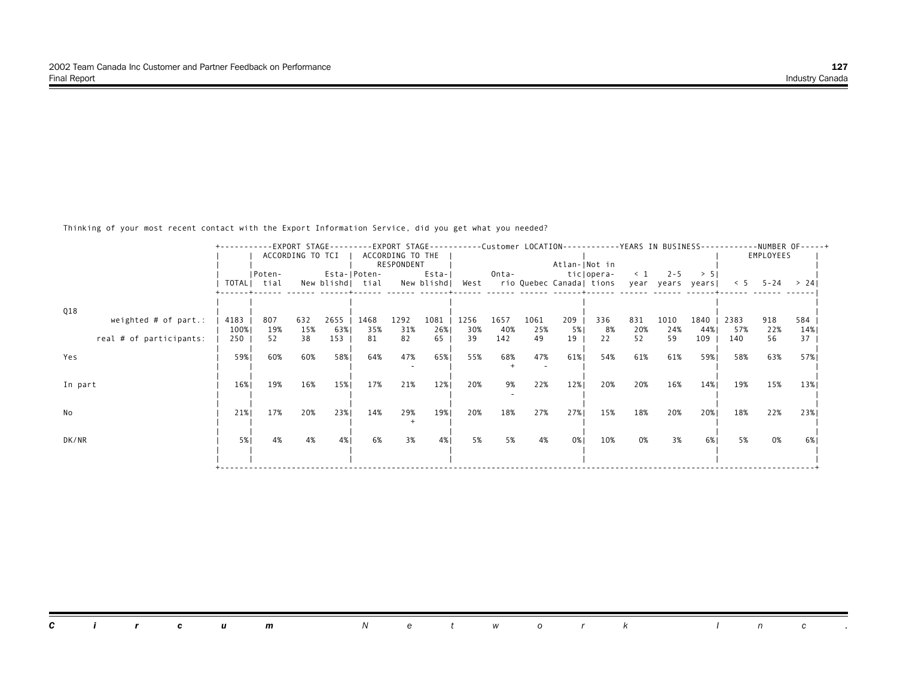Thinking of your most recent contact with the Export Information Service, did you get what you needed?

| | TOTAL | EXPORT STAGE ACCORDING TO TCI: Potential | New | Establishd | EXPORT STAGE ACCORDING TO THE RESPONDENT: Potential | New | Establishd | Customer LOCATION: West | Ontario | Quebec | Atlantic Canada | YEARS IN BUSINESS: Not in operations | < 1 year | 2-5 years | > 5 years | NUMBER OF EMPLOYEES: < 5 | 5-24 | > 24 |
|---|---|---|---|---|---|---|---|---|---|---|---|---|---|---|---|---|---|---|
| Q18 | | | | | | | | | | | | | | | | | | |
| weighted # of part.: | 4183 | 807 | 632 | 2655 | 1468 | 1292 | 1081 | 1256 | 1657 | 1061 | 209 | 336 | 831 | 1010 | 1840 | 2383 | 918 | 584 |
| | 100% | 19% | 15% | 63% | 35% | 31% | 26% | 30% | 40% | 25% | 5% | 8% | 20% | 24% | 44% | 57% | 22% | 14% |
| real # of participants: | 250 | 52 | 38 | 153 | 81 | 82 | 65 | 39 | 142 | 49 | 19 | 22 | 52 | 59 | 109 | 140 | 56 | 37 |
| Yes | 59% | 60% | 60% | 58% | 64% | 47% - | 65% | 55% | 68% + | 47% - | 61% | 54% | 61% | 61% | 59% | 58% | 63% | 57% |
| In part | 16% | 19% | 16% | 15% | 17% | 21% | 12% | 20% | 9% - | 22% | 12% | 20% | 20% | 16% | 14% | 19% | 15% | 13% |
| No | 21% | 17% | 20% | 23% | 14% | 29% + | 19% | 20% | 18% | 27% | 27% | 15% | 18% | 20% | 20% | 18% | 22% | 23% |
| DK/NR | 5% | 4% | 4% | 4% | 6% | 3% | 4% | 5% | 5% | 4% | 0% | 10% | 0% | 3% | 6% | 5% | 0% | 6% |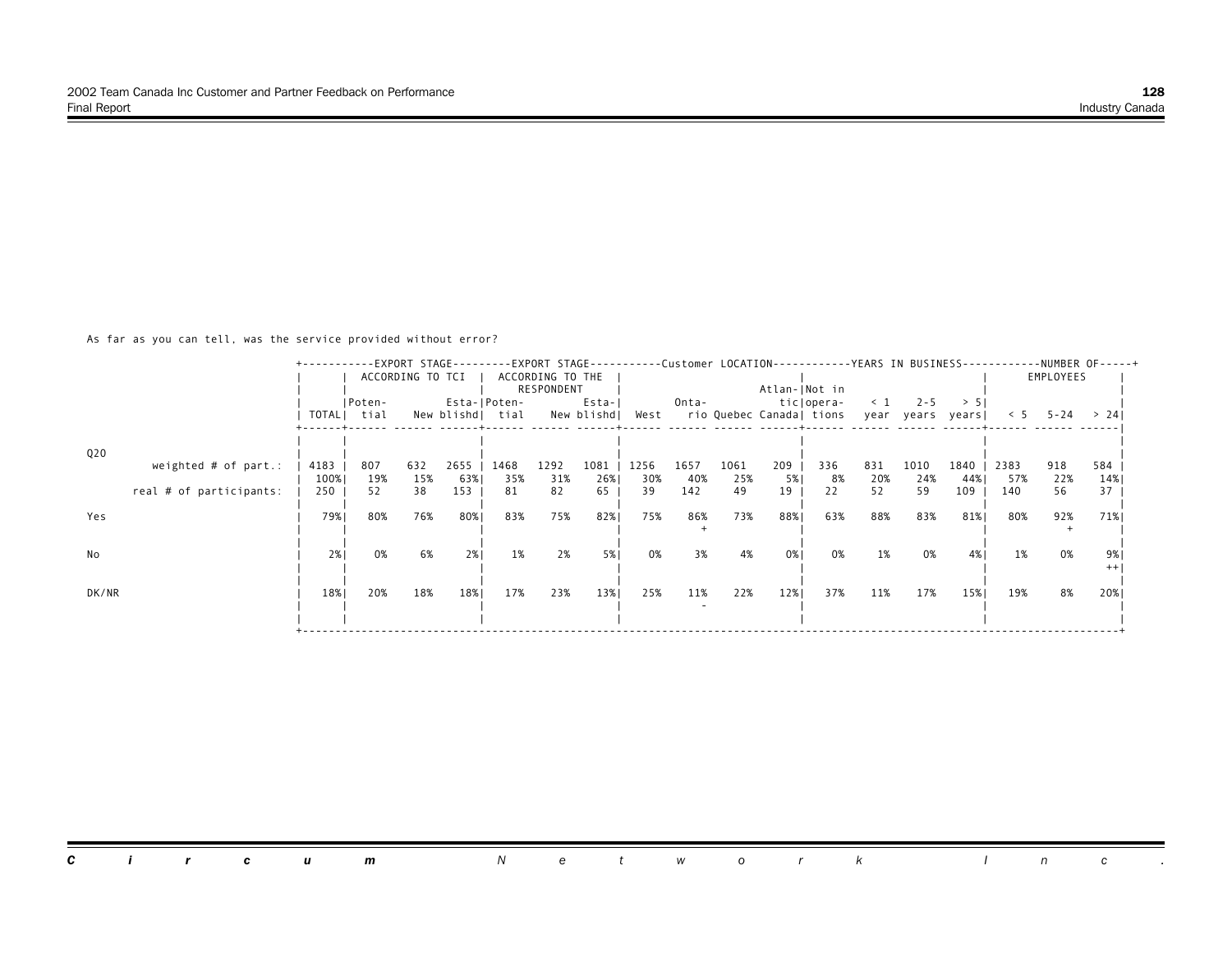As far as you can tell, was the service provided without error?

| | TOTAL | EXPORT STAGE ACCORDING TO TCI: Potential | New | Established | EXPORT STAGE ACCORDING TO THE RESPONDENT: Potential | New | Established | Customer LOCATION: West | Ontario | Quebec | Atlantic Canada | YEARS IN BUSINESS: Not in operations | < 1 year | 2-5 years | > 5 years | NUMBER OF EMPLOYEES: < 5 | 5-24 | > 24 |
|---|---|---|---|---|---|---|---|---|---|---|---|---|---|---|---|---|---|---|
| Q20 | | | | | | | | | | | | | | | | | | |
| weighted # of part.: | 4183 | 807 | 632 | 2655 | 1468 | 1292 | 1081 | 1256 | 1657 | 1061 | 209 | 336 | 831 | 1010 | 1840 | 2383 | 918 | 584 |
| | 100% | 19% | 15% | 63% | 35% | 31% | 26% | 30% | 40% | 25% | 5% | 8% | 20% | 24% | 44% | 57% | 22% | 14% |
| real # of participants: | 250 | 52 | 38 | 153 | 81 | 82 | 65 | 39 | 142 | 49 | 19 | 22 | 52 | 59 | 109 | 140 | 56 | 37 |
| Yes | 79% | 80% | 76% | 80% | 83% | 75% | 82% | 75% | 86% + | 73% | 88% | 63% | 88% | 83% | 81% | 80% | 92% + | 71% |
| No | 2% | 0% | 6% | 2% | 1% | 2% | 5% | 0% | 3% | 4% | 0% | 0% | 1% | 0% | 4% | 1% | 0% | 9% ++ |
| DK/NR | 18% | 20% | 18% | 18% | 17% | 23% | 13% | 25% | 11% - | 22% | 12% | 37% | 11% | 17% | 15% | 19% | 8% | 20% |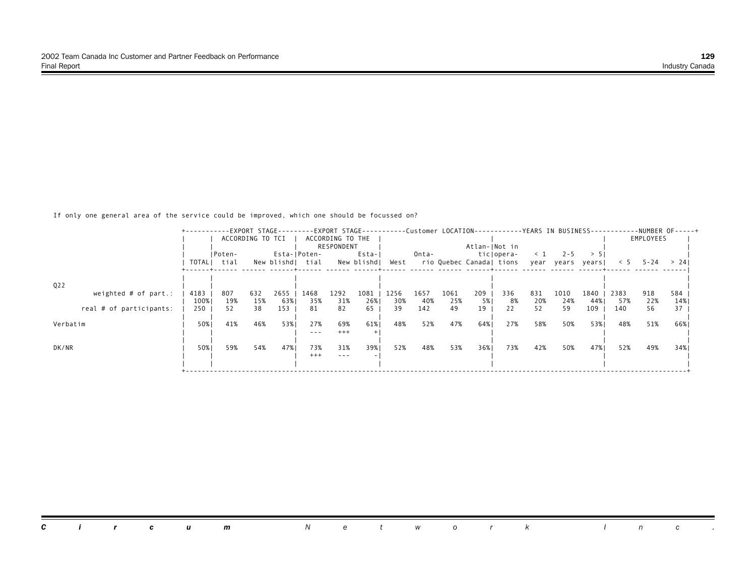If only one general area of the service could be improved, which one should be focussed on?

| | | EXPORT STAGE ACCORDING TO TCI | | | EXPORT STAGE ACCORDING TO THE RESPONDENT | | | Customer LOCATION | | | | | YEARS IN BUSINESS | | | | NUMBER OF EMPLOYEES | | |
|---|---|---|---|---|---|---|---|---|---|---|---|---|---|---|---|---|---|---|---|
| | TOTAL | Potential | New | Establshd | Potential | New | Establshd | West | Ontario | Quebec | Atlantic Canada | Not in operations | < 1 year | 2-5 years | > 5 years | < 5 | 5-24 | > 24 |
| Q22 | | | | | | | | | | | | | | | | | | |
| weighted # of part.: | 4183 | 807 | 632 | 2655 | 1468 | 1292 | 1081 | 1256 | 1657 | 1061 | 209 | 336 | 831 | 1010 | 1840 | 2383 | 918 | 584 |
| | 100% | 19% | 15% | 63% | 35% | 31% | 26% | 30% | 40% | 25% | 5% | 8% | 20% | 24% | 44% | 57% | 22% | 14% |
| real # of participants: | 250 | 52 | 38 | 153 | 81 | 82 | 65 | 39 | 142 | 49 | 19 | 22 | 52 | 59 | 109 | 140 | 56 | 37 |
| Verbatim | 50% | 41% | 46% | 53% | 27% | 69% | 61% | 48% | 52% | 47% | 64% | 27% | 58% | 50% | 53% | 48% | 51% | 66% |
| | | | | | --- | +++ | + | | | | | | | | | | | |
| DK/NR | 50% | 59% | 54% | 47% | 73% | 31% | 39% | 52% | 48% | 53% | 36% | 73% | 42% | 50% | 47% | 52% | 49% | 34% |
| | | | | | +++ | --- | - | | | | | | | | | | | |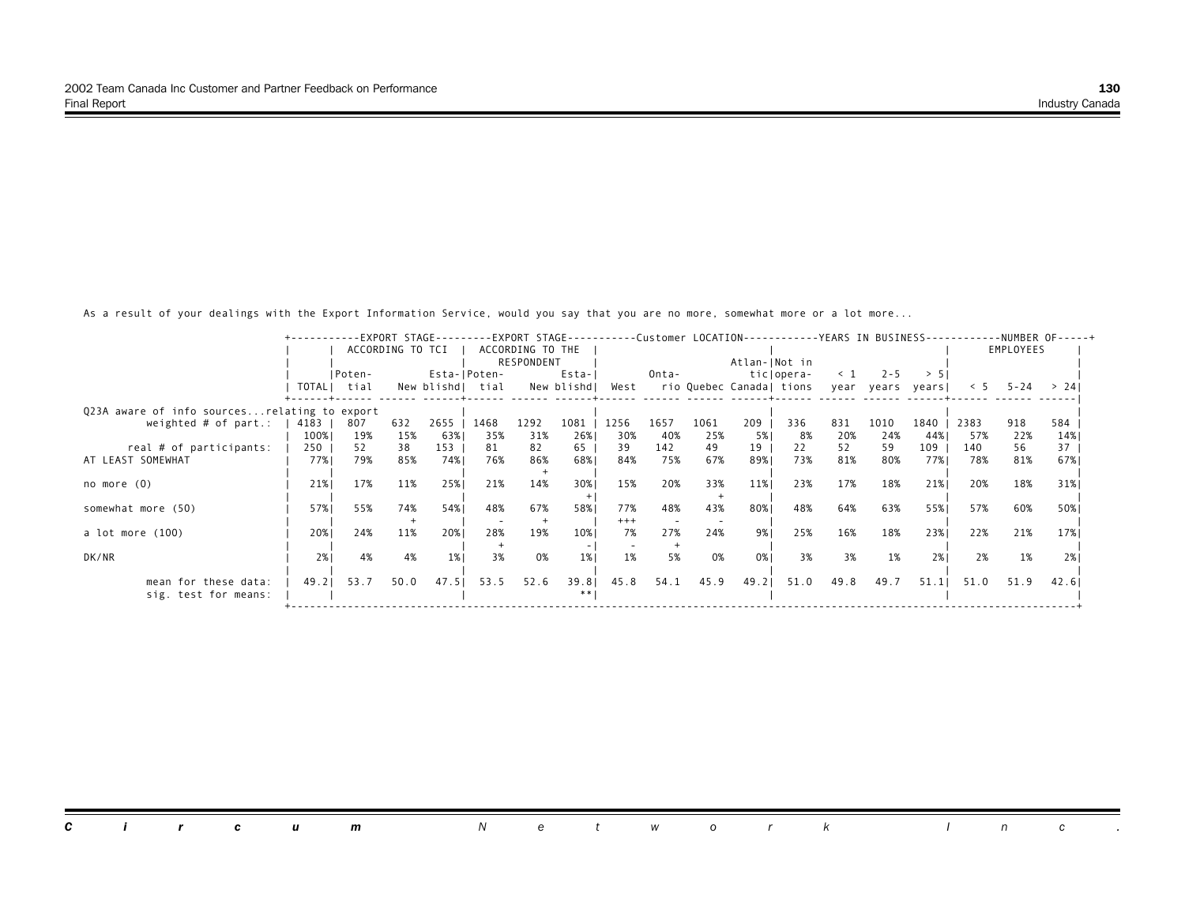As a result of your dealings with the Export Information Service, would you say that you are no more, somewhat more or a lot more...

| | TOTAL | EXPORT STAGE ACCORDING TO TCI: Potential | New | Established | EXPORT STAGE ACCORDING TO THE RESPONDENT: Potential | New | Established | Customer LOCATION: West | Ontario | Quebec | Atlantic Canada | Not in operations | YEARS IN BUSINESS: < 1 year | 2-5 years | > 5 years | NUMBER OF EMPLOYEES: < 5 | 5-24 | > 24 |
|---|---|---|---|---|---|---|---|---|---|---|---|---|---|---|---|---|---|---|
| Q23A aware of info sources...relating to export | | | | | | | | | | | | | | | | | | |
| weighted # of part.: | 4183 | 807 | 632 | 2655 | 1468 | 1292 | 1081 | 1256 | 1657 | 1061 | 209 | 336 | 831 | 1010 | 1840 | 2383 | 918 | 584 |
| | 100% | 19% | 15% | 63% | 35% | 31% | 26% | 30% | 40% | 25% | 5% | 8% | 20% | 24% | 44% | 57% | 22% | 14% |
| real # of participants: | 250 | 52 | 38 | 153 | 81 | 82 | 65 | 39 | 142 | 49 | 19 | 22 | 52 | 59 | 109 | 140 | 56 | 37 |
| AT LEAST SOMEWHAT | 77% | 79% | 85% | 74% | 76% | 86% + | 68% | 84% | 75% | 67% | 89% | 73% | 81% | 80% | 77% | 78% | 81% | 67% |
| no more (0) | 21% | 17% | 11% | 25% | 21% | 14% | 30% + | 15% | 20% | 33% + | 11% | 23% | 17% | 18% | 21% | 20% | 18% | 31% |
| somewhat more (50) | 57% | 55% | 74% + | 54% | 48% - | 67% + | 58% | 77% +++ | 48% - | 43% - | 80% | 48% | 64% | 63% | 55% | 57% | 60% | 50% |
| a lot more (100) | 20% | 24% | 11% | 20% | 28% + | 19% | 10% - | 7% - | 27% + | 24% | 9% | 25% | 16% | 18% | 23% | 22% | 21% | 17% |
| DK/NR | 2% | 4% | 4% | 1% | 3% | 0% | 1% | 1% | 5% | 0% | 0% | 3% | 3% | 1% | 2% | 2% | 1% | 2% |
| mean for these data: | 49.2 | 53.7 | 50.0 | 47.5 | 53.5 | 52.6 | 39.8 | 45.8 | 54.1 | 45.9 | 49.2 | 51.0 | 49.8 | 49.7 | 51.1 | 51.0 | 51.9 | 42.6 |
| sig. test for means: | | | | | | | ** | | | | | | | | | | | |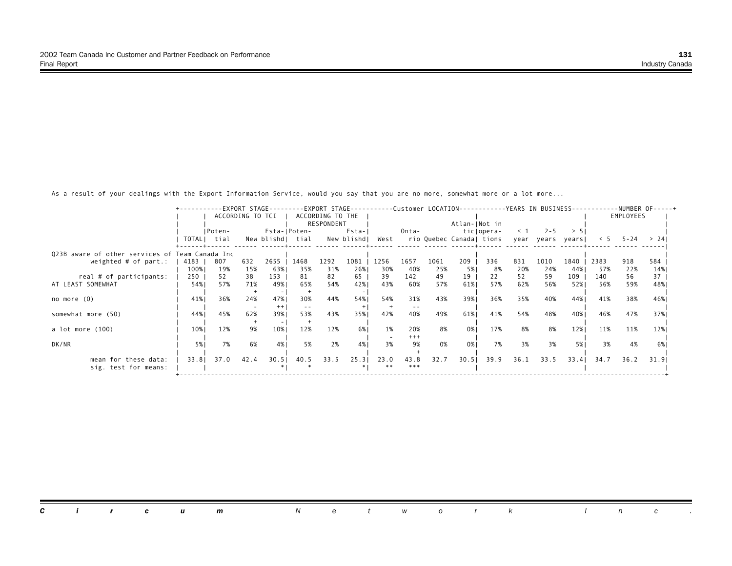As a result of your dealings with the Export Information Service, would you say that you are no more, somewhat more or a lot more...

| | | EXPORT STAGE ACCORDING TO TCI | | | EXPORT STAGE ACCORDING TO THE RESPONDENT | | | Customer LOCATION | | | | | YEARS IN BUSINESS | | | NUMBER OF EMPLOYEES | | |
|---|---|---|---|---|---|---|---|---|---|---|---|---|---|---|---|---|---|---|
| | TOTAL | Poten- tial | New | Esta- blishd | Poten- tial | New | Esta- blishd | West | Onta- rio | Quebec | Atlan- tic Canada | Not in opera- tions | < 1 year | 2-5 years | > 5 years | < 5 | 5-24 | > 24 |
| Q23B aware of other services of Team Canada Inc | | | | | | | | | | | | | | | | | | |
| weighted # of part.: | 4183 | 807 | 632 | 2655 | 1468 | 1292 | 1081 | 1256 | 1657 | 1061 | 209 | 336 | 831 | 1010 | 1840 | 2383 | 918 | 584 |
| | 100% | 19% | 15% | 63% | 35% | 31% | 26% | 30% | 40% | 25% | 5% | 8% | 20% | 24% | 44% | 57% | 22% | 14% |
| real # of participants: | 250 | 52 | 38 | 153 | 81 | 82 | 65 | 39 | 142 | 49 | 19 | 22 | 52 | 59 | 109 | 140 | 56 | 37 |
| AT LEAST SOMEWHAT | 54% | 57% | 71% | 49% | 65% | 54% | 42% | 43% | 60% | 57% | 61% | 57% | 62% | 56% | 52% | 56% | 59% | 48% |
| | | | + | - | + | | - | | | | | | | | | | | |
| no more (0) | 41% | 36% | 24% | 47% | 30% | 44% | 54% | 54% | 31% | 43% | 39% | 36% | 35% | 40% | 44% | 41% | 38% | 46% |
| | | | - | ++ | -- | | + | + | -- | | | | | | | | | |
| somewhat more (50) | 44% | 45% | 62% | 39% | 53% | 43% | 35% | 42% | 40% | 49% | 61% | 41% | 54% | 48% | 40% | 46% | 47% | 37% |
| | | | + | - | + | | | | | | | | | | | | | |
| a lot more (100) | 10% | 12% | 9% | 10% | 12% | 12% | 6% | 1% | 20% | 8% | 0% | 17% | 8% | 8% | 12% | 11% | 11% | 12% |
| | | | | | | | | - | +++ | | | | | | | | | |
| DK/NR | 5% | 7% | 6% | 4% | 5% | 2% | 4% | 3% | 9% | 0% | 0% | 7% | 3% | 3% | 5% | 3% | 4% | 6% |
| | | | | | | | | | + | | | | | | | | | |
| mean for these data: | 33.8 | 37.0 | 42.4 | 30.5 | 40.5 | 33.5 | 25.3 | 23.0 | 43.8 | 32.7 | 30.5 | 39.9 | 36.1 | 33.5 | 33.4 | 34.7 | 36.2 | 31.9 |
| sig. test for means: | | | | * | * | | * | ** | *** | | | | | | | | | |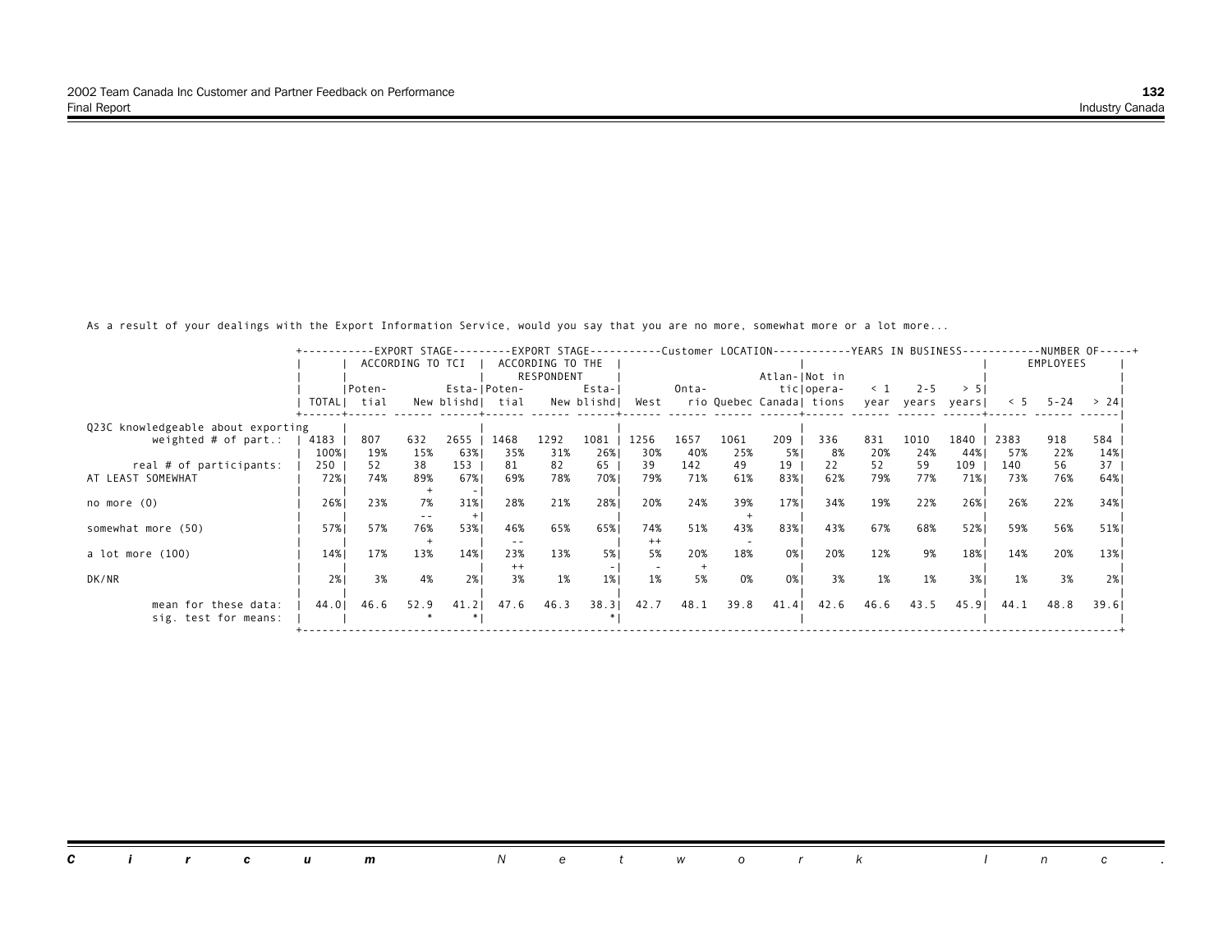As a result of your dealings with the Export Information Service, would you say that you are no more, somewhat more or a lot more...

| | TOTAL | EXPORT STAGE ACCORDING TO TCI | | | EXPORT STAGE ACCORDING TO THE RESPONDENT | | | Customer LOCATION | | | | | YEARS IN BUSINESS | | | NUMBER OF EMPLOYEES | | |
|---|---|---|---|---|---|---|---|---|---|---|---|---|---|---|---|---|---|---|
| | | Potential | New | Esta-blishd | Potential | New | Esta-blishd | West | Ontario | Quebec | Atlantic Canada | Not in operations | < 1 year | 2-5 years | > 5 years | < 5 | 5-24 | > 24 |
| Q23C knowledgeable about exporting | | | | | | | | | | | | | | | | | | |
| weighted # of part.: | 4183 | 807 | 632 | 2655 | 1468 | 1292 | 1081 | 1256 | 1657 | 1061 | 209 | 336 | 831 | 1010 | 1840 | 2383 | 918 | 584 |
| | 100% | 19% | 15% | 63% | 35% | 31% | 26% | 30% | 40% | 25% | 5% | 8% | 20% | 24% | 44% | 57% | 22% | 14% |
| real # of participants: | 250 | 52 | 38 | 153 | 81 | 82 | 65 | 39 | 142 | 49 | 19 | 22 | 52 | 59 | 109 | 140 | 56 | 37 |
| AT LEAST SOMEWHAT | 72% | 74% | 89% | 67% | 69% | 78% | 70% | 79% | 71% | 61% | 83% | 62% | 79% | 77% | 71% | 73% | 76% | 64% |
| | | | + | - | | | | | | | | | | | | | | |
| no more (0) | 26% | 23% | 7% | 31% | 28% | 21% | 28% | 20% | 24% | 39% | 17% | 34% | 19% | 22% | 26% | 26% | 22% | 34% |
| | | | -- | + | | | | | | + | | | | | | | | |
| somewhat more (50) | 57% | 57% | 76% | 53% | 46% | 65% | 65% | 74% | 51% | 43% | 83% | 43% | 67% | 68% | 52% | 59% | 56% | 51% |
| | | | + | | -- | | | ++ | | - | | | | | | | | |
| a lot more (100) | 14% | 17% | 13% | 14% | 23% | 13% | 5% | 5% | 20% | 18% | 0% | 20% | 12% | 9% | 18% | 14% | 20% | 13% |
| | | | | | ++ | | - | - | + | | | | | | | | | |
| DK/NR | 2% | 3% | 4% | 2% | 3% | 1% | 1% | 1% | 5% | 0% | 0% | 3% | 1% | 1% | 3% | 1% | 3% | 2% |
| mean for these data: | 44.0 | 46.6 | 52.9 | 41.2 | 47.6 | 46.3 | 38.3 | 42.7 | 48.1 | 39.8 | 41.4 | 42.6 | 46.6 | 43.5 | 45.9 | 44.1 | 48.8 | 39.6 |
| sig. test for means: | | | * | * | | | * | | | | | | | | | | | |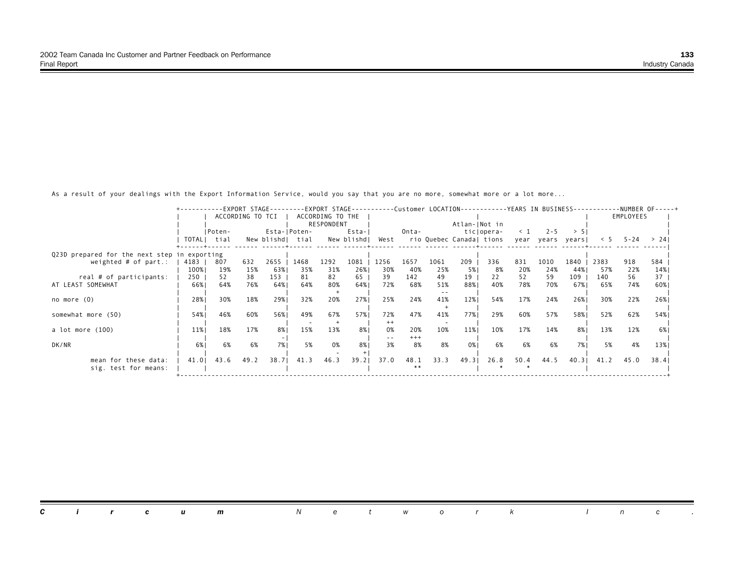As a result of your dealings with the Export Information Service, would you say that you are no more, somewhat more or a lot more...

| | | EXPORT STAGE ACCORDING TO TCI | | | EXPORT STAGE ACCORDING TO THE RESPONDENT | | | Customer LOCATION | | | | | YEARS IN BUSINESS | | | NUMBER OF EMPLOYEES | | |
|---|---|---|---|---|---|---|---|---|---|---|---|---|---|---|---|---|---|---|
| | TOTAL | Potential | New | Establishd | Potential | New | Establishd | West | Ontario | Quebec | Atlantic Canada | Not in operations | < 1 year | 2-5 years | > 5 years | < 5 | 5-24 | > 24 |
| Q23D prepared for the next step in exporting | | | | | | | | | | | | | | | | | | |
| weighted # of part.: | 4183 | 807 | 632 | 2655 | 1468 | 1292 | 1081 | 1256 | 1657 | 1061 | 209 | 336 | 831 | 1010 | 1840 | 2383 | 918 | 584 |
| | 100% | 19% | 15% | 63% | 35% | 31% | 26% | 30% | 40% | 25% | 5% | 8% | 20% | 24% | 44% | 57% | 22% | 14% |
| real # of participants: | 250 | 52 | 38 | 153 | 81 | 82 | 65 | 39 | 142 | 49 | 19 | 22 | 52 | 59 | 109 | 140 | 56 | 37 |
| AT LEAST SOMEWHAT | 66% | 64% | 76% | 64% | 64% | 80% + | 64% | 72% | 68% | 51% -- | 88% | 40% | 78% | 70% | 67% | 65% | 74% | 60% |
| no more (0) | 28% | 30% | 18% | 29% | 32% | 20% | 27% | 25% | 24% | 41% + | 12% | 54% | 17% | 24% | 26% | 30% | 22% | 26% |
| somewhat more (50) | 54% | 46% | 60% | 56% | 49% - | 67% + | 57% | 72% ++ | 47% | 41% - | 77% | 29% | 60% | 57% | 58% | 52% | 62% | 54% |
| a lot more (100) | 11% | 18% | 17% | 8% - | 15% | 13% | 8% | 0% -- | 20% +++ | 10% | 11% | 10% | 17% | 14% | 8% | 13% | 12% | 6% |
| DK/NR | 6% | 6% | 6% | 7% | 5% | 0% - | 8% + | 3% | 8% | 8% | 0% | 6% | 6% | 6% | 7% | 5% | 4% | 13% |
| mean for these data: | 41.0 | 43.6 | 49.2 | 38.7 | 41.3 | 46.3 | 39.2 | 37.0 | 48.1 | 33.3 | 49.3 | 26.8 | 50.4 | 44.5 | 40.3 | 41.2 | 45.0 | 38.4 |
| sig. test for means: | | | | | | | | | ** | | | * | * | | | | | |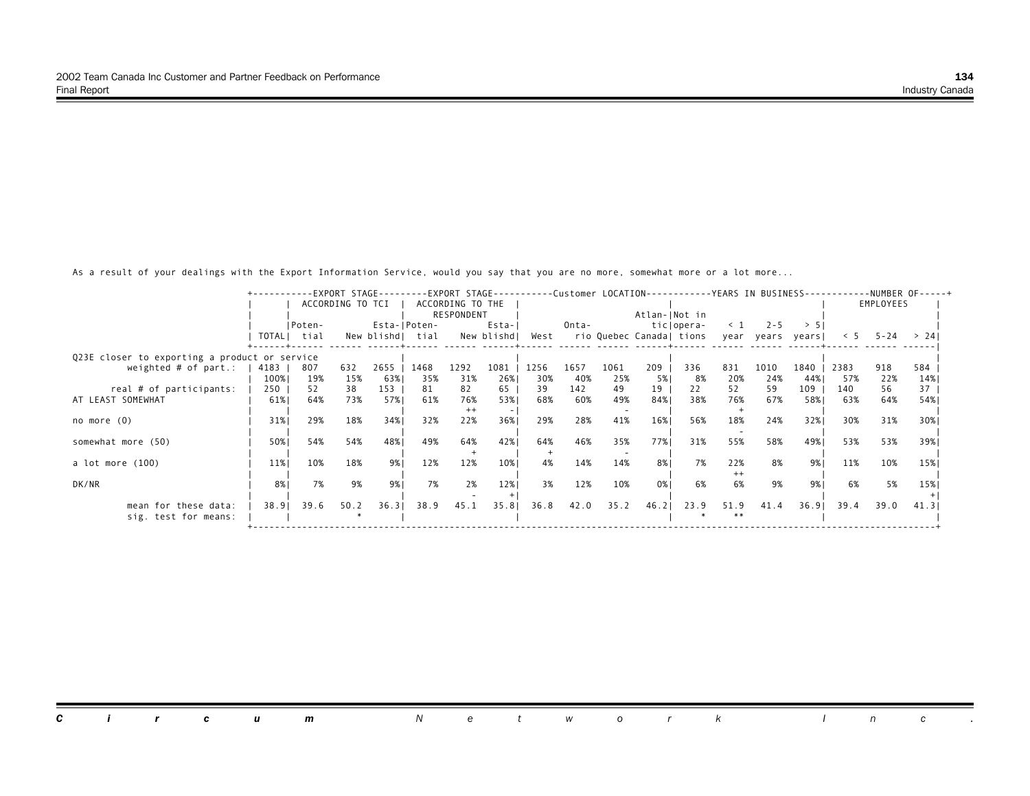As a result of your dealings with the Export Information Service, would you say that you are no more, somewhat more or a lot more...

| | TOTAL | EXPORT STAGE ACCORDING TO TCI: Potential | New | Established | EXPORT STAGE ACCORDING TO THE RESPONDENT: Potential | New | Established | Customer LOCATION: West | Ontario | Quebec | Atlantic Canada | Not in operations | YEARS IN BUSINESS: < 1 year | 2-5 years | > 5 years | NUMBER OF EMPLOYEES: < 5 | 5-24 | > 24 |
|---|---|---|---|---|---|---|---|---|---|---|---|---|---|---|---|---|---|---|
| Q23E closer to exporting a product or service | | | | | | | | | | | | | | | | | | |
| weighted # of part.: | 4183 | 807 | 632 | 2655 | 1468 | 1292 | 1081 | 1256 | 1657 | 1061 | 209 | 336 | 831 | 1010 | 1840 | 2383 | 918 | 584 |
| | 100% | 19% | 15% | 63% | 35% | 31% | 26% | 30% | 40% | 25% | 5% | 8% | 20% | 24% | 44% | 57% | 22% | 14% |
| real # of participants: | 250 | 52 | 38 | 153 | 81 | 82 | 65 | 39 | 142 | 49 | 19 | 22 | 52 | 59 | 109 | 140 | 56 | 37 |
| AT LEAST SOMEWHAT | 61% | 64% | 73% | 57% | 61% | 76% ++ | 53% - | 68% | 60% | 49% - | 84% | 38% | 76% + | 67% | 58% | 63% | 64% | 54% |
| no more (0) | 31% | 29% | 18% | 34% | 32% | 22% | 36% | 29% | 28% | 41% | 16% | 56% | 18% - | 24% | 32% | 30% | 31% | 30% |
| somewhat more (50) | 50% | 54% | 54% | 48% | 49% | 64% + | 42% | 64% + | 46% | 35% - | 77% | 31% | 55% | 58% | 49% | 53% | 53% | 39% |
| a lot more (100) | 11% | 10% | 18% | 9% | 12% | 12% | 10% | 4% | 14% | 14% | 8% | 7% | 22% ++ | 8% | 9% | 11% | 10% | 15% |
| DK/NR | 8% | 7% | 9% | 9% | 7% | 2% - | 12% + | 3% | 12% | 10% | 0% | 6% | 6% | 9% | 9% | 6% | 5% | 15% + |
| mean for these data: | 38.9 | 39.6 | 50.2 | 36.3 | 38.9 | 45.1 | 35.8 | 36.8 | 42.0 | 35.2 | 46.2 | 23.9 | 51.9 | 41.4 | 36.9 | 39.4 | 39.0 | 41.3 |
| sig. test for means: | | | * | | | | | | | | | * | ** | | | | | |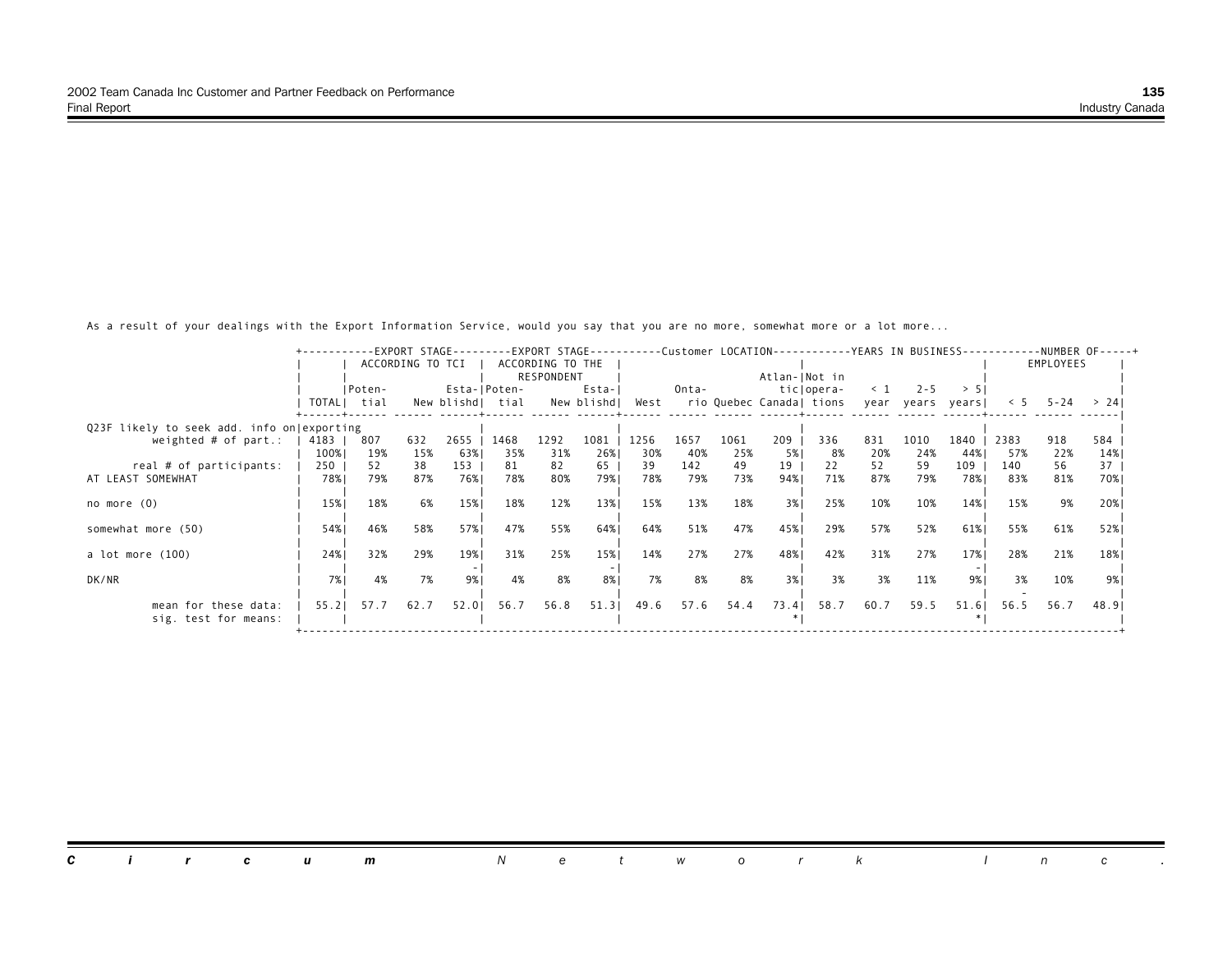As a result of your dealings with the Export Information Service, would you say that you are no more, somewhat more or a lot more...

| | | EXPORT STAGE ACCORDING TO TCI | | | EXPORT STAGE ACCORDING TO THE RESPONDENT | | | Customer LOCATION | | | | | YEARS IN BUSINESS | | | NUMBER OF EMPLOYEES | | |
|---|---|---|---|---|---|---|---|---|---|---|---|---|---|---|---|---|---|---|
| | TOTAL | Potential | New | Establishd | Potential | New | Establishd | West | Ontario | Quebec | Atlantic Canada | Not in operations | < 1 year | 2-5 years | > 5 years | < 5 | 5-24 | > 24 |
| Q23F likely to seek add. info on exporting | | | | | | | | | | | | | | | | | | |
| weighted # of part.: | 4183 | 807 | 632 | 2655 | 1468 | 1292 | 1081 | 1256 | 1657 | 1061 | 209 | 336 | 831 | 1010 | 1840 | 2383 | 918 | 584 |
| | 100% | 19% | 15% | 63% | 35% | 31% | 26% | 30% | 40% | 25% | 5% | 8% | 20% | 24% | 44% | 57% | 22% | 14% |
| real # of participants: | 250 | 52 | 38 | 153 | 81 | 82 | 65 | 39 | 142 | 49 | 19 | 22 | 52 | 59 | 109 | 140 | 56 | 37 |
| AT LEAST SOMEWHAT | 78% | 79% | 87% | 76% | 78% | 80% | 79% | 78% | 79% | 73% | 94% | 71% | 87% | 79% | 78% | 83% | 81% | 70% |
| no more (0) | 15% | 18% | 6% | 15% | 18% | 12% | 13% | 15% | 13% | 18% | 3% | 25% | 10% | 10% | 14% | 15% | 9% | 20% |
| somewhat more (50) | 54% | 46% | 58% | 57% | 47% | 55% | 64% | 64% | 51% | 47% | 45% | 29% | 57% | 52% | 61% | 55% | 61% | 52% |
| a lot more (100) | 24% | 32% | 29% | 19% | 31% | 25% | 15% | 14% | 27% | 27% | 48% | 42% | 31% | 27% | 17% | 28% | 21% | 18% |
| DK/NR | 7% | 4% | 7% | 9% | 4% | 8% | 8% | 7% | 8% | 8% | 3% | 3% | 3% | 11% | 9% | 3% | 10% | 9% |
| mean for these data: | 55.2 | 57.7 | 62.7 | 52.0 | 56.7 | 56.8 | 51.3 | 49.6 | 57.6 | 54.4 | 73.4 | 58.7 | 60.7 | 59.5 | 51.6 | 56.5 | 56.7 | 48.9 |
| sig. test for means: | | | | | | | | | | | * | | | | * | | | |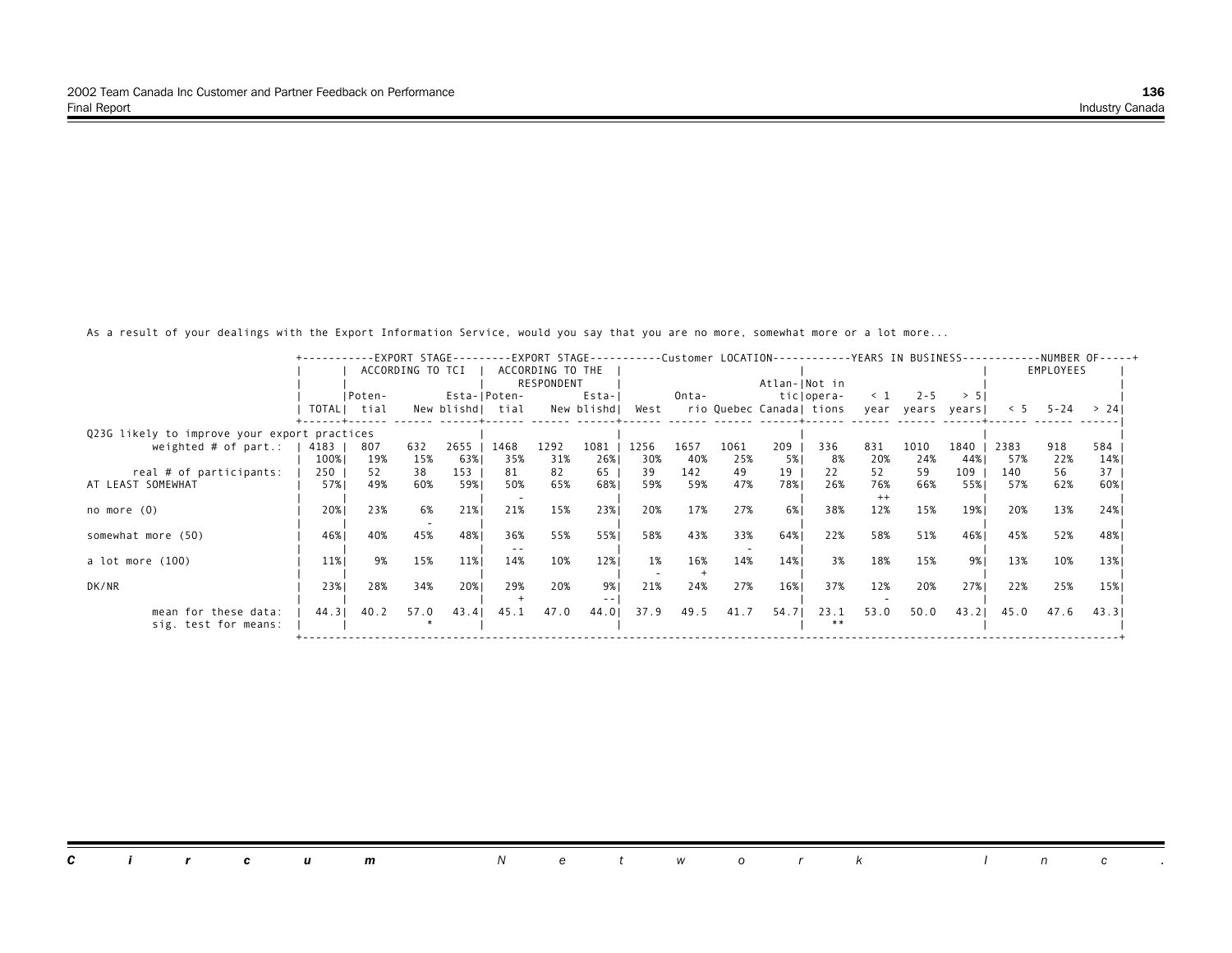As a result of your dealings with the Export Information Service, would you say that you are no more, somewhat more or a lot more...

| | | EXPORT STAGE ACCORDING TO TCI | | | EXPORT STAGE ACCORDING TO THE RESPONDENT | | | Customer LOCATION | | | | | YEARS IN BUSINESS | | | NUMBER OF EMPLOYEES | | |
|---|---|---|---|---|---|---|---|---|---|---|---|---|---|---|---|---|---|---|
| | TOTAL | Potential | New | Establishd | Potential | New | Establishd | West | Ontario | Quebec | Atlantic Canada | Not in operations | < 1 year | 2-5 years | > 5 years | < 5 | 5-24 | > 24 |
| Q23G likely to improve your export practices | | | | | | | | | | | | | | | | | | |
| weighted # of part.: | 4183 | 807 | 632 | 2655 | 1468 | 1292 | 1081 | 1256 | 1657 | 1061 | 209 | 336 | 831 | 1010 | 1840 | 2383 | 918 | 584 |
| | 100% | 19% | 15% | 63% | 35% | 31% | 26% | 30% | 40% | 25% | 5% | 8% | 20% | 24% | 44% | 57% | 22% | 14% |
| real # of participants: | 250 | 52 | 38 | 153 | 81 | 82 | 65 | 39 | 142 | 49 | 19 | 22 | 52 | 59 | 109 | 140 | 56 | 37 |
| AT LEAST SOMEWHAT | 57% | 49% | 60% | 59% | 50% | 65% | 68% | 59% | 59% | 47% | 78% | 26% | 76% | 66% | 55% | 57% | 62% | 60% |
| | | | | | - | | | | | | | | ++ | | | | | |
| no more (0) | 20% | 23% | 6% | 21% | 21% | 15% | 23% | 20% | 17% | 27% | 6% | 38% | 12% | 15% | 19% | 20% | 13% | 24% |
| | | | - | | | | | | | | | | | | | | | |
| somewhat more (50) | 46% | 40% | 45% | 48% | 36% | 55% | 55% | 58% | 43% | 33% | 64% | 22% | 58% | 51% | 46% | 45% | 52% | 48% |
| | | | | | -- | | | | | - | | | | | | | | |
| a lot more (100) | 11% | 9% | 15% | 11% | 14% | 10% | 12% | 1% | 16% | 14% | 14% | 3% | 18% | 15% | 9% | 13% | 10% | 13% |
| | | | | | | | | - | + | | | | | | | | | |
| DK/NR | 23% | 28% | 34% | 20% | 29% | 20% | 9% | 21% | 24% | 27% | 16% | 37% | 12% | 20% | 27% | 22% | 25% | 15% |
| | | | | | + | | -- | | | | | | - | | | | | |
| mean for these data: | 44.3 | 40.2 | 57.0 | 43.4 | 45.1 | 47.0 | 44.0 | 37.9 | 49.5 | 41.7 | 54.7 | 23.1 | 53.0 | 50.0 | 43.2 | 45.0 | 47.6 | 43.3 |
| sig. test for means: | | | * | | | | | | | | | ** | | | | | | |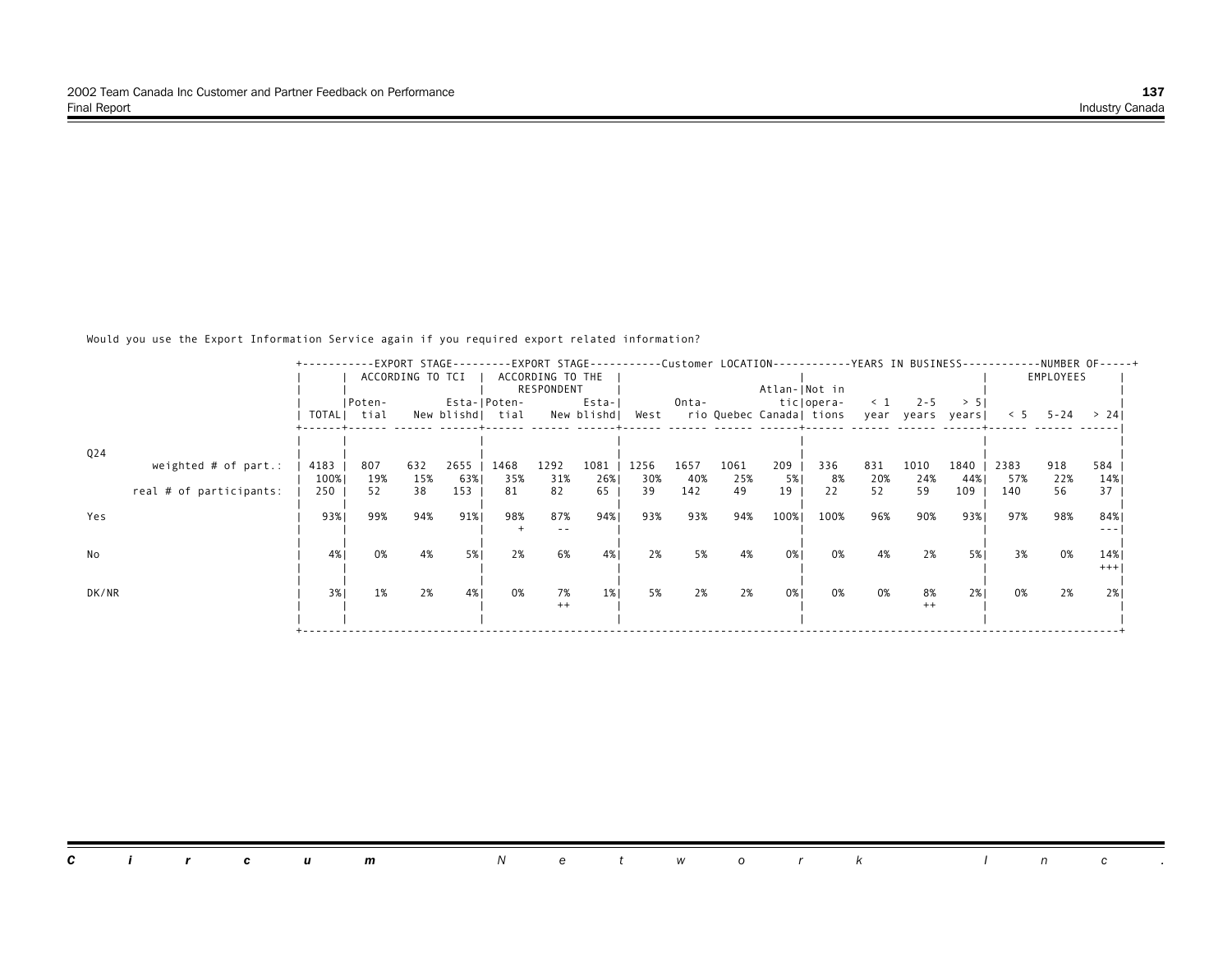Would you use the Export Information Service again if you required export related information?

| | | EXPORT STAGE ACCORDING TO TCI | | | EXPORT STAGE ACCORDING TO THE RESPONDENT | | | Customer LOCATION | | | | | YEARS IN BUSINESS | | | NUMBER OF EMPLOYEES | | |
|---|---|---|---|---|---|---|---|---|---|---|---|---|---|---|---|---|---|---|
| | TOTAL | Potential | New | Establishd | Potential | New | Establishd | West | Ontario | Quebec | Atlantic Canada | Not in operations | < 1 year | 2-5 years | > 5 years | < 5 | 5-24 | > 24 |
| Q24 | | | | | | | | | | | | | | | | | | |
| weighted # of part.: | 4183 | 807 | 632 | 2655 | 1468 | 1292 | 1081 | 1256 | 1657 | 1061 | 209 | 336 | 831 | 1010 | 1840 | 2383 | 918 | 584 |
| | 100% | 19% | 15% | 63% | 35% | 31% | 26% | 30% | 40% | 25% | 5% | 8% | 20% | 24% | 44% | 57% | 22% | 14% |
| real # of participants: | 250 | 52 | 38 | 153 | 81 | 82 | 65 | 39 | 142 | 49 | 19 | 22 | 52 | 59 | 109 | 140 | 56 | 37 |
| Yes | 93% | 99% | 94% | 91% | 98% + | 87% -- | 94% | 93% | 93% | 94% | 100% | 100% | 96% | 90% | 93% | 97% | 98% | 84% --- |
| No | 4% | 0% | 4% | 5% | 2% | 6% | 4% | 2% | 5% | 4% | 0% | 0% | 4% | 2% | 5% | 3% | 0% | 14% +++ |
| DK/NR | 3% | 1% | 2% | 4% | 0% | 7% ++ | 1% | 5% | 2% | 2% | 0% | 0% | 0% | 8% ++ | 2% | 0% | 2% | 2% |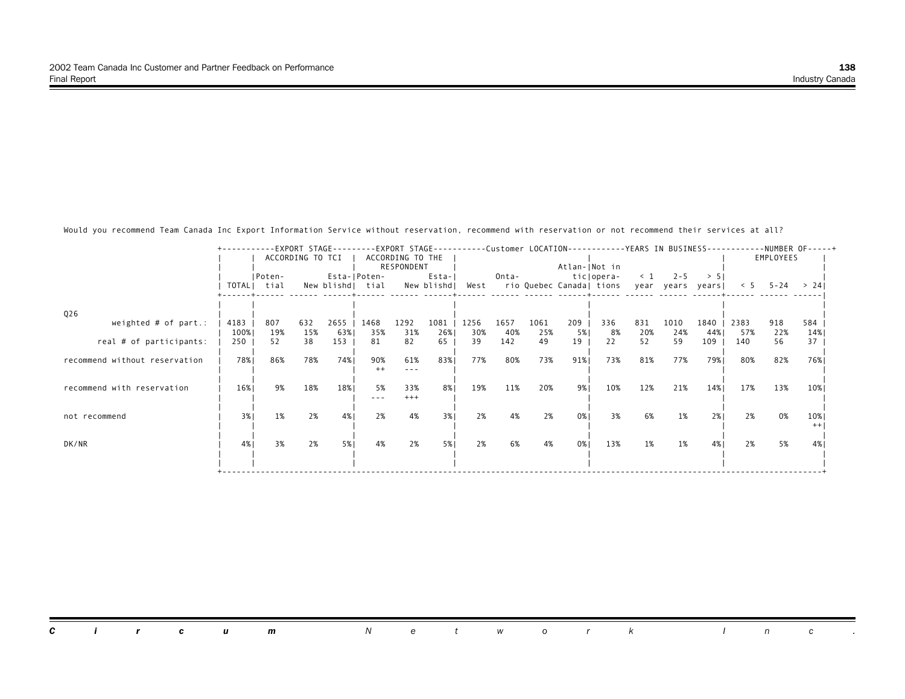Would you recommend Team Canada Inc Export Information Service without reservation, recommend with reservation or not recommend their services at all?

| | | EXPORT STAGE ACCORDING TO TCI | | | EXPORT STAGE ACCORDING TO THE RESPONDENT | | | Customer LOCATION | | | | YEARS IN BUSINESS | | | | NUMBER OF EMPLOYEES | | |
|---|---|---|---|---|---|---|---|---|---|---|---|---|---|---|---|---|---|---|
| | TOTAL | Potential | New | Estabishd | Potential | New | Estabishd | West | Ontario | Quebec | Atlantic Canada | Not in operations | < 1 year | 2-5 years | > 5 years | < 5 | 5-24 | > 24 |
| Q26 | | | | | | | | | | | | | | | | | | |
| weighted # of part.: | 4183 | 807 | 632 | 2655 | 1468 | 1292 | 1081 | 1256 | 1657 | 1061 | 209 | 336 | 831 | 1010 | 1840 | 2383 | 918 | 584 |
| | 100% | 19% | 15% | 63% | 35% | 31% | 26% | 30% | 40% | 25% | 5% | 8% | 20% | 24% | 44% | 57% | 22% | 14% |
| real # of participants: | 250 | 52 | 38 | 153 | 81 | 82 | 65 | 39 | 142 | 49 | 19 | 22 | 52 | 59 | 109 | 140 | 56 | 37 |
| recommend without reservation | 78% | 86% | 78% | 74% | 90% ++ | 61% --- | 83% | 77% | 80% | 73% | 91% | 73% | 81% | 77% | 79% | 80% | 82% | 76% |
| recommend with reservation | 16% | 9% | 18% | 18% | 5% --- | 33% +++ | 8% | 19% | 11% | 20% | 9% | 10% | 12% | 21% | 14% | 17% | 13% | 10% |
| not recommend | 3% | 1% | 2% | 4% | 2% | 4% | 3% | 2% | 4% | 2% | 0% | 3% | 6% | 1% | 2% | 2% | 0% | 10% ++ |
| DK/NR | 4% | 3% | 2% | 5% | 4% | 2% | 5% | 2% | 6% | 4% | 0% | 13% | 1% | 1% | 4% | 2% | 5% | 4% |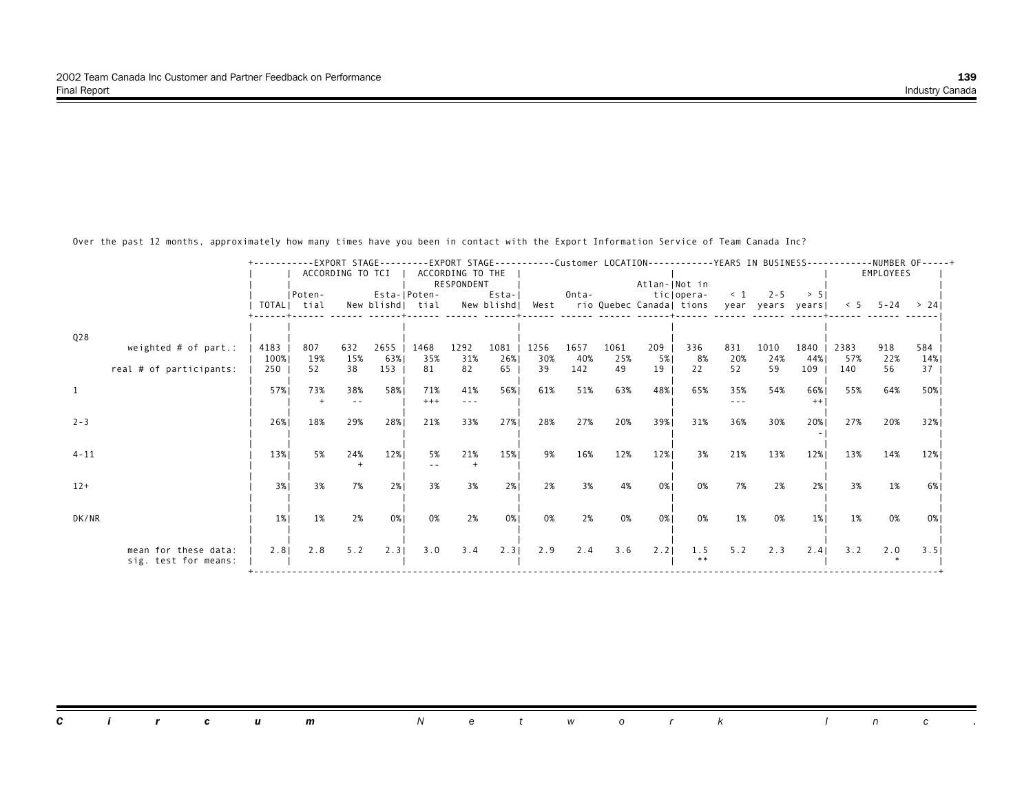Over the past 12 months, approximately how many times have you been in contact with the Export Information Service of Team Canada Inc?

| | | EXPORT STAGE ACCORDING TO TCI | | | EXPORT STAGE ACCORDING TO THE RESPONDENT | | | Customer LOCATION | | | | YEARS IN BUSINESS | | | | NUMBER OF EMPLOYEES | | |
|---|---|---|---|---|---|---|---|---|---|---|---|---|---|---|---|---|---|---|
| | TOTAL | Potential | New | Establishd | Potential | New | Establishd | West | Ontario | Quebec | Atlantic Canada | Not in operations | < 1 year | 2-5 years | > 5 years | < 5 | 5-24 | > 24 |
| Q28 | | | | | | | | | | | | | | | | | | |
| weighted # of part.: | 4183 | 807 | 632 | 2655 | 1468 | 1292 | 1081 | 1256 | 1657 | 1061 | 209 | 336 | 831 | 1010 | 1840 | 2383 | 918 | 584 |
| | 100% | 19% | 15% | 63% | 35% | 31% | 26% | 30% | 40% | 25% | 5% | 8% | 20% | 24% | 44% | 57% | 22% | 14% |
| real # of participants: | 250 | 52 | 38 | 153 | 81 | 82 | 65 | 39 | 142 | 49 | 19 | 22 | 52 | 59 | 109 | 140 | 56 | 37 |
| 1 | 57% | 73% | 38% | 58% | 71% | 41% | 56% | 61% | 51% | 63% | 48% | 65% | 35% | 54% | 66% | 55% | 64% | 50% |
| | | + | -- | | +++ | --- | | | | | | | --- | | ++ | | | |
| 2-3 | 26% | 18% | 29% | 28% | 21% | 33% | 27% | 28% | 27% | 20% | 39% | 31% | 36% | 30% | 20% | 27% | 20% | 32% |
| | | | | | | | | | | | | | | | - | | | |
| 4-11 | 13% | 5% | 24% | 12% | 5% | 21% | 15% | 9% | 16% | 12% | 12% | 3% | 21% | 13% | 12% | 13% | 14% | 12% |
| | | | + | | -- | + | | | | | | | | | | | | |
| 12+ | 3% | 3% | 7% | 2% | 3% | 3% | 2% | 2% | 3% | 4% | 0% | 0% | 7% | 2% | 2% | 3% | 1% | 6% |
| DK/NR | 1% | 1% | 2% | 0% | 0% | 2% | 0% | 0% | 2% | 0% | 0% | 0% | 1% | 0% | 1% | 1% | 0% | 0% |
| mean for these data: | 2.8 | 2.8 | 5.2 | 2.3 | 3.0 | 3.4 | 2.3 | 2.9 | 2.4 | 3.6 | 2.2 | 1.5 | 5.2 | 2.3 | 2.4 | 3.2 | 2.0 | 3.5 |
| sig. test for means: | | | | | | | | | | | | ** | | | | | * | |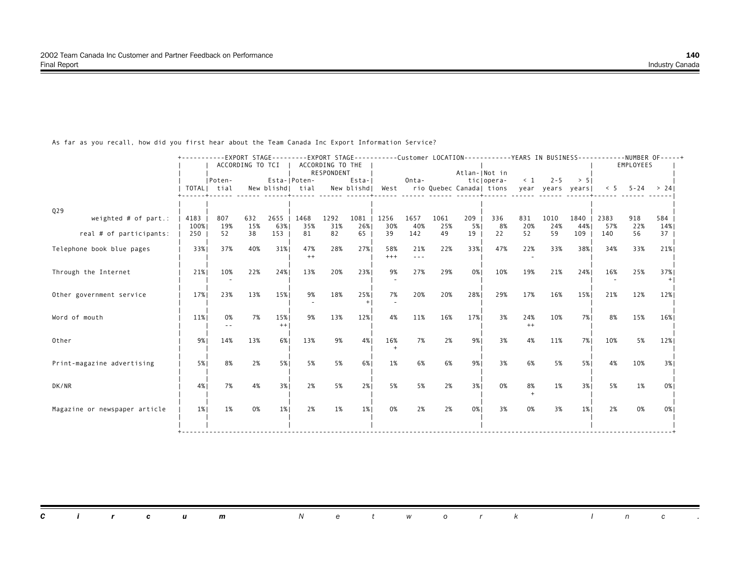As far as you recall, how did you first hear about the Team Canada Inc Export Information Service?

| | TOTAL | EXPORT STAGE ACCORDING TO TCI: Potential | New | Establishd | EXPORT STAGE ACCORDING TO THE RESPONDENT: Potential | New | Establishd | Customer LOCATION: West | Ontario | Quebec | Atlantic Canada | Not in operations | YEARS IN BUSINESS: < 1 year | 2-5 years | > 5 years | NUMBER OF EMPLOYEES: < 5 | 5-24 | > 24 |
|---|---|---|---|---|---|---|---|---|---|---|---|---|---|---|---|---|---|---|
| Q29 | | | | | | | | | | | | | | | | | | |
| weighted # of part.: | 4183 | 807 | 632 | 2655 | 1468 | 1292 | 1081 | 1256 | 1657 | 1061 | 209 | 336 | 831 | 1010 | 1840 | 2383 | 918 | 584 |
| | 100% | 19% | 15% | 63% | 35% | 31% | 26% | 30% | 40% | 25% | 5% | 8% | 20% | 24% | 44% | 57% | 22% | 14% |
| real # of participants: | 250 | 52 | 38 | 153 | 81 | 82 | 65 | 39 | 142 | 49 | 19 | 22 | 52 | 59 | 109 | 140 | 56 | 37 |
| Telephone book blue pages | 33% | 37% | 40% | 31% | 47% ++ | 28% | 27% | 58% +++ | 21% --- | 22% | 33% | 47% | 22% - | 33% | 38% | 34% | 33% | 21% |
| Through the Internet | 21% | 10% - | 22% | 24% | 13% | 20% | 23% | 9% - | 27% | 29% | 0% | 10% | 19% | 21% | 24% | 16% - | 25% | 37% + |
| Other government service | 17% | 23% | 13% | 15% | 9% - | 18% | 25% + | 7% - | 20% | 20% | 28% | 29% | 17% | 16% | 15% | 21% | 12% | 12% |
| Word of mouth | 11% | 0% -- | 7% | 15% ++ | 9% | 13% | 12% | 4% | 11% | 16% | 17% | 3% | 24% ++ | 10% | 7% | 8% | 15% | 16% |
| Other | 9% | 14% | 13% | 6% | 13% | 9% | 4% | 16% + | 7% | 2% | 9% | 3% | 4% | 11% | 7% | 10% | 5% | 12% |
| Print-magazine advertising | 5% | 8% | 2% | 5% | 5% | 5% | 6% | 1% | 6% | 6% | 9% | 3% | 6% | 5% | 5% | 4% | 10% | 3% |
| DK/NR | 4% | 7% | 4% | 3% | 2% | 5% | 2% | 5% | 5% | 2% | 3% | 0% | 8% + | 1% | 3% | 5% | 1% | 0% |
| Magazine or newspaper article | 1% | 1% | 0% | 1% | 2% | 1% | 1% | 0% | 2% | 2% | 0% | 3% | 0% | 3% | 1% | 2% | 0% | 0% |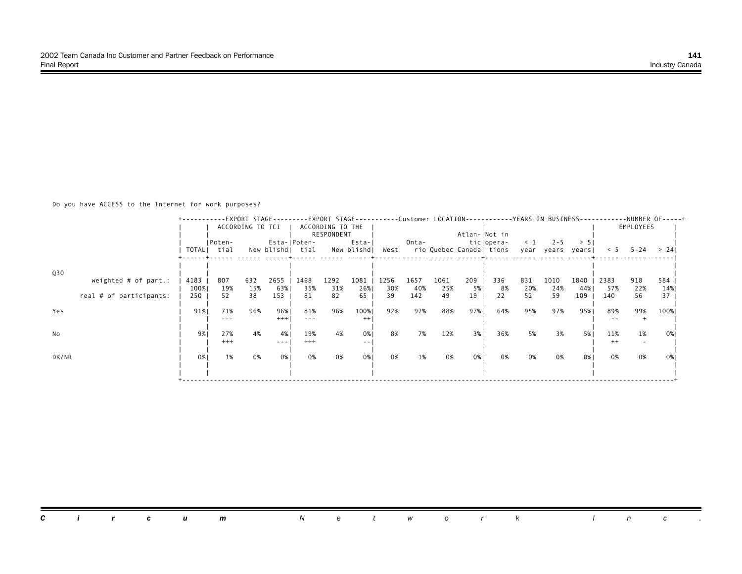Do you have ACCESS to the Internet for work purposes?

| | TOTAL | EXPORT STAGE ACCORDING TO TCI: Potential | New | Established | EXPORT STAGE ACCORDING TO THE RESPONDENT: Potential | New | Established | Customer LOCATION: West | Ontario | Quebec | Atlantic Canada | Not in operations | YEARS IN BUSINESS: < 1 year | 2-5 years | > 5 years | NUMBER OF EMPLOYEES: < 5 | 5-24 | > 24 |
|---|---|---|---|---|---|---|---|---|---|---|---|---|---|---|---|---|---|---|
| Q30 | | | | | | | | | | | | | | | | | | |
| weighted # of part.: | 4183 | 807 | 632 | 2655 | 1468 | 1292 | 1081 | 1256 | 1657 | 1061 | 209 | 336 | 831 | 1010 | 1840 | 2383 | 918 | 584 |
| | 100% | 19% | 15% | 63% | 35% | 31% | 26% | 30% | 40% | 25% | 5% | 8% | 20% | 24% | 44% | 57% | 22% | 14% |
| real # of participants: | 250 | 52 | 38 | 153 | 81 | 82 | 65 | 39 | 142 | 49 | 19 | 22 | 52 | 59 | 109 | 140 | 56 | 37 |
| Yes | 91% | 71% | 96% | 96% | 81% | 96% | 100% | 92% | 92% | 88% | 97% | 64% | 95% | 97% | 95% | 89% | 99% | 100% |
| | | --- | | +++ | --- | | ++ | | | | | | | | | -- | + | |
| No | 9% | 27% | 4% | 4% | 19% | 4% | 0% | 8% | 7% | 12% | 3% | 36% | 5% | 3% | 5% | 11% | 1% | 0% |
| | | +++ | | --- | +++ | | -- | | | | | | | | | ++ | - | |
| DK/NR | 0% | 1% | 0% | 0% | 0% | 0% | 0% | 0% | 1% | 0% | 0% | 0% | 0% | 0% | 0% | 0% | 0% | 0% |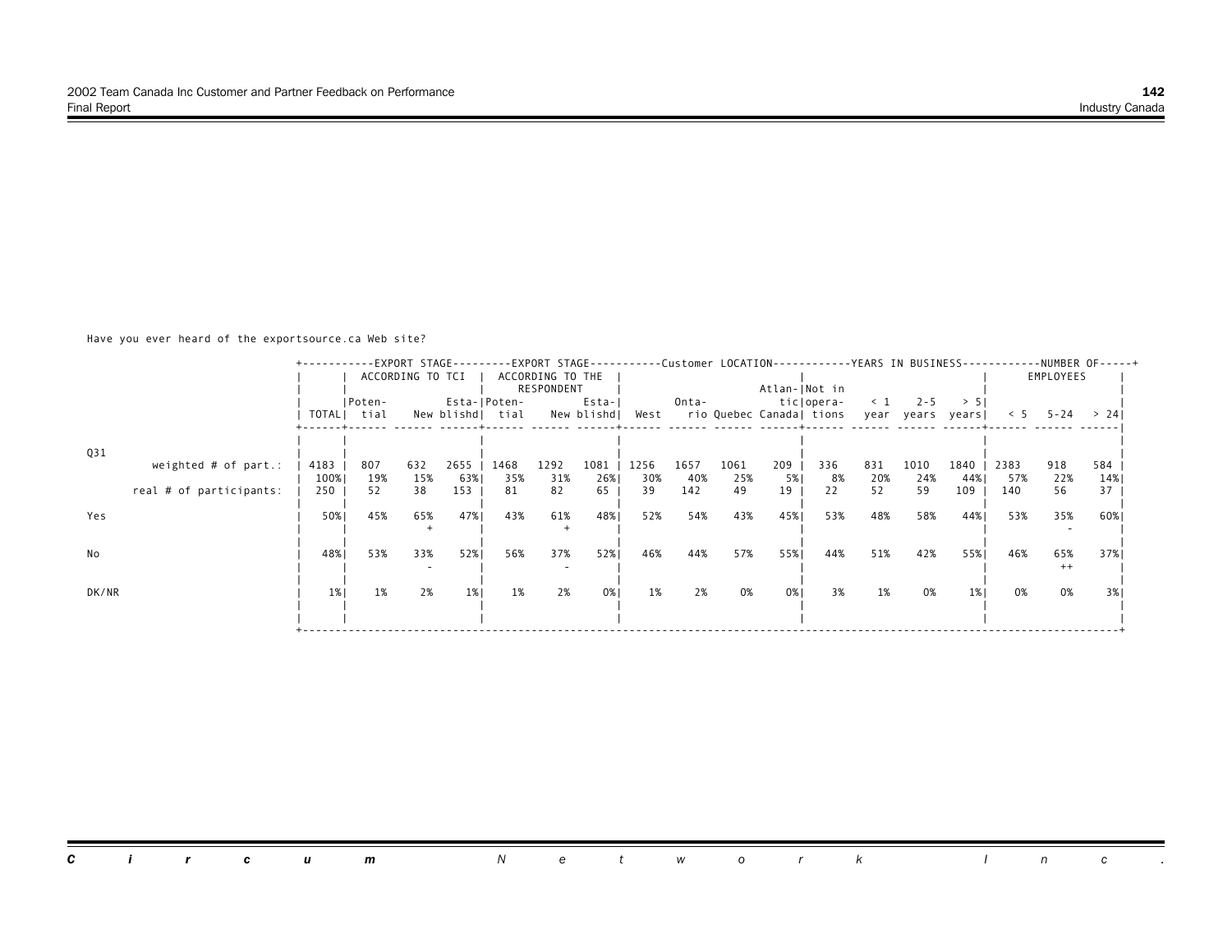Have you ever heard of the exportsource.ca Web site?

| | | EXPORT STAGE ACCORDING TO TCI | | | EXPORT STAGE ACCORDING TO THE RESPONDENT | | | Customer LOCATION | | | | | YEARS IN BUSINESS | | | NUMBER OF EMPLOYEES | | |
|---|---|---|---|---|---|---|---|---|---|---|---|---|---|---|---|---|---|---|
| | TOTAL | Potential | New | Establishd | Potential | New | Establishd | West | Ontario | Quebec | Atlantic Canada | Not in operations | < 1 year | 2-5 years | > 5 years | < 5 | 5-24 | > 24 |
| Q31 | | | | | | | | | | | | | | | | | | |
| weighted # of part.: | 4183 | 807 | 632 | 2655 | 1468 | 1292 | 1081 | 1256 | 1657 | 1061 | 209 | 336 | 831 | 1010 | 1840 | 2383 | 918 | 584 |
| | 100% | 19% | 15% | 63% | 35% | 31% | 26% | 30% | 40% | 25% | 5% | 8% | 20% | 24% | 44% | 57% | 22% | 14% |
| real # of participants: | 250 | 52 | 38 | 153 | 81 | 82 | 65 | 39 | 142 | 49 | 19 | 22 | 52 | 59 | 109 | 140 | 56 | 37 |
| Yes | 50% | 45% | 65% + | 47% | 43% | 61% + | 48% | 52% | 54% | 43% | 45% | 53% | 48% | 58% | 44% | 53% | 35% - | 60% |
| No | 48% | 53% | 33% - | 52% | 56% | 37% - | 52% | 46% | 44% | 57% | 55% | 44% | 51% | 42% | 55% | 46% | 65% ++ | 37% |
| DK/NR | 1% | 1% | 2% | 1% | 1% | 2% | 0% | 1% | 2% | 0% | 0% | 3% | 1% | 0% | 1% | 0% | 0% | 3% |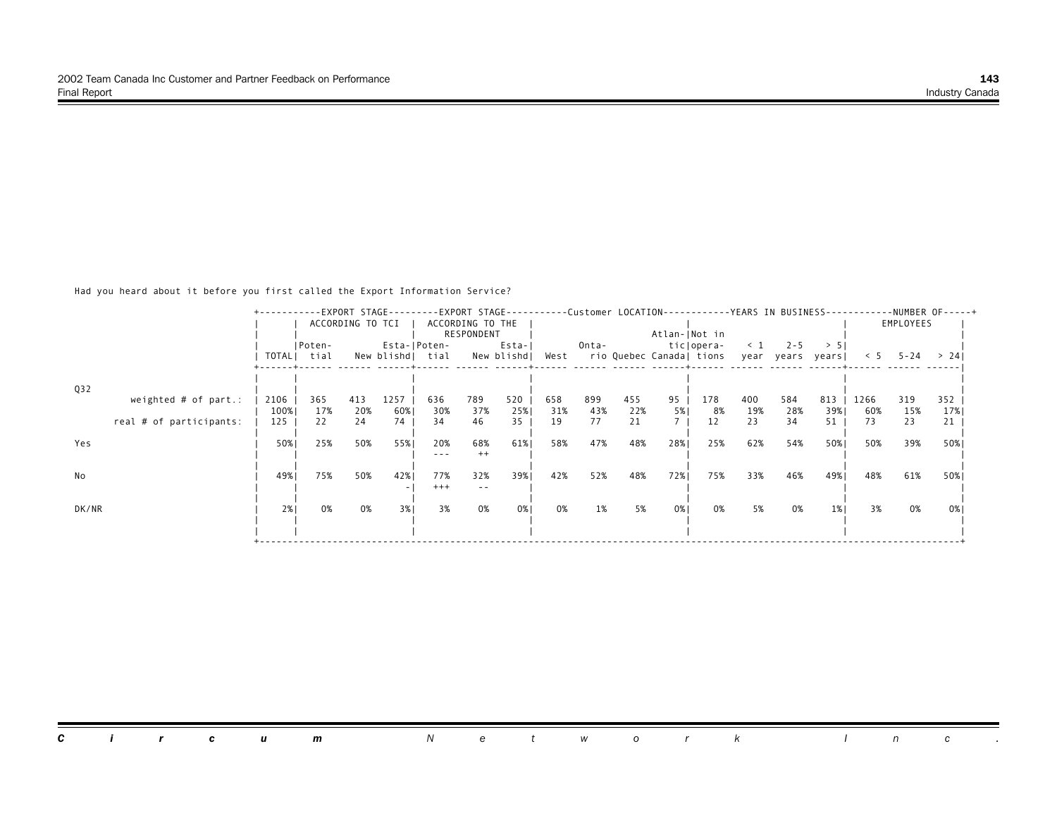Had you heard about it before you first called the Export Information Service?

| | | EXPORT STAGE ACCORDING TO TCI | | | EXPORT STAGE ACCORDING TO THE RESPONDENT | | | Customer LOCATION | | | | | YEARS IN BUSINESS | | | NUMBER OF EMPLOYEES | | |
|---|---|---|---|---|---|---|---|---|---|---|---|---|---|---|---|---|---|---|
| | TOTAL | Potential | New | Estab-lishd | Potential | New | Estab-lishd | West | Ontario | Quebec | Atlantic Canada | Not in operations | < 1 year | 2-5 years | > 5 years | < 5 | 5-24 | > 24 |
| Q32 weighted # of part.: | 2106 | 365 | 413 | 1257 | 636 | 789 | 520 | 658 | 899 | 455 | 95 | 178 | 400 | 584 | 813 | 1266 | 319 | 352 |
| | 100% | 17% | 20% | 60% | 30% | 37% | 25% | 31% | 43% | 22% | 5% | 8% | 19% | 28% | 39% | 60% | 15% | 17% |
| real # of participants: | 125 | 22 | 24 | 74 | 34 | 46 | 35 | 19 | 77 | 21 | 7 | 12 | 23 | 34 | 51 | 73 | 23 | 21 |
| Yes | 50% | 25% | 50% | 55% | 20% | 68% | 61% | 58% | 47% | 48% | 28% | 25% | 62% | 54% | 50% | 50% | 39% | 50% |
| | | | | | --- | ++ | | | | | | | | | | | | |
| No | 49% | 75% | 50% | 42% | 77% | 32% | 39% | 42% | 52% | 48% | 72% | 75% | 33% | 46% | 49% | 48% | 61% | 50% |
| | | | | - | +++ | -- | | | | | | | | | | | | |
| DK/NR | 2% | 0% | 0% | 3% | 3% | 0% | 0% | 0% | 1% | 5% | 0% | 0% | 5% | 0% | 1% | 3% | 0% | 0% |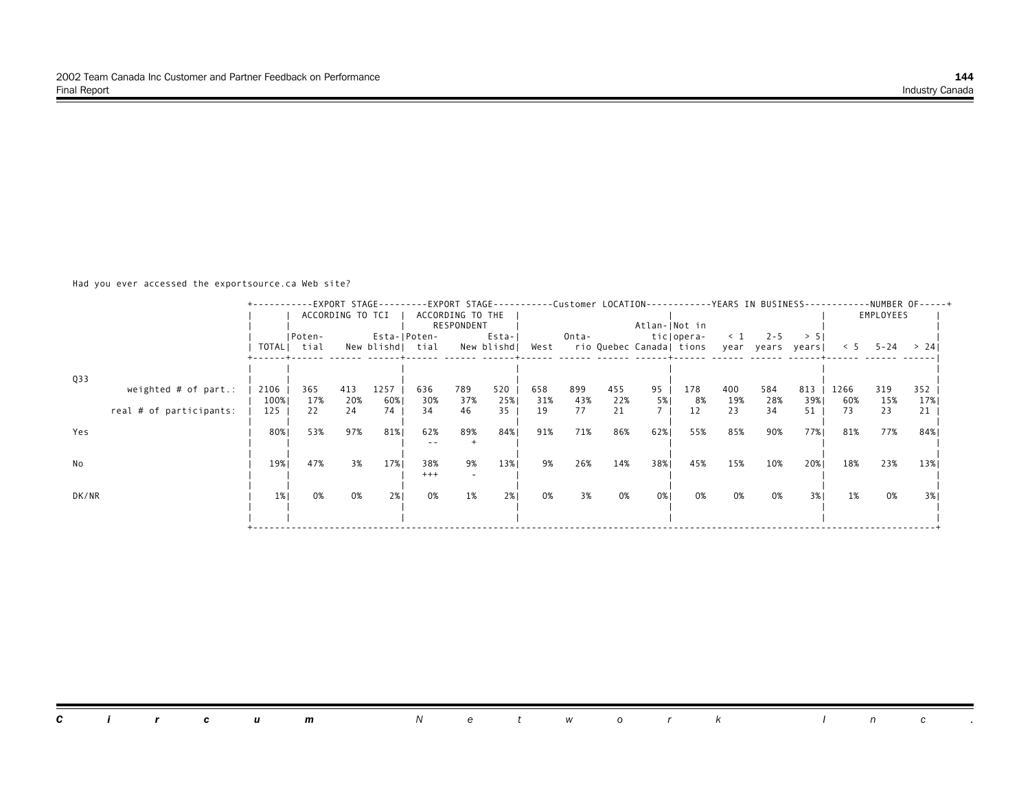Had you ever accessed the exportsource.ca Web site?

| | | EXPORT STAGE ACCORDING TO TCI | | | EXPORT STAGE ACCORDING TO THE RESPONDENT | | | Customer LOCATION | | | | | YEARS IN BUSINESS | | | NUMBER OF EMPLOYEES | | |
|---|---|---|---|---|---|---|---|---|---|---|---|---|---|---|---|---|---|---|
| | TOTAL | Potential | New | Establishd | Potential | New | Establishd | West | Ontario | Quebec | Atlantic Canada | Not in operations | < 1 year | 2-5 years | > 5 years | < 5 | 5-24 | > 24 |
| Q33 | | | | | | | | | | | | | | | | | | |
| weighted # of part.: | 2106 | 365 | 413 | 1257 | 636 | 789 | 520 | 658 | 899 | 455 | 95 | 178 | 400 | 584 | 813 | 1266 | 319 | 352 |
| | 100% | 17% | 20% | 60% | 30% | 37% | 25% | 31% | 43% | 22% | 5% | 8% | 19% | 28% | 39% | 60% | 15% | 17% |
| real # of participants: | 125 | 22 | 24 | 74 | 34 | 46 | 35 | 19 | 77 | 21 | 7 | 12 | 23 | 34 | 51 | 73 | 23 | 21 |
| Yes | 80% | 53% | 97% | 81% | 62% -- | 89% + | 84% | 91% | 71% | 86% | 62% | 55% | 85% | 90% | 77% | 81% | 77% | 84% |
| No | 19% | 47% | 3% | 17% | 38% +++ | 9% - | 13% | 9% | 26% | 14% | 38% | 45% | 15% | 10% | 20% | 18% | 23% | 13% |
| DK/NR | 1% | 0% | 0% | 2% | 0% | 1% | 2% | 0% | 3% | 0% | 0% | 0% | 0% | 0% | 3% | 1% | 0% | 3% |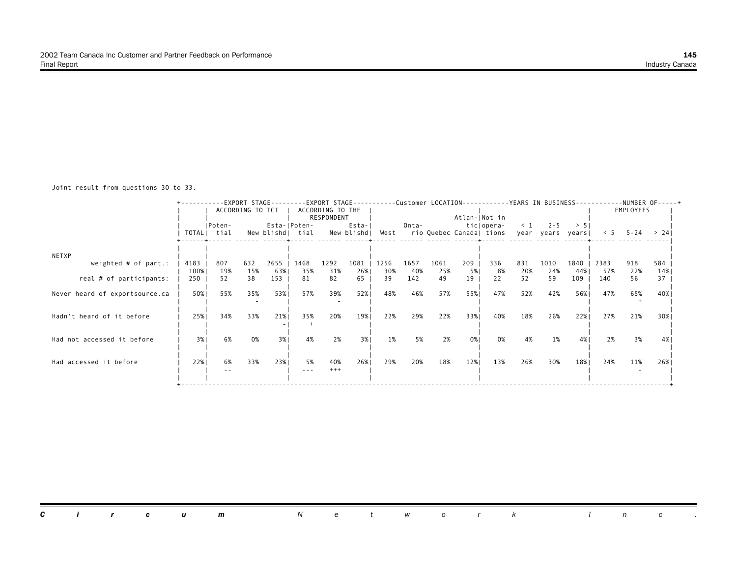Joint result from questions 30 to 33.

| | TOTAL | EXPORT STAGE ACCORDING TO TCI: Potential | New | Established | EXPORT STAGE ACCORDING TO THE RESPONDENT: Potential | New | Established | Customer LOCATION: West | Ontario | Quebec | Atlantic Canada | YEARS IN BUSINESS: Not in operations | < 1 year | 2-5 years | > 5 years | NUMBER OF EMPLOYEES: < 5 | 5-24 | > 24 |
|---|---|---|---|---|---|---|---|---|---|---|---|---|---|---|---|---|---|---|
| NETXP | | | | | | | | | | | | | | | | | | |
| weighted # of part.: | 4183 | 807 | 632 | 2655 | 1468 | 1292 | 1081 | 1256 | 1657 | 1061 | 209 | 336 | 831 | 1010 | 1840 | 2383 | 918 | 584 |
| | 100% | 19% | 15% | 63% | 35% | 31% | 26% | 30% | 40% | 25% | 5% | 8% | 20% | 24% | 44% | 57% | 22% | 14% |
| real # of participants: | 250 | 52 | 38 | 153 | 81 | 82 | 65 | 39 | 142 | 49 | 19 | 22 | 52 | 59 | 109 | 140 | 56 | 37 |
| Never heard of exportsource.ca | 50% | 55% | 35% - | 53% | 57% | 39% - | 52% | 48% | 46% | 57% | 55% | 47% | 52% | 42% | 56% | 47% | 65% + | 40% |
| Hadn't heard of it before | 25% | 34% | 33% | 21% - | 35% + | 20% | 19% | 22% | 29% | 22% | 33% | 40% | 18% | 26% | 22% | 27% | 21% | 30% |
| Had not accessed it before | 3% | 6% | 0% | 3% | 4% | 2% | 3% | 1% | 5% | 2% | 0% | 0% | 4% | 1% | 4% | 2% | 3% | 4% |
| Had accessed it before | 22% | 6% -- | 33% | 23% | 5% --- | 40% +++ | 26% | 29% | 20% | 18% | 12% | 13% | 26% | 30% | 18% | 24% | 11% - | 26% |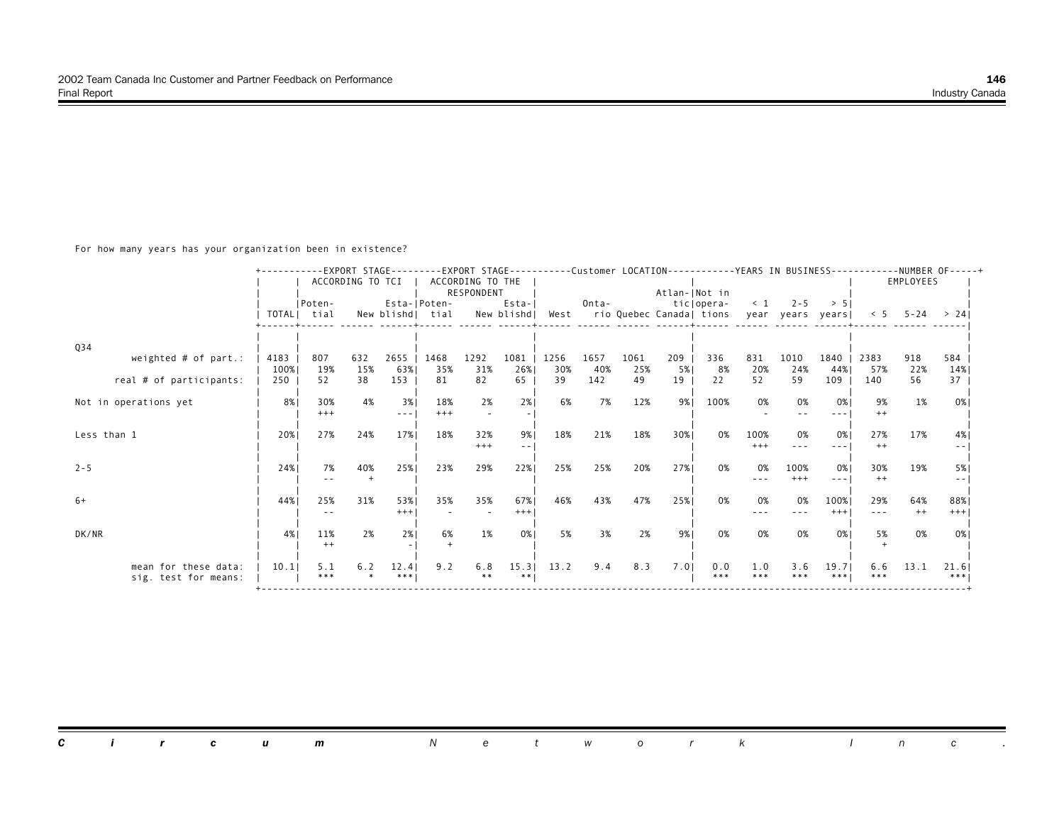For how many years has your organization been in existence?

| | TOTAL | EXPORT STAGE ACCORDING TO TCI Poten-tial | New | Esta-blishd | EXPORT STAGE ACCORDING TO THE RESPONDENT Poten-tial | New | Esta-blishd | Customer LOCATION West | Onta-rio | Quebec | Atlan-tic Canada | Not in opera-tions | YEARS IN BUSINESS < 1 year | 2-5 years | > 5 years | NUMBER OF EMPLOYEES < 5 | 5-24 | > 24 |
|---|---|---|---|---|---|---|---|---|---|---|---|---|---|---|---|---|---|---|
| Q34 | | | | | | | | | | | | | | | | | | |
| weighted # of part.: | 4183 | 807 | 632 | 2655 | 1468 | 1292 | 1081 | 1256 | 1657 | 1061 | 209 | 336 | 831 | 1010 | 1840 | 2383 | 918 | 584 |
| | 100% | 19% | 15% | 63% | 35% | 31% | 26% | 30% | 40% | 25% | 5% | 8% | 20% | 24% | 44% | 57% | 22% | 14% |
| real # of participants: | 250 | 52 | 38 | 153 | 81 | 82 | 65 | 39 | 142 | 49 | 19 | 22 | 52 | 59 | 109 | 140 | 56 | 37 |
| Not in operations yet | 8% | 30% | 4% | 3% | 18% | 2% | 2% | 6% | 7% | 12% | 9% | 100% | 0% | 0% | 0% | 9% | 1% | 0% |
| | | +++ | | --- | +++ | - | - | | | | | | - | -- | --- | ++ | | |
| Less than 1 | 20% | 27% | 24% | 17% | 18% | 32% | 9% | 18% | 21% | 18% | 30% | 0% | 100% | 0% | 0% | 27% | 17% | 4% |
| | | | | | | +++ | -- | | | | | | +++ | --- | --- | ++ | | -- |
| 2-5 | 24% | 7% | 40% | 25% | 23% | 29% | 22% | 25% | 25% | 20% | 27% | 0% | 0% | 100% | 0% | 30% | 19% | 5% |
| | | -- | + | | | | | | | | | | --- | +++ | --- | ++ | | -- |
| 6+ | 44% | 25% | 31% | 53% | 35% | 35% | 67% | 46% | 43% | 47% | 25% | 0% | 0% | 0% | 100% | 29% | 64% | 88% |
| | | -- | | +++ | - | - | +++ | | | | | | --- | --- | +++ | --- | ++ | +++ |
| DK/NR | 4% | 11% | 2% | 2% | 6% | 1% | 0% | 5% | 3% | 2% | 9% | 0% | 0% | 0% | 0% | 5% | 0% | 0% |
| | | ++ | | - | + | | | | | | | | | | | + | | |
| mean for these data: | 10.1 | 5.1 | 6.2 | 12.4 | 9.2 | 6.8 | 15.3 | 13.2 | 9.4 | 8.3 | 7.0 | 0.0 | 1.0 | 3.6 | 19.7 | 6.6 | 13.1 | 21.6 |
| sig. test for means: | | *** | * | *** | | ** | ** | | | | | *** | *** | *** | *** | *** | | *** |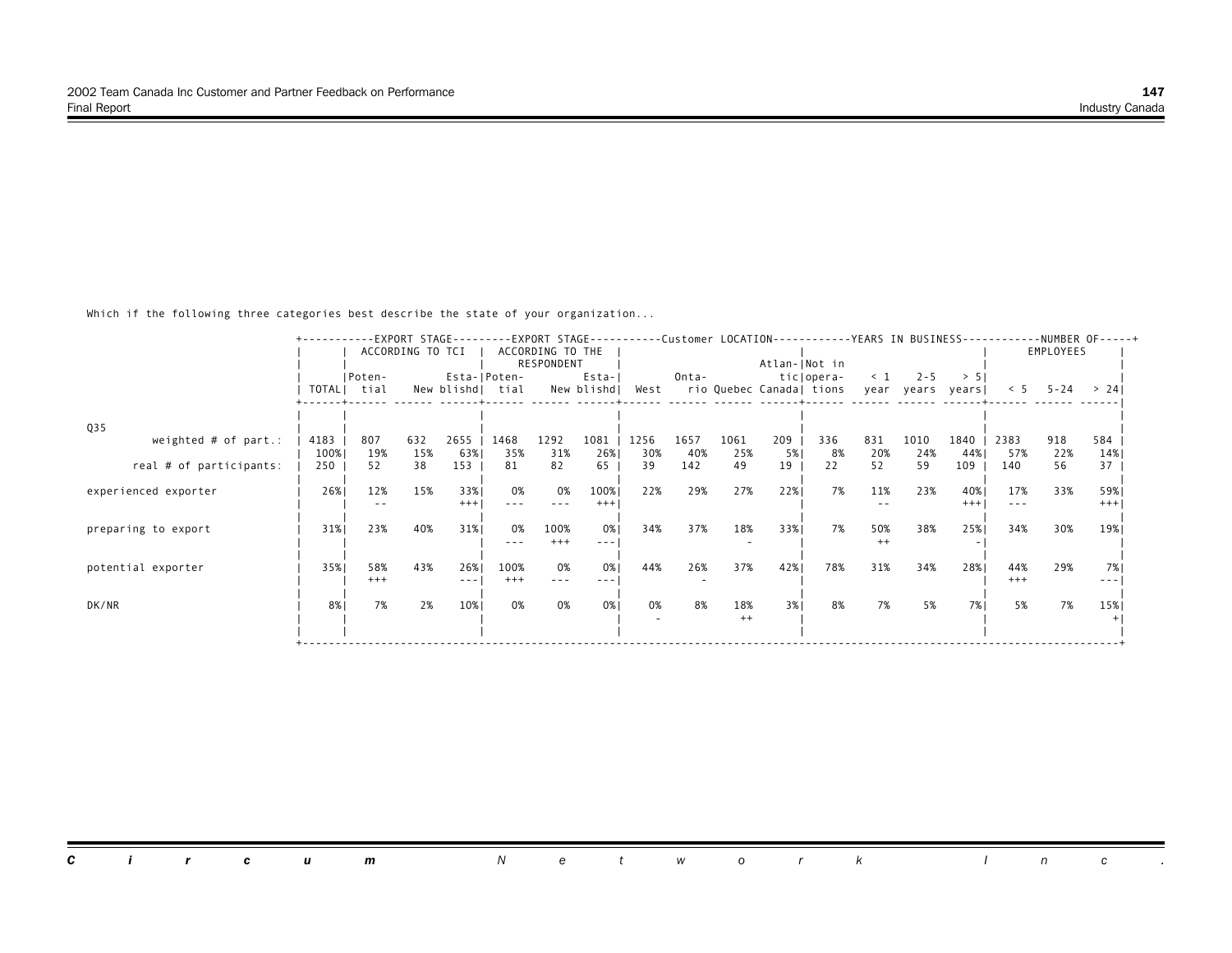Which if the following three categories best describe the state of your organization...

| | | EXPORT STAGE ACCORDING TO TCI | | | EXPORT STAGE ACCORDING TO THE RESPONDENT | | | Customer LOCATION | | | | YEARS IN BUSINESS | | | | NUMBER OF EMPLOYEES | | |
|---|---|---|---|---|---|---|---|---|---|---|---|---|---|---|---|---|---|---|
| | TOTAL | Potential | New | Established | Potential | New | Established | West | Ontario | Quebec | Atlantic Canada | Not in operations | < 1 year | 2-5 years | > 5 years | < 5 | 5-24 | > 24 |
| Q35 | | | | | | | | | | | | | | | | | | |
| weighted # of part.: | 4183 | 807 | 632 | 2655 | 1468 | 1292 | 1081 | 1256 | 1657 | 1061 | 209 | 336 | 831 | 1010 | 1840 | 2383 | 918 | 584 |
| | 100% | 19% | 15% | 63% | 35% | 31% | 26% | 30% | 40% | 25% | 5% | 8% | 20% | 24% | 44% | 57% | 22% | 14% |
| real # of participants: | 250 | 52 | 38 | 153 | 81 | 82 | 65 | 39 | 142 | 49 | 19 | 22 | 52 | 59 | 109 | 140 | 56 | 37 |
| experienced exporter | 26% | 12% | 15% | 33% | 0% | 0% | 100% | 22% | 29% | 27% | 22% | 7% | 11% | 23% | 40% | 17% | 33% | 59% |
| | | -- | | +++ | --- | --- | +++ | | | | | | -- | | +++ | --- | | +++ |
| preparing to export | 31% | 23% | 40% | 31% | 0% | 100% | 0% | 34% | 37% | 18% | 33% | 7% | 50% | 38% | 25% | 34% | 30% | 19% |
| | | | | | --- | +++ | --- | | | - | | | ++ | | - | | | |
| potential exporter | 35% | 58% | 43% | 26% | 100% | 0% | 0% | 44% | 26% | 37% | 42% | 78% | 31% | 34% | 28% | 44% | 29% | 7% |
| | | +++ | | --- | +++ | --- | --- | | - | | | | | | | +++ | | --- |
| DK/NR | 8% | 7% | 2% | 10% | 0% | 0% | 0% | 0% | 8% | 18% | 3% | 8% | 7% | 5% | 7% | 5% | 7% | 15% |
| | | | | | | | | - | | ++ | | | | | | | | + |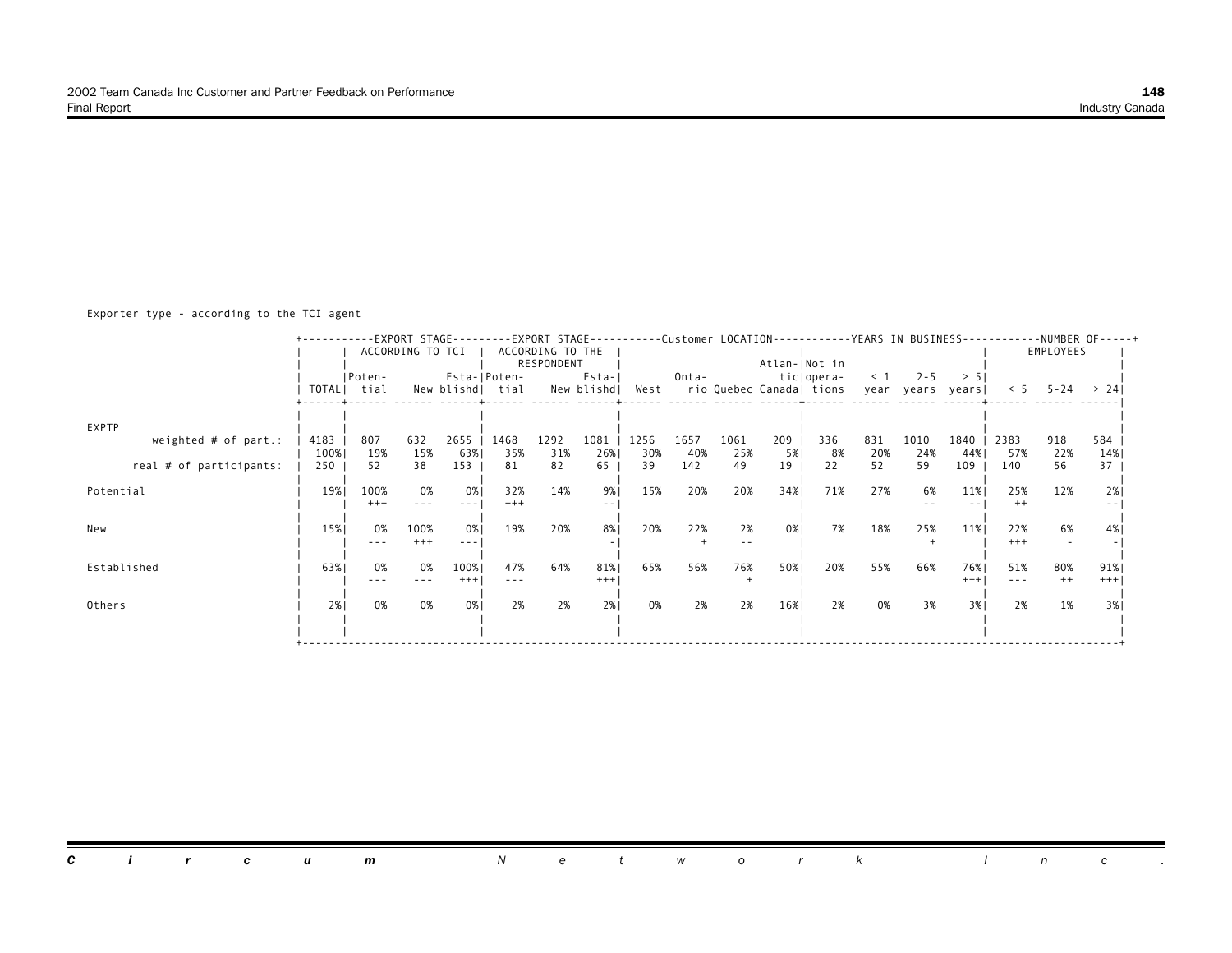Exporter type - according to the TCI agent

| | TOTAL | EXPORT STAGE ACCORDING TO TCI: Potential | New | Established | EXPORT STAGE ACCORDING TO THE RESPONDENT: Potential | New | Established | Customer LOCATION: West | Ontario | Quebec | Atlantic Canada | YEARS IN BUSINESS: Not in operations | < 1 year | 2-5 years | > 5 years | NUMBER OF EMPLOYEES: < 5 | 5-24 | > 24 |
|---|---|---|---|---|---|---|---|---|---|---|---|---|---|---|---|---|---|---|
| **EXPTP** | | | | | | | | | | | | | | | | | | |
| weighted # of part.: | 4183 | 807 | 632 | 2655 | 1468 | 1292 | 1081 | 1256 | 1657 | 1061 | 209 | 336 | 831 | 1010 | 1840 | 2383 | 918 | 584 |
| | 100% | 19% | 15% | 63% | 35% | 31% | 26% | 30% | 40% | 25% | 5% | 8% | 20% | 24% | 44% | 57% | 22% | 14% |
| real # of participants: | 250 | 52 | 38 | 153 | 81 | 82 | 65 | 39 | 142 | 49 | 19 | 22 | 52 | 59 | 109 | 140 | 56 | 37 |
| Potential | 19% | 100% | 0% | 0% | 32% | 14% | 9% | 15% | 20% | 20% | 34% | 71% | 27% | 6% | 11% | 25% | 12% | 2% |
| | | +++ | --- | --- | +++ | | -- | | | | | | | -- | -- | ++ | | -- |
| New | 15% | 0% | 100% | 0% | 19% | 20% | 8% | 20% | 22% | 2% | 0% | 7% | 18% | 25% | 11% | 22% | 6% | 4% |
| | | --- | +++ | --- | | | - | | + | -- | | | | + | | +++ | - | - |
| Established | 63% | 0% | 0% | 100% | 47% | 64% | 81% | 65% | 56% | 76% | 50% | 20% | 55% | 66% | 76% | 51% | 80% | 91% |
| | | --- | --- | +++ | --- | | +++ | | | + | | | | | +++ | --- | ++ | +++ |
| Others | 2% | 0% | 0% | 0% | 2% | 2% | 2% | 0% | 2% | 2% | 16% | 2% | 0% | 3% | 3% | 2% | 1% | 3% |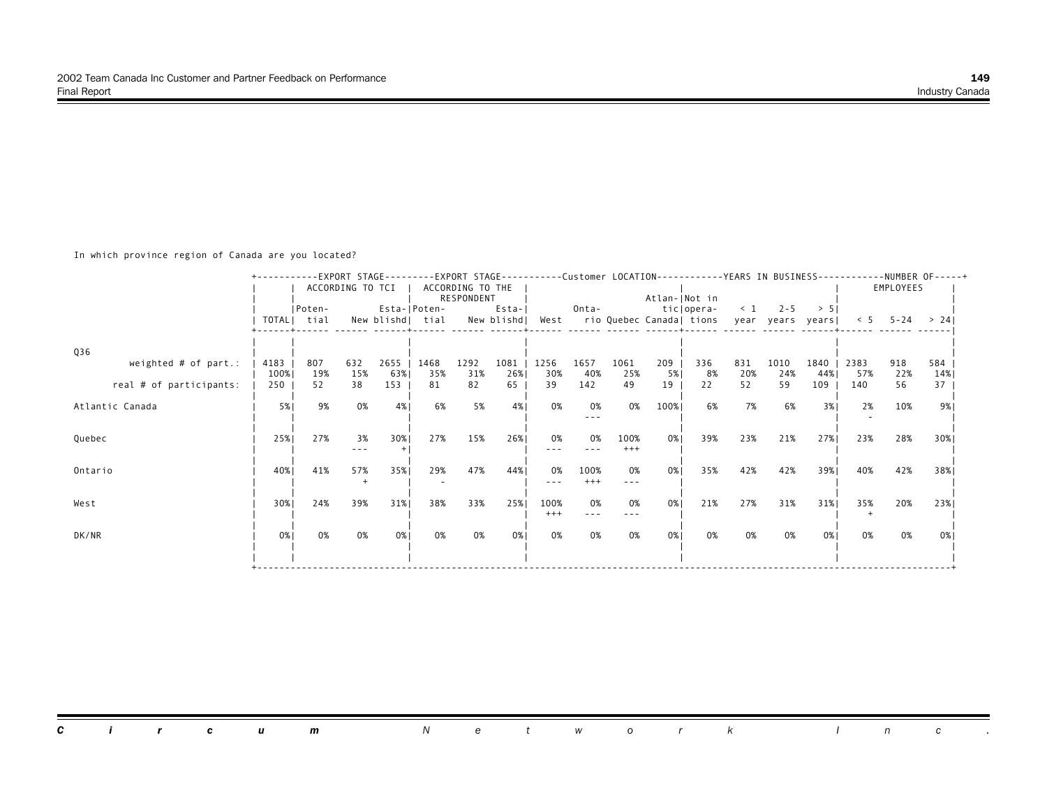In which province region of Canada are you located?

| | TOTAL | EXPORT STAGE ACCORDING TO TCI: Potential | New | Establishd | EXPORT STAGE ACCORDING TO THE RESPONDENT: Potential | New | Establishd | Customer LOCATION: West | Ontario | Quebec | Atlantic Canada | Not in operations | YEARS IN BUSINESS: < 1 year | 2-5 years | > 5 years | NUMBER OF EMPLOYEES: < 5 | 5-24 | > 24 |
|---|---|---|---|---|---|---|---|---|---|---|---|---|---|---|---|---|---|---|
| Q36 | | | | | | | | | | | | | | | | | | |
| weighted # of part.: | 4183 | 807 | 632 | 2655 | 1468 | 1292 | 1081 | 1256 | 1657 | 1061 | 209 | 336 | 831 | 1010 | 1840 | 2383 | 918 | 584 |
| | 100% | 19% | 15% | 63% | 35% | 31% | 26% | 30% | 40% | 25% | 5% | 8% | 20% | 24% | 44% | 57% | 22% | 14% |
| real # of participants: | 250 | 52 | 38 | 153 | 81 | 82 | 65 | 39 | 142 | 49 | 19 | 22 | 52 | 59 | 109 | 140 | 56 | 37 |
| Atlantic Canada | 5% | 9% | 0% | 4% | 6% | 5% | 4% | 0% | 0% | 0% | 100% | 6% | 7% | 6% | 3% | 2% | 10% | 9% |
| | | | | | | | | | --- | | | | | | | - | | |
| Quebec | 25% | 27% | 3% | 30% | 27% | 15% | 26% | 0% | 0% | 100% | 0% | 39% | 23% | 21% | 27% | 23% | 28% | 30% |
| | | | --- | + | | | | --- | --- | +++ | | | | | | | | |
| Ontario | 40% | 41% | 57% | 35% | 29% | 47% | 44% | 0% | 100% | 0% | 0% | 35% | 42% | 42% | 39% | 40% | 42% | 38% |
| | | | + | | - | | | --- | +++ | --- | | | | | | | | |
| West | 30% | 24% | 39% | 31% | 38% | 33% | 25% | 100% | 0% | 0% | 0% | 21% | 27% | 31% | 31% | 35% | 20% | 23% |
| | | | | | | | | +++ | --- | --- | | | | | | + | | |
| DK/NR | 0% | 0% | 0% | 0% | 0% | 0% | 0% | 0% | 0% | 0% | 0% | 0% | 0% | 0% | 0% | 0% | 0% | 0% |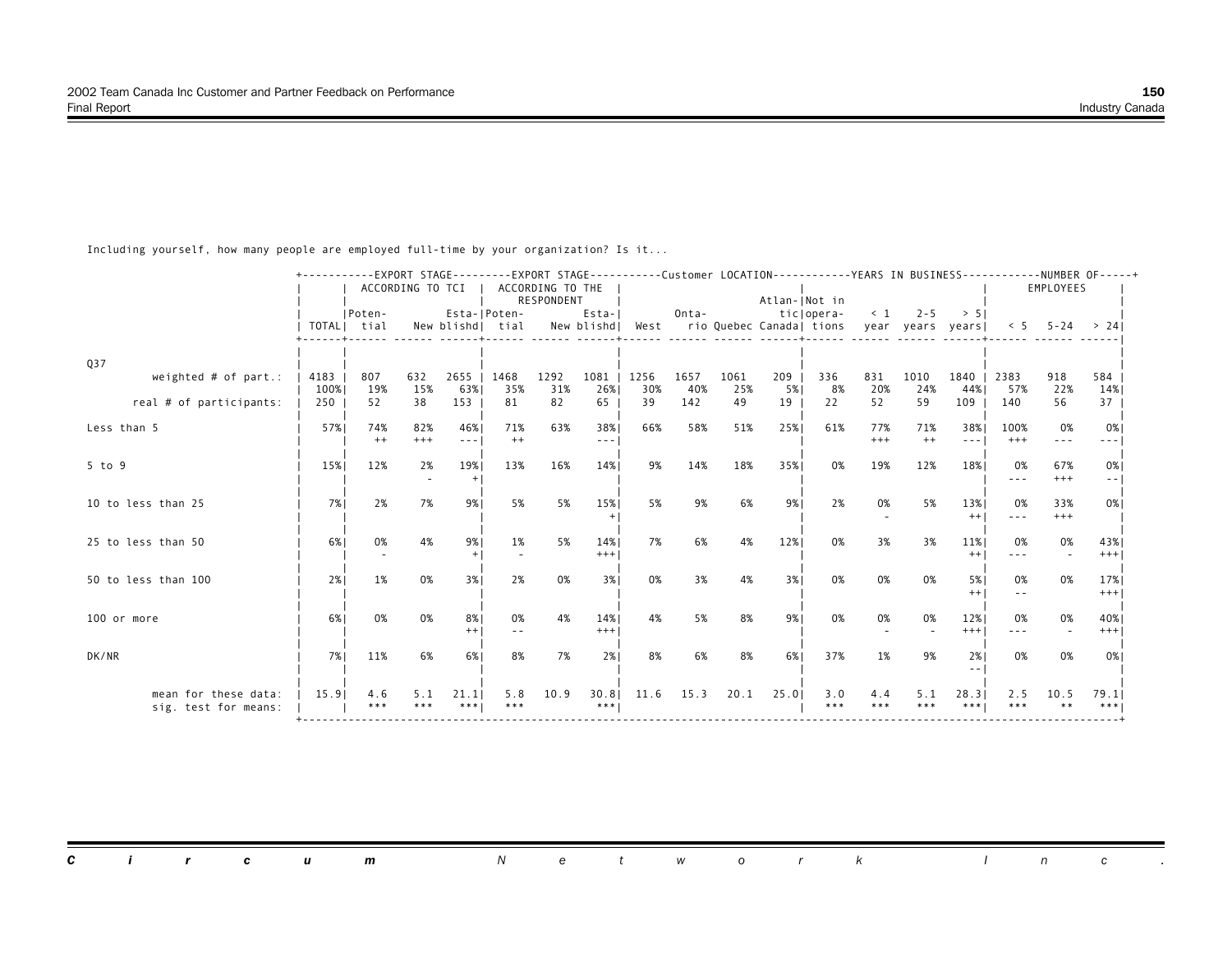Including yourself, how many people are employed full-time by your organization? Is it...

| | | EXPORT STAGE ACCORDING TO TCI | | | EXPORT STAGE ACCORDING TO THE RESPONDENT | | | Customer LOCATION | | | | | YEARS IN BUSINESS | | | NUMBER OF EMPLOYEES | | |
|---|---|---|---|---|---|---|---|---|---|---|---|---|---|---|---|---|---|---|
| | TOTAL | Potential | New | Established | Potential | New | Established | West | Ontario | Quebec | Atlantic Canada | Not in operations | < 1 year | 2-5 years | > 5 years | < 5 | 5-24 | > 24 |
| Q37 | | | | | | | | | | | | | | | | | | |
| weighted # of part.: | 4183 | 807 | 632 | 2655 | 1468 | 1292 | 1081 | 1256 | 1657 | 1061 | 209 | 336 | 831 | 1010 | 1840 | 2383 | 918 | 584 |
| | 100% | 19% | 15% | 63% | 35% | 31% | 26% | 30% | 40% | 25% | 5% | 8% | 20% | 24% | 44% | 57% | 22% | 14% |
| real # of participants: | 250 | 52 | 38 | 153 | 81 | 82 | 65 | 39 | 142 | 49 | 19 | 22 | 52 | 59 | 109 | 140 | 56 | 37 |
| Less than 5 | 57% | 74% | 82% | 46% | 71% | 63% | 38% | 66% | 58% | 51% | 25% | 61% | 77% | 71% | 38% | 100% | 0% | 0% |
| | | ++ | +++ | --- | ++ | | --- | | | | | | +++ | ++ | --- | +++ | --- | --- |
| 5 to 9 | 15% | 12% | 2% | 19% | 13% | 16% | 14% | 9% | 14% | 18% | 35% | 0% | 19% | 12% | 18% | 0% | 67% | 0% |
| | | | - | + | | | | | | | | | | | | --- | +++ | -- |
| 10 to less than 25 | 7% | 2% | 7% | 9% | 5% | 5% | 15% | 5% | 9% | 6% | 9% | 2% | 0% | 5% | 13% | 0% | 33% | 0% |
| | | | | | | | + | | | | | | - | | ++ | --- | +++ | |
| 25 to less than 50 | 6% | 0% | 4% | 9% | 1% | 5% | 14% | 7% | 6% | 4% | 12% | 0% | 3% | 3% | 11% | 0% | 0% | 43% |
| | | - | | + | - | | +++ | | | | | | | | ++ | --- | - | +++ |
| 50 to less than 100 | 2% | 1% | 0% | 3% | 2% | 0% | 3% | 0% | 3% | 4% | 3% | 0% | 0% | 0% | 5% | 0% | 0% | 17% |
| | | | | | | | | | | | | | | | ++ | -- | | +++ |
| 100 or more | 6% | 0% | 0% | 8% | 0% | 4% | 14% | 4% | 5% | 8% | 9% | 0% | 0% | 0% | 12% | 0% | 0% | 40% |
| | | | | ++ | -- | | +++ | | | | | | - | - | +++ | --- | - | +++ |
| DK/NR | 7% | 11% | 6% | 6% | 8% | 7% | 2% | 8% | 6% | 8% | 6% | 37% | 1% | 9% | 2% | 0% | 0% | 0% |
| | | | | | | | | | | | | | | | -- | | | |
| mean for these data: | 15.9 | 4.6 | 5.1 | 21.1 | 5.8 | 10.9 | 30.8 | 11.6 | 15.3 | 20.1 | 25.0 | 3.0 | 4.4 | 5.1 | 28.3 | 2.5 | 10.5 | 79.1 |
| sig. test for means: | | *** | *** | *** | *** | | *** | | | | | *** | *** | *** | *** | *** | ** | *** |